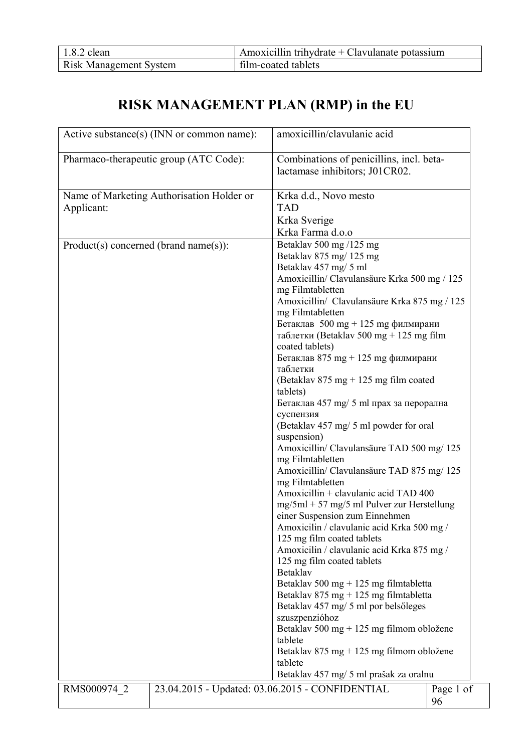| 1.8.2 clean | Amoxicillin trihydrate + Clavulanate potassium |
| --- | --- |
| Risk Management System | film-coated tablets |

# RISK MANAGEMENT PLAN (RMP) in the EU

| Active substance(s) (INN or common name): | amoxicillin/clavulanic acid |
| --- | --- |
| Pharmaco-therapeutic group (ATC Code): | Combinations of penicillins, incl. beta-lactamase inhibitors; J01CR02. |
| Name of Marketing Authorisation Holder or Applicant: | Krka d.d., Novo mesto<br>TAD<br>Krka Sverige<br>Krka Farma d.o.o |
| Product(s) concerned (brand name(s)): | Betaklav 500 mg /125 mg<br>Betaklav 875 mg/ 125 mg<br>Betaklav 457 mg/ 5 ml<br>Amoxicillin/ Clavulansäure Krka 500 mg / 125 mg Filmtabletten<br>Amoxicillin/ Clavulansäure Krka 875 mg / 125 mg Filmtabletten<br>Бетаклав 500 mg + 125 mg филмирани таблетки (Betaklav 500 mg + 125 mg film coated tablets)<br>Бетаклав 875 mg + 125 mg филмирани таблетки<br>(Betaklav 875 mg + 125 mg film coated tablets)<br>Бетаклав 457 mg/ 5 ml прах за перорална суспензия<br>(Betaklav 457 mg/ 5 ml powder for oral suspension)<br>Amoxicillin/ Clavulansäure TAD 500 mg/ 125 mg Filmtabletten<br>Amoxicillin/ Clavulansäure TAD 875 mg/ 125 mg Filmtabletten<br>Amoxicillin + clavulanic acid TAD 400 mg/5ml + 57 mg/5 ml Pulver zur Herstellung einer Suspension zum Einnehmen<br>Amoxicilin / clavulanic acid Krka 500 mg / 125 mg film coated tablets<br>Amoxicilin / clavulanic acid Krka 875 mg / 125 mg film coated tablets<br>Betaklav<br>Betaklav 500 mg + 125 mg filmtabletta<br>Betaklav 875 mg + 125 mg filmtabletta<br>Betaklav 457 mg/ 5 ml por belsőleges szuszpenzióhoz<br>Betaklav 500 mg + 125 mg filmom obložene tablete<br>Betaklav 875 mg + 125 mg filmom obložene tablete<br>Betaklav 457 mg/ 5 ml prašak za oralnu |

| RMS000974_2 | 23.04.2015 - Updated: 03.06.2015 - CONFIDENTIAL |
| --- | --- |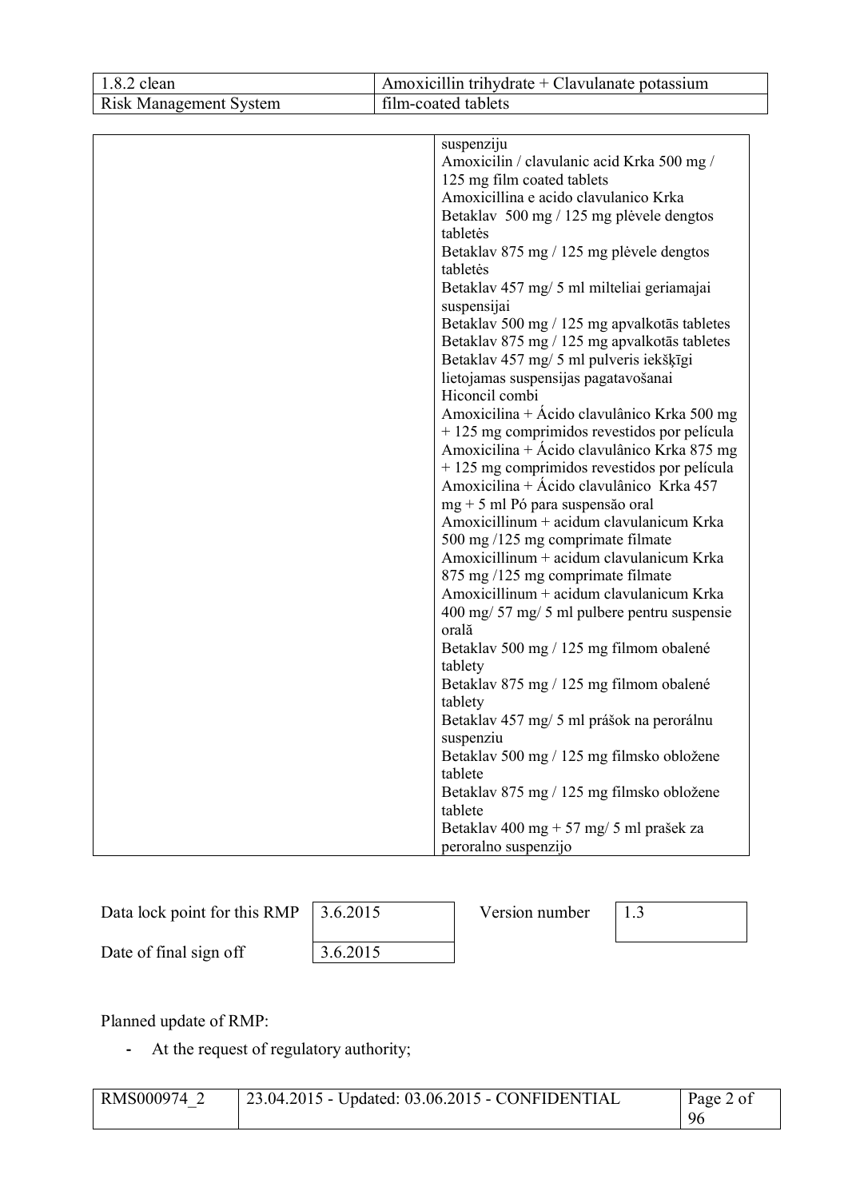| | |
|---|---|
| | suspenziju<br>Amoxicilin / clavulanic acid Krka 500 mg / 125 mg film coated tablets<br>Amoxicillina e acido clavulanico Krka<br>Betaklav 500 mg / 125 mg plėvele dengtos tabletės<br>Betaklav 875 mg / 125 mg plėvele dengtos tabletės<br>Betaklav 457 mg/ 5 ml milteliai geriamajai suspensijai<br>Betaklav 500 mg / 125 mg apvalkotās tabletes<br>Betaklav 875 mg / 125 mg apvalkotās tabletes<br>Betaklav 457 mg/ 5 ml pulveris iekšķīgi lietojamas suspensijas pagatavošanai<br>Hiconcil combi<br>Amoxicilina + Ácido clavulânico Krka 500 mg + 125 mg comprimidos revestidos por película<br>Amoxicilina + Ácido clavulânico Krka 875 mg + 125 mg comprimidos revestidos por película<br>Amoxicilina + Ácido clavulânico Krka 457 mg + 5 ml Pó para suspensão oral<br>Amoxicillinum + acidum clavulanicum Krka 500 mg /125 mg comprimate filmate<br>Amoxicillinum + acidum clavulanicum Krka 875 mg /125 mg comprimate filmate<br>Amoxicillinum + acidum clavulanicum Krka 400 mg/ 57 mg/ 5 ml pulbere pentru suspensie orală<br>Betaklav 500 mg / 125 mg filmom obalené tablety<br>Betaklav 875 mg / 125 mg filmom obalené tablety<br>Betaklav 457 mg/ 5 ml prášok na perorálnu suspenziu<br>Betaklav 500 mg / 125 mg filmsko obložene tablete<br>Betaklav 875 mg / 125 mg filmsko obložene tablete<br>Betaklav 400 mg + 57 mg/ 5 ml prašek za peroralno suspenzijo |

| | | | |
|---|---|---|---|
| Data lock point for this RMP | 3.6.2015 | Version number | 1.3 |
| Date of final sign off | 3.6.2015 | | |

Planned update of RMP:

- At the request of regulatory authority;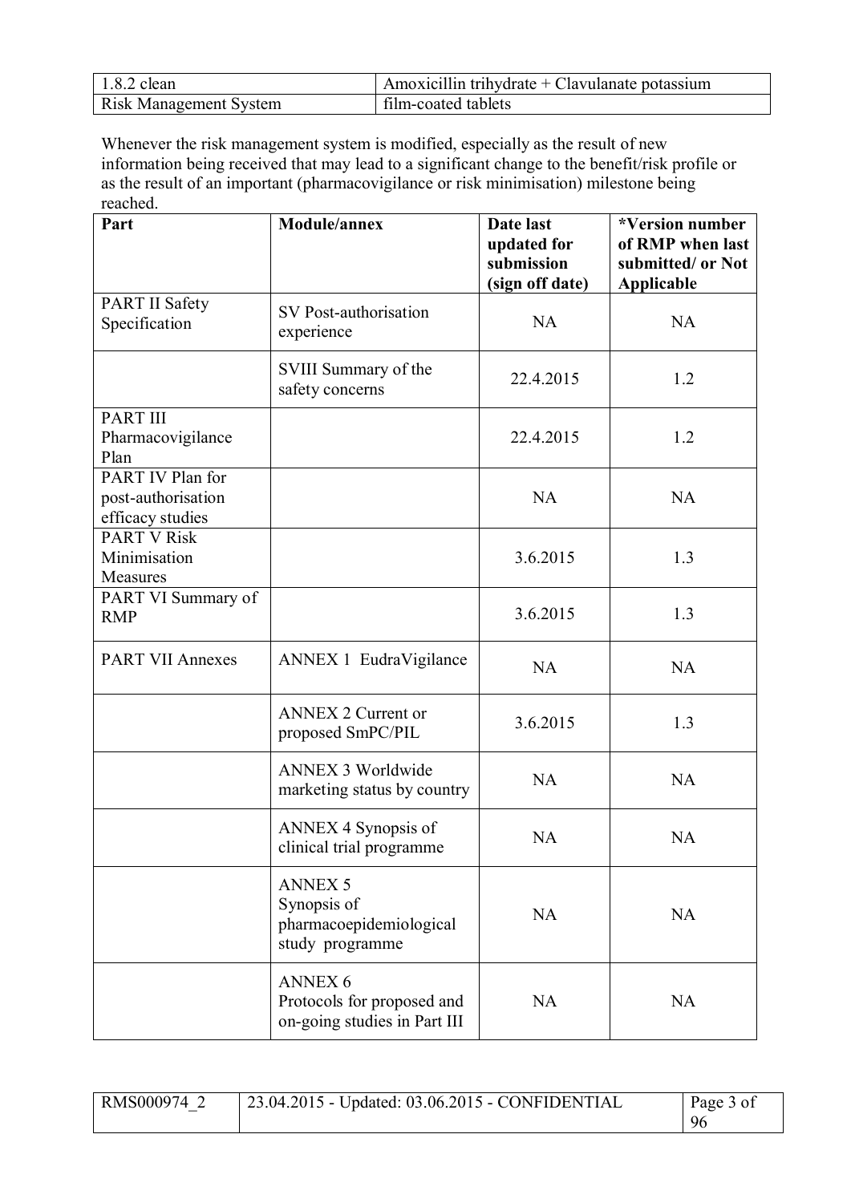| 1.8.2 clean | Amoxicillin trihydrate + Clavulanate potassium |
| --- | --- |
| Risk Management System | film-coated tablets |

Whenever the risk management system is modified, especially as the result of new information being received that may lead to a significant change to the benefit/risk profile or as the result of an important (pharmacovigilance or risk minimisation) milestone being reached.

| Part | Module/annex | Date last updated for submission (sign off date) | *Version number of RMP when last submitted/ or Not Applicable |
| --- | --- | --- | --- |
| PART II Safety Specification | SV Post-authorisation experience | NA | NA |
| | SVIII Summary of the safety concerns | 22.4.2015 | 1.2 |
| PART III Pharmacovigilance Plan | | 22.4.2015 | 1.2 |
| PART IV Plan for post-authorisation efficacy studies | | NA | NA |
| PART V Risk Minimisation Measures | | 3.6.2015 | 1.3 |
| PART VI Summary of RMP | | 3.6.2015 | 1.3 |
| PART VII Annexes | ANNEX 1 EudraVigilance | NA | NA |
| | ANNEX 2 Current or proposed SmPC/PIL | 3.6.2015 | 1.3 |
| | ANNEX 3 Worldwide marketing status by country | NA | NA |
| | ANNEX 4 Synopsis of clinical trial programme | NA | NA |
| | ANNEX 5 Synopsis of pharmacoepidemiological study programme | NA | NA |
| | ANNEX 6 Protocols for proposed and on-going studies in Part III | NA | NA |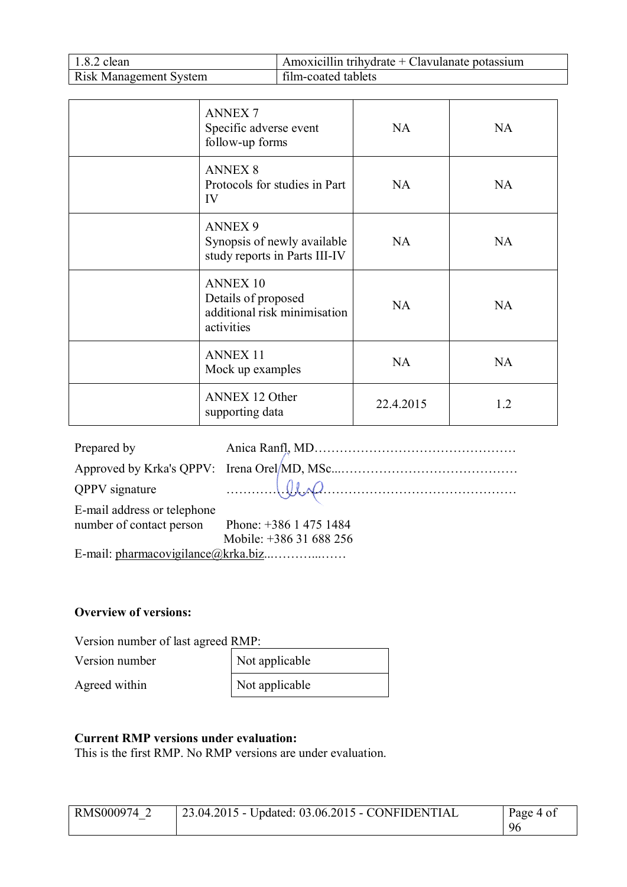| | | | |
|---|---|---|---|
| | ANNEX 7<br>Specific adverse event follow-up forms | NA | NA |
| | ANNEX 8<br>Protocols for studies in Part IV | NA | NA |
| | ANNEX 9<br>Synopsis of newly available study reports in Parts III-IV | NA | NA |
| | ANNEX 10<br>Details of proposed additional risk minimisation activities | NA | NA |
| | ANNEX 11<br>Mock up examples | NA | NA |
| | ANNEX 12 Other supporting data | 22.4.2015 | 1.2 |

Prepared by Anica Ranfl, MD…………………………………………

Approved by Krka's QPPV: Irena Orel MD, MSc...……………………………………

QPPV signature ………………………………………………………………

E-mail address or telephone number of contact person Phone: +386 1 475 1484
Mobile: +386 31 688 256

E-mail: pharmacovigilance@krka.biz...………...……

**Overview of versions:**

Version number of last agreed RMP:

| | |
|---|---|
| Version number | Not applicable |
| Agreed within | Not applicable |

**Current RMP versions under evaluation:**

This is the first RMP. No RMP versions are under evaluation.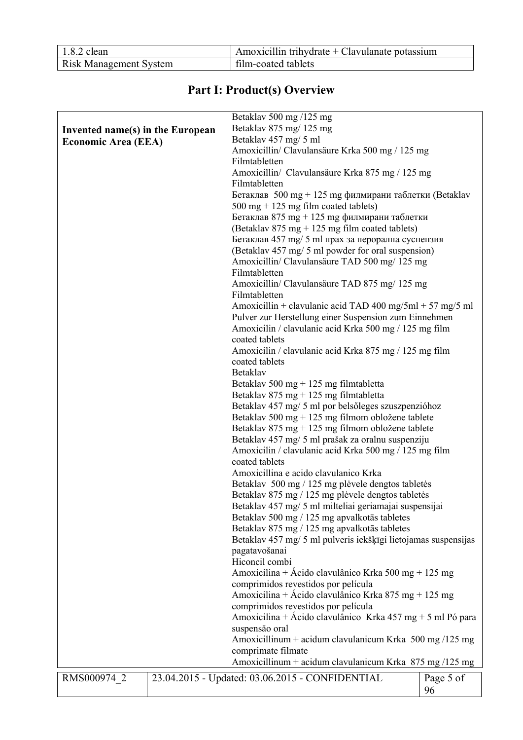| 1.8.2 clean | Amoxicillin trihydrate + Clavulanate potassium |
| --- | --- |
| Risk Management System | film-coated tablets |

# Part I: Product(s) Overview

| **Invented name(s) in the European Economic Area (EEA)** | Betaklav 500 mg /125 mg<br>Betaklav 875 mg/ 125 mg<br>Betaklav 457 mg/ 5 ml<br>Amoxicillin/ Clavulansäure Krka 500 mg / 125 mg Filmtabletten<br>Amoxicillin/ Clavulansäure Krka 875 mg / 125 mg Filmtabletten<br>Бетаклав 500 mg + 125 mg филмирани таблетки (Betaklav 500 mg + 125 mg film coated tablets)<br>Бетаклав 875 mg + 125 mg филмирани таблетки (Betaklav 875 mg + 125 mg film coated tablets)<br>Бетаклав 457 mg/ 5 ml прах за перорална суспензия (Betaklav 457 mg/ 5 ml powder for oral suspension)<br>Amoxicillin/ Clavulansäure TAD 500 mg/ 125 mg Filmtabletten<br>Amoxicillin/ Clavulansäure TAD 875 mg/ 125 mg Filmtabletten<br>Amoxicillin + clavulanic acid TAD 400 mg/5ml + 57 mg/5 ml Pulver zur Herstellung einer Suspension zum Einnehmen<br>Amoxicilin / clavulanic acid Krka 500 mg / 125 mg film coated tablets<br>Amoxicilin / clavulanic acid Krka 875 mg / 125 mg film coated tablets<br>Betaklav<br>Betaklav 500 mg + 125 mg filmtabletta<br>Betaklav 875 mg + 125 mg filmtabletta<br>Betaklav 457 mg/ 5 ml por belsőleges szuszpenzióhoz<br>Betaklav 500 mg + 125 mg filmom obložene tablete<br>Betaklav 875 mg + 125 mg filmom obložene tablete<br>Betaklav 457 mg/ 5 ml prašak za oralnu suspenziju<br>Amoxicilin / clavulanic acid Krka 500 mg / 125 mg film coated tablets<br>Amoxicillina e acido clavulanico Krka<br>Betaklav 500 mg / 125 mg plėvele dengtos tabletės<br>Betaklav 875 mg / 125 mg plėvele dengtos tabletės<br>Betaklav 457 mg/ 5 ml milteliai geriamajai suspensijai<br>Betaklav 500 mg / 125 mg apvalkotās tabletes<br>Betaklav 875 mg / 125 mg apvalkotās tabletes<br>Betaklav 457 mg/ 5 ml pulveris iekšķīgi lietojamas suspensijas pagatavošanai<br>Hiconcil combi<br>Amoxicilina + Ácido clavulânico Krka 500 mg + 125 mg comprimidos revestidos por película<br>Amoxicilina + Ácido clavulânico Krka 875 mg + 125 mg comprimidos revestidos por película<br>Amoxicilina + Ácido clavulânico Krka 457 mg + 5 ml Pó para suspensão oral<br>Amoxicillinum + acidum clavulanicum Krka 500 mg /125 mg comprimate filmate<br>Amoxicillinum + acidum clavulanicum Krka 875 mg /125 mg |
| --- | --- |

| RMS000974_2 | 23.04.2015 - Updated: 03.06.2015 - CONFIDENTIAL |
| --- | --- |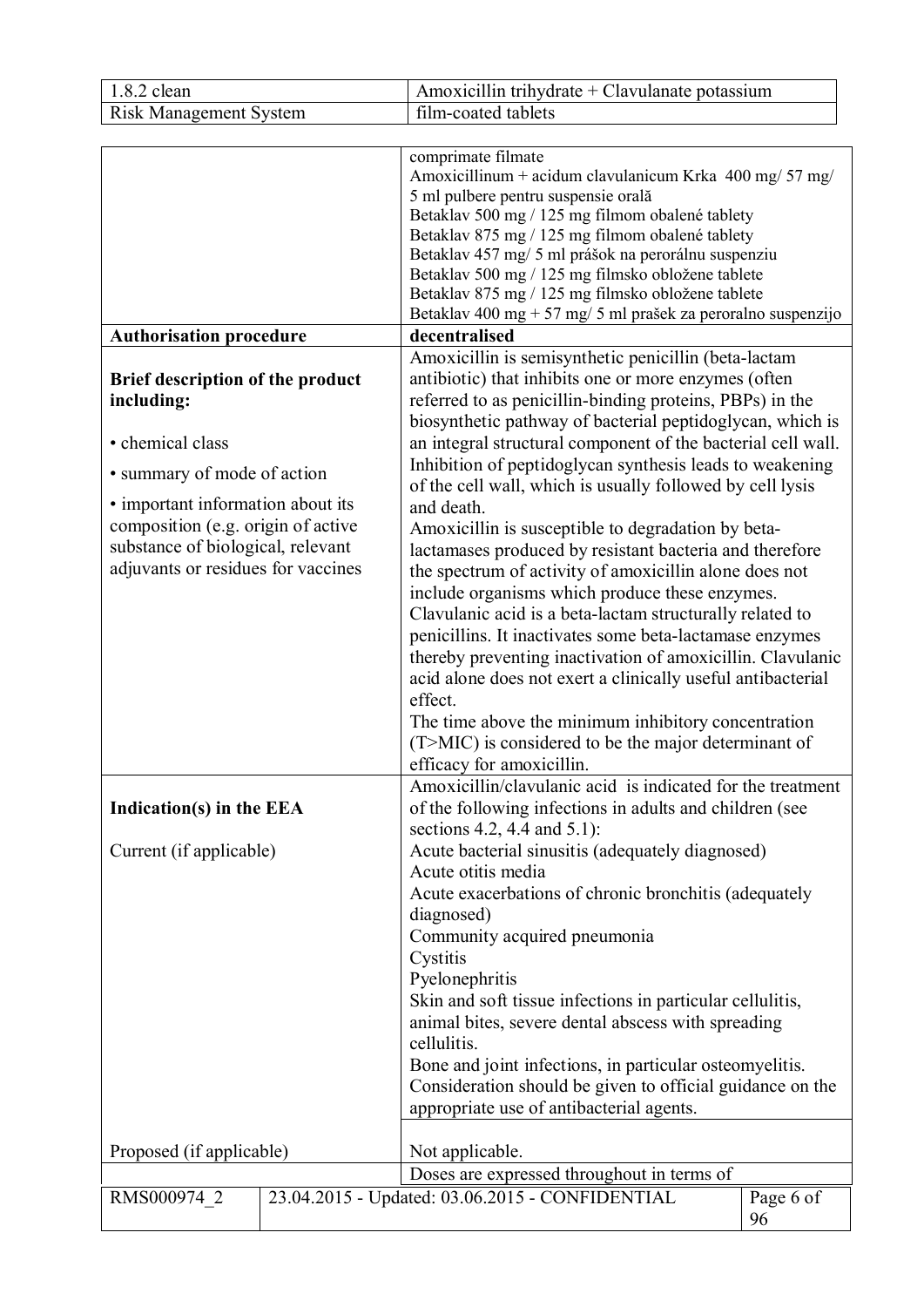| | |
|---|---|
| | comprimate filmate<br>Amoxicillinum + acidum clavulanicum Krka 400 mg/ 57 mg/ 5 ml pulbere pentru suspensie orală<br>Betaklav 500 mg / 125 mg filmom obalené tablety<br>Betaklav 875 mg / 125 mg filmom obalené tablety<br>Betaklav 457 mg/ 5 ml prášok na perorálnu suspenziu<br>Betaklav 500 mg / 125 mg filmsko obložene tablete<br>Betaklav 875 mg / 125 mg filmsko obložene tablete<br>Betaklav 400 mg + 57 mg/ 5 ml prašek za peroralno suspenzijo |
| **Authorisation procedure** | **decentralised** |
| **Brief description of the product including:**<br><br>• chemical class<br><br>• summary of mode of action<br><br>• important information about its composition (e.g. origin of active substance of biological, relevant adjuvants or residues for vaccines | Amoxicillin is semisynthetic penicillin (beta-lactam antibiotic) that inhibits one or more enzymes (often referred to as penicillin-binding proteins, PBPs) in the biosynthetic pathway of bacterial peptidoglycan, which is an integral structural component of the bacterial cell wall. Inhibition of peptidoglycan synthesis leads to weakening of the cell wall, which is usually followed by cell lysis and death.<br>Amoxicillin is susceptible to degradation by beta-lactamases produced by resistant bacteria and therefore the spectrum of activity of amoxicillin alone does not include organisms which produce these enzymes.<br>Clavulanic acid is a beta-lactam structurally related to penicillins. It inactivates some beta-lactamase enzymes thereby preventing inactivation of amoxicillin. Clavulanic acid alone does not exert a clinically useful antibacterial effect.<br>The time above the minimum inhibitory concentration (T>MIC) is considered to be the major determinant of efficacy for amoxicillin. |
| **Indication(s) in the EEA**<br><br>Current (if applicable) | Amoxicillin/clavulanic acid is indicated for the treatment of the following infections in adults and children (see sections 4.2, 4.4 and 5.1):<br>Acute bacterial sinusitis (adequately diagnosed)<br>Acute otitis media<br>Acute exacerbations of chronic bronchitis (adequately diagnosed)<br>Community acquired pneumonia<br>Cystitis<br>Pyelonephritis<br>Skin and soft tissue infections in particular cellulitis, animal bites, severe dental abscess with spreading cellulitis.<br>Bone and joint infections, in particular osteomyelitis.<br>Consideration should be given to official guidance on the appropriate use of antibacterial agents. |
| Proposed (if applicable) | Not applicable. |
| | Doses are expressed throughout in terms of |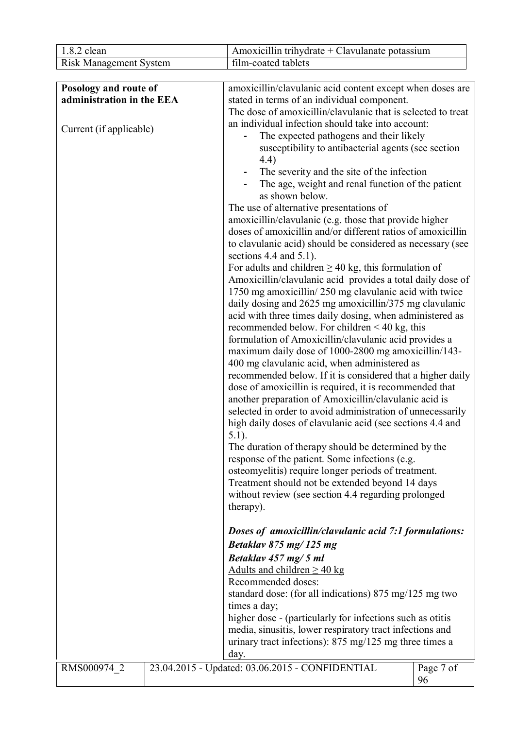| 1.8.2 clean | Amoxicillin trihydrate + Clavulanate potassium |
|---|---|
| Risk Management System | film-coated tablets |

| **Posology and route of administration in the EEA**<br><br>Current (if applicable) | amoxicillin/clavulanic acid content except when doses are stated in terms of an individual component.<br>The dose of amoxicillin/clavulanic that is selected to treat an individual infection should take into account:<br>- The expected pathogens and their likely susceptibility to antibacterial agents (see section 4.4)<br>- The severity and the site of the infection<br>- The age, weight and renal function of the patient as shown below.<br>The use of alternative presentations of amoxicillin/clavulanic (e.g. those that provide higher doses of amoxicillin and/or different ratios of amoxicillin to clavulanic acid) should be considered as necessary (see sections 4.4 and 5.1).<br>For adults and children ≥ 40 kg, this formulation of Amoxicillin/clavulanic acid provides a total daily dose of 1750 mg amoxicillin/ 250 mg clavulanic acid with twice daily dosing and 2625 mg amoxicillin/375 mg clavulanic acid with three times daily dosing, when administered as recommended below. For children < 40 kg, this formulation of Amoxicillin/clavulanic acid provides a maximum daily dose of 1000-2800 mg amoxicillin/143-400 mg clavulanic acid, when administered as recommended below. If it is considered that a higher daily dose of amoxicillin is required, it is recommended that another preparation of Amoxicillin/clavulanic acid is selected in order to avoid administration of unnecessarily high daily doses of clavulanic acid (see sections 4.4 and 5.1).<br>The duration of therapy should be determined by the response of the patient. Some infections (e.g. osteomyelitis) require longer periods of treatment. Treatment should not be extended beyond 14 days without review (see section 4.4 regarding prolonged therapy).<br><br>***Doses of amoxicillin/clavulanic acid 7:1 formulations:***<br>***Betaklav 875 mg/ 125 mg***<br>***Betaklav 457 mg/ 5 ml***<br>Adults and children ≥ 40 kg<br>Recommended doses:<br>standard dose: (for all indications) 875 mg/125 mg two times a day;<br>higher dose - (particularly for infections such as otitis media, sinusitis, lower respiratory tract infections and urinary tract infections): 875 mg/125 mg three times a day. |
|---|---|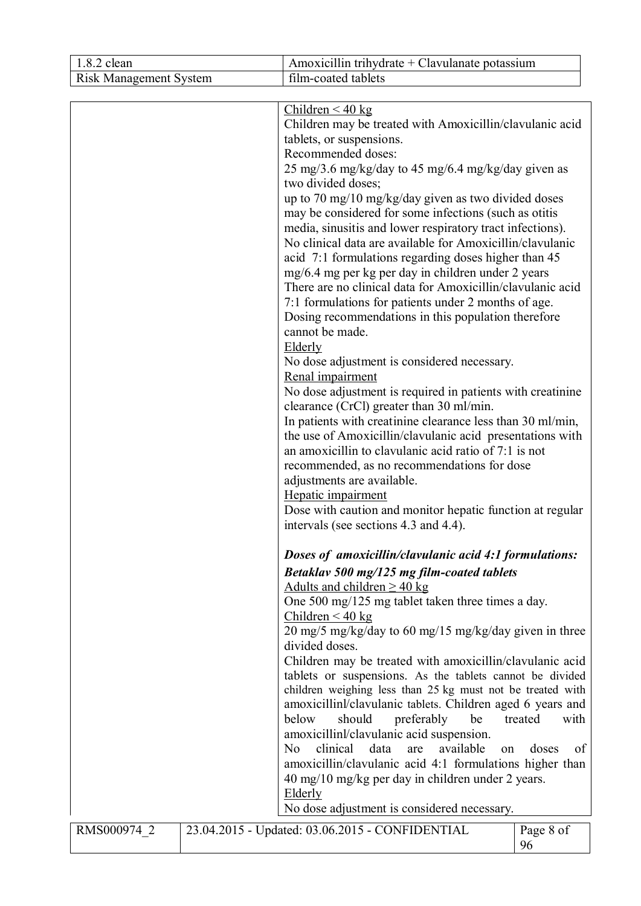| | |
|---|---|
| | Children < 40 kg<br>Children may be treated with Amoxicillin/clavulanic acid tablets, or suspensions.<br>Recommended doses:<br>25 mg/3.6 mg/kg/day to 45 mg/6.4 mg/kg/day given as two divided doses;<br>up to 70 mg/10 mg/kg/day given as two divided doses may be considered for some infections (such as otitis media, sinusitis and lower respiratory tract infections).<br>No clinical data are available for Amoxicillin/clavulanic acid 7:1 formulations regarding doses higher than 45 mg/6.4 mg per kg per day in children under 2 years<br>There are no clinical data for Amoxicillin/clavulanic acid 7:1 formulations for patients under 2 months of age. Dosing recommendations in this population therefore cannot be made.<br>Elderly<br>No dose adjustment is considered necessary.<br>Renal impairment<br>No dose adjustment is required in patients with creatinine clearance (CrCl) greater than 30 ml/min.<br>In patients with creatinine clearance less than 30 ml/min, the use of Amoxicillin/clavulanic acid presentations with an amoxicillin to clavulanic acid ratio of 7:1 is not recommended, as no recommendations for dose adjustments are available.<br>Hepatic impairment<br>Dose with caution and monitor hepatic function at regular intervals (see sections 4.3 and 4.4).<br><br>***Doses of amoxicillin/clavulanic acid 4:1 formulations:***<br>***Betaklav 500 mg/125 mg film-coated tablets***<br>Adults and children ≥ 40 kg<br>One 500 mg/125 mg tablet taken three times a day.<br>Children < 40 kg<br>20 mg/5 mg/kg/day to 60 mg/15 mg/kg/day given in three divided doses.<br>Children may be treated with amoxicillin/clavulanic acid tablets or suspensions. As the tablets cannot be divided children weighing less than 25 kg must not be treated with amoxicillinl/clavulanic tablets. Children aged 6 years and below should preferably be treated with amoxicillinl/clavulanic acid suspension.<br>No clinical data are available on doses of amoxicillin/clavulanic acid 4:1 formulations higher than 40 mg/10 mg/kg per day in children under 2 years.<br>Elderly<br>No dose adjustment is considered necessary. |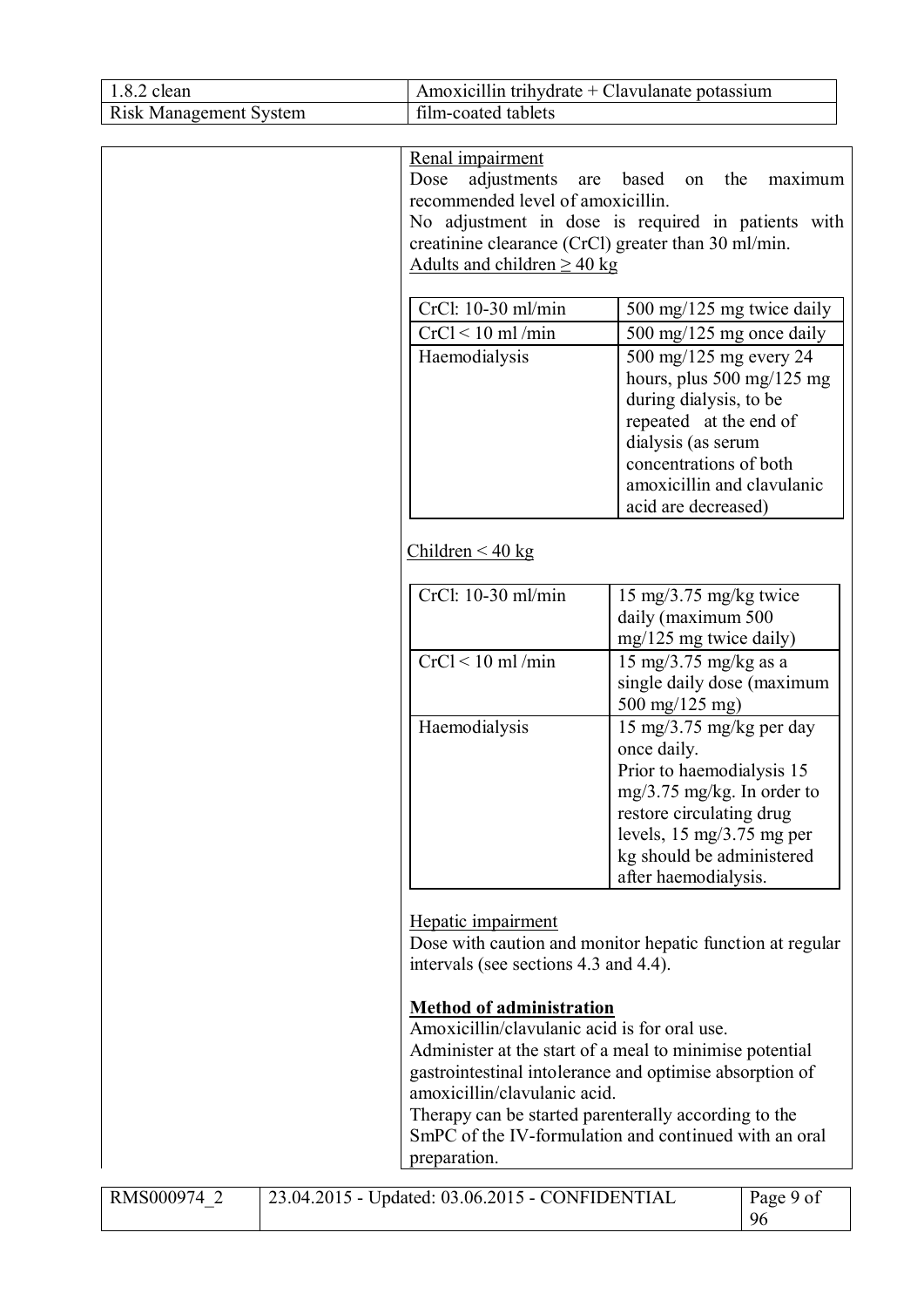Renal impairment

Dose adjustments are based on the maximum recommended level of amoxicillin.

No adjustment in dose is required in patients with creatinine clearance (CrCl) greater than 30 ml/min.

Adults and children ≥ 40 kg

| | |
|---|---|
| CrCl: 10-30 ml/min | 500 mg/125 mg twice daily |
| CrCl < 10 ml /min | 500 mg/125 mg once daily |
| Haemodialysis | 500 mg/125 mg every 24 hours, plus 500 mg/125 mg during dialysis, to be repeated at the end of dialysis (as serum concentrations of both amoxicillin and clavulanic acid are decreased) |

Children < 40 kg

| | |
|---|---|
| CrCl: 10-30 ml/min | 15 mg/3.75 mg/kg twice daily (maximum 500 mg/125 mg twice daily) |
| CrCl < 10 ml /min | 15 mg/3.75 mg/kg as a single daily dose (maximum 500 mg/125 mg) |
| Haemodialysis | 15 mg/3.75 mg/kg per day once daily. Prior to haemodialysis 15 mg/3.75 mg/kg. In order to restore circulating drug levels, 15 mg/3.75 mg per kg should be administered after haemodialysis. |

Hepatic impairment

Dose with caution and monitor hepatic function at regular intervals (see sections 4.3 and 4.4).

**Method of administration**

Amoxicillin/clavulanic acid is for oral use.

Administer at the start of a meal to minimise potential gastrointestinal intolerance and optimise absorption of amoxicillin/clavulanic acid.

Therapy can be started parenterally according to the SmPC of the IV-formulation and continued with an oral preparation.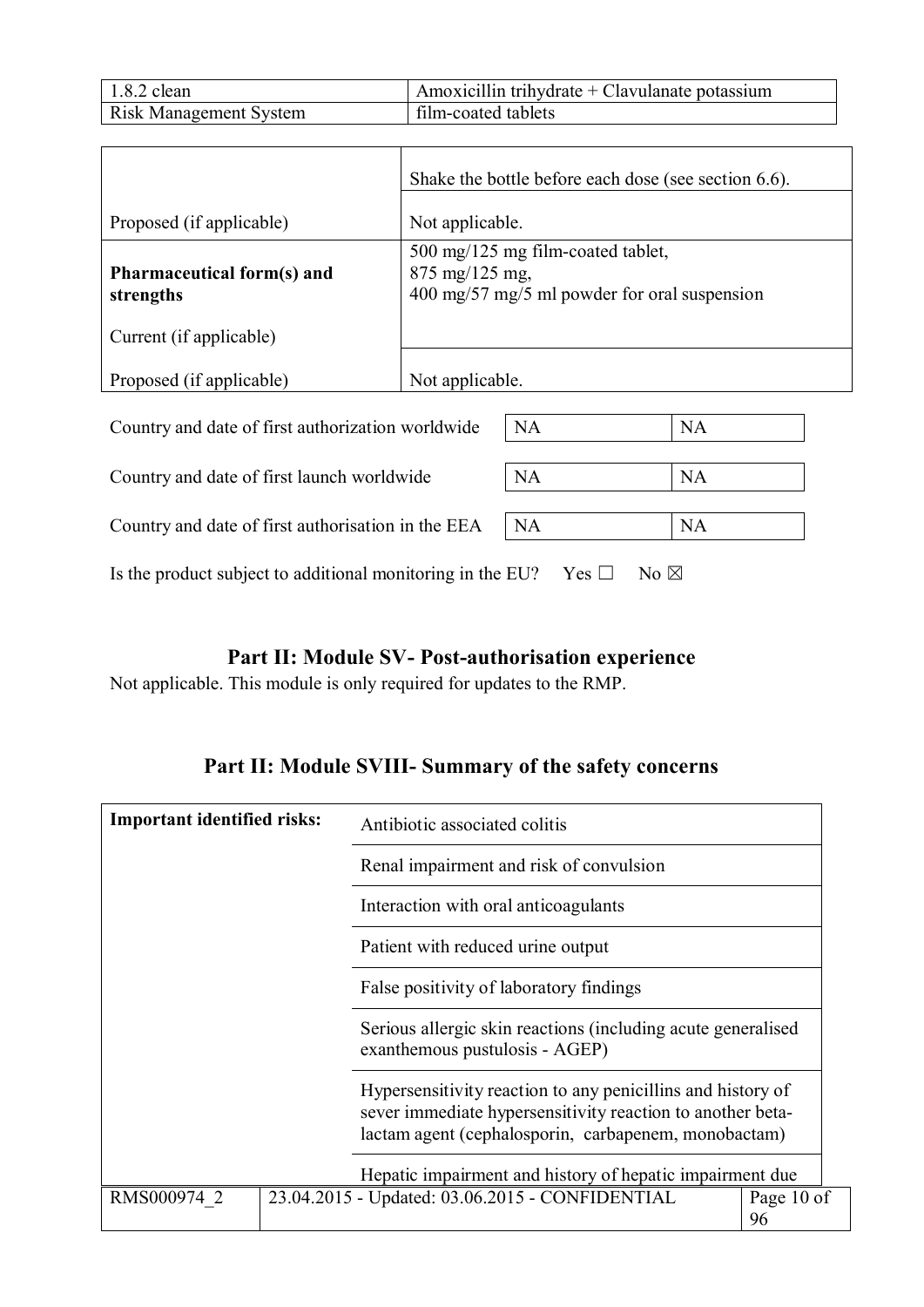| | |
|---|---|
| | Shake the bottle before each dose (see section 6.6). |
| Proposed (if applicable) | Not applicable. |
| **Pharmaceutical form(s) and strengths**<br><br>Current (if applicable) | 500 mg/125 mg film-coated tablet,<br>875 mg/125 mg,<br>400 mg/57 mg/5 ml powder for oral suspension |
| Proposed (if applicable) | Not applicable. |

| | | |
|---|---|---|
| Country and date of first authorization worldwide | NA | NA |
| Country and date of first launch worldwide | NA | NA |
| Country and date of first authorisation in the EEA | NA | NA |

Is the product subject to additional monitoring in the EU? Yes ☐ No ☒

## Part II: Module SV- Post-authorisation experience

Not applicable. This module is only required for updates to the RMP.

## Part II: Module SVIII- Summary of the safety concerns

| | |
|---|---|
| **Important identified risks:** | Antibiotic associated colitis |
| | Renal impairment and risk of convulsion |
| | Interaction with oral anticoagulants |
| | Patient with reduced urine output |
| | False positivity of laboratory findings |
| | Serious allergic skin reactions (including acute generalised exanthemous pustulosis - AGEP) |
| | Hypersensitivity reaction to any penicillins and history of sever immediate hypersensitivity reaction to another beta-lactam agent (cephalosporin, carbapenem, monobactam) |
| | Hepatic impairment and history of hepatic impairment due |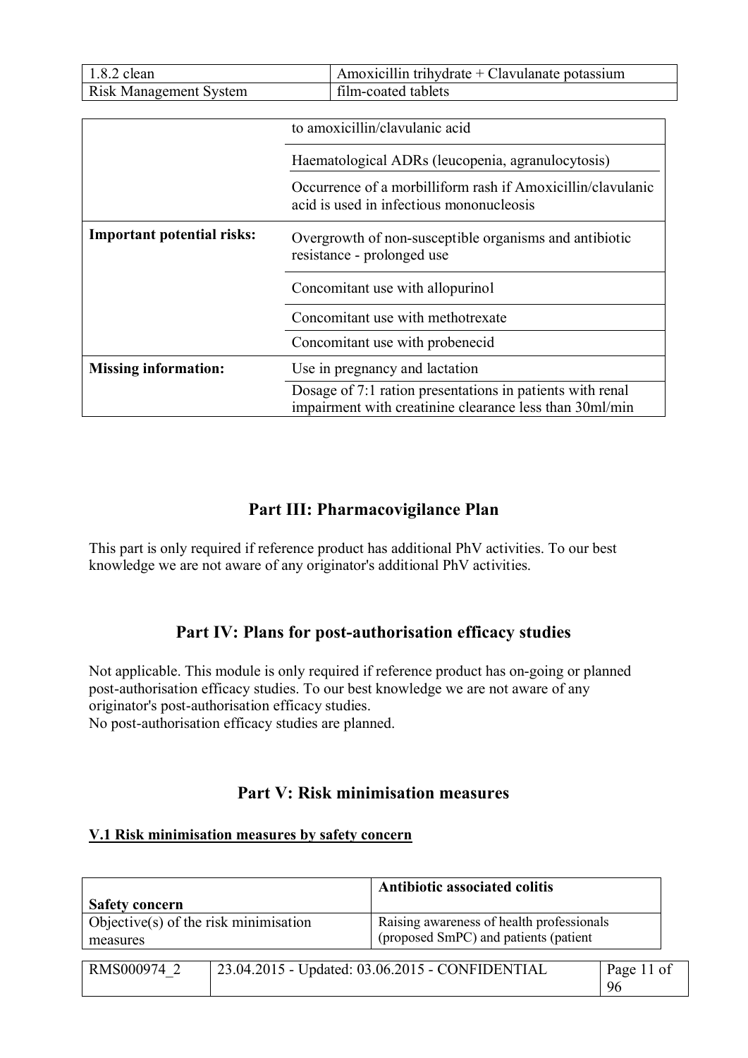| | |
|---|---|
| | to amoxicillin/clavulanic acid |
| | Haematological ADRs (leucopenia, agranulocytosis) |
| | Occurrence of a morbilliform rash if Amoxicillin/clavulanic acid is used in infectious mononucleosis |
| **Important potential risks:** | Overgrowth of non-susceptible organisms and antibiotic resistance - prolonged use |
| | Concomitant use with allopurinol |
| | Concomitant use with methotrexate |
| | Concomitant use with probenecid |
| **Missing information:** | Use in pregnancy and lactation |
| | Dosage of 7:1 ration presentations in patients with renal impairment with creatinine clearance less than 30ml/min |

# Part III: Pharmacovigilance Plan

This part is only required if reference product has additional PhV activities. To our best knowledge we are not aware of any originator's additional PhV activities.

# Part IV: Plans for post-authorisation efficacy studies

Not applicable. This module is only required if reference product has on-going or planned post-authorisation efficacy studies. To our best knowledge we are not aware of any originator's post-authorisation efficacy studies.
No post-authorisation efficacy studies are planned.

# Part V: Risk minimisation measures

## V.1 Risk minimisation measures by safety concern

| **Safety concern** | **Antibiotic associated colitis** |
|---|---|
| Objective(s) of the risk minimisation measures | Raising awareness of health professionals (proposed SmPC) and patients (patient |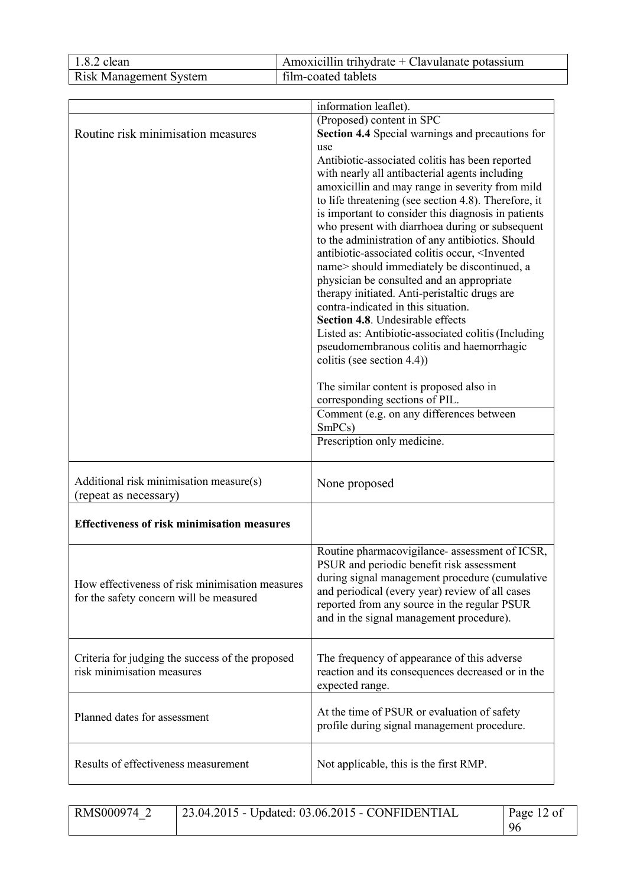| | |
|---|---|
| | information leaflet). |
| Routine risk minimisation measures | (Proposed) content in SPC<br>**Section 4.4** Special warnings and precautions for use<br>Antibiotic-associated colitis has been reported with nearly all antibacterial agents including amoxicillin and may range in severity from mild to life threatening (see section 4.8). Therefore, it is important to consider this diagnosis in patients who present with diarrhoea during or subsequent to the administration of any antibiotics. Should antibiotic-associated colitis occur, <Invented name> should immediately be discontinued, a physician be consulted and an appropriate therapy initiated. Anti-peristaltic drugs are contra-indicated in this situation.<br>**Section 4.8**. Undesirable effects<br>Listed as: Antibiotic-associated colitis (Including pseudomembranous colitis and haemorrhagic colitis (see section 4.4))<br><br>The similar content is proposed also in corresponding sections of PIL. |
| | Comment (e.g. on any differences between SmPCs) |
| | Prescription only medicine. |
| Additional risk minimisation measure(s) (repeat as necessary) | None proposed |
| **Effectiveness of risk minimisation measures** | |
| How effectiveness of risk minimisation measures for the safety concern will be measured | Routine pharmacovigilance- assessment of ICSR, PSUR and periodic benefit risk assessment during signal management procedure (cumulative and periodical (every year) review of all cases reported from any source in the regular PSUR and in the signal management procedure). |
| Criteria for judging the success of the proposed risk minimisation measures | The frequency of appearance of this adverse reaction and its consequences decreased or in the expected range. |
| Planned dates for assessment | At the time of PSUR or evaluation of safety profile during signal management procedure. |
| Results of effectiveness measurement | Not applicable, this is the first RMP. |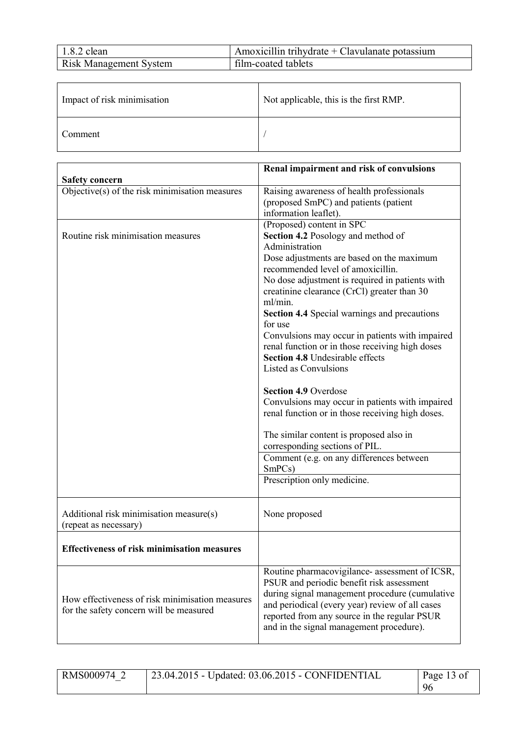| Impact of risk minimisation | Not applicable, this is the first RMP. |
| --- | --- |
| Comment | / |

| **Safety concern** | **Renal impairment and risk of convulsions** |
| --- | --- |
| Objective(s) of the risk minimisation measures | Raising awareness of health professionals (proposed SmPC) and patients (patient information leaflet). |
| Routine risk minimisation measures | (Proposed) content in SPC<br>**Section 4.2** Posology and method of Administration<br>Dose adjustments are based on the maximum recommended level of amoxicillin.<br>No dose adjustment is required in patients with creatinine clearance (CrCl) greater than 30 ml/min.<br>**Section 4.4** Special warnings and precautions for use<br>Convulsions may occur in patients with impaired renal function or in those receiving high doses<br>**Section 4.8** Undesirable effects<br>Listed as Convulsions<br><br>**Section 4.9** Overdose<br>Convulsions may occur in patients with impaired renal function or in those receiving high doses.<br><br>The similar content is proposed also in corresponding sections of PIL. |
| | Comment (e.g. on any differences between SmPCs) |
| | Prescription only medicine. |
| Additional risk minimisation measure(s) (repeat as necessary) | None proposed |
| **Effectiveness of risk minimisation measures** | |
| How effectiveness of risk minimisation measures for the safety concern will be measured | Routine pharmacovigilance- assessment of ICSR, PSUR and periodic benefit risk assessment during signal management procedure (cumulative and periodical (every year) review of all cases reported from any source in the regular PSUR and in the signal management procedure). |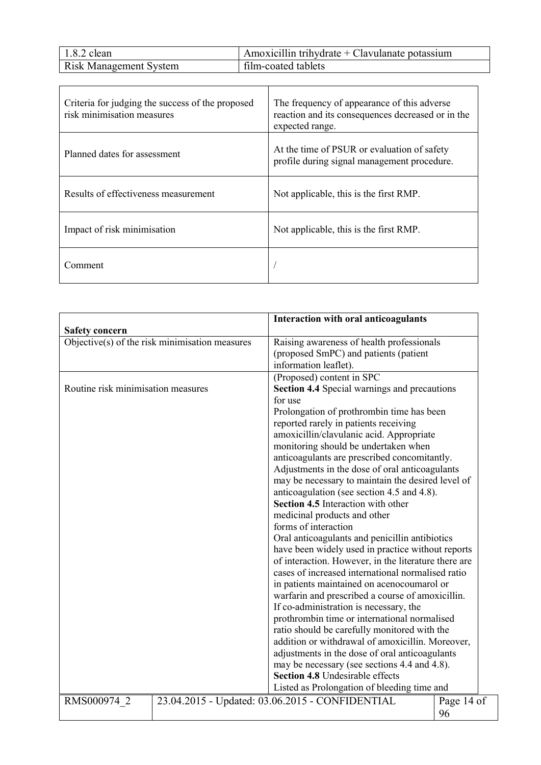| Criteria for judging the success of the proposed risk minimisation measures | The frequency of appearance of this adverse reaction and its consequences decreased or in the expected range. |
| --- | --- |
| Planned dates for assessment | At the time of PSUR or evaluation of safety profile during signal management procedure. |
| Results of effectiveness measurement | Not applicable, this is the first RMP. |
| Impact of risk minimisation | Not applicable, this is the first RMP. |
| Comment | / |

| **Safety concern** | **Interaction with oral anticoagulants** |
| --- | --- |
| Objective(s) of the risk minimisation measures | Raising awareness of health professionals (proposed SmPC) and patients (patient information leaflet). |
| Routine risk minimisation measures | (Proposed) content in SPC<br>**Section 4.4** Special warnings and precautions for use<br>Prolongation of prothrombin time has been reported rarely in patients receiving amoxicillin/clavulanic acid. Appropriate monitoring should be undertaken when anticoagulants are prescribed concomitantly. Adjustments in the dose of oral anticoagulants may be necessary to maintain the desired level of anticoagulation (see section 4.5 and 4.8).<br>**Section 4.5** Interaction with other medicinal products and other forms of interaction<br>Oral anticoagulants and penicillin antibiotics have been widely used in practice without reports of interaction. However, in the literature there are cases of increased international normalised ratio in patients maintained on acenocoumarol or warfarin and prescribed a course of amoxicillin. If co-administration is necessary, the prothrombin time or international normalised ratio should be carefully monitored with the addition or withdrawal of amoxicillin. Moreover, adjustments in the dose of oral anticoagulants may be necessary (see sections 4.4 and 4.8).<br>**Section 4.8** Undesirable effects<br>Listed as Prolongation of bleeding time and |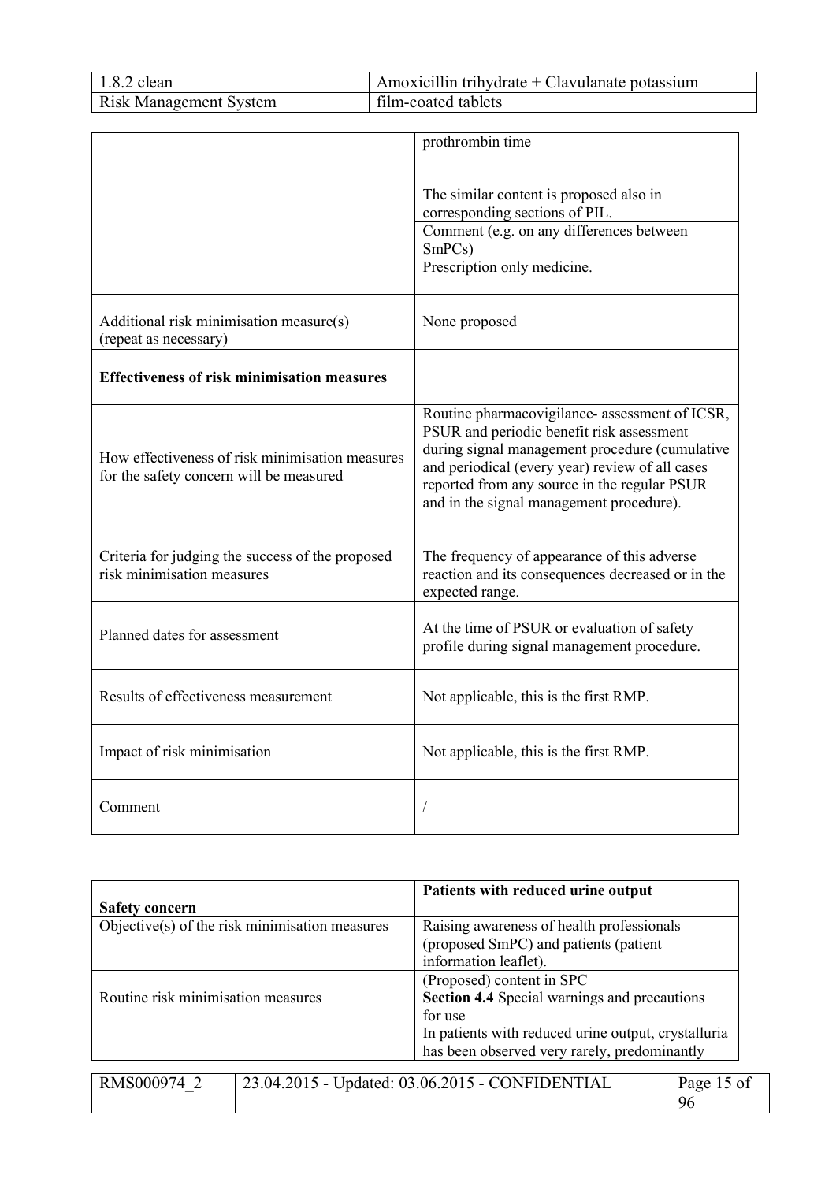| | |
|---|---|
| | prothrombin time<br><br>The similar content is proposed also in corresponding sections of PIL. |
| | Comment (e.g. on any differences between SmPCs) |
| | Prescription only medicine. |
| Additional risk minimisation measure(s) (repeat as necessary) | None proposed |
| **Effectiveness of risk minimisation measures** | |
| How effectiveness of risk minimisation measures for the safety concern will be measured | Routine pharmacovigilance- assessment of ICSR, PSUR and periodic benefit risk assessment during signal management procedure (cumulative and periodical (every year) review of all cases reported from any source in the regular PSUR and in the signal management procedure). |
| Criteria for judging the success of the proposed risk minimisation measures | The frequency of appearance of this adverse reaction and its consequences decreased or in the expected range. |
| Planned dates for assessment | At the time of PSUR or evaluation of safety profile during signal management procedure. |
| Results of effectiveness measurement | Not applicable, this is the first RMP. |
| Impact of risk minimisation | Not applicable, this is the first RMP. |
| Comment | / |

| **Safety concern** | **Patients with reduced urine output** |
|---|---|
| Objective(s) of the risk minimisation measures | Raising awareness of health professionals (proposed SmPC) and patients (patient information leaflet). |
| Routine risk minimisation measures | (Proposed) content in SPC<br>**Section 4.4** Special warnings and precautions for use<br>In patients with reduced urine output, crystalluria has been observed very rarely, predominantly |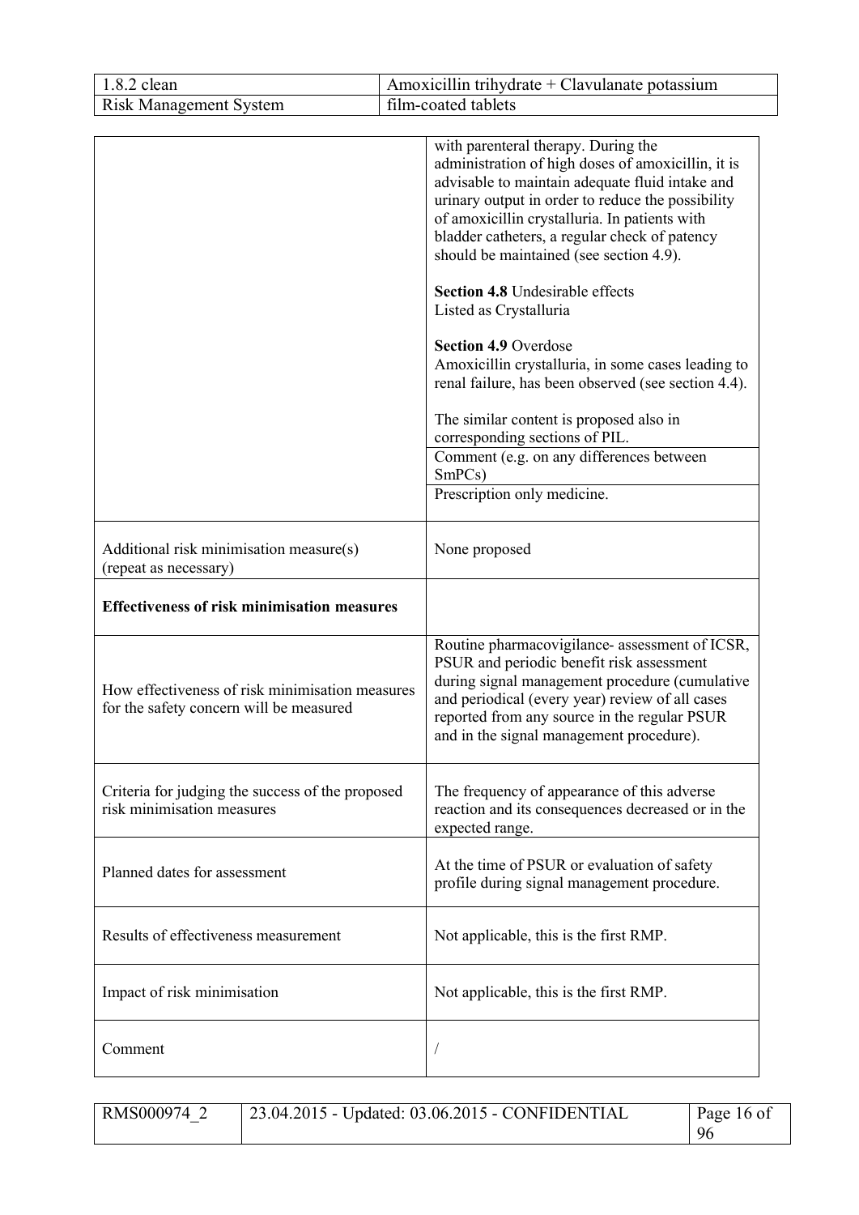| | |
|---|---|
| | with parenteral therapy. During the administration of high doses of amoxicillin, it is advisable to maintain adequate fluid intake and urinary output in order to reduce the possibility of amoxicillin crystalluria. In patients with bladder catheters, a regular check of patency should be maintained (see section 4.9).<br><br>**Section 4.8** Undesirable effects<br>Listed as Crystalluria<br><br>**Section 4.9** Overdose<br>Amoxicillin crystalluria, in some cases leading to renal failure, has been observed (see section 4.4).<br><br>The similar content is proposed also in corresponding sections of PIL. |
| | Comment (e.g. on any differences between SmPCs) |
| | Prescription only medicine. |
| Additional risk minimisation measure(s) (repeat as necessary) | None proposed |
| **Effectiveness of risk minimisation measures** | |
| How effectiveness of risk minimisation measures for the safety concern will be measured | Routine pharmacovigilance- assessment of ICSR, PSUR and periodic benefit risk assessment during signal management procedure (cumulative and periodical (every year) review of all cases reported from any source in the regular PSUR and in the signal management procedure). |
| Criteria for judging the success of the proposed risk minimisation measures | The frequency of appearance of this adverse reaction and its consequences decreased or in the expected range. |
| Planned dates for assessment | At the time of PSUR or evaluation of safety profile during signal management procedure. |
| Results of effectiveness measurement | Not applicable, this is the first RMP. |
| Impact of risk minimisation | Not applicable, this is the first RMP. |
| Comment | / |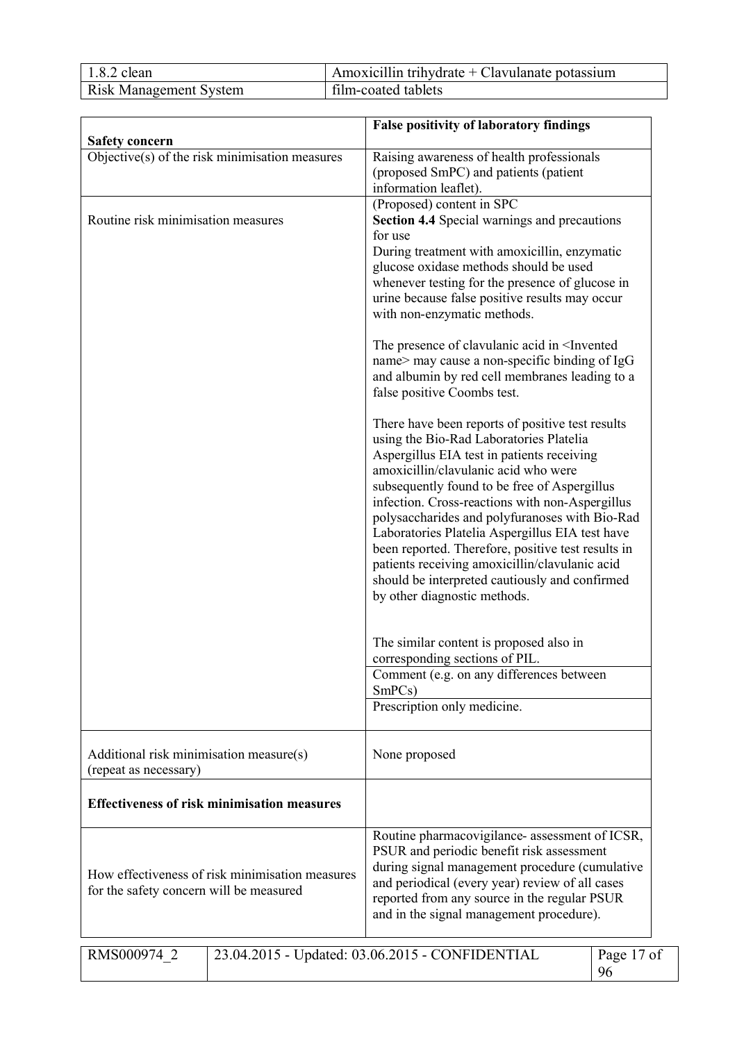| Safety concern | **False positivity of laboratory findings** |
|---|---|
| Objective(s) of the risk minimisation measures | Raising awareness of health professionals (proposed SmPC) and patients (patient information leaflet). |
| Routine risk minimisation measures | (Proposed) content in SPC<br>**Section 4.4** Special warnings and precautions for use<br>During treatment with amoxicillin, enzymatic glucose oxidase methods should be used whenever testing for the presence of glucose in urine because false positive results may occur with non-enzymatic methods.<br><br>The presence of clavulanic acid in <Invented name> may cause a non-specific binding of IgG and albumin by red cell membranes leading to a false positive Coombs test.<br><br>There have been reports of positive test results using the Bio-Rad Laboratories Platelia Aspergillus EIA test in patients receiving amoxicillin/clavulanic acid who were subsequently found to be free of Aspergillus infection. Cross-reactions with non-Aspergillus polysaccharides and polyfuranoses with Bio-Rad Laboratories Platelia Aspergillus EIA test have been reported. Therefore, positive test results in patients receiving amoxicillin/clavulanic acid should be interpreted cautiously and confirmed by other diagnostic methods.<br><br>The similar content is proposed also in corresponding sections of PIL. |
| | Comment (e.g. on any differences between SmPCs) |
| | Prescription only medicine. |
| Additional risk minimisation measure(s) (repeat as necessary) | None proposed |
| **Effectiveness of risk minimisation measures** | |
| How effectiveness of risk minimisation measures for the safety concern will be measured | Routine pharmacovigilance- assessment of ICSR, PSUR and periodic benefit risk assessment during signal management procedure (cumulative and periodical (every year) review of all cases reported from any source in the regular PSUR and in the signal management procedure). |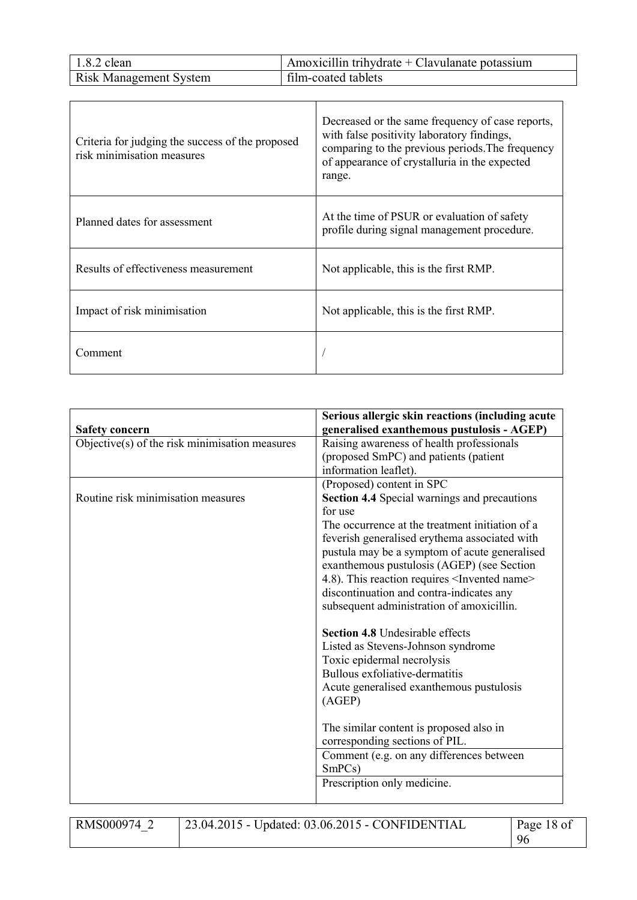| | |
|---|---|
| Criteria for judging the success of the proposed risk minimisation measures | Decreased or the same frequency of case reports, with false positivity laboratory findings, comparing to the previous periods.The frequency of appearance of crystalluria in the expected range. |
| Planned dates for assessment | At the time of PSUR or evaluation of safety profile during signal management procedure. |
| Results of effectiveness measurement | Not applicable, this is the first RMP. |
| Impact of risk minimisation | Not applicable, this is the first RMP. |
| Comment | / |

| **Safety concern** | **Serious allergic skin reactions (including acute generalised exanthemous pustulosis - AGEP)** |
|---|---|
| Objective(s) of the risk minimisation measures | Raising awareness of health professionals (proposed SmPC) and patients (patient information leaflet). |
| Routine risk minimisation measures | (Proposed) content in SPC<br>**Section 4.4** Special warnings and precautions for use<br>The occurrence at the treatment initiation of a feverish generalised erythema associated with pustula may be a symptom of acute generalised exanthemous pustulosis (AGEP) (see Section 4.8). This reaction requires <Invented name> discontinuation and contra-indicates any subsequent administration of amoxicillin.<br><br>**Section 4.8** Undesirable effects<br>Listed as Stevens-Johnson syndrome<br>Toxic epidermal necrolysis<br>Bullous exfoliative-dermatitis<br>Acute generalised exanthemous pustulosis (AGEP)<br><br>The similar content is proposed also in corresponding sections of PIL. |
| | Comment (e.g. on any differences between SmPCs) |
| | Prescription only medicine. |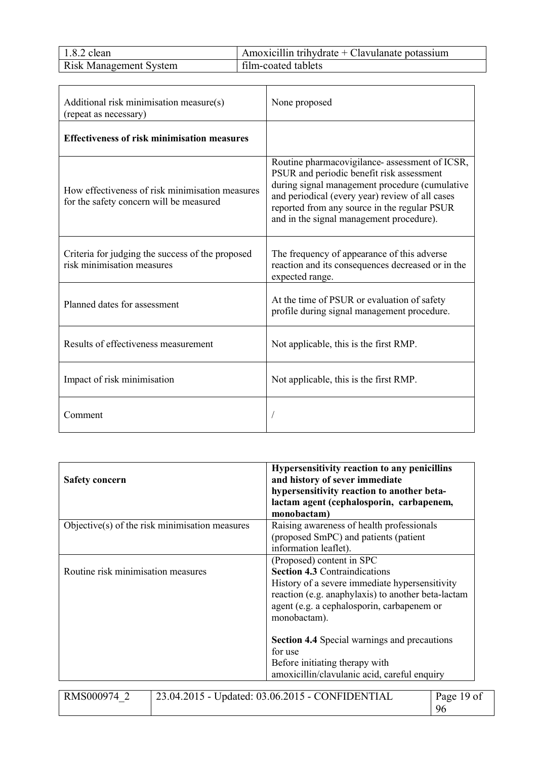| Additional risk minimisation measure(s) (repeat as necessary) | None proposed |
|---|---|
| **Effectiveness of risk minimisation measures** | |
| How effectiveness of risk minimisation measures for the safety concern will be measured | Routine pharmacovigilance- assessment of ICSR, PSUR and periodic benefit risk assessment during signal management procedure (cumulative and periodical (every year) review of all cases reported from any source in the regular PSUR and in the signal management procedure). |
| Criteria for judging the success of the proposed risk minimisation measures | The frequency of appearance of this adverse reaction and its consequences decreased or in the expected range. |
| Planned dates for assessment | At the time of PSUR or evaluation of safety profile during signal management procedure. |
| Results of effectiveness measurement | Not applicable, this is the first RMP. |
| Impact of risk minimisation | Not applicable, this is the first RMP. |
| Comment | / |

| **Safety concern** | **Hypersensitivity reaction to any penicillins and history of sever immediate hypersensitivity reaction to another beta-lactam agent (cephalosporin, carbapenem, monobactam)** |
|---|---|
| Objective(s) of the risk minimisation measures | Raising awareness of health professionals (proposed SmPC) and patients (patient information leaflet). |
| Routine risk minimisation measures | (Proposed) content in SPC<br>**Section 4.3** Contraindications<br>History of a severe immediate hypersensitivity reaction (e.g. anaphylaxis) to another beta-lactam agent (e.g. a cephalosporin, carbapenem or monobactam).<br><br>**Section 4.4** Special warnings and precautions for use<br>Before initiating therapy with amoxicillin/clavulanic acid, careful enquiry |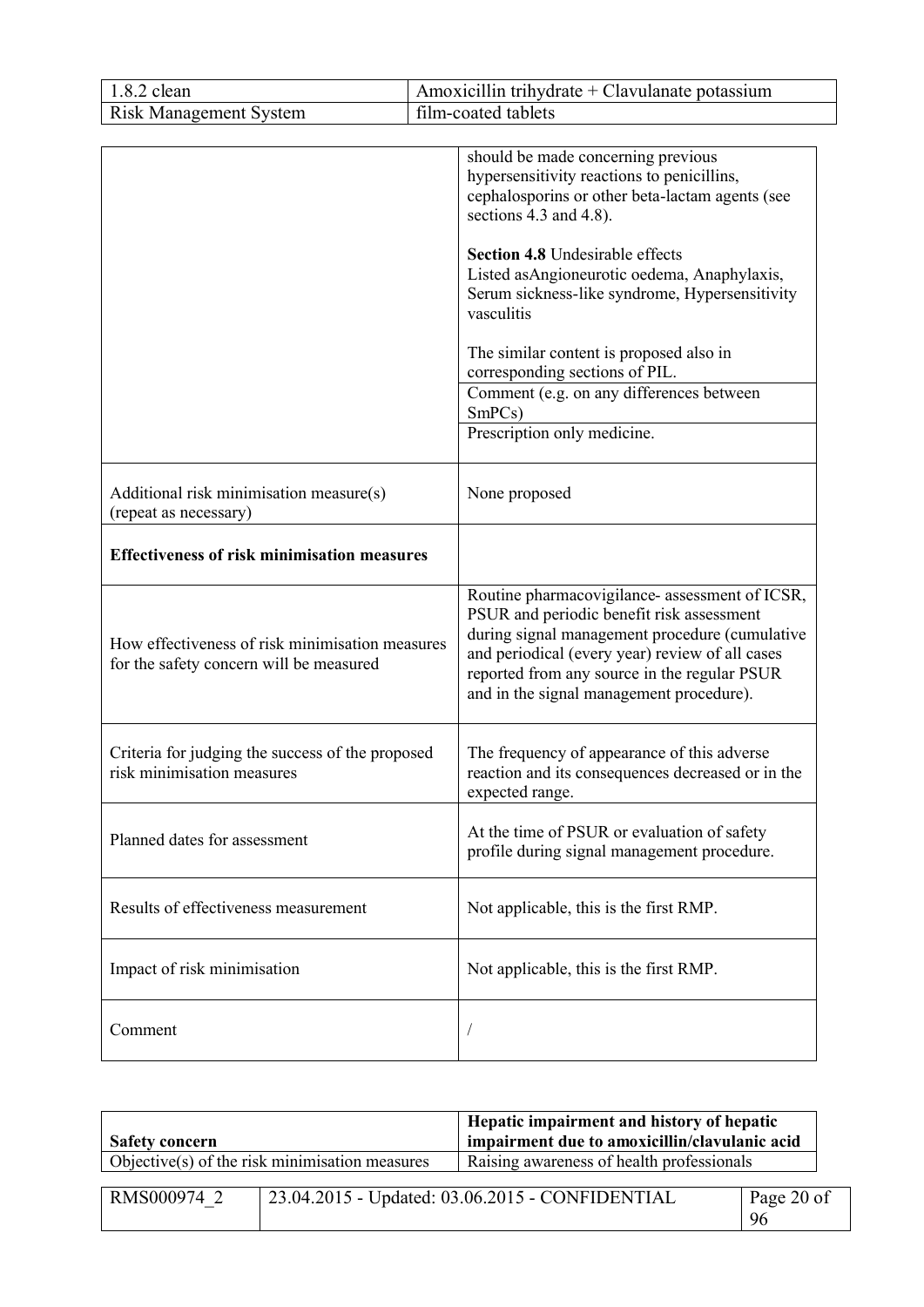| | |
|---|---|
| | should be made concerning previous hypersensitivity reactions to penicillins, cephalosporins or other beta-lactam agents (see sections 4.3 and 4.8).<br><br>**Section 4.8** Undesirable effects<br>Listed asAngioneurotic oedema, Anaphylaxis, Serum sickness-like syndrome, Hypersensitivity vasculitis<br><br>The similar content is proposed also in corresponding sections of PIL. |
| | Comment (e.g. on any differences between SmPCs) |
| | Prescription only medicine. |
| Additional risk minimisation measure(s) (repeat as necessary) | None proposed |
| **Effectiveness of risk minimisation measures** | |
| How effectiveness of risk minimisation measures for the safety concern will be measured | Routine pharmacovigilance- assessment of ICSR, PSUR and periodic benefit risk assessment during signal management procedure (cumulative and periodical (every year) review of all cases reported from any source in the regular PSUR and in the signal management procedure). |
| Criteria for judging the success of the proposed risk minimisation measures | The frequency of appearance of this adverse reaction and its consequences decreased or in the expected range. |
| Planned dates for assessment | At the time of PSUR or evaluation of safety profile during signal management procedure. |
| Results of effectiveness measurement | Not applicable, this is the first RMP. |
| Impact of risk minimisation | Not applicable, this is the first RMP. |
| Comment | / |

| **Safety concern** | **Hepatic impairment and history of hepatic impairment due to amoxicillin/clavulanic acid** |
|---|---|
| Objective(s) of the risk minimisation measures | Raising awareness of health professionals |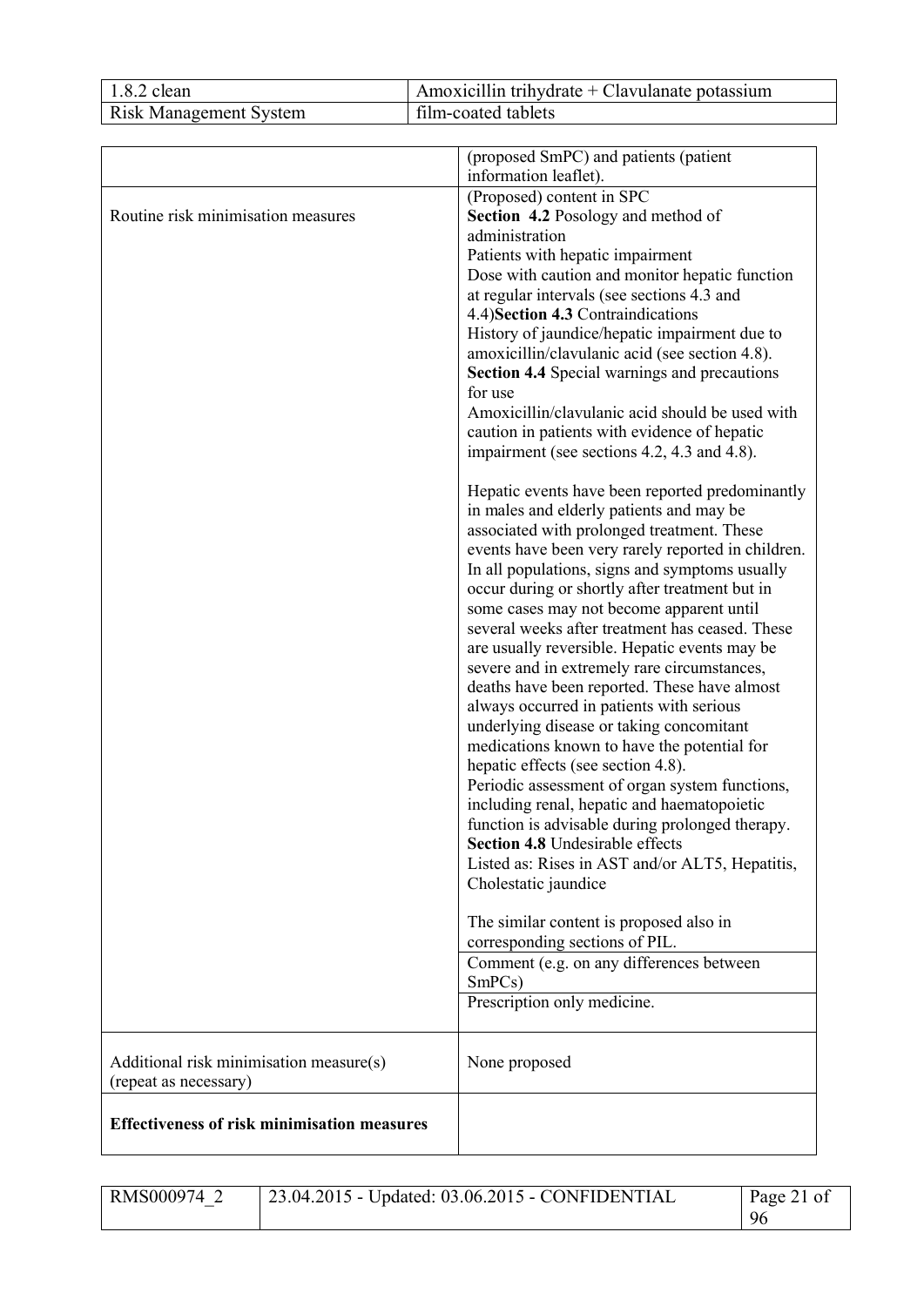| | |
|---|---|
| | (proposed SmPC) and patients (patient information leaflet). |
| Routine risk minimisation measures | (Proposed) content in SPC<br>**Section 4.2** Posology and method of administration<br>Patients with hepatic impairment<br>Dose with caution and monitor hepatic function at regular intervals (see sections 4.3 and 4.4)**Section 4.3** Contraindications<br>History of jaundice/hepatic impairment due to amoxicillin/clavulanic acid (see section 4.8).<br>**Section 4.4** Special warnings and precautions for use<br>Amoxicillin/clavulanic acid should be used with caution in patients with evidence of hepatic impairment (see sections 4.2, 4.3 and 4.8).<br><br>Hepatic events have been reported predominantly in males and elderly patients and may be associated with prolonged treatment. These events have been very rarely reported in children. In all populations, signs and symptoms usually occur during or shortly after treatment but in some cases may not become apparent until several weeks after treatment has ceased. These are usually reversible. Hepatic events may be severe and in extremely rare circumstances, deaths have been reported. These have almost always occurred in patients with serious underlying disease or taking concomitant medications known to have the potential for hepatic effects (see section 4.8).<br>Periodic assessment of organ system functions, including renal, hepatic and haematopoietic function is advisable during prolonged therapy.<br>**Section 4.8** Undesirable effects<br>Listed as: Rises in AST and/or ALT5, Hepatitis, Cholestatic jaundice<br><br>The similar content is proposed also in corresponding sections of PIL. |
| | Comment (e.g. on any differences between SmPCs) |
| | Prescription only medicine. |
| Additional risk minimisation measure(s) (repeat as necessary) | None proposed |
| **Effectiveness of risk minimisation measures** | |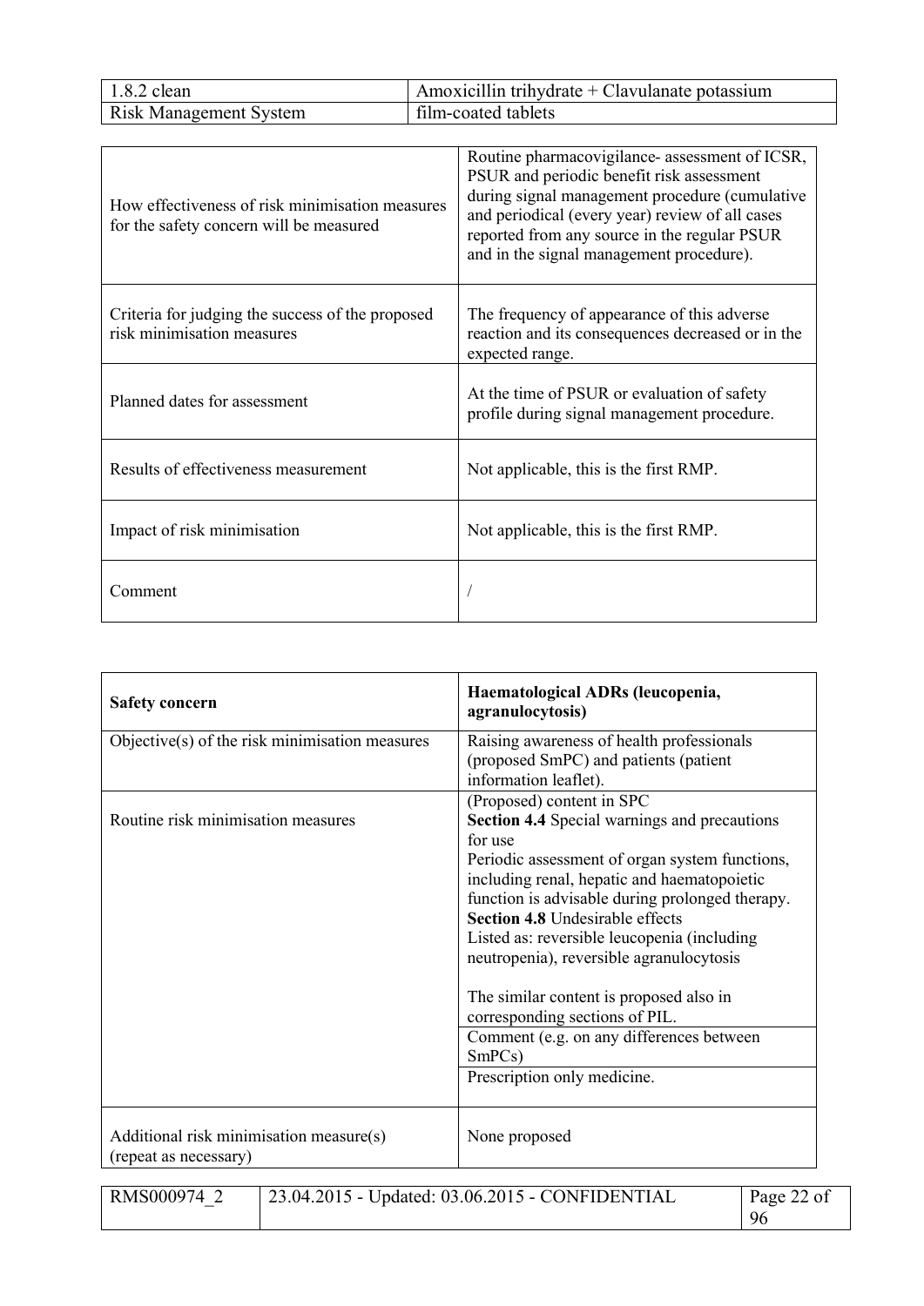| | |
|---|---|
| How effectiveness of risk minimisation measures for the safety concern will be measured | Routine pharmacovigilance- assessment of ICSR, PSUR and periodic benefit risk assessment during signal management procedure (cumulative and periodical (every year) review of all cases reported from any source in the regular PSUR and in the signal management procedure). |
| Criteria for judging the success of the proposed risk minimisation measures | The frequency of appearance of this adverse reaction and its consequences decreased or in the expected range. |
| Planned dates for assessment | At the time of PSUR or evaluation of safety profile during signal management procedure. |
| Results of effectiveness measurement | Not applicable, this is the first RMP. |
| Impact of risk minimisation | Not applicable, this is the first RMP. |
| Comment | / |

| **Safety concern** | **Haematological ADRs (leucopenia, agranulocytosis)** |
|---|---|
| Objective(s) of the risk minimisation measures | Raising awareness of health professionals (proposed SmPC) and patients (patient information leaflet). |
| Routine risk minimisation measures | (Proposed) content in SPC<br>**Section 4.4** Special warnings and precautions for use<br>Periodic assessment of organ system functions, including renal, hepatic and haematopoietic function is advisable during prolonged therapy.<br>**Section 4.8** Undesirable effects<br>Listed as: reversible leucopenia (including neutropenia), reversible agranulocytosis<br><br>The similar content is proposed also in corresponding sections of PIL. |
| | Comment (e.g. on any differences between SmPCs) |
| | Prescription only medicine. |
| Additional risk minimisation measure(s) (repeat as necessary) | None proposed |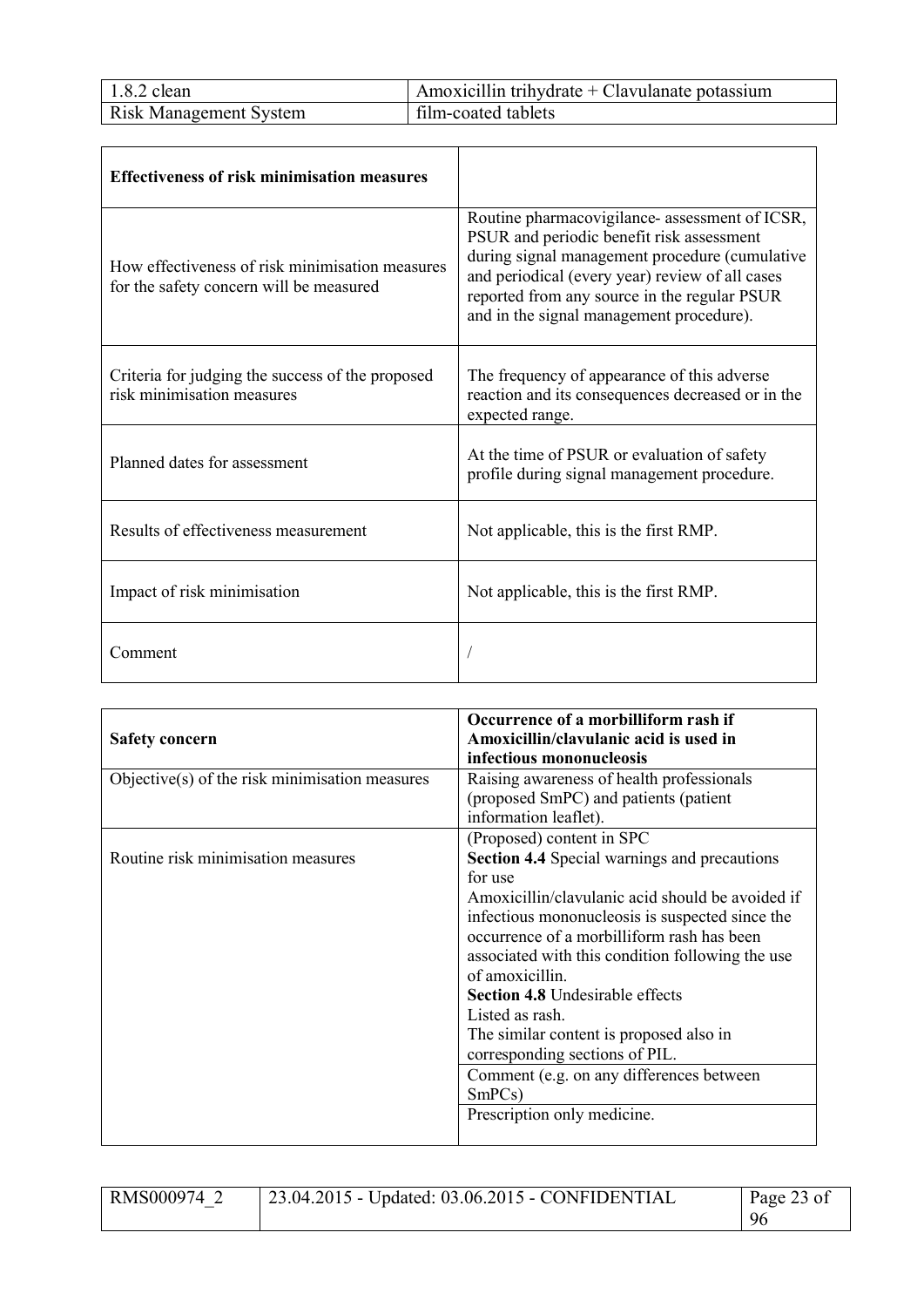| **Effectiveness of risk minimisation measures** | |
|---|---|
| How effectiveness of risk minimisation measures for the safety concern will be measured | Routine pharmacovigilance- assessment of ICSR, PSUR and periodic benefit risk assessment during signal management procedure (cumulative and periodical (every year) review of all cases reported from any source in the regular PSUR and in the signal management procedure). |
| Criteria for judging the success of the proposed risk minimisation measures | The frequency of appearance of this adverse reaction and its consequences decreased or in the expected range. |
| Planned dates for assessment | At the time of PSUR or evaluation of safety profile during signal management procedure. |
| Results of effectiveness measurement | Not applicable, this is the first RMP. |
| Impact of risk minimisation | Not applicable, this is the first RMP. |
| Comment | / |

| **Safety concern** | **Occurrence of a morbilliform rash if Amoxicillin/clavulanic acid is used in infectious mononucleosis** |
|---|---|
| Objective(s) of the risk minimisation measures | Raising awareness of health professionals (proposed SmPC) and patients (patient information leaflet). |
| Routine risk minimisation measures | (Proposed) content in SPC<br>**Section 4.4** Special warnings and precautions for use<br>Amoxicillin/clavulanic acid should be avoided if infectious mononucleosis is suspected since the occurrence of a morbilliform rash has been associated with this condition following the use of amoxicillin.<br>**Section 4.8** Undesirable effects<br>Listed as rash.<br>The similar content is proposed also in corresponding sections of PIL. |
| | Comment (e.g. on any differences between SmPCs) |
| | Prescription only medicine. |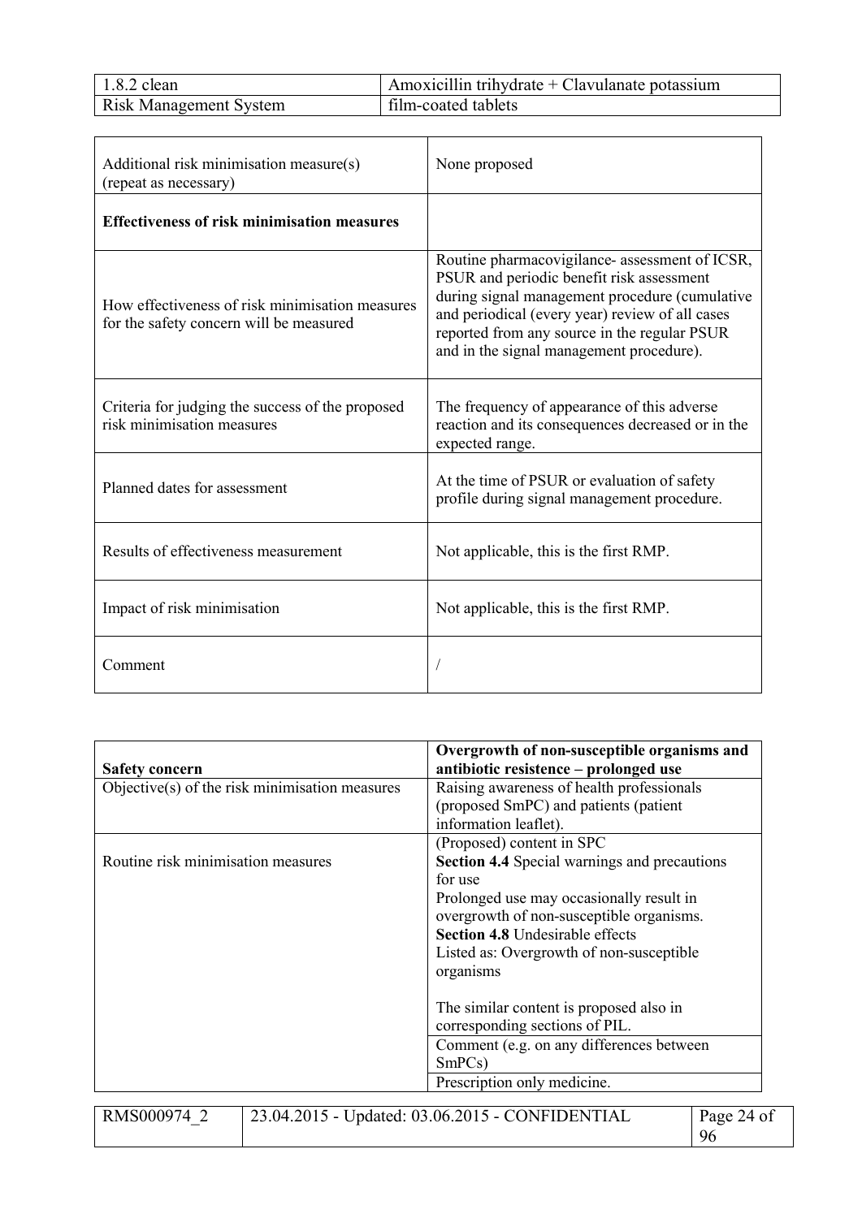| | |
|---|---|
| Additional risk minimisation measure(s) (repeat as necessary) | None proposed |
| **Effectiveness of risk minimisation measures** | |
| How effectiveness of risk minimisation measures for the safety concern will be measured | Routine pharmacovigilance- assessment of ICSR, PSUR and periodic benefit risk assessment during signal management procedure (cumulative and periodical (every year) review of all cases reported from any source in the regular PSUR and in the signal management procedure). |
| Criteria for judging the success of the proposed risk minimisation measures | The frequency of appearance of this adverse reaction and its consequences decreased or in the expected range. |
| Planned dates for assessment | At the time of PSUR or evaluation of safety profile during signal management procedure. |
| Results of effectiveness measurement | Not applicable, this is the first RMP. |
| Impact of risk minimisation | Not applicable, this is the first RMP. |
| Comment | / |

| **Safety concern** | **Overgrowth of non-susceptible organisms and antibiotic resistence – prolonged use** |
|---|---|
| Objective(s) of the risk minimisation measures | Raising awareness of health professionals (proposed SmPC) and patients (patient information leaflet). |
| Routine risk minimisation measures | (Proposed) content in SPC<br>**Section 4.4** Special warnings and precautions for use<br>Prolonged use may occasionally result in overgrowth of non-susceptible organisms.<br>**Section 4.8** Undesirable effects<br>Listed as: Overgrowth of non-susceptible organisms<br><br>The similar content is proposed also in corresponding sections of PIL. |
| | Comment (e.g. on any differences between SmPCs) |
| | Prescription only medicine. |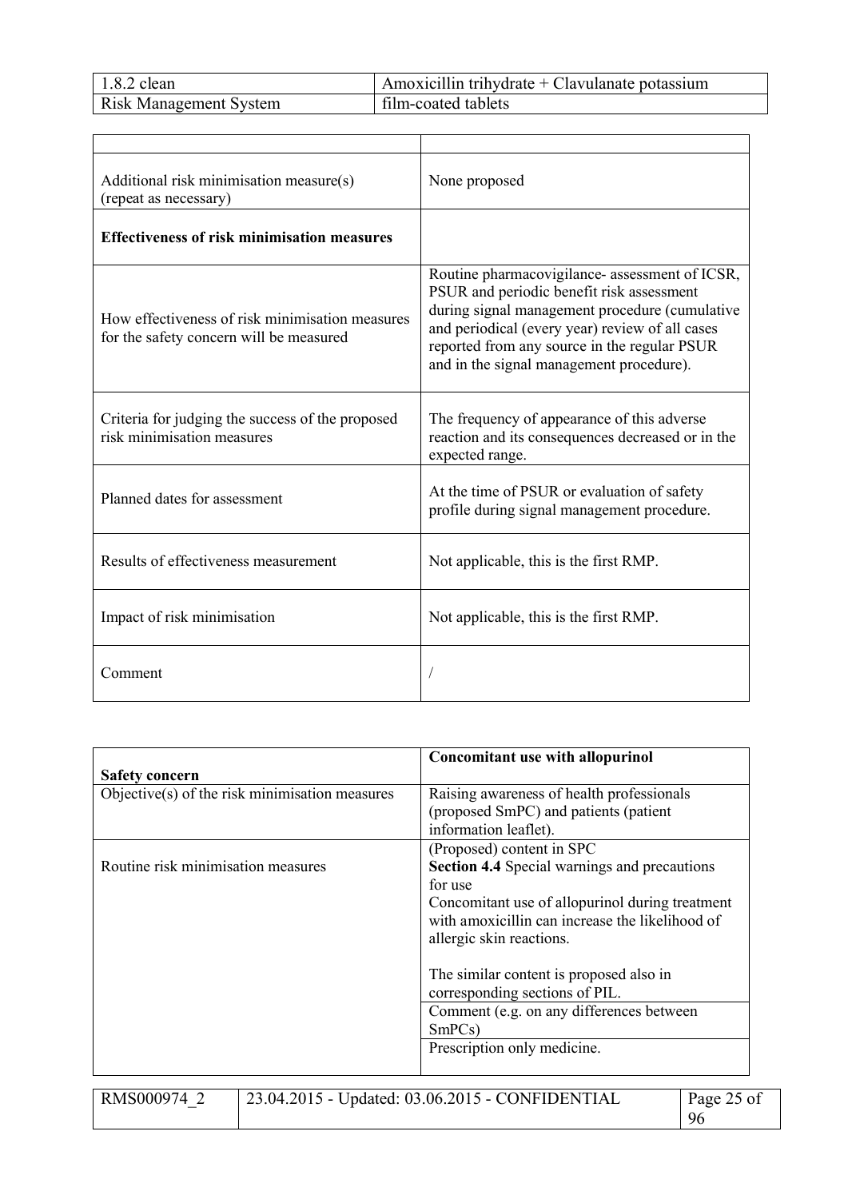| | |
|---|---|
| Additional risk minimisation measure(s) (repeat as necessary) | None proposed |
| **Effectiveness of risk minimisation measures** | |
| How effectiveness of risk minimisation measures for the safety concern will be measured | Routine pharmacovigilance- assessment of ICSR, PSUR and periodic benefit risk assessment during signal management procedure (cumulative and periodical (every year) review of all cases reported from any source in the regular PSUR and in the signal management procedure). |
| Criteria for judging the success of the proposed risk minimisation measures | The frequency of appearance of this adverse reaction and its consequences decreased or in the expected range. |
| Planned dates for assessment | At the time of PSUR or evaluation of safety profile during signal management procedure. |
| Results of effectiveness measurement | Not applicable, this is the first RMP. |
| Impact of risk minimisation | Not applicable, this is the first RMP. |
| Comment | / |

| **Safety concern** | **Concomitant use with allopurinol** |
|---|---|
| Objective(s) of the risk minimisation measures | Raising awareness of health professionals (proposed SmPC) and patients (patient information leaflet). |
| Routine risk minimisation measures | (Proposed) content in SPC<br>**Section 4.4** Special warnings and precautions for use<br>Concomitant use of allopurinol during treatment with amoxicillin can increase the likelihood of allergic skin reactions.<br><br>The similar content is proposed also in corresponding sections of PIL. |
| | Comment (e.g. on any differences between SmPCs) |
| | Prescription only medicine. |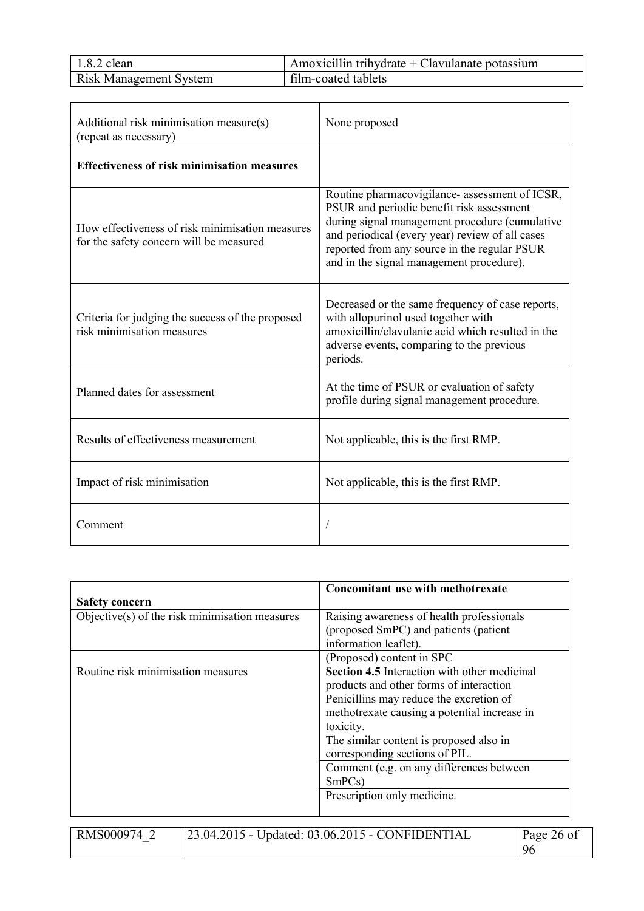| Additional risk minimisation measure(s) (repeat as necessary) | None proposed |
|---|---|
| **Effectiveness of risk minimisation measures** | |
| How effectiveness of risk minimisation measures for the safety concern will be measured | Routine pharmacovigilance- assessment of ICSR, PSUR and periodic benefit risk assessment during signal management procedure (cumulative and periodical (every year) review of all cases reported from any source in the regular PSUR and in the signal management procedure). |
| Criteria for judging the success of the proposed risk minimisation measures | Decreased or the same frequency of case reports, with allopurinol used together with amoxicillin/clavulanic acid which resulted in the adverse events, comparing to the previous periods. |
| Planned dates for assessment | At the time of PSUR or evaluation of safety profile during signal management procedure. |
| Results of effectiveness measurement | Not applicable, this is the first RMP. |
| Impact of risk minimisation | Not applicable, this is the first RMP. |
| Comment | / |

| **Safety concern** | **Concomitant use with methotrexate** |
|---|---|
| Objective(s) of the risk minimisation measures | Raising awareness of health professionals (proposed SmPC) and patients (patient information leaflet). |
| Routine risk minimisation measures | (Proposed) content in SPC<br>**Section 4.5** Interaction with other medicinal products and other forms of interaction<br>Penicillins may reduce the excretion of methotrexate causing a potential increase in toxicity.<br>The similar content is proposed also in corresponding sections of PIL. |
| | Comment (e.g. on any differences between SmPCs) |
| | Prescription only medicine. |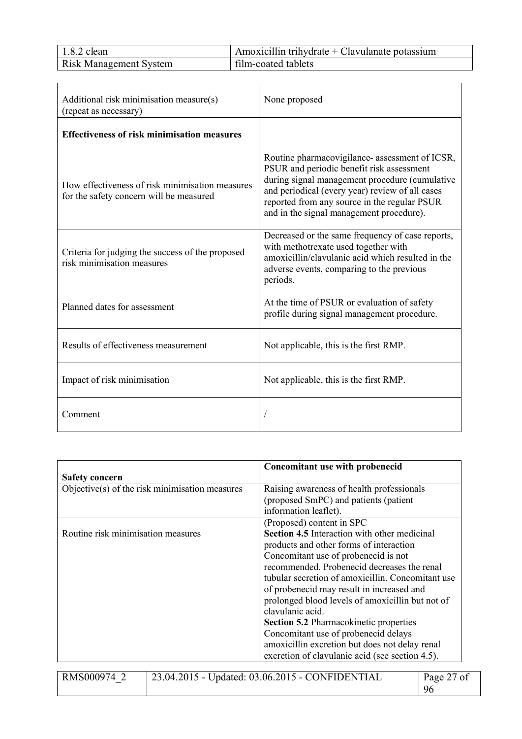| | |
|---|---|
| Additional risk minimisation measure(s) (repeat as necessary) | None proposed |
| **Effectiveness of risk minimisation measures** | |
| How effectiveness of risk minimisation measures for the safety concern will be measured | Routine pharmacovigilance- assessment of ICSR, PSUR and periodic benefit risk assessment during signal management procedure (cumulative and periodical (every year) review of all cases reported from any source in the regular PSUR and in the signal management procedure). |
| Criteria for judging the success of the proposed risk minimisation measures | Decreased or the same frequency of case reports, with methotrexate used together with amoxicillin/clavulanic acid which resulted in the adverse events, comparing to the previous periods. |
| Planned dates for assessment | At the time of PSUR or evaluation of safety profile during signal management procedure. |
| Results of effectiveness measurement | Not applicable, this is the first RMP. |
| Impact of risk minimisation | Not applicable, this is the first RMP. |
| Comment | / |

| **Safety concern** | **Concomitant use with probenecid** |
|---|---|
| Objective(s) of the risk minimisation measures | Raising awareness of health professionals (proposed SmPC) and patients (patient information leaflet). |
| Routine risk minimisation measures | (Proposed) content in SPC<br>**Section 4.5** Interaction with other medicinal products and other forms of interaction<br>Concomitant use of probenecid is not recommended. Probenecid decreases the renal tubular secretion of amoxicillin. Concomitant use of probenecid may result in increased and prolonged blood levels of amoxicillin but not of clavulanic acid.<br>**Section 5.2** Pharmacokinetic properties<br>Concomitant use of probenecid delays amoxicillin excretion but does not delay renal excretion of clavulanic acid (see section 4.5). |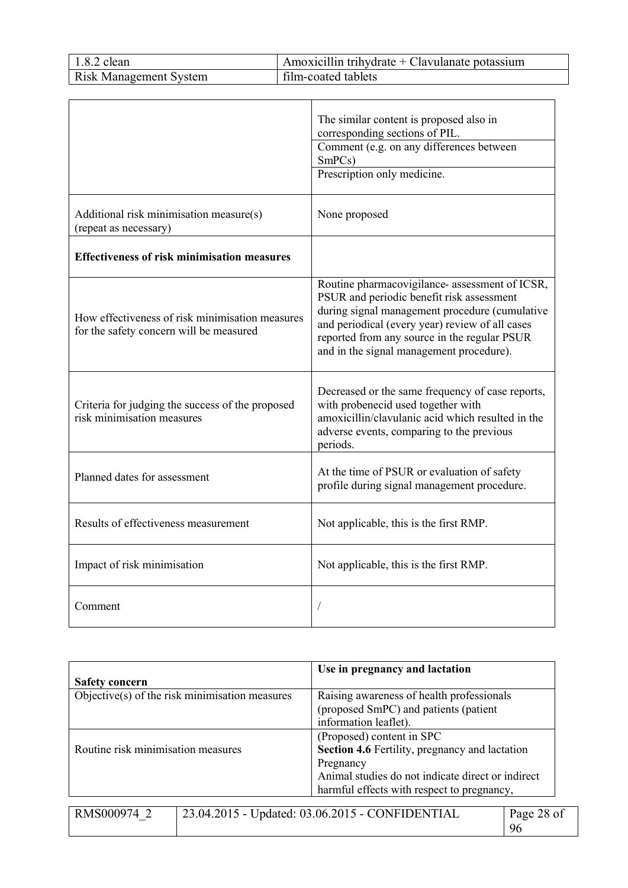| | |
|---|---|
| | The similar content is proposed also in corresponding sections of PIL. |
| | Comment (e.g. on any differences between SmPCs) |
| | Prescription only medicine. |
| Additional risk minimisation measure(s) (repeat as necessary) | None proposed |
| **Effectiveness of risk minimisation measures** | |
| How effectiveness of risk minimisation measures for the safety concern will be measured | Routine pharmacovigilance- assessment of ICSR, PSUR and periodic benefit risk assessment during signal management procedure (cumulative and periodical (every year) review of all cases reported from any source in the regular PSUR and in the signal management procedure). |
| Criteria for judging the success of the proposed risk minimisation measures | Decreased or the same frequency of case reports, with probenecid used together with amoxicillin/clavulanic acid which resulted in the adverse events, comparing to the previous periods. |
| Planned dates for assessment | At the time of PSUR or evaluation of safety profile during signal management procedure. |
| Results of effectiveness measurement | Not applicable, this is the first RMP. |
| Impact of risk minimisation | Not applicable, this is the first RMP. |
| Comment | / |

| **Safety concern** | **Use in pregnancy and lactation** |
|---|---|
| Objective(s) of the risk minimisation measures | Raising awareness of health professionals (proposed SmPC) and patients (patient information leaflet). |
| Routine risk minimisation measures | (Proposed) content in SPC<br>**Section 4.6** Fertility, pregnancy and lactation<br>Pregnancy<br>Animal studies do not indicate direct or indirect harmful effects with respect to pregnancy, |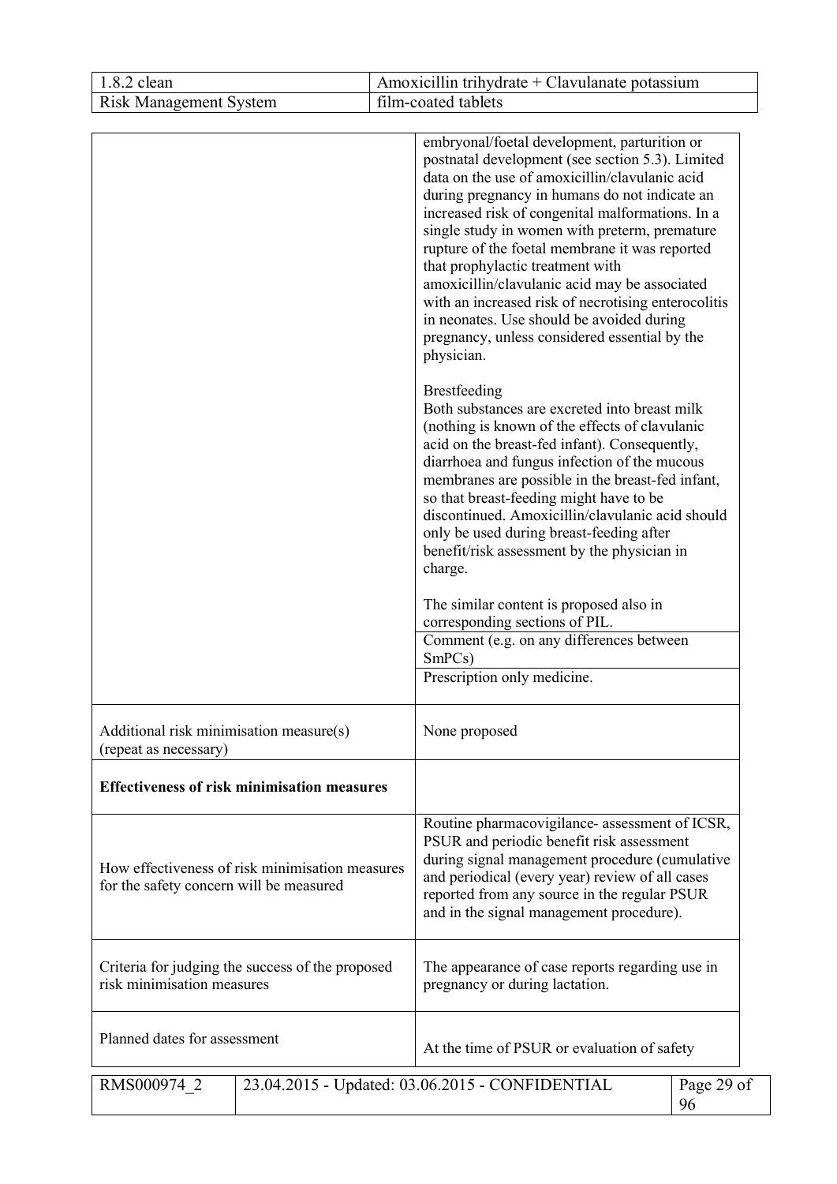| | |
|---|---|
| | embryonal/foetal development, parturition or postnatal development (see section 5.3). Limited data on the use of amoxicillin/clavulanic acid during pregnancy in humans do not indicate an increased risk of congenital malformations. In a single study in women with preterm, premature rupture of the foetal membrane it was reported that prophylactic treatment with amoxicillin/clavulanic acid may be associated with an increased risk of necrotising enterocolitis in neonates. Use should be avoided during pregnancy, unless considered essential by the physician.<br><br>Brestfeeding<br>Both substances are excreted into breast milk (nothing is known of the effects of clavulanic acid on the breast-fed infant). Consequently, diarrhoea and fungus infection of the mucous membranes are possible in the breast-fed infant, so that breast-feeding might have to be discontinued. Amoxicillin/clavulanic acid should only be used during breast-feeding after benefit/risk assessment by the physician in charge.<br><br>The similar content is proposed also in corresponding sections of PIL. |
| | Comment (e.g. on any differences between SmPCs) |
| | Prescription only medicine. |
| Additional risk minimisation measure(s) (repeat as necessary) | None proposed |
| **Effectiveness of risk minimisation measures** | |
| How effectiveness of risk minimisation measures for the safety concern will be measured | Routine pharmacovigilance- assessment of ICSR, PSUR and periodic benefit risk assessment during signal management procedure (cumulative and periodical (every year) review of all cases reported from any source in the regular PSUR and in the signal management procedure). |
| Criteria for judging the success of the proposed risk minimisation measures | The appearance of case reports regarding use in pregnancy or during lactation. |
| Planned dates for assessment | At the time of PSUR or evaluation of safety |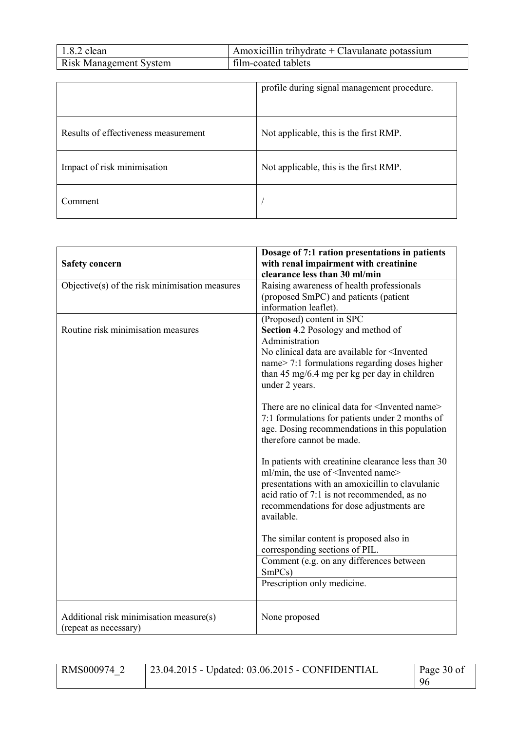| | |
|---|---|
| | profile during signal management procedure. |
| Results of effectiveness measurement | Not applicable, this is the first RMP. |
| Impact of risk minimisation | Not applicable, this is the first RMP. |
| Comment | / |

| **Safety concern** | **Dosage of 7:1 ration presentations in patients with renal impairment with creatinine clearance less than 30 ml/min** |
|---|---|
| Objective(s) of the risk minimisation measures | Raising awareness of health professionals (proposed SmPC) and patients (patient information leaflet). |
| Routine risk minimisation measures | (Proposed) content in SPC<br>**Section 4**.2 Posology and method of Administration<br>No clinical data are available for <Invented name> 7:1 formulations regarding doses higher than 45 mg/6.4 mg per kg per day in children under 2 years.<br><br>There are no clinical data for <Invented name> 7:1 formulations for patients under 2 months of age. Dosing recommendations in this population therefore cannot be made.<br><br>In patients with creatinine clearance less than 30 ml/min, the use of <Invented name> presentations with an amoxicillin to clavulanic acid ratio of 7:1 is not recommended, as no recommendations for dose adjustments are available.<br><br>The similar content is proposed also in corresponding sections of PIL. |
| | Comment (e.g. on any differences between SmPCs) |
| | Prescription only medicine. |
| Additional risk minimisation measure(s) (repeat as necessary) | None proposed |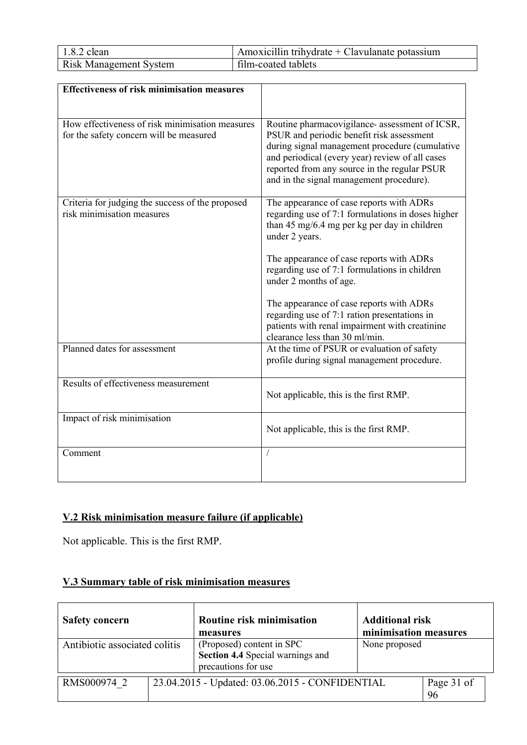| Effectiveness of risk minimisation measures | |
|---|---|
| How effectiveness of risk minimisation measures for the safety concern will be measured | Routine pharmacovigilance- assessment of ICSR, PSUR and periodic benefit risk assessment during signal management procedure (cumulative and periodical (every year) review of all cases reported from any source in the regular PSUR and in the signal management procedure). |
| Criteria for judging the success of the proposed risk minimisation measures | The appearance of case reports with ADRs regarding use of 7:1 formulations in doses higher than 45 mg/6.4 mg per kg per day in children under 2 years.<br><br>The appearance of case reports with ADRs regarding use of 7:1 formulations in children under 2 months of age.<br><br>The appearance of case reports with ADRs regarding use of 7:1 ration presentations in patients with renal impairment with creatinine clearance less than 30 ml/min. |
| Planned dates for assessment | At the time of PSUR or evaluation of safety profile during signal management procedure. |
| Results of effectiveness measurement | Not applicable, this is the first RMP. |
| Impact of risk minimisation | Not applicable, this is the first RMP. |
| Comment | / |

## V.2 Risk minimisation measure failure (if applicable)

Not applicable. This is the first RMP.

## V.3 Summary table of risk minimisation measures

| Safety concern | Routine risk minimisation measures | Additional risk minimisation measures |
|---|---|---|
| Antibiotic associated colitis | (Proposed) content in SPC<br>**Section 4.4** Special warnings and precautions for use | None proposed |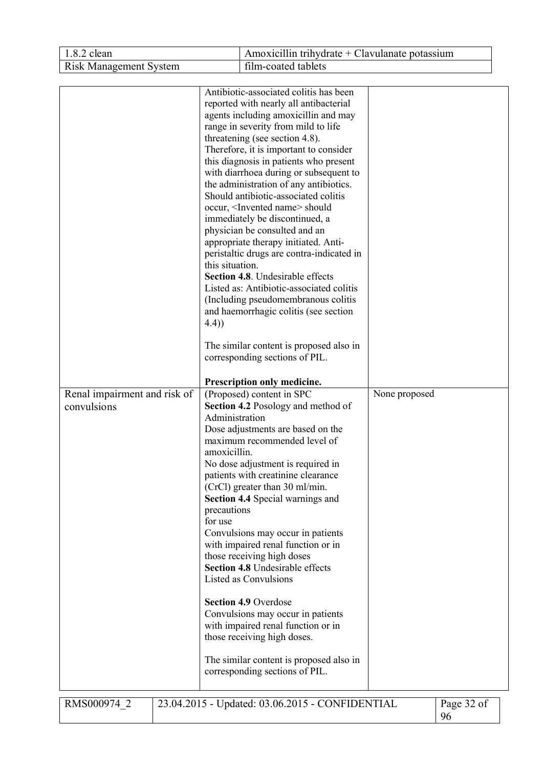| | | |
|---|---|---|
| | Antibiotic-associated colitis has been reported with nearly all antibacterial agents including amoxicillin and may range in severity from mild to life threatening (see section 4.8). Therefore, it is important to consider this diagnosis in patients who present with diarrhoea during or subsequent to the administration of any antibiotics. Should antibiotic-associated colitis occur, <Invented name> should immediately be discontinued, a physician be consulted and an appropriate therapy initiated. Anti-peristaltic drugs are contra-indicated in this situation.<br>**Section 4.8**. Undesirable effects<br>Listed as: Antibiotic-associated colitis (Including pseudomembranous colitis and haemorrhagic colitis (see section 4.4))<br><br>The similar content is proposed also in corresponding sections of PIL.<br><br>**Prescription only medicine.** | |
| Renal impairment and risk of convulsions | (Proposed) content in SPC<br>**Section 4.2** Posology and method of Administration<br>Dose adjustments are based on the maximum recommended level of amoxicillin.<br>No dose adjustment is required in patients with creatinine clearance (CrCl) greater than 30 ml/min.<br>**Section 4.4** Special warnings and precautions for use<br>Convulsions may occur in patients with impaired renal function or in those receiving high doses<br>**Section 4.8** Undesirable effects<br>Listed as Convulsions<br><br>**Section 4.9** Overdose<br>Convulsions may occur in patients with impaired renal function or in those receiving high doses.<br><br>The similar content is proposed also in corresponding sections of PIL. | None proposed |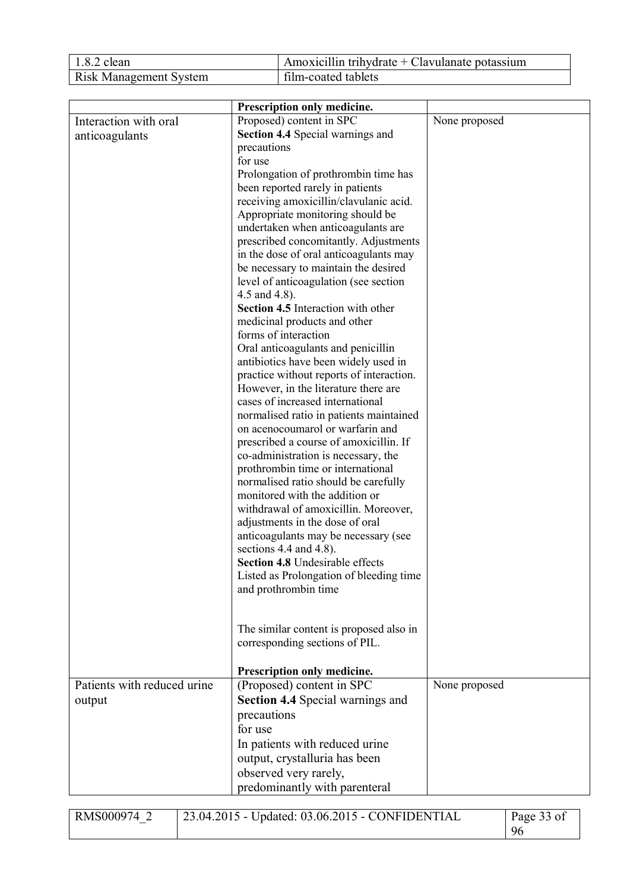| 1.8.2 clean | Amoxicillin trihydrate + Clavulanate potassium |
|---|---|
| Risk Management System | film-coated tablets |

| | | |
|---|---|---|
| | **Prescription only medicine.** | |
| Interaction with oral anticoagulants | Proposed) content in SPC<br>**Section 4.4** Special warnings and precautions for use<br>Prolongation of prothrombin time has been reported rarely in patients receiving amoxicillin/clavulanic acid. Appropriate monitoring should be undertaken when anticoagulants are prescribed concomitantly. Adjustments in the dose of oral anticoagulants may be necessary to maintain the desired level of anticoagulation (see section 4.5 and 4.8).<br>**Section 4.5** Interaction with other medicinal products and other forms of interaction<br>Oral anticoagulants and penicillin antibiotics have been widely used in practice without reports of interaction. However, in the literature there are cases of increased international normalised ratio in patients maintained on acenocoumarol or warfarin and prescribed a course of amoxicillin. If co-administration is necessary, the prothrombin time or international normalised ratio should be carefully monitored with the addition or withdrawal of amoxicillin. Moreover, adjustments in the dose of oral anticoagulants may be necessary (see sections 4.4 and 4.8).<br>**Section 4.8** Undesirable effects<br>Listed as Prolongation of bleeding time and prothrombin time<br><br>The similar content is proposed also in corresponding sections of PIL.<br><br>**Prescription only medicine.** | None proposed |
| Patients with reduced urine output | (Proposed) content in SPC<br>**Section 4.4** Special warnings and precautions for use<br>In patients with reduced urine output, crystalluria has been observed very rarely, predominantly with parenteral | None proposed |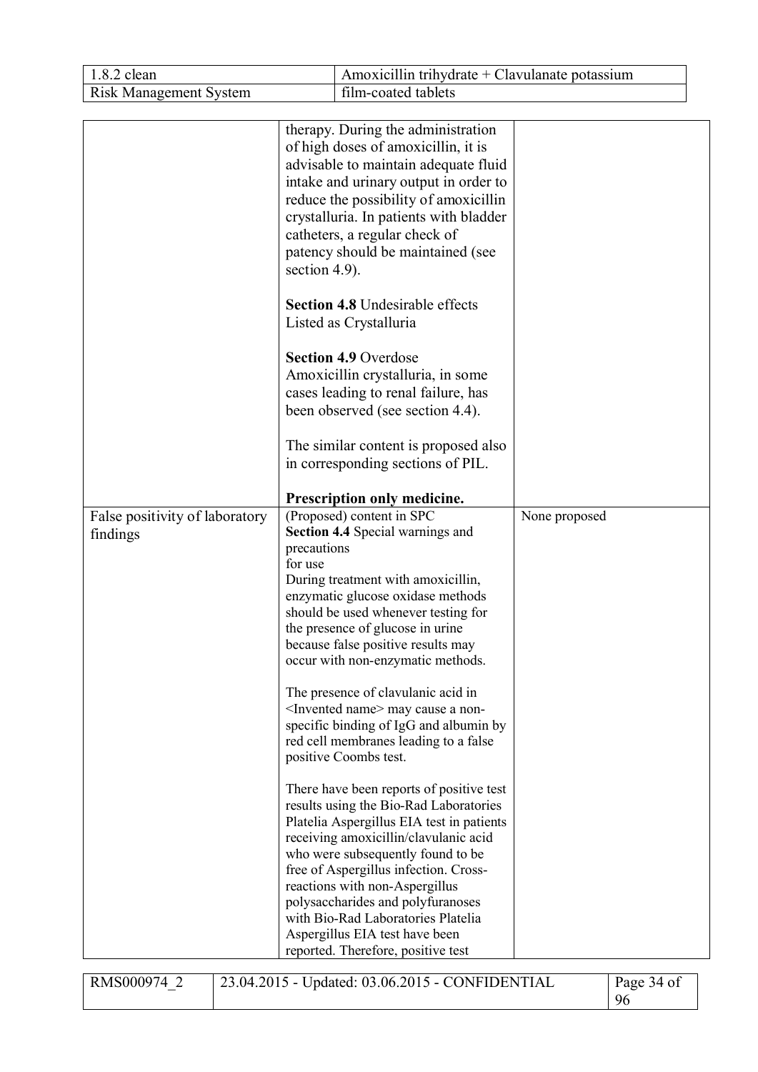| | | |
|---|---|---|
| | therapy. During the administration of high doses of amoxicillin, it is advisable to maintain adequate fluid intake and urinary output in order to reduce the possibility of amoxicillin crystalluria. In patients with bladder catheters, a regular check of patency should be maintained (see section 4.9).<br><br>**Section 4.8** Undesirable effects<br>Listed as Crystalluria<br><br>**Section 4.9** Overdose<br>Amoxicillin crystalluria, in some cases leading to renal failure, has been observed (see section 4.4).<br><br>The similar content is proposed also in corresponding sections of PIL.<br><br>**Prescription only medicine.** | |
| False positivity of laboratory findings | (Proposed) content in SPC<br>**Section 4.4** Special warnings and precautions for use<br>During treatment with amoxicillin, enzymatic glucose oxidase methods should be used whenever testing for the presence of glucose in urine because false positive results may occur with non-enzymatic methods.<br><br>The presence of clavulanic acid in <Invented name> may cause a non-specific binding of IgG and albumin by red cell membranes leading to a false positive Coombs test.<br><br>There have been reports of positive test results using the Bio-Rad Laboratories Platelia Aspergillus EIA test in patients receiving amoxicillin/clavulanic acid who were subsequently found to be free of Aspergillus infection. Cross-reactions with non-Aspergillus polysaccharides and polyfuranoses with Bio-Rad Laboratories Platelia Aspergillus EIA test have been reported. Therefore, positive test | None proposed |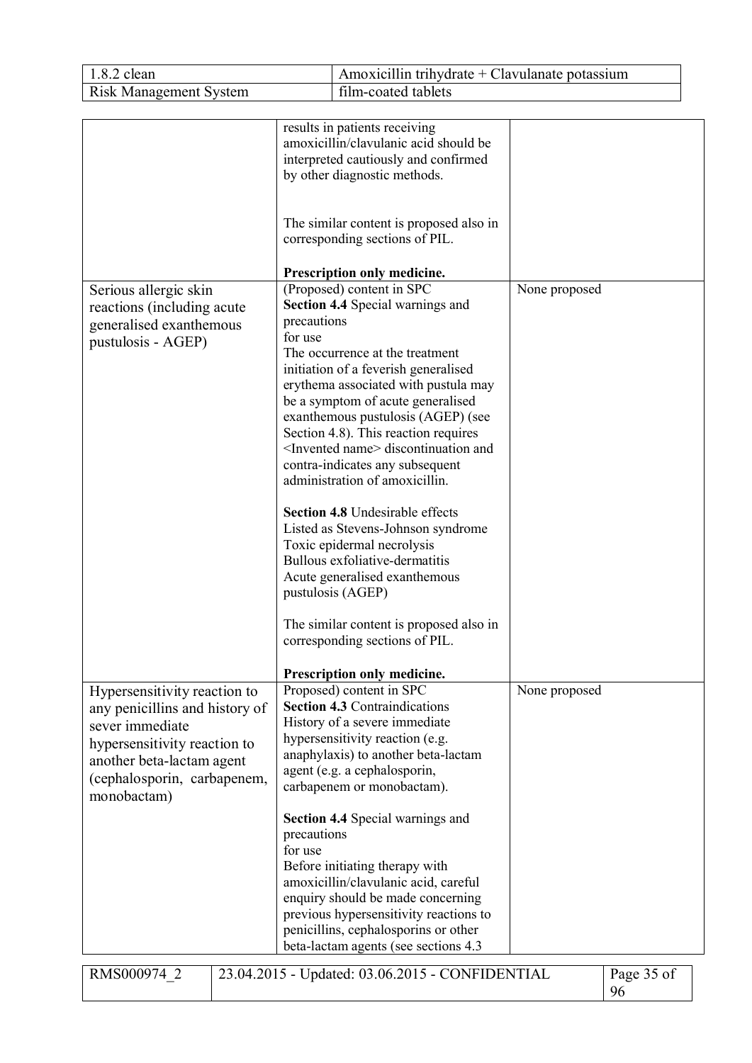| | | |
|---|---|---|
| | results in patients receiving amoxicillin/clavulanic acid should be interpreted cautiously and confirmed by other diagnostic methods.<br><br>The similar content is proposed also in corresponding sections of PIL.<br><br>**Prescription only medicine.** | |
| Serious allergic skin reactions (including acute generalised exanthemous pustulosis - AGEP) | (Proposed) content in SPC<br>**Section 4.4** Special warnings and precautions for use<br>The occurrence at the treatment initiation of a feverish generalised erythema associated with pustula may be a symptom of acute generalised exanthemous pustulosis (AGEP) (see Section 4.8). This reaction requires <Invented name> discontinuation and contra-indicates any subsequent administration of amoxicillin.<br><br>**Section 4.8** Undesirable effects<br>Listed as Stevens-Johnson syndrome<br>Toxic epidermal necrolysis<br>Bullous exfoliative-dermatitis<br>Acute generalised exanthemous pustulosis (AGEP)<br><br>The similar content is proposed also in corresponding sections of PIL.<br><br>**Prescription only medicine.** | None proposed |
| Hypersensitivity reaction to any penicillins and history of sever immediate hypersensitivity reaction to another beta-lactam agent (cephalosporin, carbapenem, monobactam) | Proposed) content in SPC<br>**Section 4.3** Contraindications<br>History of a severe immediate hypersensitivity reaction (e.g. anaphylaxis) to another beta-lactam agent (e.g. a cephalosporin, carbapenem or monobactam).<br><br>**Section 4.4** Special warnings and precautions for use<br>Before initiating therapy with amoxicillin/clavulanic acid, careful enquiry should be made concerning previous hypersensitivity reactions to penicillins, cephalosporins or other beta-lactam agents (see sections 4.3 | None proposed |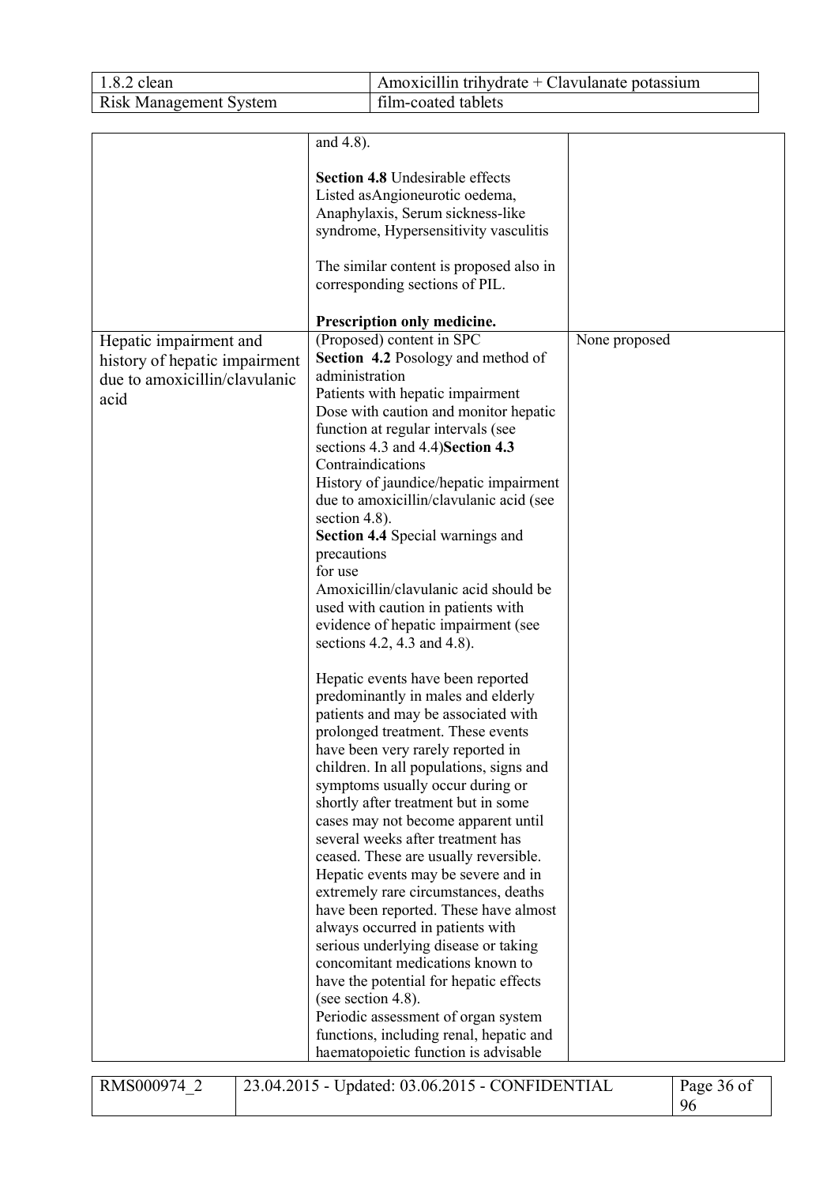| | | |
|---|---|---|
| | and 4.8).<br><br>**Section 4.8** Undesirable effects<br>Listed asAngioneurotic oedema, Anaphylaxis, Serum sickness-like syndrome, Hypersensitivity vasculitis<br><br>The similar content is proposed also in corresponding sections of PIL.<br><br>**Prescription only medicine.** | |
| Hepatic impairment and history of hepatic impairment due to amoxicillin/clavulanic acid | (Proposed) content in SPC<br>**Section 4.2** Posology and method of administration<br>Patients with hepatic impairment<br>Dose with caution and monitor hepatic function at regular intervals (see sections 4.3 and 4.4)**Section 4.3** Contraindications<br>History of jaundice/hepatic impairment due to amoxicillin/clavulanic acid (see section 4.8).<br>**Section 4.4** Special warnings and precautions for use<br>Amoxicillin/clavulanic acid should be used with caution in patients with evidence of hepatic impairment (see sections 4.2, 4.3 and 4.8).<br><br>Hepatic events have been reported predominantly in males and elderly patients and may be associated with prolonged treatment. These events have been very rarely reported in children. In all populations, signs and symptoms usually occur during or shortly after treatment but in some cases may not become apparent until several weeks after treatment has ceased. These are usually reversible. Hepatic events may be severe and in extremely rare circumstances, deaths have been reported. These have almost always occurred in patients with serious underlying disease or taking concomitant medications known to have the potential for hepatic effects (see section 4.8).<br>Periodic assessment of organ system functions, including renal, hepatic and haematopoietic function is advisable | None proposed |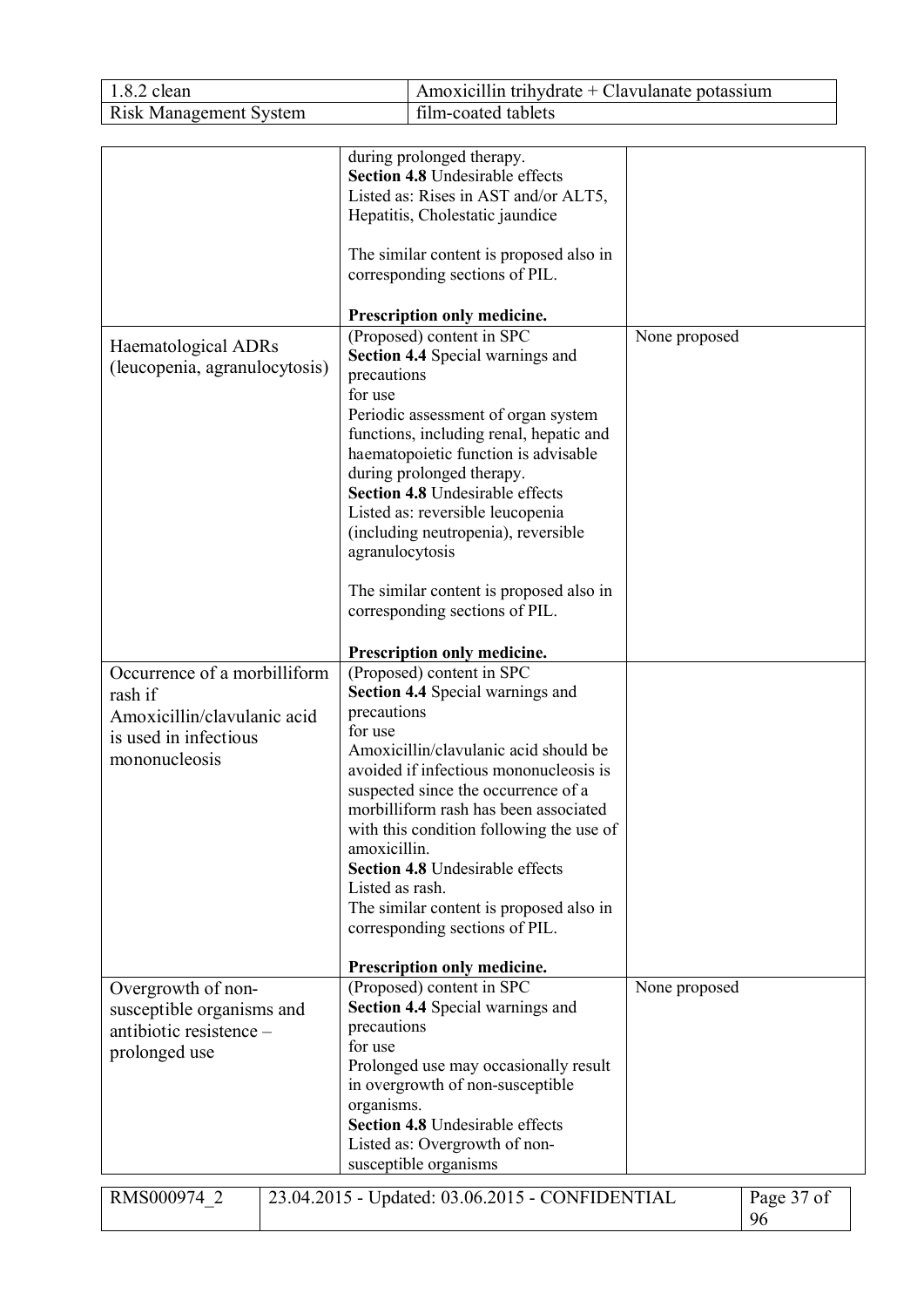| | | |
|---|---|---|
| | during prolonged therapy.<br>**Section 4.8** Undesirable effects<br>Listed as: Rises in AST and/or ALT5, Hepatitis, Cholestatic jaundice<br><br>The similar content is proposed also in corresponding sections of PIL.<br><br>**Prescription only medicine.** | |
| Haematological ADRs (leucopenia, agranulocytosis) | (Proposed) content in SPC<br>**Section 4.4** Special warnings and precautions<br>for use<br>Periodic assessment of organ system functions, including renal, hepatic and haematopoietic function is advisable during prolonged therapy.<br>**Section 4.8** Undesirable effects<br>Listed as: reversible leucopenia (including neutropenia), reversible agranulocytosis<br><br>The similar content is proposed also in corresponding sections of PIL.<br><br>**Prescription only medicine.** | None proposed |
| Occurrence of a morbilliform rash if Amoxicillin/clavulanic acid is used in infectious mononucleosis | (Proposed) content in SPC<br>**Section 4.4** Special warnings and precautions<br>for use<br>Amoxicillin/clavulanic acid should be avoided if infectious mononucleosis is suspected since the occurrence of a morbilliform rash has been associated with this condition following the use of amoxicillin.<br>**Section 4.8** Undesirable effects<br>Listed as rash.<br>The similar content is proposed also in corresponding sections of PIL.<br><br>**Prescription only medicine.** | |
| Overgrowth of non-susceptible organisms and antibiotic resistence – prolonged use | (Proposed) content in SPC<br>**Section 4.4** Special warnings and precautions<br>for use<br>Prolonged use may occasionally result in overgrowth of non-susceptible organisms.<br>**Section 4.8** Undesirable effects<br>Listed as: Overgrowth of non-susceptible organisms | None proposed |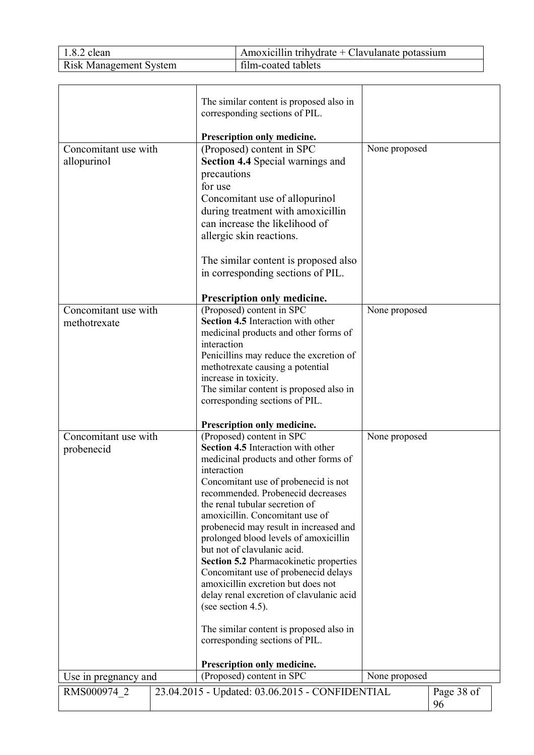| | | |
|---|---|---|
| | The similar content is proposed also in corresponding sections of PIL.<br><br>**Prescription only medicine.** | |
| Concomitant use with allopurinol | (Proposed) content in SPC<br>**Section 4.4** Special warnings and precautions for use<br>Concomitant use of allopurinol during treatment with amoxicillin can increase the likelihood of allergic skin reactions.<br><br>The similar content is proposed also in corresponding sections of PIL.<br><br>**Prescription only medicine.** | None proposed |
| Concomitant use with methotrexate | (Proposed) content in SPC<br>**Section 4.5** Interaction with other medicinal products and other forms of interaction<br>Penicillins may reduce the excretion of methotrexate causing a potential increase in toxicity.<br>The similar content is proposed also in corresponding sections of PIL.<br><br>**Prescription only medicine.** | None proposed |
| Concomitant use with probenecid | (Proposed) content in SPC<br>**Section 4.5** Interaction with other medicinal products and other forms of interaction<br>Concomitant use of probenecid is not recommended. Probenecid decreases the renal tubular secretion of amoxicillin. Concomitant use of probenecid may result in increased and prolonged blood levels of amoxicillin but not of clavulanic acid.<br>**Section 5.2** Pharmacokinetic properties<br>Concomitant use of probenecid delays amoxicillin excretion but does not delay renal excretion of clavulanic acid (see section 4.5).<br><br>The similar content is proposed also in corresponding sections of PIL.<br><br>**Prescription only medicine.** | None proposed |
| Use in pregnancy and | (Proposed) content in SPC | None proposed |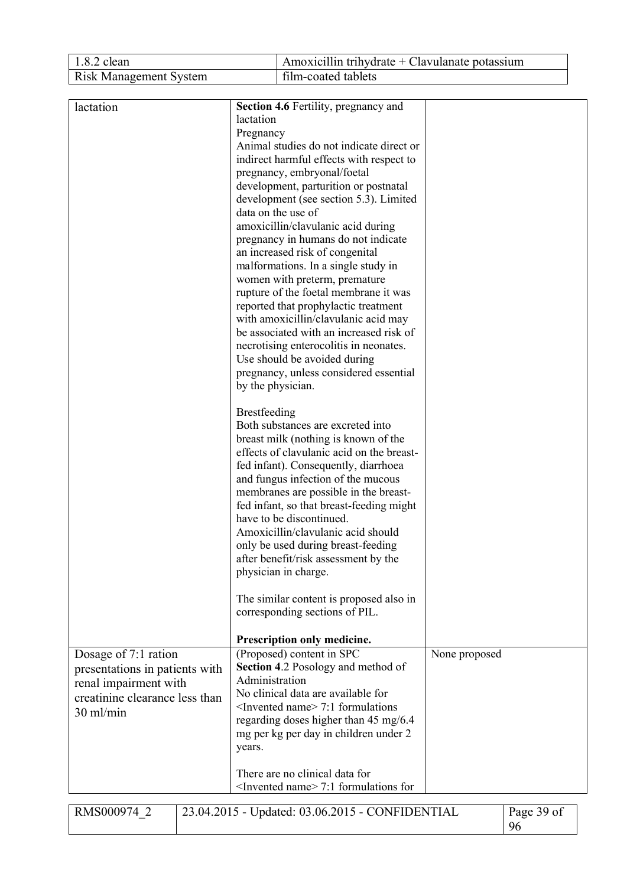| | |
|---|---|
| 1.8.2 clean | Amoxicillin trihydrate + Clavulanate potassium |
| Risk Management System | film-coated tablets |

| | | |
|---|---|---|
| lactation | **Section 4.6** Fertility, pregnancy and lactation<br>Pregnancy<br>Animal studies do not indicate direct or indirect harmful effects with respect to pregnancy, embryonal/foetal development, parturition or postnatal development (see section 5.3). Limited data on the use of amoxicillin/clavulanic acid during pregnancy in humans do not indicate an increased risk of congenital malformations. In a single study in women with preterm, premature rupture of the foetal membrane it was reported that prophylactic treatment with amoxicillin/clavulanic acid may be associated with an increased risk of necrotising enterocolitis in neonates. Use should be avoided during pregnancy, unless considered essential by the physician.<br><br>Brestfeeding<br>Both substances are excreted into breast milk (nothing is known of the effects of clavulanic acid on the breast-fed infant). Consequently, diarrhoea and fungus infection of the mucous membranes are possible in the breast-fed infant, so that breast-feeding might have to be discontinued. Amoxicillin/clavulanic acid should only be used during breast-feeding after benefit/risk assessment by the physician in charge.<br><br>The similar content is proposed also in corresponding sections of PIL.<br><br>**Prescription only medicine.** | |
| Dosage of 7:1 ration presentations in patients with renal impairment with creatinine clearance less than 30 ml/min | (Proposed) content in SPC<br>**Section 4**.2 Posology and method of Administration<br>No clinical data are available for <Invented name> 7:1 formulations regarding doses higher than 45 mg/6.4 mg per kg per day in children under 2 years.<br><br>There are no clinical data for <Invented name> 7:1 formulations for | None proposed |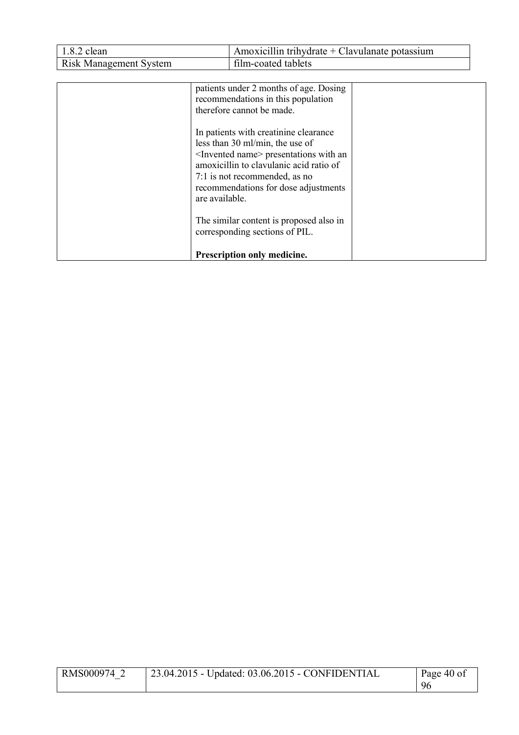| | | |
|---|---|---|
| | patients under 2 months of age. Dosing recommendations in this population therefore cannot be made.<br><br>In patients with creatinine clearance less than 30 ml/min, the use of <Invented name> presentations with an amoxicillin to clavulanic acid ratio of 7:1 is not recommended, as no recommendations for dose adjustments are available.<br><br>The similar content is proposed also in corresponding sections of PIL.<br><br>**Prescription only medicine.** | |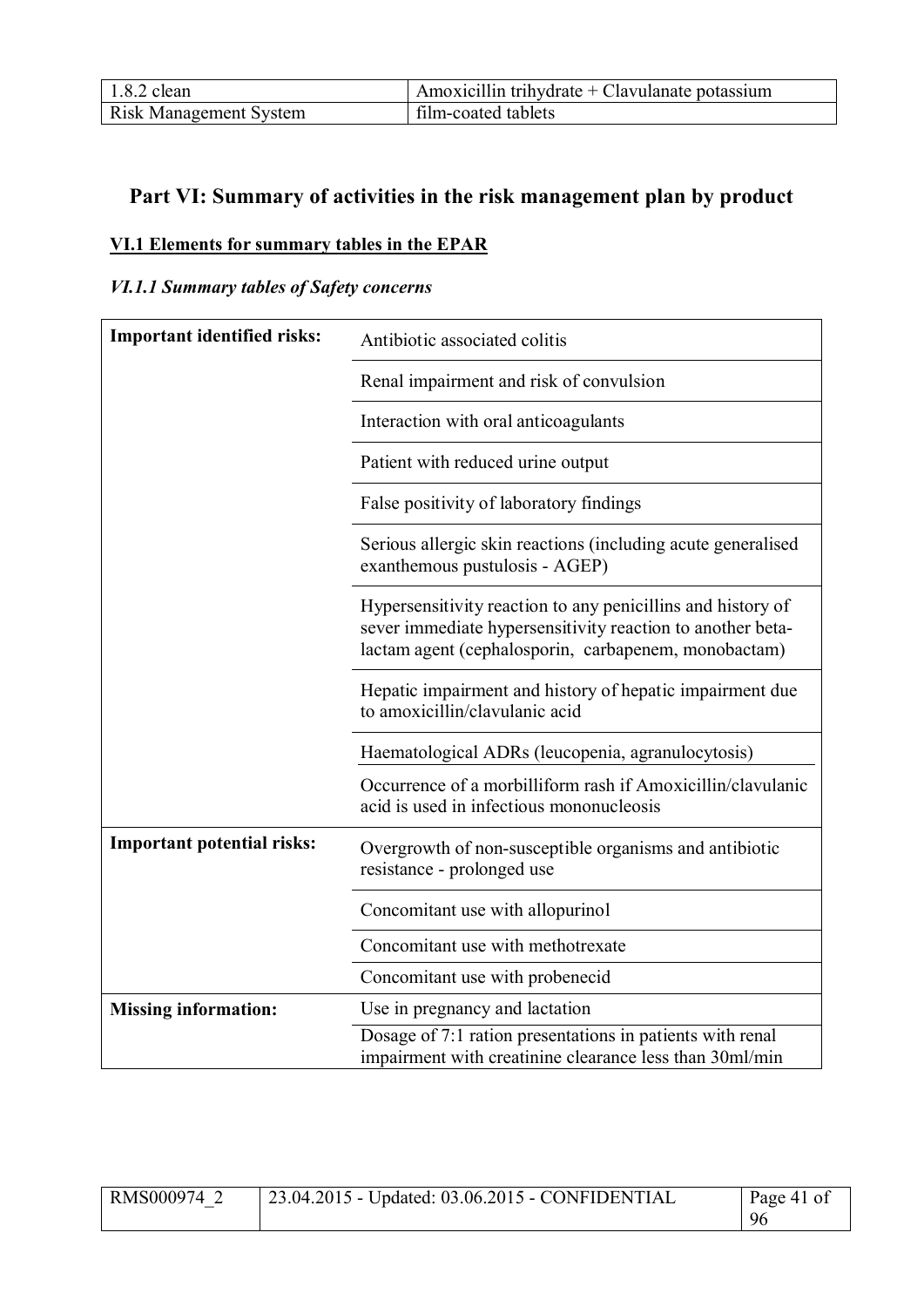# Part VI: Summary of activities in the risk management plan by product

## VI.1 Elements for summary tables in the EPAR

### *VI.1.1 Summary tables of Safety concerns*

| | |
|---|---|
| **Important identified risks:** | Antibiotic associated colitis |
| | Renal impairment and risk of convulsion |
| | Interaction with oral anticoagulants |
| | Patient with reduced urine output |
| | False positivity of laboratory findings |
| | Serious allergic skin reactions (including acute generalised exanthemous pustulosis - AGEP) |
| | Hypersensitivity reaction to any penicillins and history of sever immediate hypersensitivity reaction to another beta-lactam agent (cephalosporin, carbapenem, monobactam) |
| | Hepatic impairment and history of hepatic impairment due to amoxicillin/clavulanic acid |
| | Haematological ADRs (leucopenia, agranulocytosis) |
| | Occurrence of a morbilliform rash if Amoxicillin/clavulanic acid is used in infectious mononucleosis |
| **Important potential risks:** | Overgrowth of non-susceptible organisms and antibiotic resistance - prolonged use |
| | Concomitant use with allopurinol |
| | Concomitant use with methotrexate |
| | Concomitant use with probenecid |
| **Missing information:** | Use in pregnancy and lactation |
| | Dosage of 7:1 ration presentations in patients with renal impairment with creatinine clearance less than 30ml/min |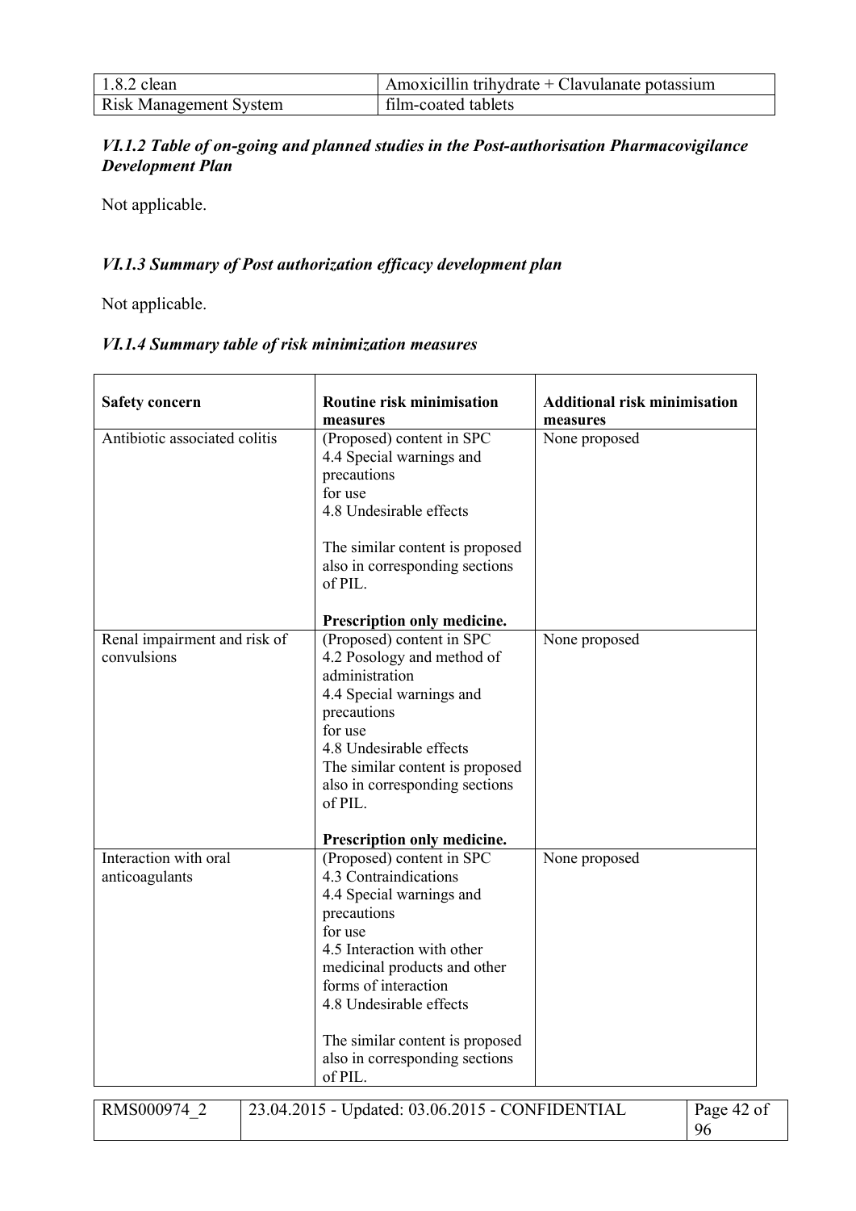### *VI.1.2 Table of on-going and planned studies in the Post-authorisation Pharmacovigilance Development Plan*

Not applicable.

### *VI.1.3 Summary of Post authorization efficacy development plan*

Not applicable.

### *VI.1.4 Summary table of risk minimization measures*

| Safety concern | Routine risk minimisation measures | Additional risk minimisation measures |
|---|---|---|
| Antibiotic associated colitis | (Proposed) content in SPC<br>4.4 Special warnings and precautions for use<br>4.8 Undesirable effects<br><br>The similar content is proposed also in corresponding sections of PIL.<br><br>**Prescription only medicine.** | None proposed |
| Renal impairment and risk of convulsions | (Proposed) content in SPC<br>4.2 Posology and method of administration<br>4.4 Special warnings and precautions for use<br>4.8 Undesirable effects<br>The similar content is proposed also in corresponding sections of PIL.<br><br>**Prescription only medicine.** | None proposed |
| Interaction with oral anticoagulants | (Proposed) content in SPC<br>4.3 Contraindications<br>4.4 Special warnings and precautions for use<br>4.5 Interaction with other medicinal products and other forms of interaction<br>4.8 Undesirable effects<br><br>The similar content is proposed also in corresponding sections of PIL. | None proposed |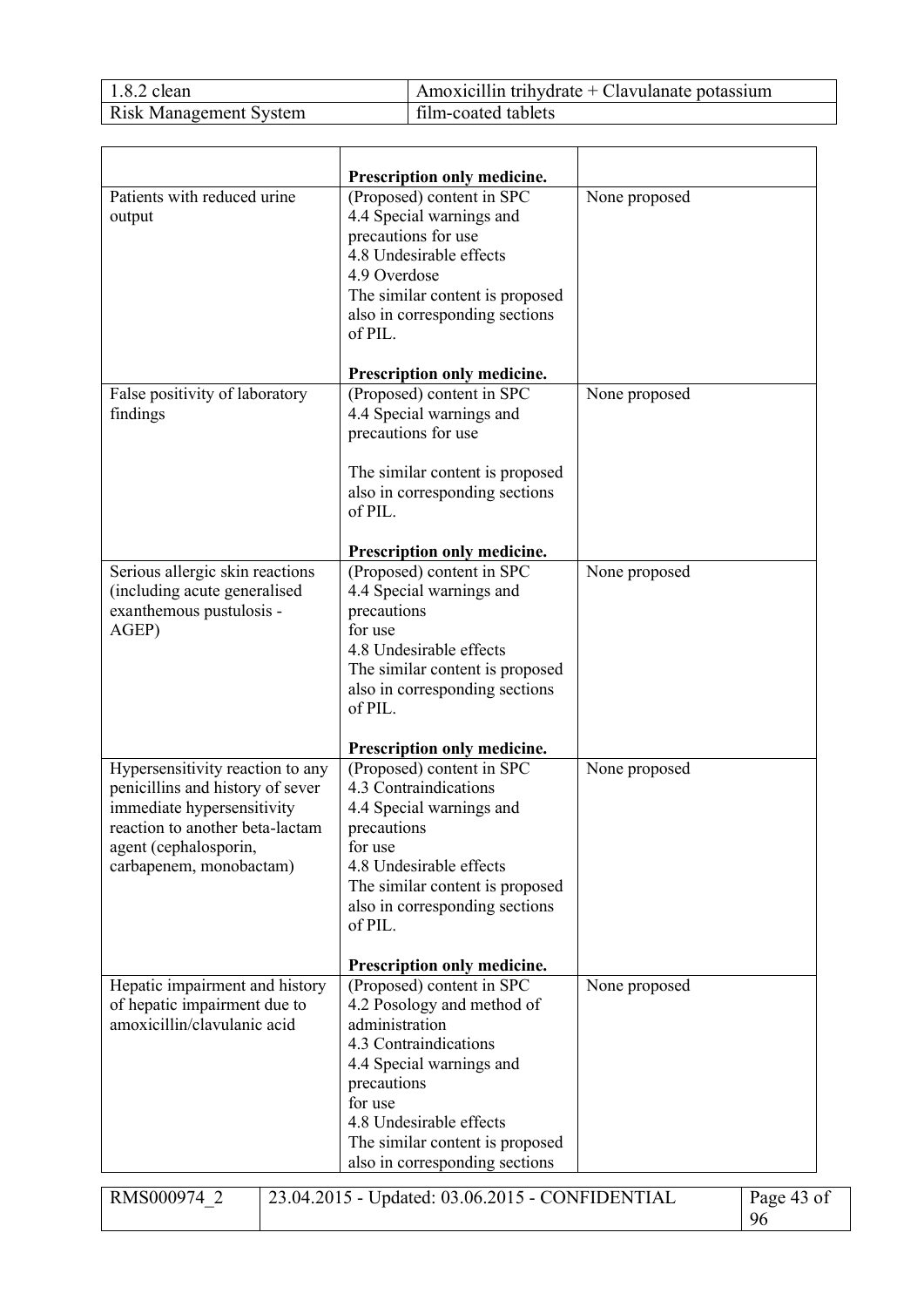| | | |
|---|---|---|
| | **Prescription only medicine.** | |
| Patients with reduced urine output | (Proposed) content in SPC<br>4.4 Special warnings and precautions for use<br>4.8 Undesirable effects<br>4.9 Overdose<br>The similar content is proposed also in corresponding sections of PIL.<br><br>**Prescription only medicine.** | None proposed |
| False positivity of laboratory findings | (Proposed) content in SPC<br>4.4 Special warnings and precautions for use<br><br>The similar content is proposed also in corresponding sections of PIL.<br><br>**Prescription only medicine.** | None proposed |
| Serious allergic skin reactions (including acute generalised exanthemous pustulosis - AGEP) | (Proposed) content in SPC<br>4.4 Special warnings and precautions<br>for use<br>4.8 Undesirable effects<br>The similar content is proposed also in corresponding sections of PIL.<br><br>**Prescription only medicine.** | None proposed |
| Hypersensitivity reaction to any penicillins and history of sever immediate hypersensitivity reaction to another beta-lactam agent (cephalosporin, carbapenem, monobactam) | (Proposed) content in SPC<br>4.3 Contraindications<br>4.4 Special warnings and precautions<br>for use<br>4.8 Undesirable effects<br>The similar content is proposed also in corresponding sections of PIL.<br><br>**Prescription only medicine.** | None proposed |
| Hepatic impairment and history of hepatic impairment due to amoxicillin/clavulanic acid | (Proposed) content in SPC<br>4.2 Posology and method of administration<br>4.3 Contraindications<br>4.4 Special warnings and precautions<br>for use<br>4.8 Undesirable effects<br>The similar content is proposed also in corresponding sections | None proposed |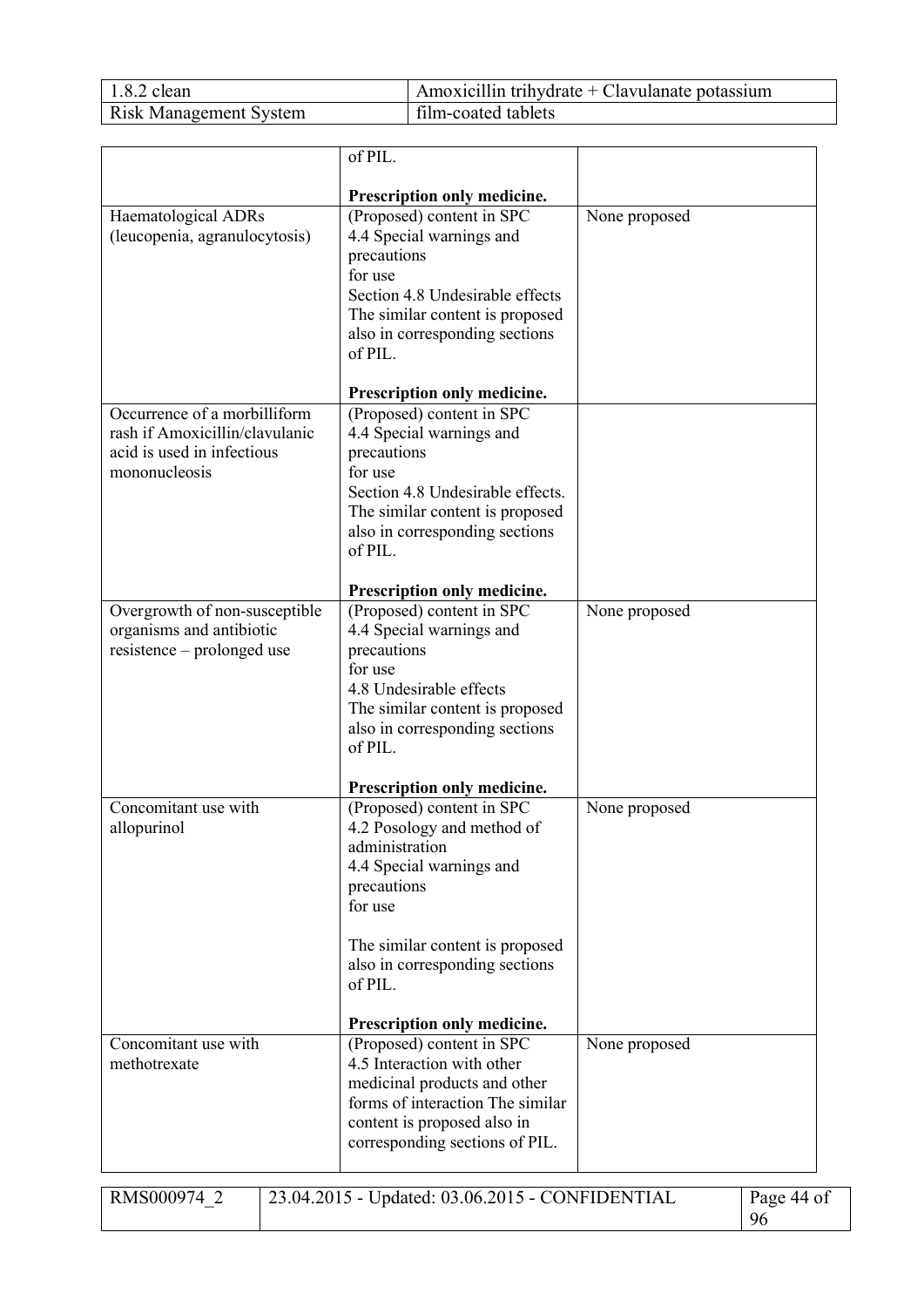| | | |
|---|---|---|
| | of PIL.<br><br>**Prescription only medicine.** | |
| Haematological ADRs (leucopenia, agranulocytosis) | (Proposed) content in SPC<br>4.4 Special warnings and precautions<br>for use<br>Section 4.8 Undesirable effects<br>The similar content is proposed also in corresponding sections of PIL.<br><br>**Prescription only medicine.** | None proposed |
| Occurrence of a morbilliform rash if Amoxicillin/clavulanic acid is used in infectious mononucleosis | (Proposed) content in SPC<br>4.4 Special warnings and precautions<br>for use<br>Section 4.8 Undesirable effects.<br>The similar content is proposed also in corresponding sections of PIL.<br><br>**Prescription only medicine.** | |
| Overgrowth of non-susceptible organisms and antibiotic resistence – prolonged use | (Proposed) content in SPC<br>4.4 Special warnings and precautions<br>for use<br>4.8 Undesirable effects<br>The similar content is proposed also in corresponding sections of PIL.<br><br>**Prescription only medicine.** | None proposed |
| Concomitant use with allopurinol | (Proposed) content in SPC<br>4.2 Posology and method of administration<br>4.4 Special warnings and precautions<br>for use<br><br>The similar content is proposed also in corresponding sections of PIL.<br><br>**Prescription only medicine.** | None proposed |
| Concomitant use with methotrexate | (Proposed) content in SPC<br>4.5 Interaction with other medicinal products and other forms of interaction The similar content is proposed also in corresponding sections of PIL. | None proposed |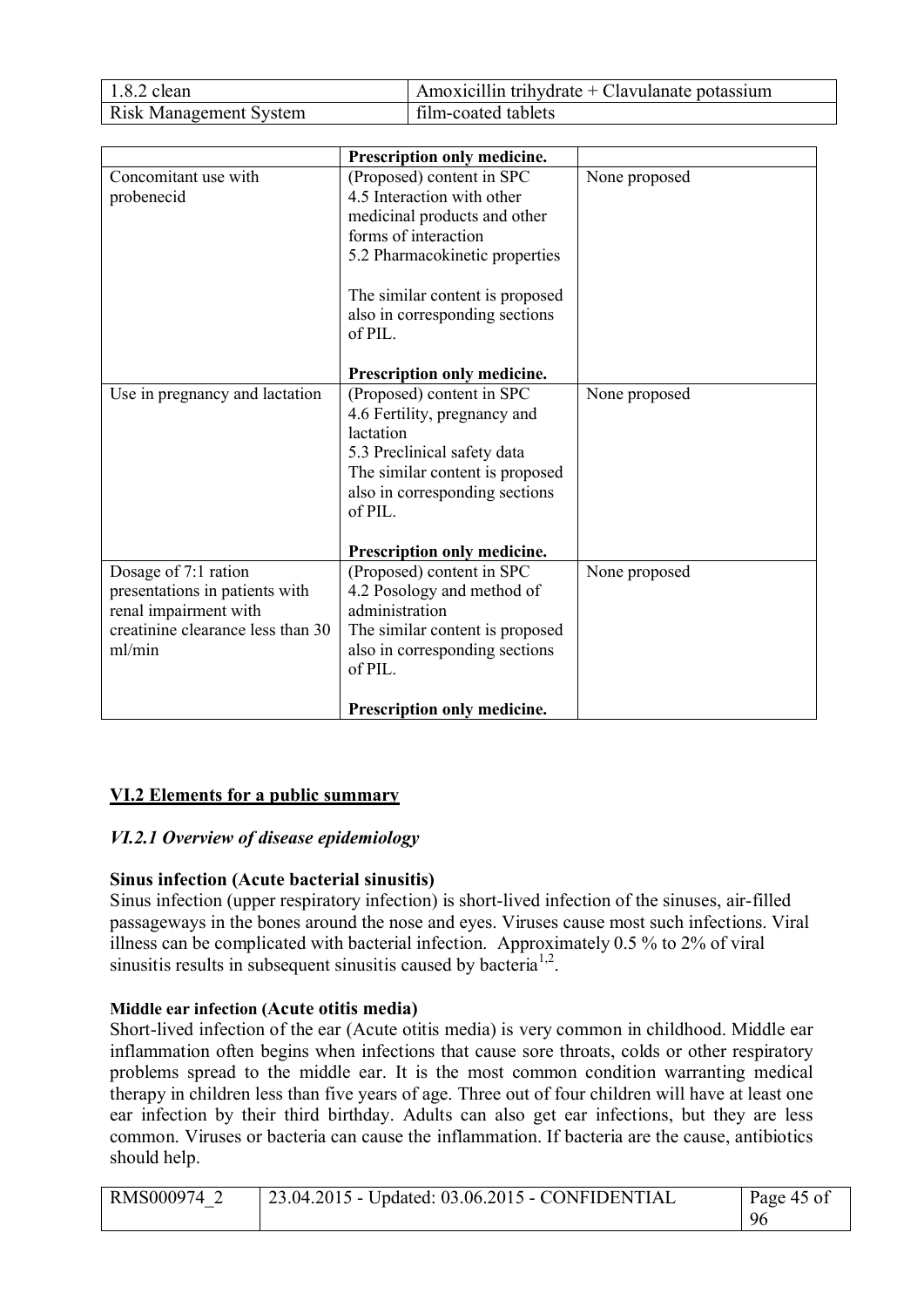| | Prescription only medicine. | |
|---|---|---|
| Concomitant use with probenecid | (Proposed) content in SPC<br>4.5 Interaction with other medicinal products and other forms of interaction<br>5.2 Pharmacokinetic properties<br><br>The similar content is proposed also in corresponding sections of PIL.<br><br>**Prescription only medicine.** | None proposed |
| Use in pregnancy and lactation | (Proposed) content in SPC<br>4.6 Fertility, pregnancy and lactation<br>5.3 Preclinical safety data<br>The similar content is proposed also in corresponding sections of PIL.<br><br>**Prescription only medicine.** | None proposed |
| Dosage of 7:1 ration presentations in patients with renal impairment with creatinine clearance less than 30 ml/min | (Proposed) content in SPC<br>4.2 Posology and method of administration<br>The similar content is proposed also in corresponding sections of PIL.<br><br>**Prescription only medicine.** | None proposed |

## VI.2 Elements for a public summary

### *VI.2.1 Overview of disease epidemiology*

**Sinus infection (Acute bacterial sinusitis)**

Sinus infection (upper respiratory infection) is short-lived infection of the sinuses, air-filled passageways in the bones around the nose and eyes. Viruses cause most such infections. Viral illness can be complicated with bacterial infection. Approximately 0.5 % to 2% of viral sinusitis results in subsequent sinusitis caused by bacteria[1,2].

**Middle ear infection (Acute otitis media)**

Short-lived infection of the ear (Acute otitis media) is very common in childhood. Middle ear inflammation often begins when infections that cause sore throats, colds or other respiratory problems spread to the middle ear. It is the most common condition warranting medical therapy in children less than five years of age. Three out of four children will have at least one ear infection by their third birthday. Adults can also get ear infections, but they are less common. Viruses or bacteria can cause the inflammation. If bacteria are the cause, antibiotics should help.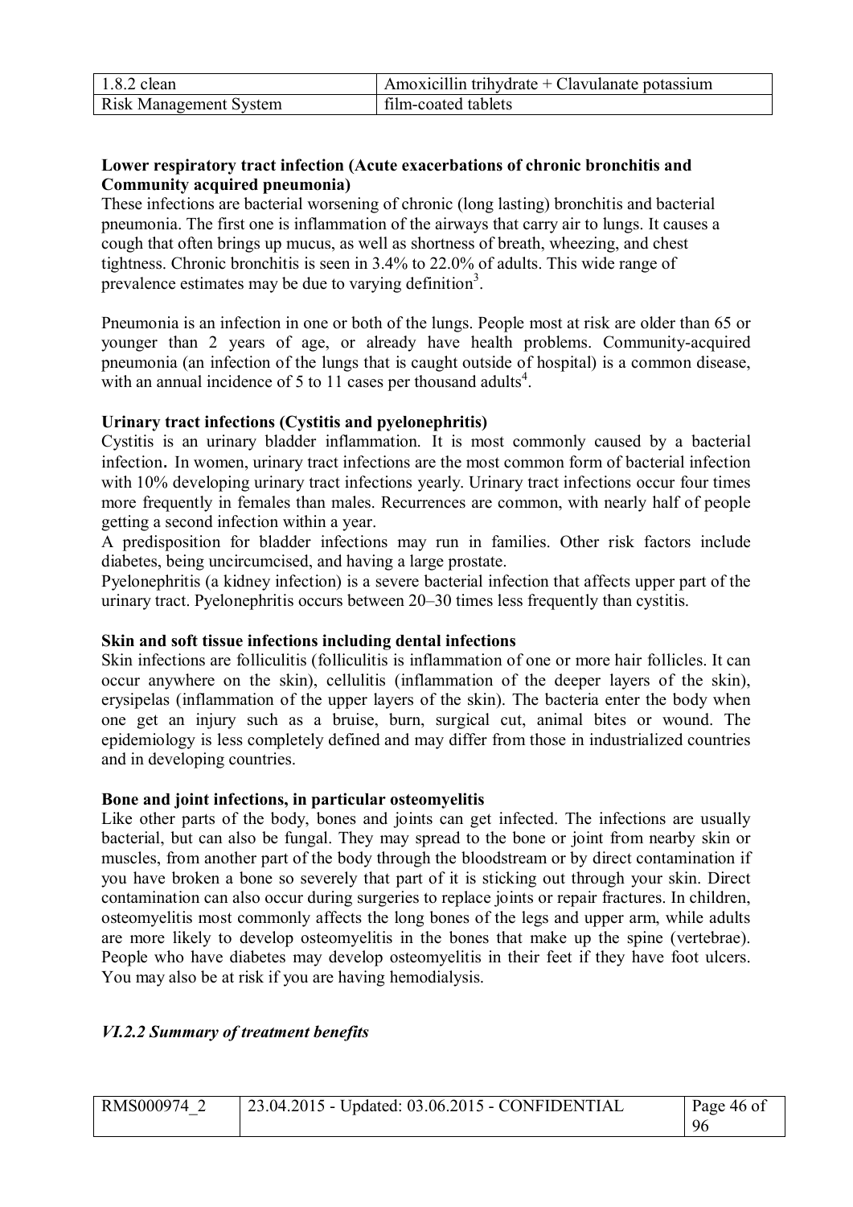**Lower respiratory tract infection (Acute exacerbations of chronic bronchitis and Community acquired pneumonia)**

These infections are bacterial worsening of chronic (long lasting) bronchitis and bacterial pneumonia. The first one is inflammation of the airways that carry air to lungs. It causes a cough that often brings up mucus, as well as shortness of breath, wheezing, and chest tightness. Chronic bronchitis is seen in 3.4% to 22.0% of adults. This wide range of prevalence estimates may be due to varying definition[3].

Pneumonia is an infection in one or both of the lungs. People most at risk are older than 65 or younger than 2 years of age, or already have health problems. Community-acquired pneumonia (an infection of the lungs that is caught outside of hospital) is a common disease, with an annual incidence of 5 to 11 cases per thousand adults[4].

**Urinary tract infections (Cystitis and pyelonephritis)**

Cystitis is an urinary bladder inflammation. It is most commonly caused by a bacterial infection. In women, urinary tract infections are the most common form of bacterial infection with 10% developing urinary tract infections yearly. Urinary tract infections occur four times more frequently in females than males. Recurrences are common, with nearly half of people getting a second infection within a year.

A predisposition for bladder infections may run in families. Other risk factors include diabetes, being uncircumcised, and having a large prostate.

Pyelonephritis (a kidney infection) is a severe bacterial infection that affects upper part of the urinary tract. Pyelonephritis occurs between 20–30 times less frequently than cystitis.

**Skin and soft tissue infections including dental infections**

Skin infections are folliculitis (folliculitis is inflammation of one or more hair follicles. It can occur anywhere on the skin), cellulitis (inflammation of the deeper layers of the skin), erysipelas (inflammation of the upper layers of the skin). The bacteria enter the body when one get an injury such as a bruise, burn, surgical cut, animal bites or wound. The epidemiology is less completely defined and may differ from those in industrialized countries and in developing countries.

**Bone and joint infections, in particular osteomyelitis**

Like other parts of the body, bones and joints can get infected. The infections are usually bacterial, but can also be fungal. They may spread to the bone or joint from nearby skin or muscles, from another part of the body through the bloodstream or by direct contamination if you have broken a bone so severely that part of it is sticking out through your skin. Direct contamination can also occur during surgeries to replace joints or repair fractures. In children, osteomyelitis most commonly affects the long bones of the legs and upper arm, while adults are more likely to develop osteomyelitis in the bones that make up the spine (vertebrae). People who have diabetes may develop osteomyelitis in their feet if they have foot ulcers. You may also be at risk if you are having hemodialysis.

### *VI.2.2 Summary of treatment benefits*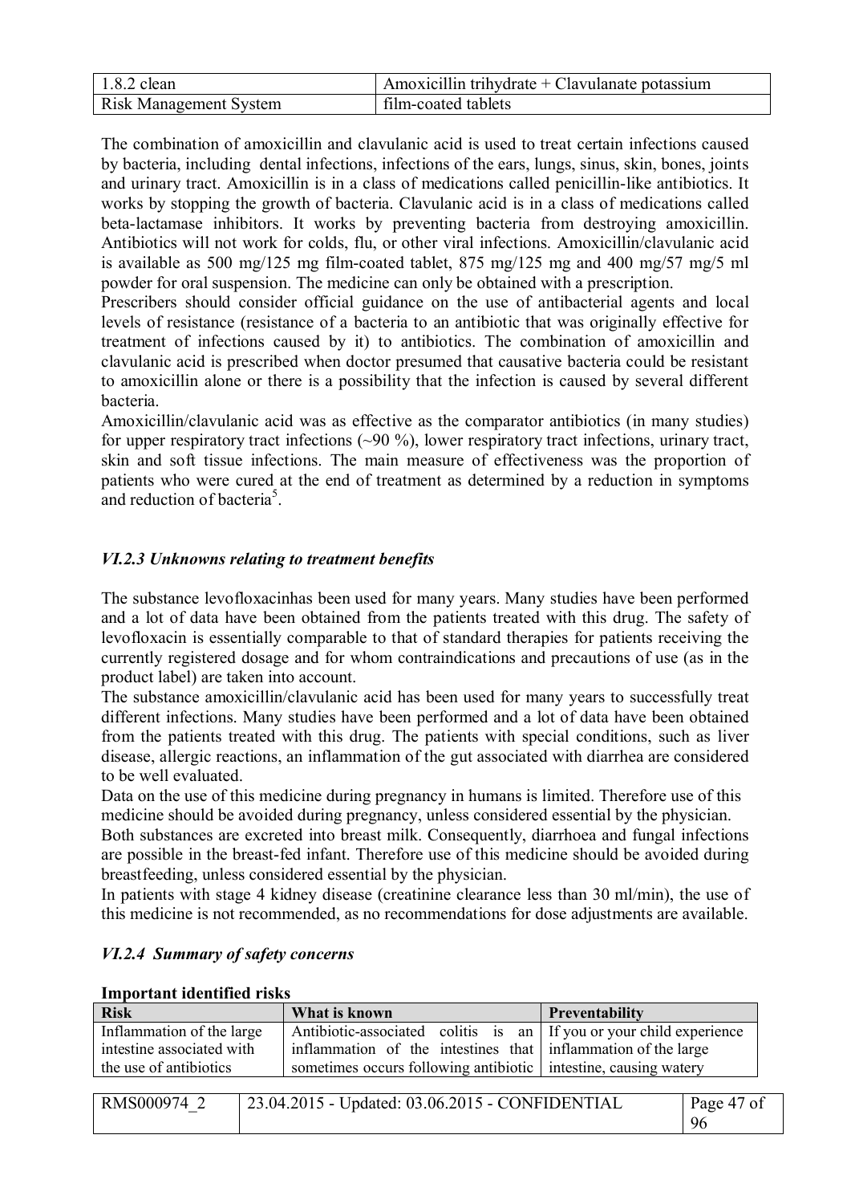The combination of amoxicillin and clavulanic acid is used to treat certain infections caused by bacteria, including dental infections, infections of the ears, lungs, sinus, skin, bones, joints and urinary tract. Amoxicillin is in a class of medications called penicillin-like antibiotics. It works by stopping the growth of bacteria. Clavulanic acid is in a class of medications called beta-lactamase inhibitors. It works by preventing bacteria from destroying amoxicillin. Antibiotics will not work for colds, flu, or other viral infections. Amoxicillin/clavulanic acid is available as 500 mg/125 mg film-coated tablet, 875 mg/125 mg and 400 mg/57 mg/5 ml powder for oral suspension. The medicine can only be obtained with a prescription.

Prescribers should consider official guidance on the use of antibacterial agents and local levels of resistance (resistance of a bacteria to an antibiotic that was originally effective for treatment of infections caused by it) to antibiotics. The combination of amoxicillin and clavulanic acid is prescribed when doctor presumed that causative bacteria could be resistant to amoxicillin alone or there is a possibility that the infection is caused by several different bacteria.

Amoxicillin/clavulanic acid was as effective as the comparator antibiotics (in many studies) for upper respiratory tract infections (~90 %), lower respiratory tract infections, urinary tract, skin and soft tissue infections. The main measure of effectiveness was the proportion of patients who were cured at the end of treatment as determined by a reduction in symptoms and reduction of bacteria[5].

### *VI.2.3 Unknowns relating to treatment benefits*

The substance levofloxacinhas been used for many years. Many studies have been performed and a lot of data have been obtained from the patients treated with this drug. The safety of levofloxacin is essentially comparable to that of standard therapies for patients receiving the currently registered dosage and for whom contraindications and precautions of use (as in the product label) are taken into account.

The substance amoxicillin/clavulanic acid has been used for many years to successfully treat different infections. Many studies have been performed and a lot of data have been obtained from the patients treated with this drug. The patients with special conditions, such as liver disease, allergic reactions, an inflammation of the gut associated with diarrhea are considered to be well evaluated.

Data on the use of this medicine during pregnancy in humans is limited. Therefore use of this medicine should be avoided during pregnancy, unless considered essential by the physician.

Both substances are excreted into breast milk. Consequently, diarrhoea and fungal infections are possible in the breast-fed infant. Therefore use of this medicine should be avoided during breastfeeding, unless considered essential by the physician.

In patients with stage 4 kidney disease (creatinine clearance less than 30 ml/min), the use of this medicine is not recommended, as no recommendations for dose adjustments are available.

### *VI.2.4 Summary of safety concerns*

**Important identified risks**

| Risk | What is known | Preventability |
|---|---|---|
| Inflammation of the large intestine associated with the use of antibiotics | Antibiotic-associated colitis is an inflammation of the intestines that sometimes occurs following antibiotic | If you or your child experience inflammation of the large intestine, causing watery |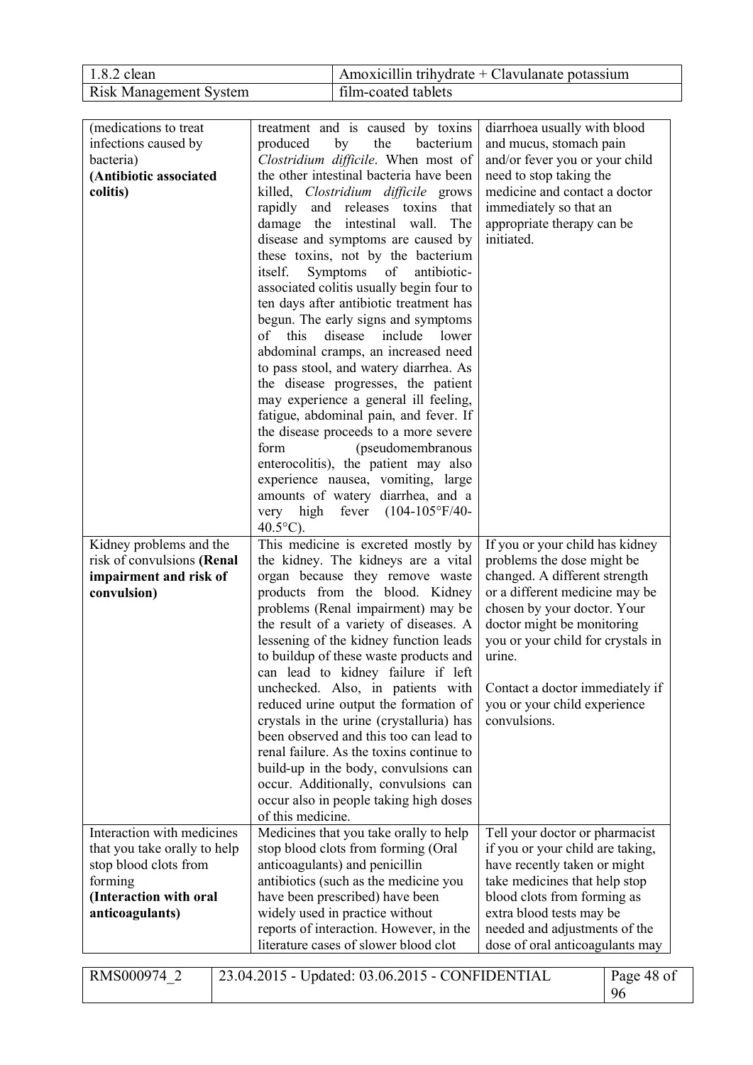| | | |
|---|---|---|
| (medications to treat infections caused by bacteria) **(Antibiotic associated colitis)** | treatment and is caused by toxins produced by the bacterium *Clostridium difficile*. When most of the other intestinal bacteria have been killed, *Clostridium difficile* grows rapidly and releases toxins that damage the intestinal wall. The disease and symptoms are caused by these toxins, not by the bacterium itself. Symptoms of antibiotic-associated colitis usually begin four to ten days after antibiotic treatment has begun. The early signs and symptoms of this disease include lower abdominal cramps, an increased need to pass stool, and watery diarrhea. As the disease progresses, the patient may experience a general ill feeling, fatigue, abdominal pain, and fever. If the disease proceeds to a more severe form (pseudomembranous enterocolitis), the patient may also experience nausea, vomiting, large amounts of watery diarrhea, and a very high fever (104-105°F/40-40.5°C). | diarrhoea usually with blood and mucus, stomach pain and/or fever you or your child need to stop taking the medicine and contact a doctor immediately so that an appropriate therapy can be initiated. |
| Kidney problems and the risk of convulsions **(Renal impairment and risk of convulsion)** | This medicine is excreted mostly by the kidney. The kidneys are a vital organ because they remove waste products from the blood. Kidney problems (Renal impairment) may be the result of a variety of diseases. A lessening of the kidney function leads to buildup of these waste products and can lead to kidney failure if left unchecked. Also, in patients with reduced urine output the formation of crystals in the urine (crystalluria) has been observed and this too can lead to renal failure. As the toxins continue to build-up in the body, convulsions can occur. Additionally, convulsions can occur also in people taking high doses of this medicine. | If you or your child has kidney problems the dose might be changed. A different strength or a different medicine may be chosen by your doctor. Your doctor might be monitoring you or your child for crystals in urine.<br><br>Contact a doctor immediately if you or your child experience convulsions. |
| Interaction with medicines that you take orally to help stop blood clots from forming **(Interaction with oral anticoagulants)** | Medicines that you take orally to help stop blood clots from forming (Oral anticoagulants) and penicillin antibiotics (such as the medicine you have been prescribed) have been widely used in practice without reports of interaction. However, in the literature cases of slower blood clot | Tell your doctor or pharmacist if you or your child are taking, have recently taken or might take medicines that help stop blood clots from forming as extra blood tests may be needed and adjustments of the dose of oral anticoagulants may |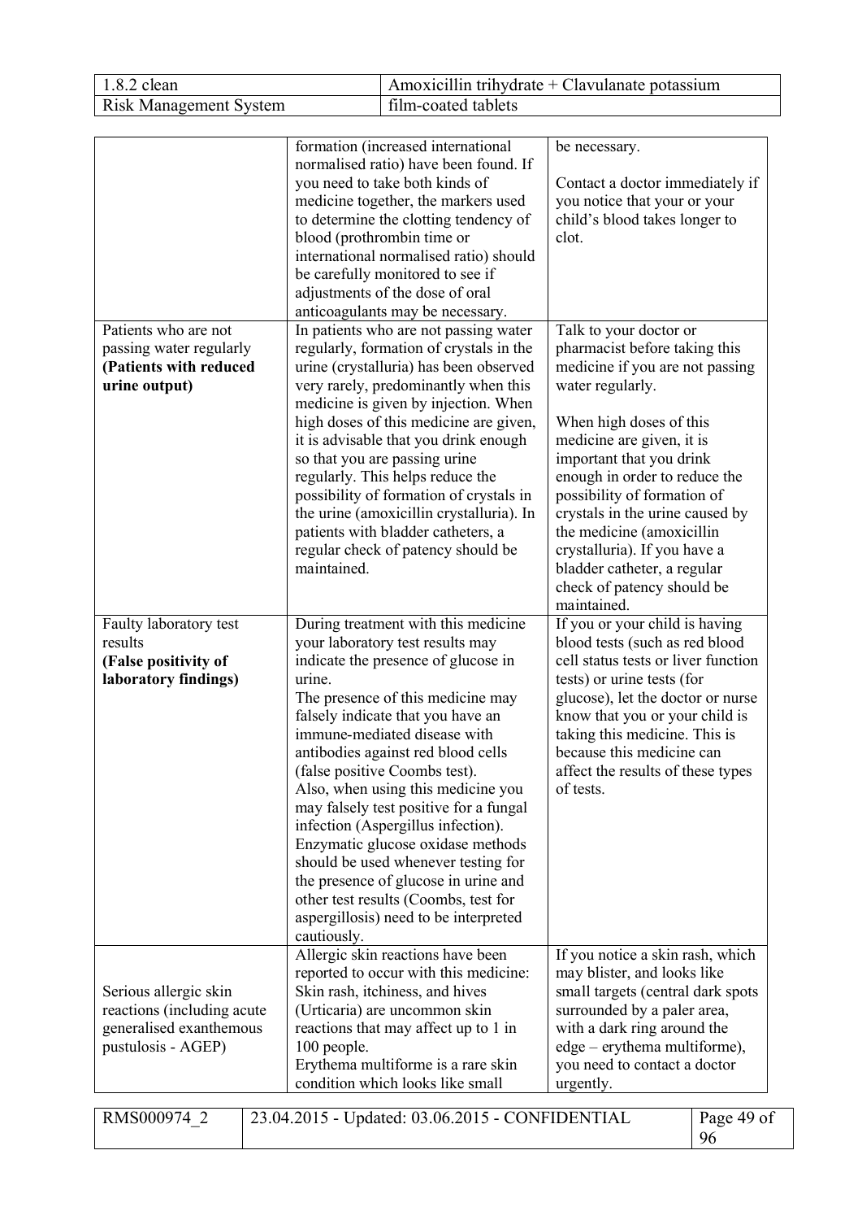| | | |
|---|---|---|
| | formation (increased international normalised ratio) have been found. If you need to take both kinds of medicine together, the markers used to determine the clotting tendency of blood (prothrombin time or international normalised ratio) should be carefully monitored to see if adjustments of the dose of oral anticoagulants may be necessary. | be necessary.<br><br>Contact a doctor immediately if you notice that your or your child's blood takes longer to clot. |
| Patients who are not passing water regularly **(Patients with reduced urine output)** | In patients who are not passing water regularly, formation of crystals in the urine (crystalluria) has been observed very rarely, predominantly when this medicine is given by injection. When high doses of this medicine are given, it is advisable that you drink enough so that you are passing urine regularly. This helps reduce the possibility of formation of crystals in the urine (amoxicillin crystalluria). In patients with bladder catheters, a regular check of patency should be maintained. | Talk to your doctor or pharmacist before taking this medicine if you are not passing water regularly.<br><br>When high doses of this medicine are given, it is important that you drink enough in order to reduce the possibility of formation of crystals in the urine caused by the medicine (amoxicillin crystalluria). If you have a bladder catheter, a regular check of patency should be maintained. |
| Faulty laboratory test results **(False positivity of laboratory findings)** | During treatment with this medicine your laboratory test results may indicate the presence of glucose in urine.<br>The presence of this medicine may falsely indicate that you have an immune-mediated disease with antibodies against red blood cells (false positive Coombs test).<br>Also, when using this medicine you may falsely test positive for a fungal infection (Aspergillus infection).<br>Enzymatic glucose oxidase methods should be used whenever testing for the presence of glucose in urine and other test results (Coombs, test for aspergillosis) need to be interpreted cautiously. | If you or your child is having blood tests (such as red blood cell status tests or liver function tests) or urine tests (for glucose), let the doctor or nurse know that you or your child is taking this medicine. This is because this medicine can affect the results of these types of tests. |
| Serious allergic skin reactions (including acute generalised exanthemous pustulosis - AGEP) | Allergic skin reactions have been reported to occur with this medicine: Skin rash, itchiness, and hives (Urticaria) are uncommon skin reactions that may affect up to 1 in 100 people.<br>Erythema multiforme is a rare skin condition which looks like small | If you notice a skin rash, which may blister, and looks like small targets (central dark spots surrounded by a paler area, with a dark ring around the edge – erythema multiforme), you need to contact a doctor urgently. |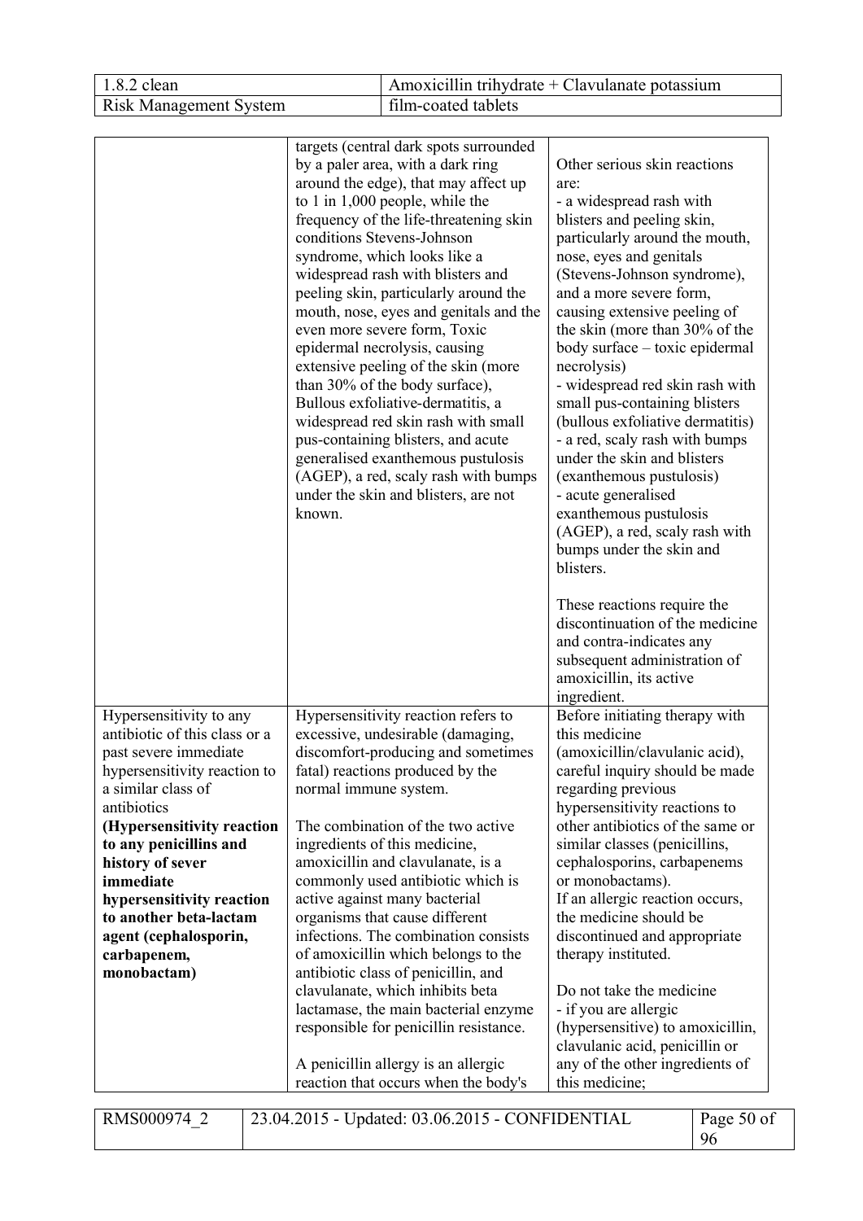| | | |
|---|---|---|
| | targets (central dark spots surrounded by a paler area, with a dark ring around the edge), that may affect up to 1 in 1,000 people, while the frequency of the life-threatening skin conditions Stevens-Johnson syndrome, which looks like a widespread rash with blisters and peeling skin, particularly around the mouth, nose, eyes and genitals and the even more severe form, Toxic epidermal necrolysis, causing extensive peeling of the skin (more than 30% of the body surface), Bullous exfoliative-dermatitis, a widespread red skin rash with small pus-containing blisters, and acute generalised exanthemous pustulosis (AGEP), a red, scaly rash with bumps under the skin and blisters, are not known. | Other serious skin reactions are:<br>- a widespread rash with blisters and peeling skin, particularly around the mouth, nose, eyes and genitals (Stevens-Johnson syndrome), and a more severe form, causing extensive peeling of the skin (more than 30% of the body surface – toxic epidermal necrolysis)<br>- widespread red skin rash with small pus-containing blisters (bullous exfoliative dermatitis)<br>- a red, scaly rash with bumps under the skin and blisters (exanthemous pustulosis)<br>- acute generalised exanthemous pustulosis (AGEP), a red, scaly rash with bumps under the skin and blisters.<br><br>These reactions require the discontinuation of the medicine and contra-indicates any subsequent administration of amoxicillin, its active ingredient. |
| Hypersensitivity to any antibiotic of this class or a past severe immediate hypersensitivity reaction to a similar class of antibiotics<br>**(Hypersensitivity reaction to any penicillins and history of sever immediate hypersensitivity reaction to another beta-lactam agent (cephalosporin, carbapenem, monobactam)** | Hypersensitivity reaction refers to excessive, undesirable (damaging, discomfort-producing and sometimes fatal) reactions produced by the normal immune system.<br><br>The combination of the two active ingredients of this medicine, amoxicillin and clavulanate, is a commonly used antibiotic which is active against many bacterial organisms that cause different infections. The combination consists of amoxicillin which belongs to the antibiotic class of penicillin, and clavulanate, which inhibits beta lactamase, the main bacterial enzyme responsible for penicillin resistance.<br><br>A penicillin allergy is an allergic reaction that occurs when the body's | Before initiating therapy with this medicine (amoxicillin/clavulanic acid), careful inquiry should be made regarding previous hypersensitivity reactions to other antibiotics of the same or similar classes (penicillins, cephalosporins, carbapenems or monobactams).<br>If an allergic reaction occurs, the medicine should be discontinued and appropriate therapy instituted.<br><br>Do not take the medicine<br>- if you are allergic (hypersensitive) to amoxicillin, clavulanic acid, penicillin or any of the other ingredients of this medicine; |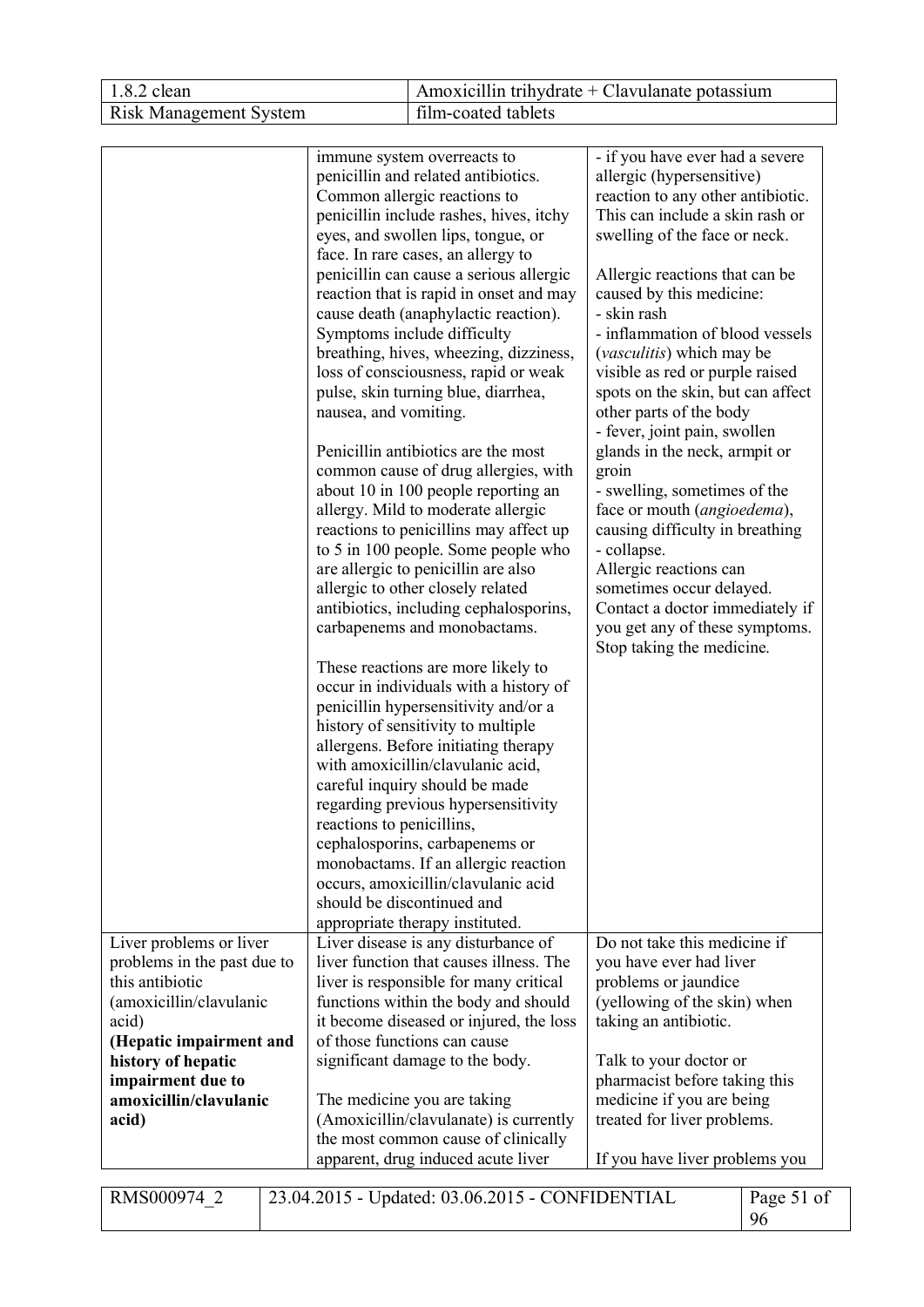| | | |
|---|---|---|
| | immune system overreacts to penicillin and related antibiotics. Common allergic reactions to penicillin include rashes, hives, itchy eyes, and swollen lips, tongue, or face. In rare cases, an allergy to penicillin can cause a serious allergic reaction that is rapid in onset and may cause death (anaphylactic reaction). Symptoms include difficulty breathing, hives, wheezing, dizziness, loss of consciousness, rapid or weak pulse, skin turning blue, diarrhea, nausea, and vomiting.<br><br>Penicillin antibiotics are the most common cause of drug allergies, with about 10 in 100 people reporting an allergy. Mild to moderate allergic reactions to penicillins may affect up to 5 in 100 people. Some people who are allergic to penicillin are also allergic to other closely related antibiotics, including cephalosporins, carbapenems and monobactams.<br><br>These reactions are more likely to occur in individuals with a history of penicillin hypersensitivity and/or a history of sensitivity to multiple allergens. Before initiating therapy with amoxicillin/clavulanic acid, careful inquiry should be made regarding previous hypersensitivity reactions to penicillins, cephalosporins, carbapenems or monobactams. If an allergic reaction occurs, amoxicillin/clavulanic acid should be discontinued and appropriate therapy instituted. | - if you have ever had a severe allergic (hypersensitive) reaction to any other antibiotic. This can include a skin rash or swelling of the face or neck.<br><br>Allergic reactions that can be caused by this medicine:<br>- skin rash<br>- inflammation of blood vessels (*vasculitis*) which may be visible as red or purple raised spots on the skin, but can affect other parts of the body<br>- fever, joint pain, swollen glands in the neck, armpit or groin<br>- swelling, sometimes of the face or mouth (*angioedema*), causing difficulty in breathing<br>- collapse.<br>Allergic reactions can sometimes occur delayed.<br>Contact a doctor immediately if you get any of these symptoms. Stop taking the medicine. |
| Liver problems or liver problems in the past due to this antibiotic (amoxicillin/clavulanic acid)<br>**(Hepatic impairment and history of hepatic impairment due to amoxicillin/clavulanic acid)** | Liver disease is any disturbance of liver function that causes illness. The liver is responsible for many critical functions within the body and should it become diseased or injured, the loss of those functions can cause significant damage to the body.<br><br>The medicine you are taking (Amoxicillin/clavulanate) is currently the most common cause of clinically apparent, drug induced acute liver | Do not take this medicine if you have ever had liver problems or jaundice (yellowing of the skin) when taking an antibiotic.<br><br>Talk to your doctor or pharmacist before taking this medicine if you are being treated for liver problems.<br><br>If you have liver problems you |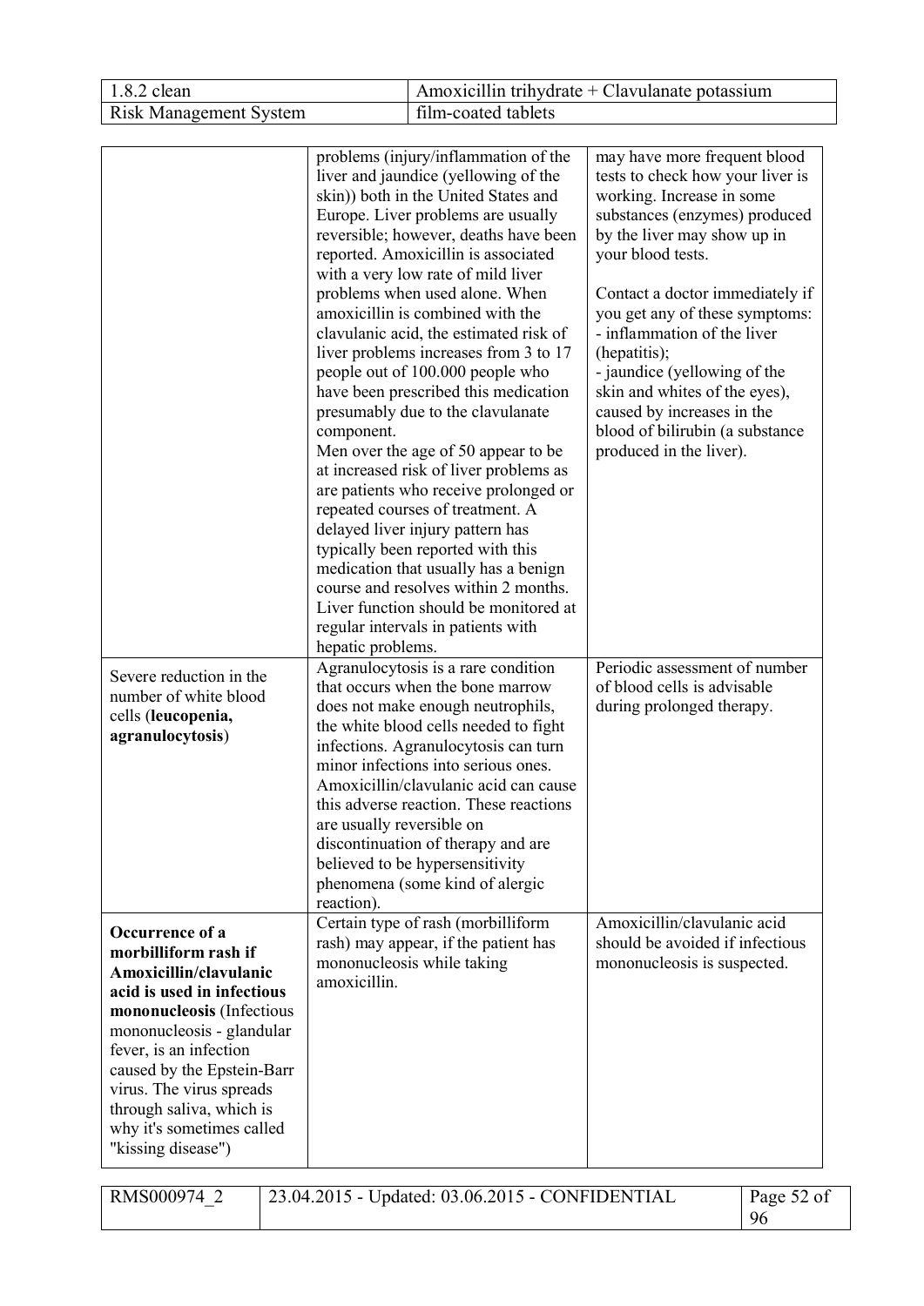| | | |
|---|---|---|
| | problems (injury/inflammation of the liver and jaundice (yellowing of the skin)) both in the United States and Europe. Liver problems are usually reversible; however, deaths have been reported. Amoxicillin is associated with a very low rate of mild liver problems when used alone. When amoxicillin is combined with the clavulanic acid, the estimated risk of liver problems increases from 3 to 17 people out of 100.000 people who have been prescribed this medication presumably due to the clavulanate component.<br>Men over the age of 50 appear to be at increased risk of liver problems as are patients who receive prolonged or repeated courses of treatment. A delayed liver injury pattern has typically been reported with this medication that usually has a benign course and resolves within 2 months. Liver function should be monitored at regular intervals in patients with hepatic problems. | may have more frequent blood tests to check how your liver is working. Increase in some substances (enzymes) produced by the liver may show up in your blood tests.<br><br>Contact a doctor immediately if you get any of these symptoms:<br>- inflammation of the liver (hepatitis);<br>- jaundice (yellowing of the skin and whites of the eyes), caused by increases in the blood of bilirubin (a substance produced in the liver). |
| Severe reduction in the number of white blood cells (**leucopenia, agranulocytosis**) | Agranulocytosis is a rare condition that occurs when the bone marrow does not make enough neutrophils, the white blood cells needed to fight infections. Agranulocytosis can turn minor infections into serious ones. Amoxicillin/clavulanic acid can cause this adverse reaction. These reactions are usually reversible on discontinuation of therapy and are believed to be hypersensitivity phenomena (some kind of alergic reaction). | Periodic assessment of number of blood cells is advisable during prolonged therapy. |
| **Occurrence of a morbilliform rash if Amoxicillin/clavulanic acid is used in infectious mononucleosis** (Infectious mononucleosis - glandular fever, is an infection caused by the Epstein-Barr virus. The virus spreads through saliva, which is why it's sometimes called "kissing disease") | Certain type of rash (morbilliform rash) may appear, if the patient has mononucleosis while taking amoxicillin. | Amoxicillin/clavulanic acid should be avoided if infectious mononucleosis is suspected. |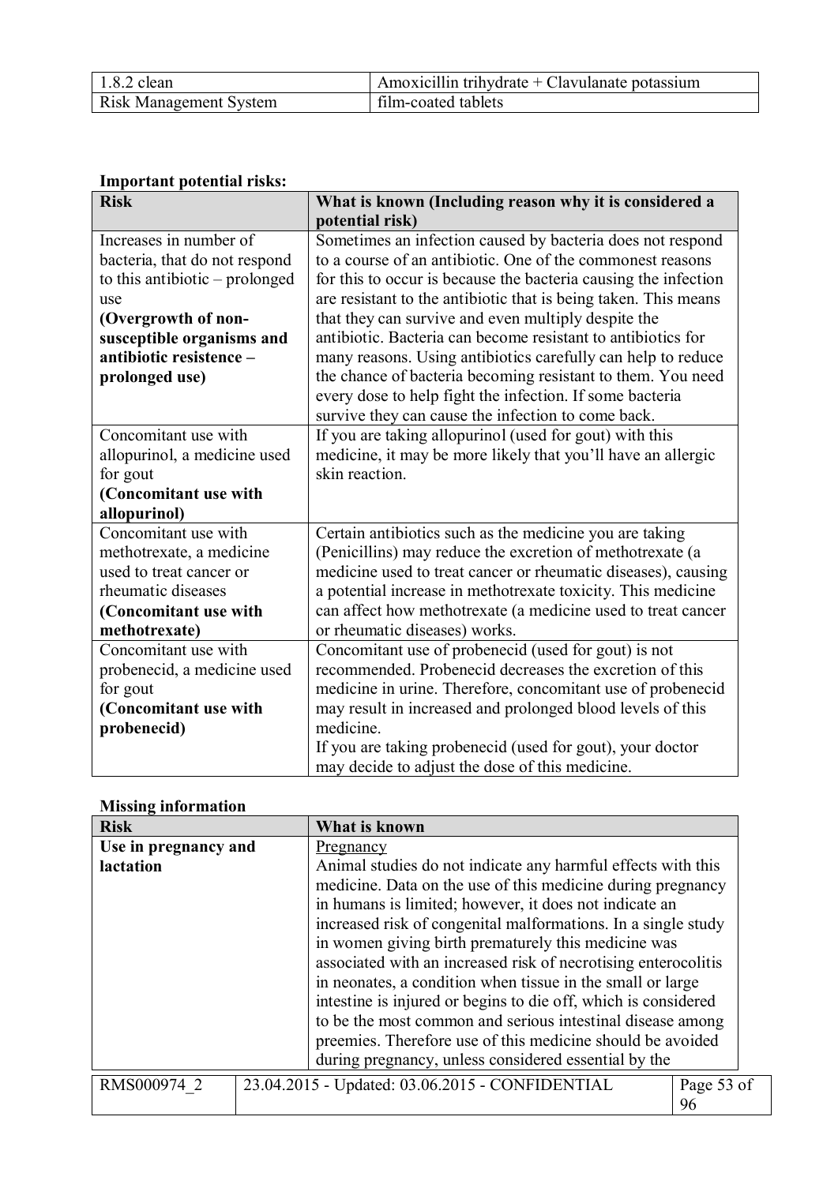**Important potential risks:**

| Risk | What is known (Including reason why it is considered a potential risk) |
|---|---|
| Increases in number of bacteria, that do not respond to this antibiotic – prolonged use **(Overgrowth of non-susceptible organisms and antibiotic resistence – prolonged use)** | Sometimes an infection caused by bacteria does not respond to a course of an antibiotic. One of the commonest reasons for this to occur is because the bacteria causing the infection are resistant to the antibiotic that is being taken. This means that they can survive and even multiply despite the antibiotic. Bacteria can become resistant to antibiotics for many reasons. Using antibiotics carefully can help to reduce the chance of bacteria becoming resistant to them. You need every dose to help fight the infection. If some bacteria survive they can cause the infection to come back. |
| Concomitant use with allopurinol, a medicine used for gout **(Concomitant use with allopurinol)** | If you are taking allopurinol (used for gout) with this medicine, it may be more likely that you'll have an allergic skin reaction. |
| Concomitant use with methotrexate, a medicine used to treat cancer or rheumatic diseases **(Concomitant use with methotrexate)** | Certain antibiotics such as the medicine you are taking (Penicillins) may reduce the excretion of methotrexate (a medicine used to treat cancer or rheumatic diseases), causing a potential increase in methotrexate toxicity. This medicine can affect how methotrexate (a medicine used to treat cancer or rheumatic diseases) works. |
| Concomitant use with probenecid, a medicine used for gout **(Concomitant use with probenecid)** | Concomitant use of probenecid (used for gout) is not recommended. Probenecid decreases the excretion of this medicine in urine. Therefore, concomitant use of probenecid may result in increased and prolonged blood levels of this medicine. If you are taking probenecid (used for gout), your doctor may decide to adjust the dose of this medicine. |

**Missing information**

| Risk | What is known |
|---|---|
| **Use in pregnancy and lactation** | Pregnancy<br>Animal studies do not indicate any harmful effects with this medicine. Data on the use of this medicine during pregnancy in humans is limited; however, it does not indicate an increased risk of congenital malformations. In a single study in women giving birth prematurely this medicine was associated with an increased risk of necrotising enterocolitis in neonates, a condition when tissue in the small or large intestine is injured or begins to die off, which is considered to be the most common and serious intestinal disease among preemies. Therefore use of this medicine should be avoided during pregnancy, unless considered essential by the |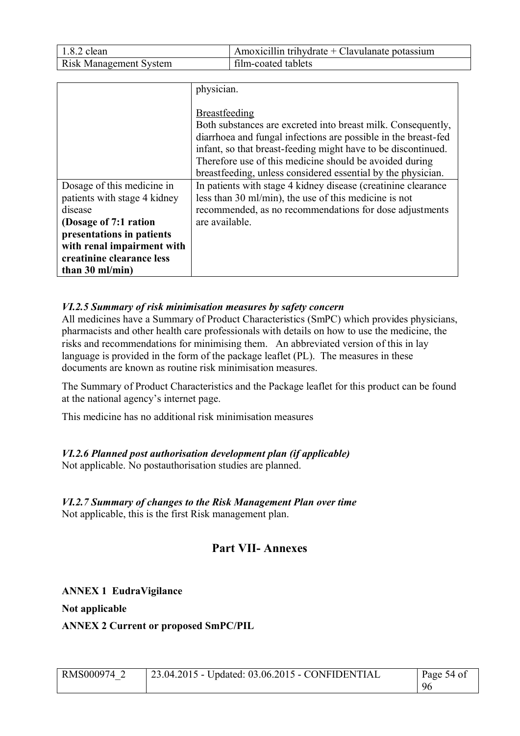| | |
|---|---|
| | physician.<br><br>Breastfeeding<br>Both substances are excreted into breast milk. Consequently, diarrhoea and fungal infections are possible in the breast-fed infant, so that breast-feeding might have to be discontinued. Therefore use of this medicine should be avoided during breastfeeding, unless considered essential by the physician. |
| Dosage of this medicine in patients with stage 4 kidney disease<br>**(Dosage of 7:1 ration presentations in patients with renal impairment with creatinine clearance less than 30 ml/min)** | In patients with stage 4 kidney disease (creatinine clearance less than 30 ml/min), the use of this medicine is not recommended, as no recommendations for dose adjustments are available. |

### *VI.2.5 Summary of risk minimisation measures by safety concern*

All medicines have a Summary of Product Characteristics (SmPC) which provides physicians, pharmacists and other health care professionals with details on how to use the medicine, the risks and recommendations for minimising them. An abbreviated version of this in lay language is provided in the form of the package leaflet (PL). The measures in these documents are known as routine risk minimisation measures.

The Summary of Product Characteristics and the Package leaflet for this product can be found at the national agency's internet page.

This medicine has no additional risk minimisation measures

### *VI.2.6 Planned post authorisation development plan (if applicable)*

Not applicable. No postauthorisation studies are planned.

### *VI.2.7 Summary of changes to the Risk Management Plan over time*

Not applicable, this is the first Risk management plan.

## Part VII- Annexes

**ANNEX 1 EudraVigilance**

**Not applicable**

**ANNEX 2 Current or proposed SmPC/PIL**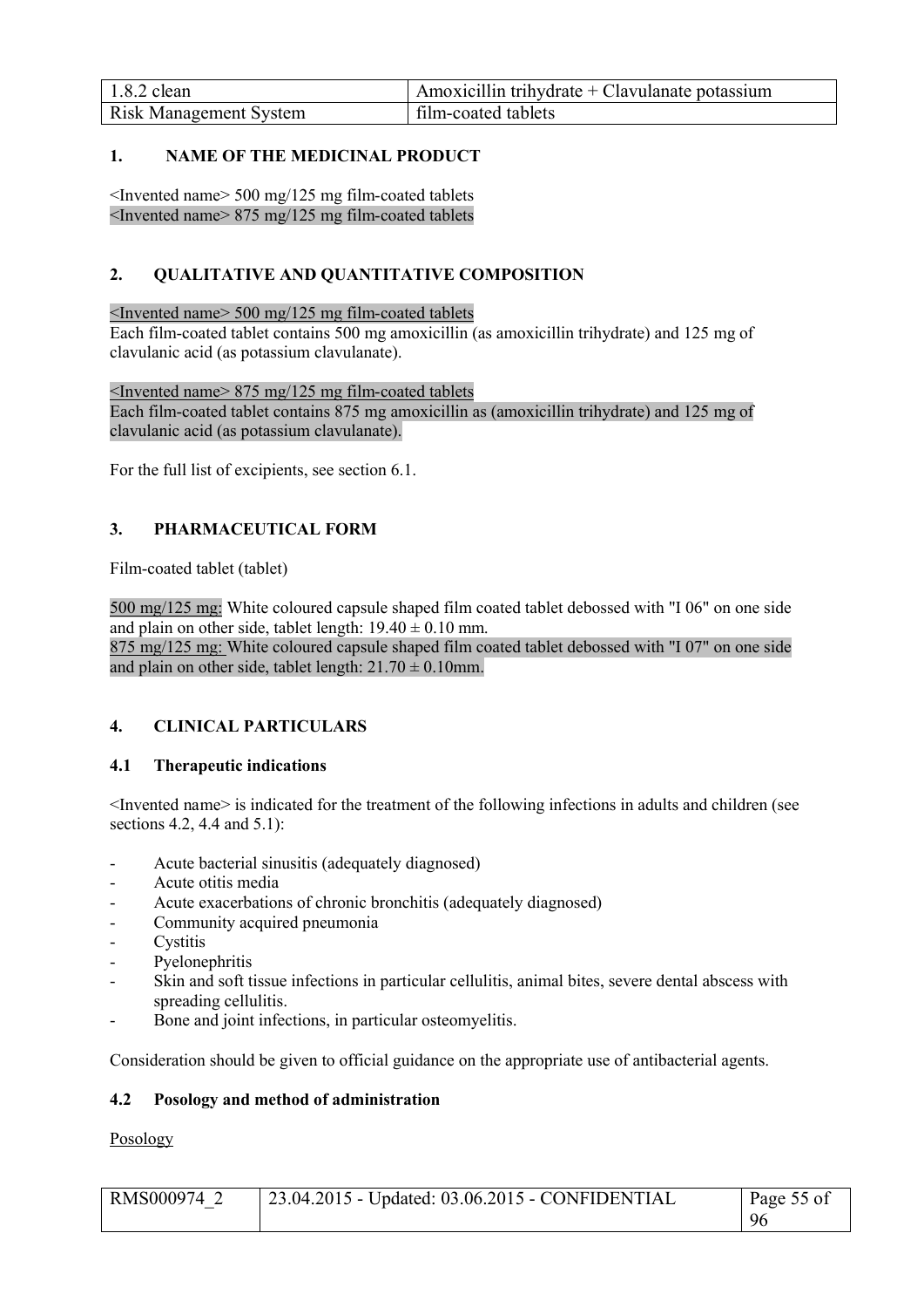| 1.8.2 clean | Amoxicillin trihydrate + Clavulanate potassium |
|---|---|
| Risk Management System | film-coated tablets |

## 1. NAME OF THE MEDICINAL PRODUCT

<Invented name> 500 mg/125 mg film-coated tablets
<Invented name> 875 mg/125 mg film-coated tablets

## 2. QUALITATIVE AND QUANTITATIVE COMPOSITION

<Invented name> 500 mg/125 mg film-coated tablets
Each film-coated tablet contains 500 mg amoxicillin (as amoxicillin trihydrate) and 125 mg of clavulanic acid (as potassium clavulanate).

<Invented name> 875 mg/125 mg film-coated tablets
Each film-coated tablet contains 875 mg amoxicillin as (amoxicillin trihydrate) and 125 mg of clavulanic acid (as potassium clavulanate).

For the full list of excipients, see section 6.1.

## 3. PHARMACEUTICAL FORM

Film-coated tablet (tablet)

500 mg/125 mg: White coloured capsule shaped film coated tablet debossed with "I 06" on one side and plain on other side, tablet length: 19.40 ± 0.10 mm.
875 mg/125 mg: White coloured capsule shaped film coated tablet debossed with "I 07" on one side and plain on other side, tablet length: 21.70 ± 0.10mm.

## 4. CLINICAL PARTICULARS

### 4.1 Therapeutic indications

<Invented name> is indicated for the treatment of the following infections in adults and children (see sections 4.2, 4.4 and 5.1):

- Acute bacterial sinusitis (adequately diagnosed)
- Acute otitis media
- Acute exacerbations of chronic bronchitis (adequately diagnosed)
- Community acquired pneumonia
- Cystitis
- Pyelonephritis
- Skin and soft tissue infections in particular cellulitis, animal bites, severe dental abscess with spreading cellulitis.
- Bone and joint infections, in particular osteomyelitis.

Consideration should be given to official guidance on the appropriate use of antibacterial agents.

### 4.2 Posology and method of administration

Posology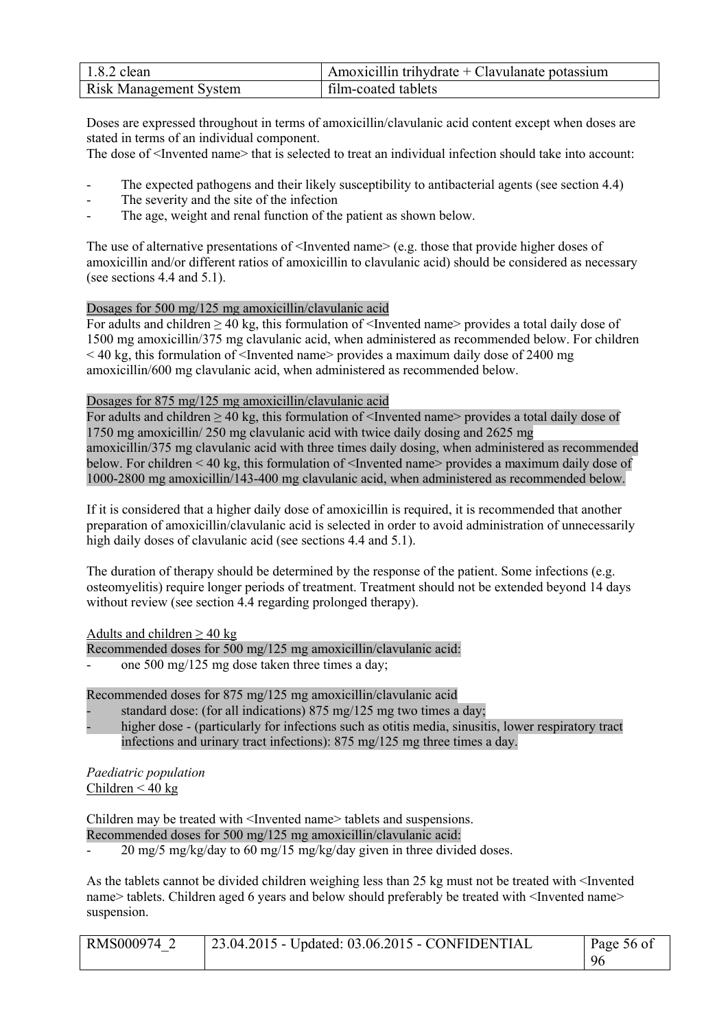Doses are expressed throughout in terms of amoxicillin/clavulanic acid content except when doses are stated in terms of an individual component.

The dose of <Invented name> that is selected to treat an individual infection should take into account:

- The expected pathogens and their likely susceptibility to antibacterial agents (see section 4.4)
- The severity and the site of the infection
- The age, weight and renal function of the patient as shown below.

The use of alternative presentations of <Invented name> (e.g. those that provide higher doses of amoxicillin and/or different ratios of amoxicillin to clavulanic acid) should be considered as necessary (see sections 4.4 and 5.1).

Dosages for 500 mg/125 mg amoxicillin/clavulanic acid

For adults and children ≥ 40 kg, this formulation of <Invented name> provides a total daily dose of 1500 mg amoxicillin/375 mg clavulanic acid, when administered as recommended below. For children < 40 kg, this formulation of <Invented name> provides a maximum daily dose of 2400 mg amoxicillin/600 mg clavulanic acid, when administered as recommended below.

Dosages for 875 mg/125 mg amoxicillin/clavulanic acid

For adults and children ≥ 40 kg, this formulation of <Invented name> provides a total daily dose of 1750 mg amoxicillin/ 250 mg clavulanic acid with twice daily dosing and 2625 mg amoxicillin/375 mg clavulanic acid with three times daily dosing, when administered as recommended below. For children < 40 kg, this formulation of <Invented name> provides a maximum daily dose of 1000-2800 mg amoxicillin/143-400 mg clavulanic acid, when administered as recommended below.

If it is considered that a higher daily dose of amoxicillin is required, it is recommended that another preparation of amoxicillin/clavulanic acid is selected in order to avoid administration of unnecessarily high daily doses of clavulanic acid (see sections 4.4 and 5.1).

The duration of therapy should be determined by the response of the patient. Some infections (e.g. osteomyelitis) require longer periods of treatment. Treatment should not be extended beyond 14 days without review (see section 4.4 regarding prolonged therapy).

Adults and children ≥ 40 kg

Recommended doses for 500 mg/125 mg amoxicillin/clavulanic acid:

- one 500 mg/125 mg dose taken three times a day;

Recommended doses for 875 mg/125 mg amoxicillin/clavulanic acid

- standard dose: (for all indications) 875 mg/125 mg two times a day;
- higher dose - (particularly for infections such as otitis media, sinusitis, lower respiratory tract infections and urinary tract infections): 875 mg/125 mg three times a day.

*Paediatric population*

Children < 40 kg

Children may be treated with <Invented name> tablets and suspensions.

Recommended doses for 500 mg/125 mg amoxicillin/clavulanic acid:

- 20 mg/5 mg/kg/day to 60 mg/15 mg/kg/day given in three divided doses.

As the tablets cannot be divided children weighing less than 25 kg must not be treated with <Invented name> tablets. Children aged 6 years and below should preferably be treated with <Invented name> suspension.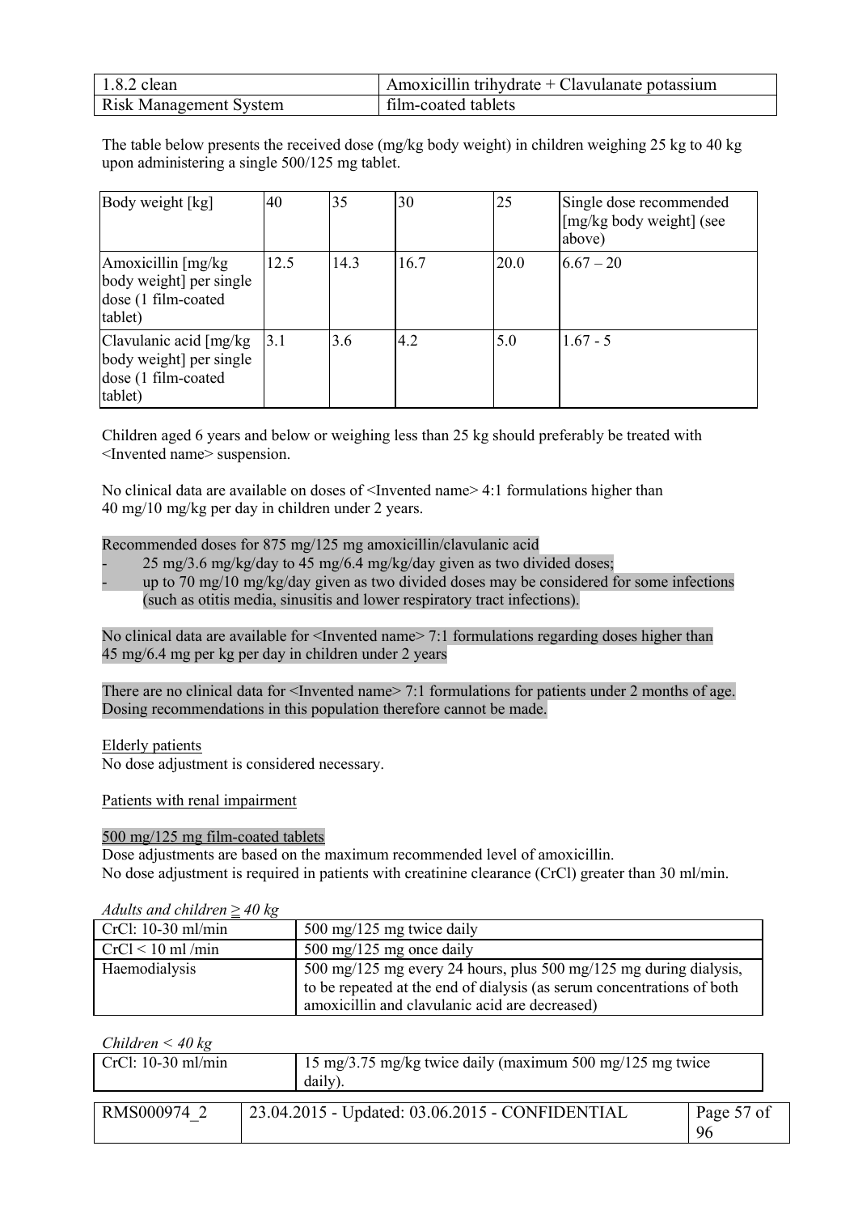The table below presents the received dose (mg/kg body weight) in children weighing 25 kg to 40 kg upon administering a single 500/125 mg tablet.

| Body weight [kg] | 40 | 35 | 30 | 25 | Single dose recommended [mg/kg body weight] (see above) |
|---|---|---|---|---|---|
| Amoxicillin [mg/kg body weight] per single dose (1 film-coated tablet) | 12.5 | 14.3 | 16.7 | 20.0 | 6.67 – 20 |
| Clavulanic acid [mg/kg body weight] per single dose (1 film-coated tablet) | 3.1 | 3.6 | 4.2 | 5.0 | 1.67 - 5 |

Children aged 6 years and below or weighing less than 25 kg should preferably be treated with <Invented name> suspension.

No clinical data are available on doses of <Invented name> 4:1 formulations higher than 40 mg/10 mg/kg per day in children under 2 years.

Recommended doses for 875 mg/125 mg amoxicillin/clavulanic acid

- 25 mg/3.6 mg/kg/day to 45 mg/6.4 mg/kg/day given as two divided doses;
- up to 70 mg/10 mg/kg/day given as two divided doses may be considered for some infections (such as otitis media, sinusitis and lower respiratory tract infections).

No clinical data are available for <Invented name> 7:1 formulations regarding doses higher than 45 mg/6.4 mg per kg per day in children under 2 years

There are no clinical data for <Invented name> 7:1 formulations for patients under 2 months of age. Dosing recommendations in this population therefore cannot be made.

Elderly patients

No dose adjustment is considered necessary.

Patients with renal impairment

500 mg/125 mg film-coated tablets

Dose adjustments are based on the maximum recommended level of amoxicillin.

No dose adjustment is required in patients with creatinine clearance (CrCl) greater than 30 ml/min.

*Adults and children ≥ 40 kg*

| | |
|---|---|
| CrCl: 10-30 ml/min | 500 mg/125 mg twice daily |
| CrCl < 10 ml /min | 500 mg/125 mg once daily |
| Haemodialysis | 500 mg/125 mg every 24 hours, plus 500 mg/125 mg during dialysis, to be repeated at the end of dialysis (as serum concentrations of both amoxicillin and clavulanic acid are decreased) |

*Children < 40 kg*

| | |
|---|---|
| CrCl: 10-30 ml/min | 15 mg/3.75 mg/kg twice daily (maximum 500 mg/125 mg twice daily). |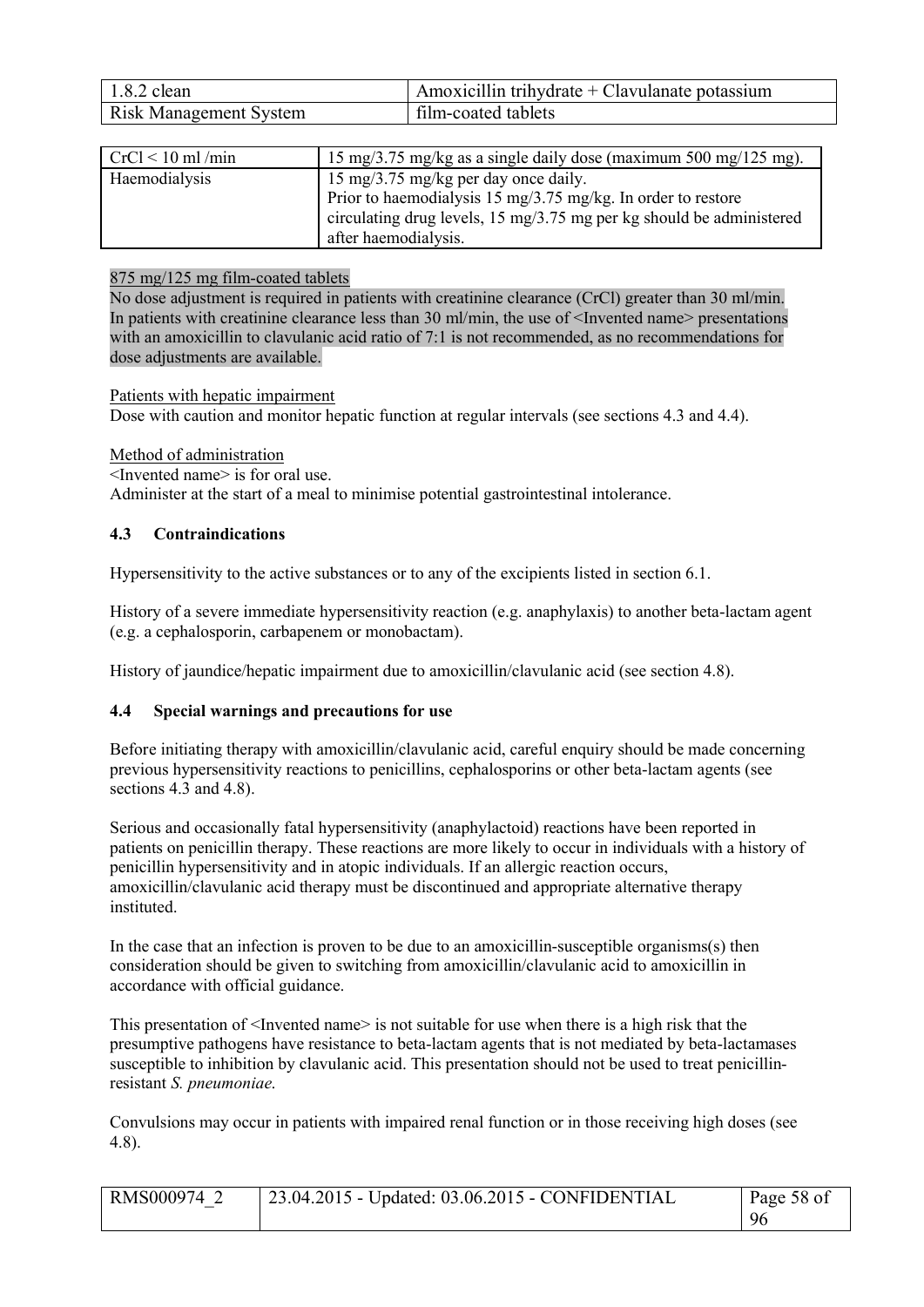| CrCl < 10 ml /min | 15 mg/3.75 mg/kg as a single daily dose (maximum 500 mg/125 mg). |
|---|---|
| Haemodialysis | 15 mg/3.75 mg/kg per day once daily.<br>Prior to haemodialysis 15 mg/3.75 mg/kg. In order to restore circulating drug levels, 15 mg/3.75 mg per kg should be administered after haemodialysis. |

875 mg/125 mg film-coated tablets

No dose adjustment is required in patients with creatinine clearance (CrCl) greater than 30 ml/min. In patients with creatinine clearance less than 30 ml/min, the use of <Invented name> presentations with an amoxicillin to clavulanic acid ratio of 7:1 is not recommended, as no recommendations for dose adjustments are available.

Patients with hepatic impairment

Dose with caution and monitor hepatic function at regular intervals (see sections 4.3 and 4.4).

Method of administration

<Invented name> is for oral use.

Administer at the start of a meal to minimise potential gastrointestinal intolerance.

### 4.3 Contraindications

Hypersensitivity to the active substances or to any of the excipients listed in section 6.1.

History of a severe immediate hypersensitivity reaction (e.g. anaphylaxis) to another beta-lactam agent (e.g. a cephalosporin, carbapenem or monobactam).

History of jaundice/hepatic impairment due to amoxicillin/clavulanic acid (see section 4.8).

### 4.4 Special warnings and precautions for use

Before initiating therapy with amoxicillin/clavulanic acid, careful enquiry should be made concerning previous hypersensitivity reactions to penicillins, cephalosporins or other beta-lactam agents (see sections 4.3 and 4.8).

Serious and occasionally fatal hypersensitivity (anaphylactoid) reactions have been reported in patients on penicillin therapy. These reactions are more likely to occur in individuals with a history of penicillin hypersensitivity and in atopic individuals. If an allergic reaction occurs, amoxicillin/clavulanic acid therapy must be discontinued and appropriate alternative therapy instituted.

In the case that an infection is proven to be due to an amoxicillin-susceptible organisms(s) then consideration should be given to switching from amoxicillin/clavulanic acid to amoxicillin in accordance with official guidance.

This presentation of <Invented name> is not suitable for use when there is a high risk that the presumptive pathogens have resistance to beta-lactam agents that is not mediated by beta-lactamases susceptible to inhibition by clavulanic acid. This presentation should not be used to treat penicillin-resistant *S. pneumoniae.*

Convulsions may occur in patients with impaired renal function or in those receiving high doses (see 4.8).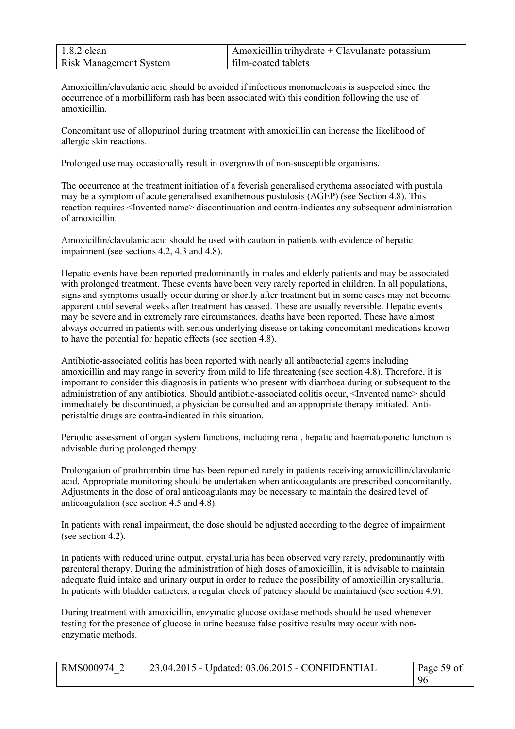Amoxicillin/clavulanic acid should be avoided if infectious mononucleosis is suspected since the occurrence of a morbilliform rash has been associated with this condition following the use of amoxicillin.

Concomitant use of allopurinol during treatment with amoxicillin can increase the likelihood of allergic skin reactions.

Prolonged use may occasionally result in overgrowth of non-susceptible organisms.

The occurrence at the treatment initiation of a feverish generalised erythema associated with pustula may be a symptom of acute generalised exanthemous pustulosis (AGEP) (see Section 4.8). This reaction requires <Invented name> discontinuation and contra-indicates any subsequent administration of amoxicillin.

Amoxicillin/clavulanic acid should be used with caution in patients with evidence of hepatic impairment (see sections 4.2, 4.3 and 4.8).

Hepatic events have been reported predominantly in males and elderly patients and may be associated with prolonged treatment. These events have been very rarely reported in children. In all populations, signs and symptoms usually occur during or shortly after treatment but in some cases may not become apparent until several weeks after treatment has ceased. These are usually reversible. Hepatic events may be severe and in extremely rare circumstances, deaths have been reported. These have almost always occurred in patients with serious underlying disease or taking concomitant medications known to have the potential for hepatic effects (see section 4.8).

Antibiotic-associated colitis has been reported with nearly all antibacterial agents including amoxicillin and may range in severity from mild to life threatening (see section 4.8). Therefore, it is important to consider this diagnosis in patients who present with diarrhoea during or subsequent to the administration of any antibiotics. Should antibiotic-associated colitis occur, <Invented name> should immediately be discontinued, a physician be consulted and an appropriate therapy initiated. Anti-peristaltic drugs are contra-indicated in this situation.

Periodic assessment of organ system functions, including renal, hepatic and haematopoietic function is advisable during prolonged therapy.

Prolongation of prothrombin time has been reported rarely in patients receiving amoxicillin/clavulanic acid. Appropriate monitoring should be undertaken when anticoagulants are prescribed concomitantly. Adjustments in the dose of oral anticoagulants may be necessary to maintain the desired level of anticoagulation (see section 4.5 and 4.8).

In patients with renal impairment, the dose should be adjusted according to the degree of impairment (see section 4.2).

In patients with reduced urine output, crystalluria has been observed very rarely, predominantly with parenteral therapy. During the administration of high doses of amoxicillin, it is advisable to maintain adequate fluid intake and urinary output in order to reduce the possibility of amoxicillin crystalluria. In patients with bladder catheters, a regular check of patency should be maintained (see section 4.9).

During treatment with amoxicillin, enzymatic glucose oxidase methods should be used whenever testing for the presence of glucose in urine because false positive results may occur with non-enzymatic methods.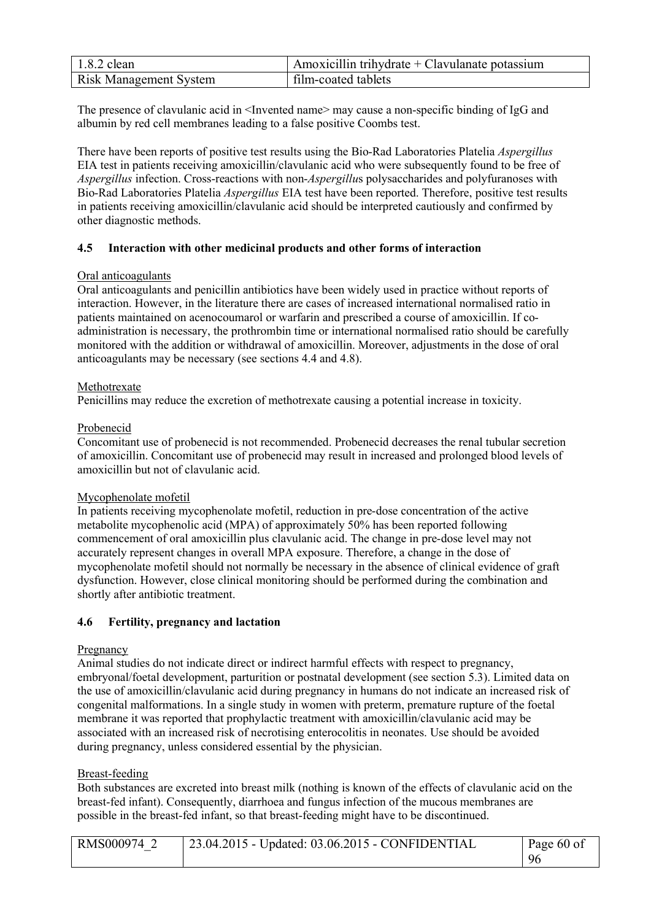The presence of clavulanic acid in <Invented name> may cause a non-specific binding of IgG and albumin by red cell membranes leading to a false positive Coombs test.

There have been reports of positive test results using the Bio-Rad Laboratories Platelia *Aspergillus* EIA test in patients receiving amoxicillin/clavulanic acid who were subsequently found to be free of *Aspergillus* infection. Cross-reactions with non-*Aspergillus* polysaccharides and polyfuranoses with Bio-Rad Laboratories Platelia *Aspergillus* EIA test have been reported. Therefore, positive test results in patients receiving amoxicillin/clavulanic acid should be interpreted cautiously and confirmed by other diagnostic methods.

### 4.5 Interaction with other medicinal products and other forms of interaction

Oral anticoagulants

Oral anticoagulants and penicillin antibiotics have been widely used in practice without reports of interaction. However, in the literature there are cases of increased international normalised ratio in patients maintained on acenocoumarol or warfarin and prescribed a course of amoxicillin. If co-administration is necessary, the prothrombin time or international normalised ratio should be carefully monitored with the addition or withdrawal of amoxicillin. Moreover, adjustments in the dose of oral anticoagulants may be necessary (see sections 4.4 and 4.8).

Methotrexate

Penicillins may reduce the excretion of methotrexate causing a potential increase in toxicity.

Probenecid

Concomitant use of probenecid is not recommended. Probenecid decreases the renal tubular secretion of amoxicillin. Concomitant use of probenecid may result in increased and prolonged blood levels of amoxicillin but not of clavulanic acid.

Mycophenolate mofetil

In patients receiving mycophenolate mofetil, reduction in pre-dose concentration of the active metabolite mycophenolic acid (MPA) of approximately 50% has been reported following commencement of oral amoxicillin plus clavulanic acid. The change in pre-dose level may not accurately represent changes in overall MPA exposure. Therefore, a change in the dose of mycophenolate mofetil should not normally be necessary in the absence of clinical evidence of graft dysfunction. However, close clinical monitoring should be performed during the combination and shortly after antibiotic treatment.

### 4.6 Fertility, pregnancy and lactation

Pregnancy

Animal studies do not indicate direct or indirect harmful effects with respect to pregnancy, embryonal/foetal development, parturition or postnatal development (see section 5.3). Limited data on the use of amoxicillin/clavulanic acid during pregnancy in humans do not indicate an increased risk of congenital malformations. In a single study in women with preterm, premature rupture of the foetal membrane it was reported that prophylactic treatment with amoxicillin/clavulanic acid may be associated with an increased risk of necrotising enterocolitis in neonates. Use should be avoided during pregnancy, unless considered essential by the physician.

Breast-feeding

Both substances are excreted into breast milk (nothing is known of the effects of clavulanic acid on the breast-fed infant). Consequently, diarrhoea and fungus infection of the mucous membranes are possible in the breast-fed infant, so that breast-feeding might have to be discontinued.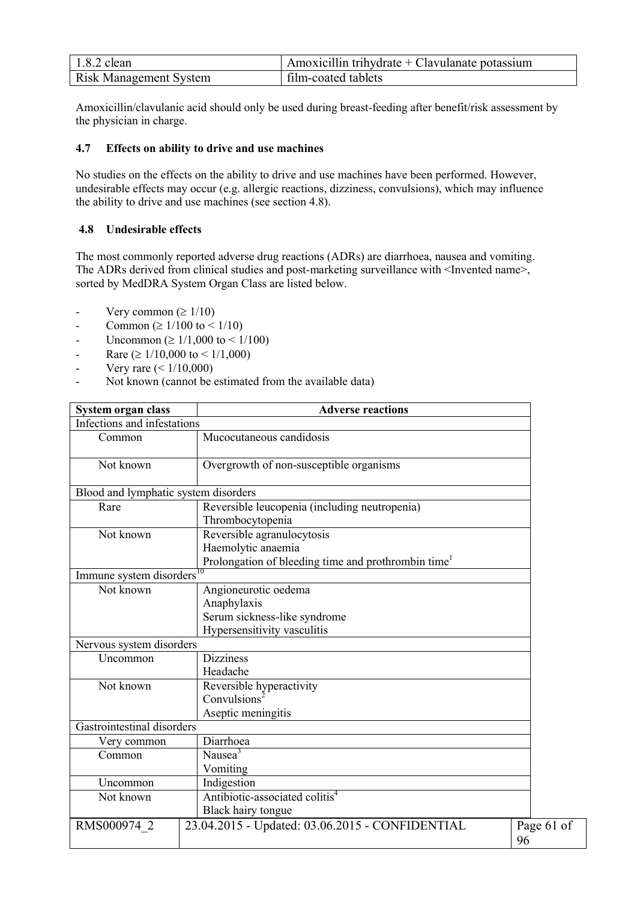Amoxicillin/clavulanic acid should only be used during breast-feeding after benefit/risk assessment by the physician in charge.

### 4.7 Effects on ability to drive and use machines

No studies on the effects on the ability to drive and use machines have been performed. However, undesirable effects may occur (e.g. allergic reactions, dizziness, convulsions), which may influence the ability to drive and use machines (see section 4.8).

### 4.8 Undesirable effects

The most commonly reported adverse drug reactions (ADRs) are diarrhoea, nausea and vomiting. The ADRs derived from clinical studies and post-marketing surveillance with <Invented name>, sorted by MedDRA System Organ Class are listed below.

- Very common ($\geq 1/10$)
- Common ($\geq 1/100$ to $< 1/10$)
- Uncommon ($\geq 1/1,000$ to $< 1/100$)
- Rare ($\geq 1/10,000$ to $< 1/1,000$)
- Very rare ($< 1/10,000$)
- Not known (cannot be estimated from the available data)

| System organ class | Adverse reactions |
|---|---|
| Infections and infestations | |
| Common | Mucocutaneous candidosis |
| Not known | Overgrowth of non-susceptible organisms |
| Blood and lymphatic system disorders | |
| Rare | Reversible leucopenia (including neutropenia)<br>Thrombocytopenia |
| Not known | Reversible agranulocytosis<br>Haemolytic anaemia<br>Prolongation of bleeding time and prothrombin time[1] |
| Immune system disorders[10] | |
| Not known | Angioneurotic oedema<br>Anaphylaxis<br>Serum sickness-like syndrome<br>Hypersensitivity vasculitis |
| Nervous system disorders | |
| Uncommon | Dizziness<br>Headache |
| Not known | Reversible hyperactivity<br>Convulsions[2]<br>Aseptic meningitis |
| Gastrointestinal disorders | |
| Very common | Diarrhoea |
| Common | Nausea[3]<br>Vomiting |
| Uncommon | Indigestion |
| Not known | Antibiotic-associated colitis[4]<br>Black hairy tongue |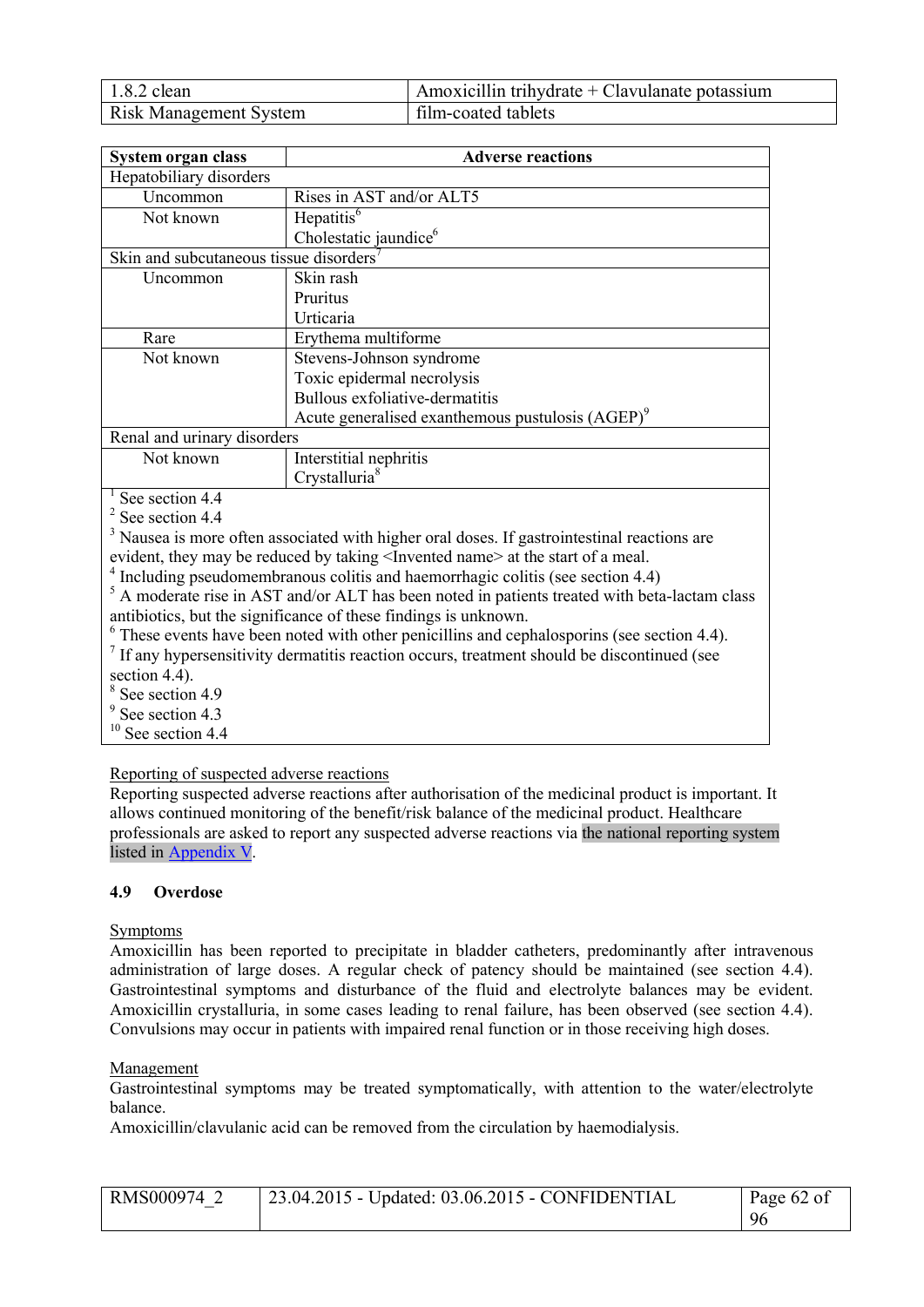| System organ class | Adverse reactions |
|---|---|
| Hepatobiliary disorders | |
| Uncommon | Rises in AST and/or ALT5 |
| Not known | Hepatitis[6]<br>Cholestatic jaundice[6] |
| Skin and subcutaneous tissue disorders[7] | |
| Uncommon | Skin rash<br>Pruritus<br>Urticaria |
| Rare | Erythema multiforme |
| Not known | Stevens-Johnson syndrome<br>Toxic epidermal necrolysis<br>Bullous exfoliative-dermatitis<br>Acute generalised exanthemous pustulosis (AGEP)[9] |
| Renal and urinary disorders | |
| Not known | Interstitial nephritis<br>Crystalluria[8] |

[1] See section 4.4
[2] See section 4.4
[3] Nausea is more often associated with higher oral doses. If gastrointestinal reactions are evident, they may be reduced by taking <Invented name> at the start of a meal.
[4] Including pseudomembranous colitis and haemorrhagic colitis (see section 4.4)
[5] A moderate rise in AST and/or ALT has been noted in patients treated with beta-lactam class antibiotics, but the significance of these findings is unknown.
[6] These events have been noted with other penicillins and cephalosporins (see section 4.4).
[7] If any hypersensitivity dermatitis reaction occurs, treatment should be discontinued (see section 4.4).
[8] See section 4.9
[9] See section 4.3
[10] See section 4.4

Reporting of suspected adverse reactions

Reporting suspected adverse reactions after authorisation of the medicinal product is important. It allows continued monitoring of the benefit/risk balance of the medicinal product. Healthcare professionals are asked to report any suspected adverse reactions via the national reporting system listed in Appendix V.

### 4.9 Overdose

Symptoms

Amoxicillin has been reported to precipitate in bladder catheters, predominantly after intravenous administration of large doses. A regular check of patency should be maintained (see section 4.4). Gastrointestinal symptoms and disturbance of the fluid and electrolyte balances may be evident. Amoxicillin crystalluria, in some cases leading to renal failure, has been observed (see section 4.4). Convulsions may occur in patients with impaired renal function or in those receiving high doses.

Management

Gastrointestinal symptoms may be treated symptomatically, with attention to the water/electrolyte balance.

Amoxicillin/clavulanic acid can be removed from the circulation by haemodialysis.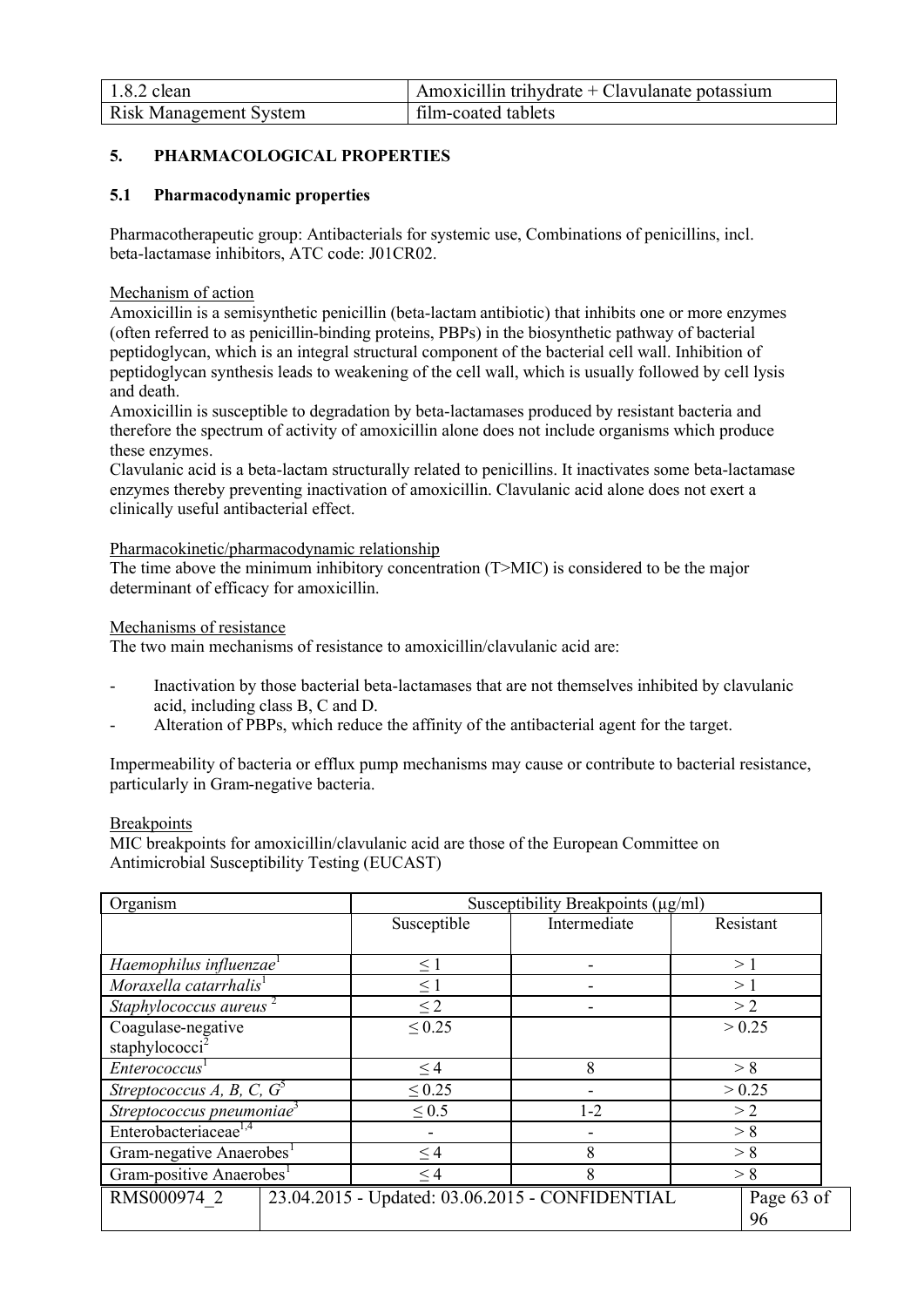## 5. PHARMACOLOGICAL PROPERTIES

### 5.1 Pharmacodynamic properties

Pharmacotherapeutic group: Antibacterials for systemic use, Combinations of penicillins, incl. beta-lactamase inhibitors, ATC code: J01CR02.

Mechanism of action

Amoxicillin is a semisynthetic penicillin (beta-lactam antibiotic) that inhibits one or more enzymes (often referred to as penicillin-binding proteins, PBPs) in the biosynthetic pathway of bacterial peptidoglycan, which is an integral structural component of the bacterial cell wall. Inhibition of peptidoglycan synthesis leads to weakening of the cell wall, which is usually followed by cell lysis and death.

Amoxicillin is susceptible to degradation by beta-lactamases produced by resistant bacteria and therefore the spectrum of activity of amoxicillin alone does not include organisms which produce these enzymes.

Clavulanic acid is a beta-lactam structurally related to penicillins. It inactivates some beta-lactamase enzymes thereby preventing inactivation of amoxicillin. Clavulanic acid alone does not exert a clinically useful antibacterial effect.

Pharmacokinetic/pharmacodynamic relationship

The time above the minimum inhibitory concentration (T>MIC) is considered to be the major determinant of efficacy for amoxicillin.

Mechanisms of resistance

The two main mechanisms of resistance to amoxicillin/clavulanic acid are:

- Inactivation by those bacterial beta-lactamases that are not themselves inhibited by clavulanic acid, including class B, C and D.
- Alteration of PBPs, which reduce the affinity of the antibacterial agent for the target.

Impermeability of bacteria or efflux pump mechanisms may cause or contribute to bacterial resistance, particularly in Gram-negative bacteria.

Breakpoints

MIC breakpoints for amoxicillin/clavulanic acid are those of the European Committee on Antimicrobial Susceptibility Testing (EUCAST)

| Organism | Susceptibility Breakpoints (µg/ml) | | |
|---|---|---|---|
| | Susceptible | Intermediate | Resistant |
| *Haemophilus influenzae*[1] | ≤ 1 | - | > 1 |
| *Moraxella catarrhalis*[1] | ≤ 1 | - | > 1 |
| *Staphylococcus aureus*[2] | ≤ 2 | - | > 2 |
| Coagulase-negative staphylococci[2] | ≤ 0.25 | | > 0.25 |
| *Enterococcus*[1] | ≤ 4 | 8 | > 8 |
| *Streptococcus A, B, C, G*[5] | ≤ 0.25 | - | > 0.25 |
| *Streptococcus pneumoniae*[3] | ≤ 0.5 | 1-2 | > 2 |
| Enterobacteriaceae[1,4] | - | - | > 8 |
| Gram-negative Anaerobes[1] | ≤ 4 | 8 | > 8 |
| Gram-positive Anaerobes[1] | ≤ 4 | 8 | > 8 |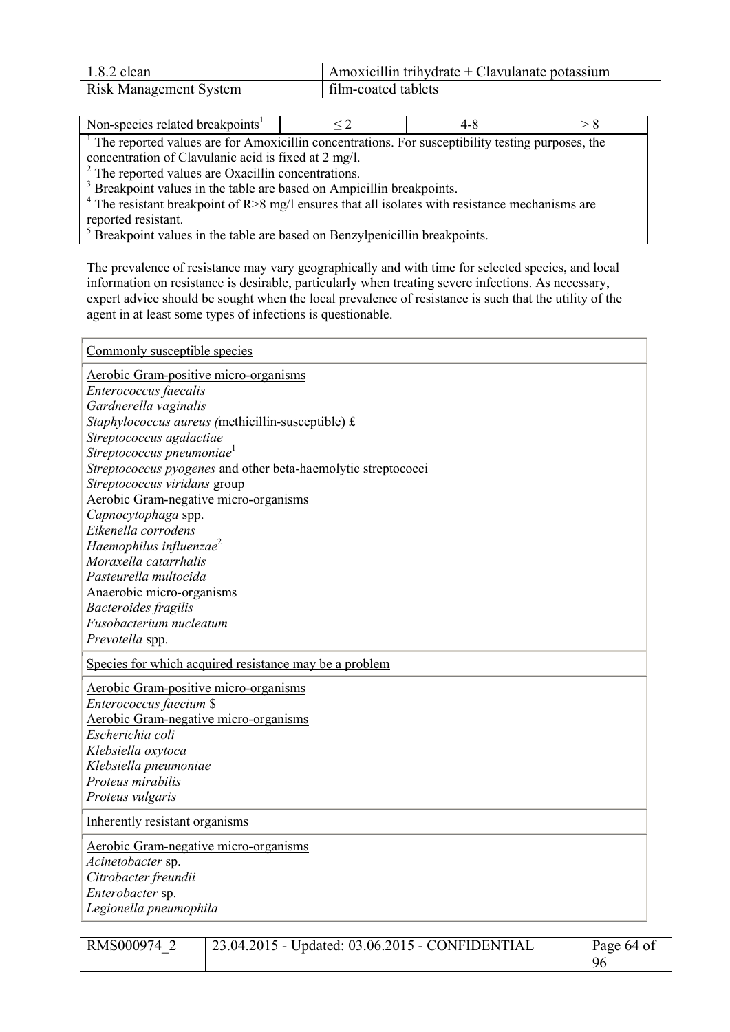| Non-species related breakpoints[1] | ≤ 2 | 4-8 | > 8 |
|---|---|---|---|

[1] The reported values are for Amoxicillin concentrations. For susceptibility testing purposes, the concentration of Clavulanic acid is fixed at 2 mg/l.
[2] The reported values are Oxacillin concentrations.
[3] Breakpoint values in the table are based on Ampicillin breakpoints.
[4] The resistant breakpoint of R>8 mg/l ensures that all isolates with resistance mechanisms are reported resistant.
[5] Breakpoint values in the table are based on Benzylpenicillin breakpoints.

The prevalence of resistance may vary geographically and with time for selected species, and local information on resistance is desirable, particularly when treating severe infections. As necessary, expert advice should be sought when the local prevalence of resistance is such that the utility of the agent in at least some types of infections is questionable.

| Commonly susceptible species |
|---|
| Aerobic Gram-positive micro-organisms<br>*Enterococcus faecalis*<br>*Gardnerella vaginalis*<br>*Staphylococcus aureus (*methicillin-susceptible) £<br>*Streptococcus agalactiae*<br>*Streptococcus pneumoniae*[1]<br>*Streptococcus pyogenes* and other beta-haemolytic streptococci<br>*Streptococcus viridans* group<br>Aerobic Gram-negative micro-organisms<br>*Capnocytophaga* spp.<br>*Eikenella corrodens*<br>*Haemophilus influenzae*[2]<br>*Moraxella catarrhalis*<br>*Pasteurella multocida*<br>Anaerobic micro-organisms<br>*Bacteroides fragilis*<br>*Fusobacterium nucleatum*<br>*Prevotella* spp. |
| Species for which acquired resistance may be a problem |
| Aerobic Gram-positive micro-organisms<br>*Enterococcus faecium* $<br>Aerobic Gram-negative micro-organisms<br>*Escherichia coli*<br>*Klebsiella oxytoca*<br>*Klebsiella pneumoniae*<br>*Proteus mirabilis*<br>*Proteus vulgaris* |
| Inherently resistant organisms |
| Aerobic Gram-negative micro-organisms<br>*Acinetobacter* sp.<br>*Citrobacter freundii*<br>*Enterobacter* sp.<br>*Legionella pneumophila* |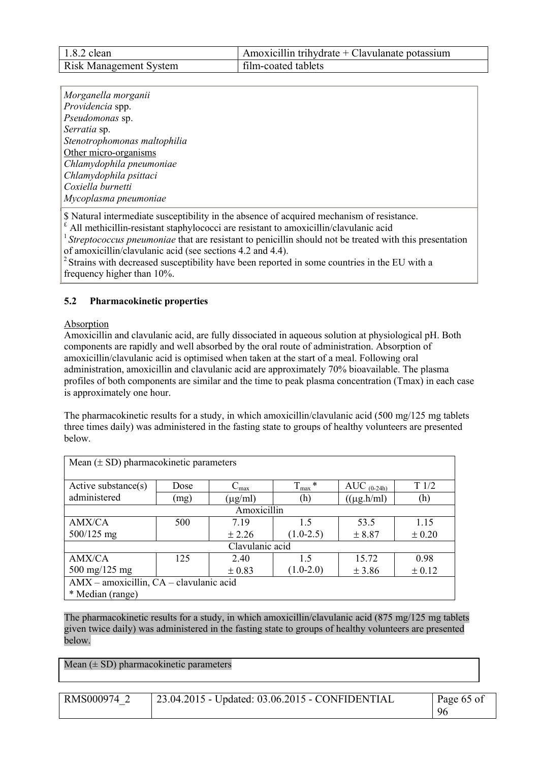| | |
|---|---|
| *Morganella morganii* | |
| *Providencia* spp. | |
| *Pseudomonas* sp. | |
| *Serratia* sp. | |
| *Stenotrophomonas maltophilia* | |
| Other micro-organisms | |
| *Chlamydophila pneumoniae* | |
| *Chlamydophila psittaci* | |
| *Coxiella burnetti* | |
| *Mycoplasma pneumoniae* | |

$ Natural intermediate susceptibility in the absence of acquired mechanism of resistance.
£ All methicillin-resistant staphylococci are resistant to amoxicillin/clavulanic acid
[1] *Streptococcus pneumoniae* that are resistant to penicillin should not be treated with this presentation of amoxicillin/clavulanic acid (see sections 4.2 and 4.4).
[2] Strains with decreased susceptibility have been reported in some countries in the EU with a frequency higher than 10%.

## 5.2 Pharmacokinetic properties

Absorption

Amoxicillin and clavulanic acid, are fully dissociated in aqueous solution at physiological pH. Both components are rapidly and well absorbed by the oral route of administration. Absorption of amoxicillin/clavulanic acid is optimised when taken at the start of a meal. Following oral administration, amoxicillin and clavulanic acid are approximately 70% bioavailable. The plasma profiles of both components are similar and the time to peak plasma concentration (Tmax) in each case is approximately one hour.

The pharmacokinetic results for a study, in which amoxicillin/clavulanic acid (500 mg/125 mg tablets three times daily) was administered in the fasting state to groups of healthy volunteers are presented below.

| Mean (± SD) pharmacokinetic parameters | | | | | |
|---|---|---|---|---|---|
| Active substance(s) administered | Dose (mg) | $C_{max}$ (μg/ml) | $T_{max}$ * (h) | AUC $_{(0-24h)}$ ((μg.h/ml) | T 1/2 (h) |
| Amoxicillin | | | | | |
| AMX/CA 500/125 mg | 500 | 7.19 ± 2.26 | 1.5 (1.0-2.5) | 53.5 ± 8.87 | 1.15 ± 0.20 |
| Clavulanic acid | | | | | |
| AMX/CA 500 mg/125 mg | 125 | 2.40 ± 0.83 | 1.5 (1.0-2.0) | 15.72 ± 3.86 | 0.98 ± 0.12 |
| AMX – amoxicillin, CA – clavulanic acid<br>* Median (range) | | | | | |

The pharmacokinetic results for a study, in which amoxicillin/clavulanic acid (875 mg/125 mg tablets given twice daily) was administered in the fasting state to groups of healthy volunteers are presented below.

| Mean (± SD) pharmacokinetic parameters |
|---|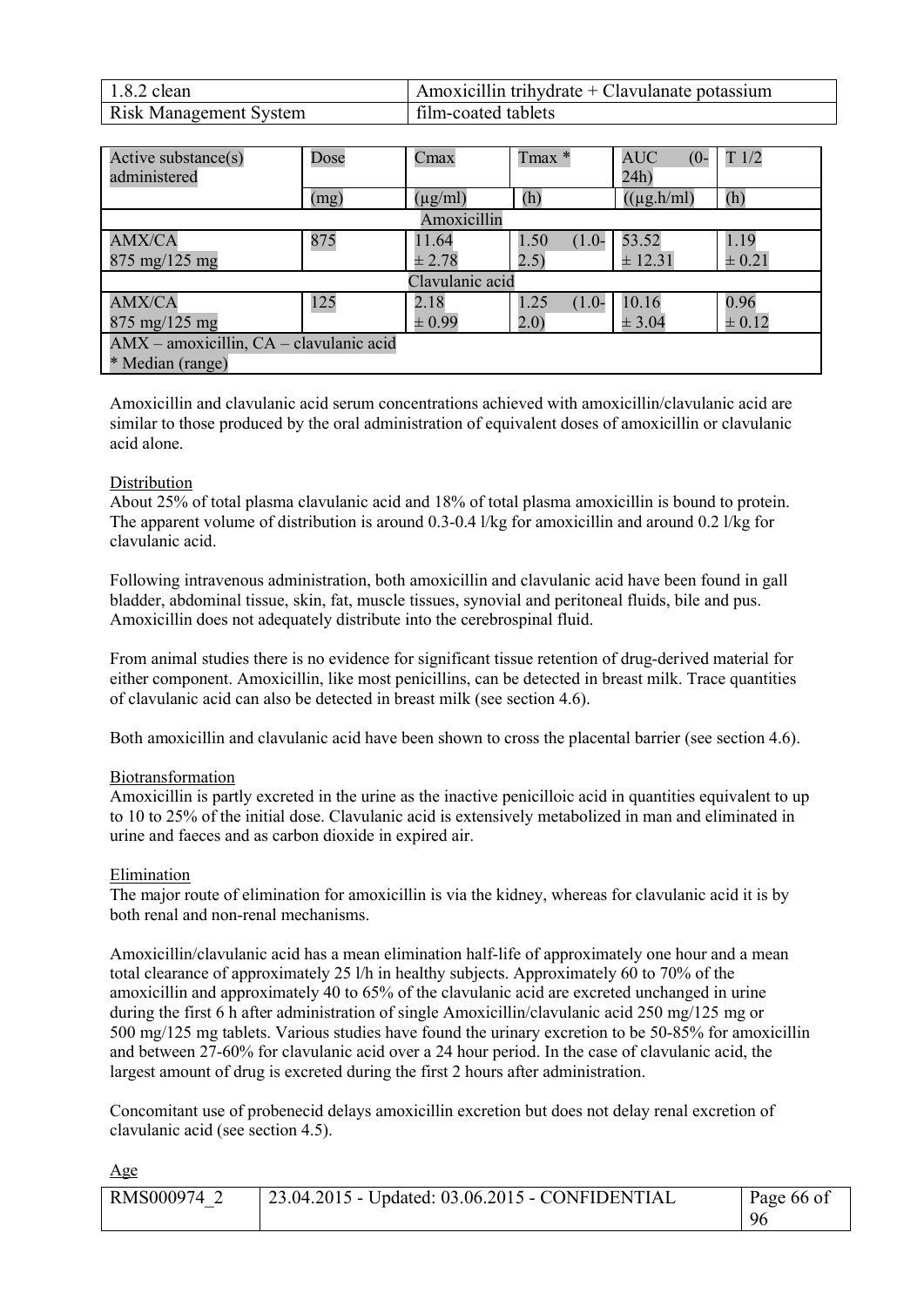| Active substance(s) administered | Dose | Cmax | Tmax * | AUC (0-24h) | T 1/2 |
|---|---|---|---|---|---|
| | (mg) | (μg/ml) | (h) | ((μg.h/ml) | (h) |
| Amoxicillin | | | | | |
| AMX/CA 875 mg/125 mg | 875 | 11.64 ± 2.78 | 1.50 (1.0-2.5) | 53.52 ± 12.31 | 1.19 ± 0.21 |
| Clavulanic acid | | | | | |
| AMX/CA 875 mg/125 mg | 125 | 2.18 ± 0.99 | 1.25 (1.0-2.0) | 10.16 ± 3.04 | 0.96 ± 0.12 |
| AMX – amoxicillin, CA – clavulanic acid<br>* Median (range) | | | | | |

Amoxicillin and clavulanic acid serum concentrations achieved with amoxicillin/clavulanic acid are similar to those produced by the oral administration of equivalent doses of amoxicillin or clavulanic acid alone.

Distribution

About 25% of total plasma clavulanic acid and 18% of total plasma amoxicillin is bound to protein. The apparent volume of distribution is around 0.3-0.4 l/kg for amoxicillin and around 0.2 l/kg for clavulanic acid.

Following intravenous administration, both amoxicillin and clavulanic acid have been found in gall bladder, abdominal tissue, skin, fat, muscle tissues, synovial and peritoneal fluids, bile and pus. Amoxicillin does not adequately distribute into the cerebrospinal fluid.

From animal studies there is no evidence for significant tissue retention of drug-derived material for either component. Amoxicillin, like most penicillins, can be detected in breast milk. Trace quantities of clavulanic acid can also be detected in breast milk (see section 4.6).

Both amoxicillin and clavulanic acid have been shown to cross the placental barrier (see section 4.6).

Biotransformation

Amoxicillin is partly excreted in the urine as the inactive penicilloic acid in quantities equivalent to up to 10 to 25% of the initial dose. Clavulanic acid is extensively metabolized in man and eliminated in urine and faeces and as carbon dioxide in expired air.

Elimination

The major route of elimination for amoxicillin is via the kidney, whereas for clavulanic acid it is by both renal and non-renal mechanisms.

Amoxicillin/clavulanic acid has a mean elimination half-life of approximately one hour and a mean total clearance of approximately 25 l/h in healthy subjects. Approximately 60 to 70% of the amoxicillin and approximately 40 to 65% of the clavulanic acid are excreted unchanged in urine during the first 6 h after administration of single Amoxicillin/clavulanic acid 250 mg/125 mg or 500 mg/125 mg tablets. Various studies have found the urinary excretion to be 50-85% for amoxicillin and between 27-60% for clavulanic acid over a 24 hour period. In the case of clavulanic acid, the largest amount of drug is excreted during the first 2 hours after administration.

Concomitant use of probenecid delays amoxicillin excretion but does not delay renal excretion of clavulanic acid (see section 4.5).

Age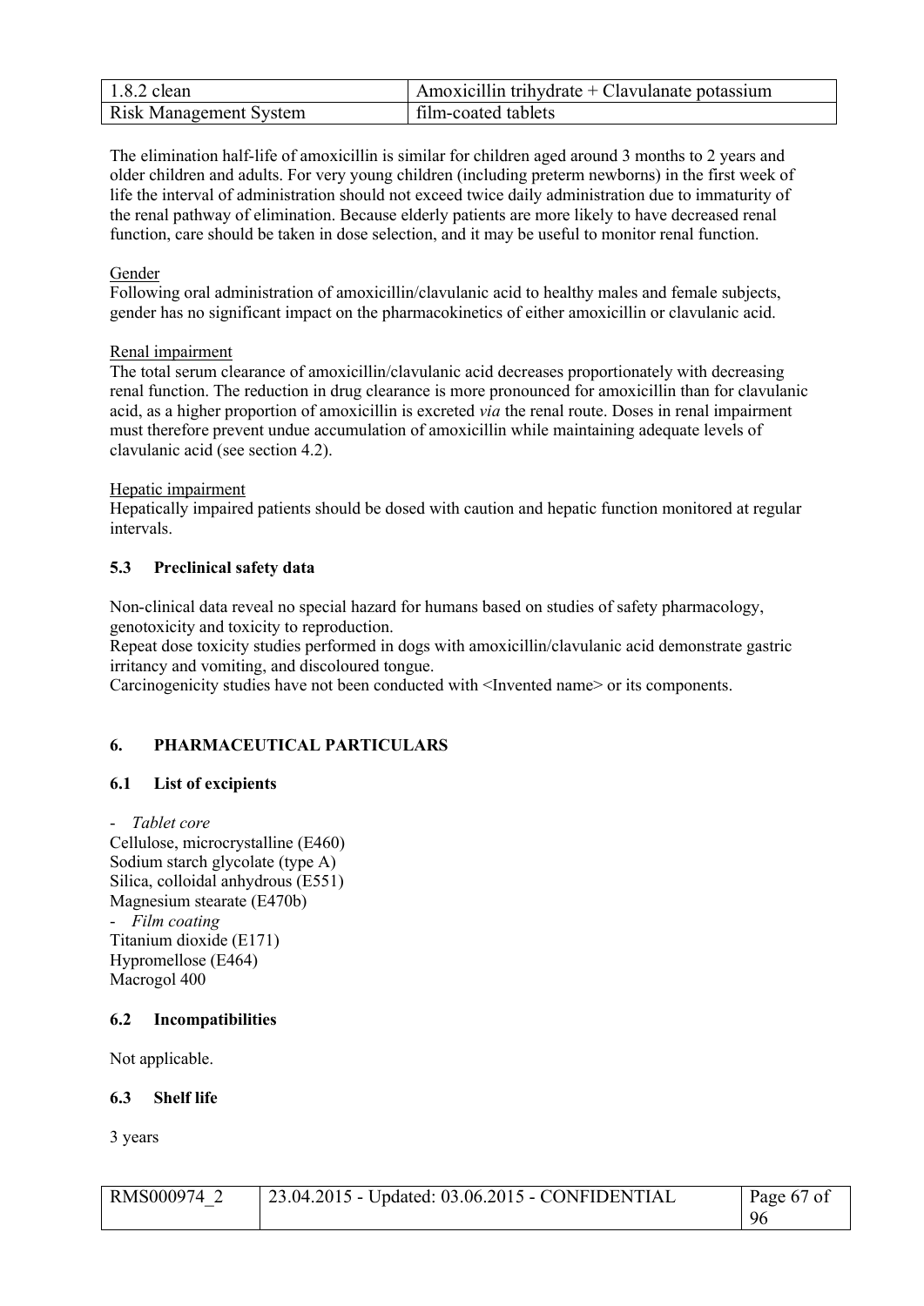The elimination half-life of amoxicillin is similar for children aged around 3 months to 2 years and older children and adults. For very young children (including preterm newborns) in the first week of life the interval of administration should not exceed twice daily administration due to immaturity of the renal pathway of elimination. Because elderly patients are more likely to have decreased renal function, care should be taken in dose selection, and it may be useful to monitor renal function.

Gender

Following oral administration of amoxicillin/clavulanic acid to healthy males and female subjects, gender has no significant impact on the pharmacokinetics of either amoxicillin or clavulanic acid.

Renal impairment

The total serum clearance of amoxicillin/clavulanic acid decreases proportionately with decreasing renal function. The reduction in drug clearance is more pronounced for amoxicillin than for clavulanic acid, as a higher proportion of amoxicillin is excreted *via* the renal route. Doses in renal impairment must therefore prevent undue accumulation of amoxicillin while maintaining adequate levels of clavulanic acid (see section 4.2).

Hepatic impairment

Hepatically impaired patients should be dosed with caution and hepatic function monitored at regular intervals.

### 5.3 Preclinical safety data

Non-clinical data reveal no special hazard for humans based on studies of safety pharmacology, genotoxicity and toxicity to reproduction.
Repeat dose toxicity studies performed in dogs with amoxicillin/clavulanic acid demonstrate gastric irritancy and vomiting, and discoloured tongue.
Carcinogenicity studies have not been conducted with <Invented name> or its components.

## 6. PHARMACEUTICAL PARTICULARS

### 6.1 List of excipients

- *Tablet core*

Cellulose, microcrystalline (E460)
Sodium starch glycolate (type A)
Silica, colloidal anhydrous (E551)
Magnesium stearate (E470b)

- *Film coating*

Titanium dioxide (E171)
Hypromellose (E464)
Macrogol 400

### 6.2 Incompatibilities

Not applicable.

### 6.3 Shelf life

3 years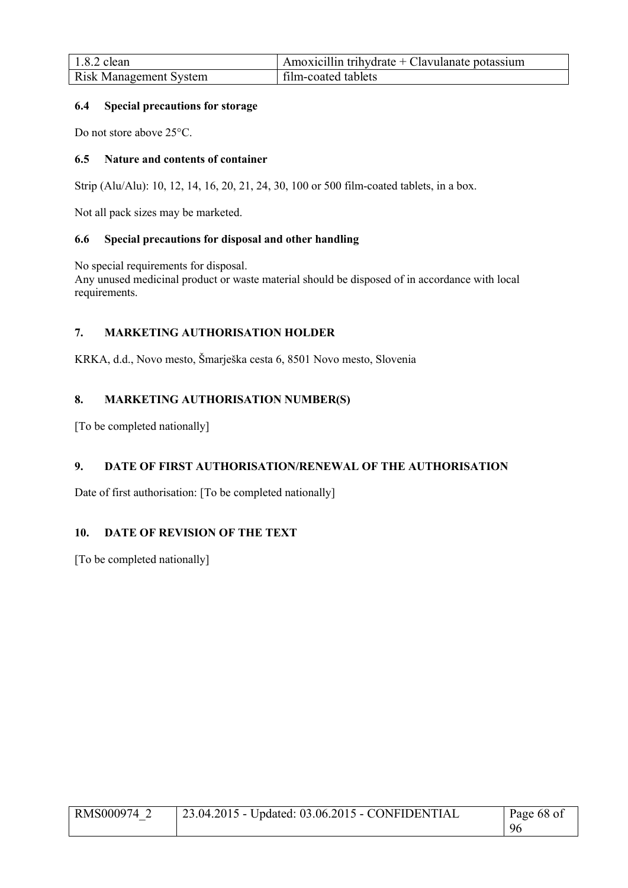#### 6.4 Special precautions for storage

Do not store above 25°C.

#### 6.5 Nature and contents of container

Strip (Alu/Alu): 10, 12, 14, 16, 20, 21, 24, 30, 100 or 500 film-coated tablets, in a box.

Not all pack sizes may be marketed.

#### 6.6 Special precautions for disposal and other handling

No special requirements for disposal.
Any unused medicinal product or waste material should be disposed of in accordance with local requirements.

## 7. MARKETING AUTHORISATION HOLDER

KRKA, d.d., Novo mesto, Šmarješka cesta 6, 8501 Novo mesto, Slovenia

## 8. MARKETING AUTHORISATION NUMBER(S)

[To be completed nationally]

## 9. DATE OF FIRST AUTHORISATION/RENEWAL OF THE AUTHORISATION

Date of first authorisation: [To be completed nationally]

## 10. DATE OF REVISION OF THE TEXT

[To be completed nationally]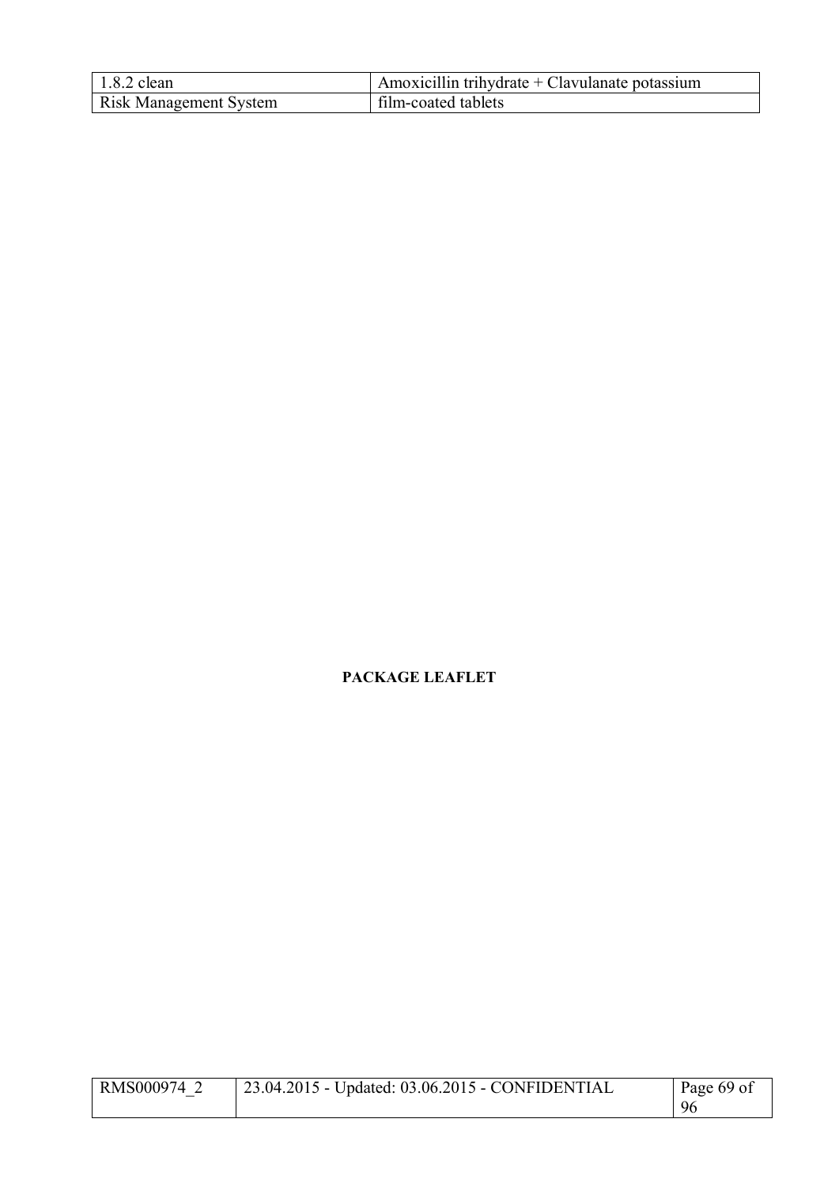**PACKAGE LEAFLET**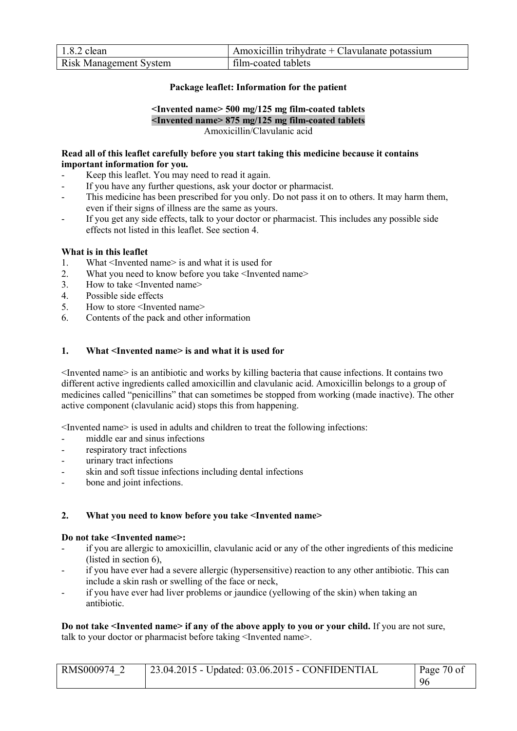**Package leaflet: Information for the patient**

**<Invented name> 500 mg/125 mg film-coated tablets**
**<Invented name> 875 mg/125 mg film-coated tablets**
Amoxicillin/Clavulanic acid

**Read all of this leaflet carefully before you start taking this medicine because it contains important information for you.**

- Keep this leaflet. You may need to read it again.
- If you have any further questions, ask your doctor or pharmacist.
- This medicine has been prescribed for you only. Do not pass it on to others. It may harm them, even if their signs of illness are the same as yours.
- If you get any side effects, talk to your doctor or pharmacist. This includes any possible side effects not listed in this leaflet. See section 4.

**What is in this leaflet**

1. What <Invented name> is and what it is used for
2. What you need to know before you take <Invented name>
3. How to take <Invented name>
4. Possible side effects
5. How to store <Invented name>
6. Contents of the pack and other information

## 1. What <Invented name> is and what it is used for

<Invented name> is an antibiotic and works by killing bacteria that cause infections. It contains two different active ingredients called amoxicillin and clavulanic acid. Amoxicillin belongs to a group of medicines called "penicillins" that can sometimes be stopped from working (made inactive). The other active component (clavulanic acid) stops this from happening.

<Invented name> is used in adults and children to treat the following infections:

- middle ear and sinus infections
- respiratory tract infections
- urinary tract infections
- skin and soft tissue infections including dental infections
- bone and joint infections.

## 2. What you need to know before you take <Invented name>

**Do not take <Invented name>:**

- if you are allergic to amoxicillin, clavulanic acid or any of the other ingredients of this medicine (listed in section 6),
- if you have ever had a severe allergic (hypersensitive) reaction to any other antibiotic. This can include a skin rash or swelling of the face or neck,
- if you have ever had liver problems or jaundice (yellowing of the skin) when taking an antibiotic.

**Do not take <Invented name> if any of the above apply to you or your child.** If you are not sure, talk to your doctor or pharmacist before taking <Invented name>.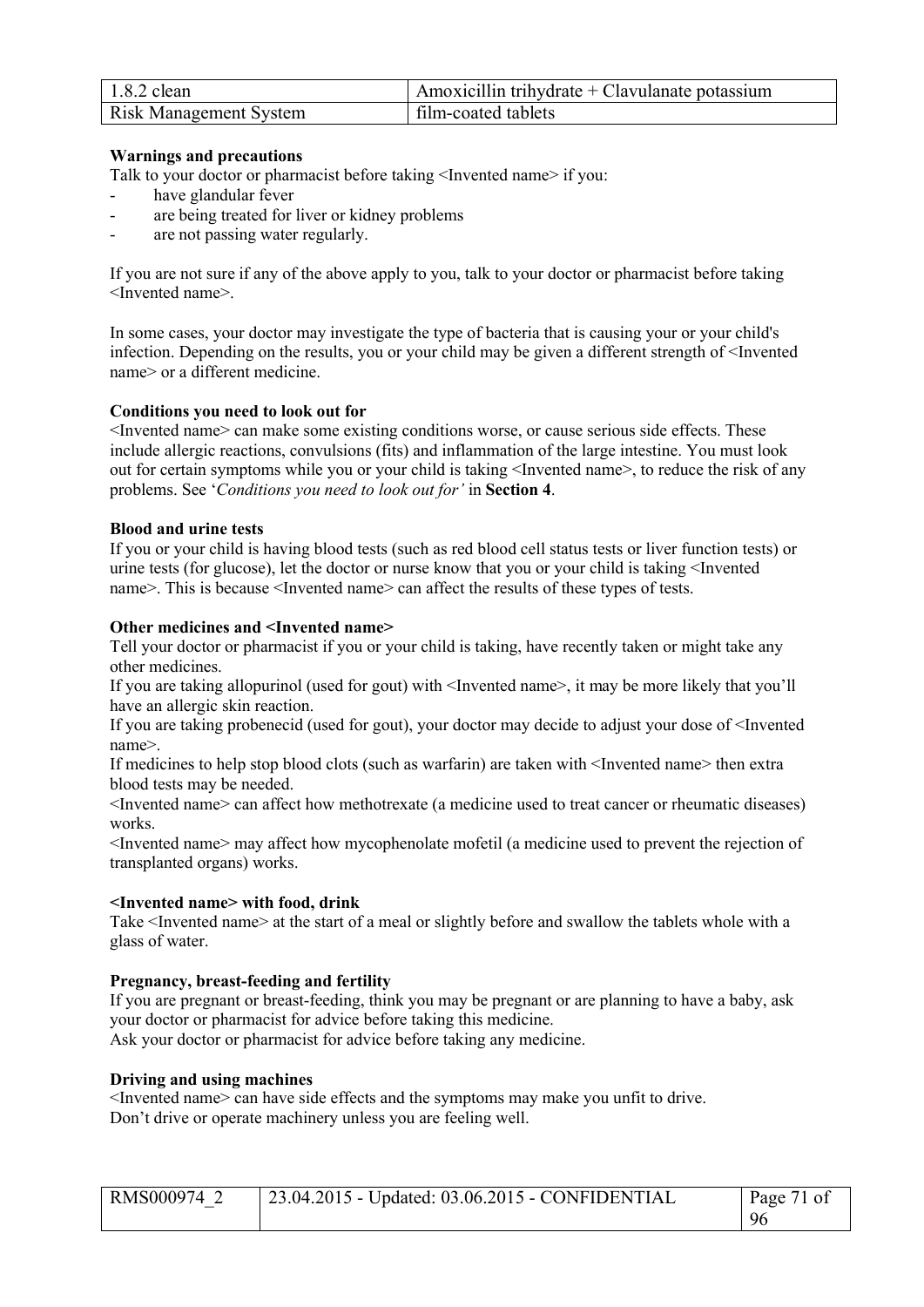**Warnings and precautions**

Talk to your doctor or pharmacist before taking <Invented name> if you:

- have glandular fever
- are being treated for liver or kidney problems
- are not passing water regularly.

If you are not sure if any of the above apply to you, talk to your doctor or pharmacist before taking <Invented name>.

In some cases, your doctor may investigate the type of bacteria that is causing your or your child's infection. Depending on the results, you or your child may be given a different strength of <Invented name> or a different medicine.

**Conditions you need to look out for**

<Invented name> can make some existing conditions worse, or cause serious side effects. These include allergic reactions, convulsions (fits) and inflammation of the large intestine. You must look out for certain symptoms while you or your child is taking <Invented name>, to reduce the risk of any problems. See '*Conditions you need to look out for'* in **Section 4**.

**Blood and urine tests**

If you or your child is having blood tests (such as red blood cell status tests or liver function tests) or urine tests (for glucose), let the doctor or nurse know that you or your child is taking <Invented name>. This is because <Invented name> can affect the results of these types of tests.

**Other medicines and <Invented name>**

Tell your doctor or pharmacist if you or your child is taking, have recently taken or might take any other medicines.

If you are taking allopurinol (used for gout) with <Invented name>, it may be more likely that you'll have an allergic skin reaction.

If you are taking probenecid (used for gout), your doctor may decide to adjust your dose of <Invented name>.

If medicines to help stop blood clots (such as warfarin) are taken with <Invented name> then extra blood tests may be needed.

<Invented name> can affect how methotrexate (a medicine used to treat cancer or rheumatic diseases) works.

<Invented name> may affect how mycophenolate mofetil (a medicine used to prevent the rejection of transplanted organs) works.

**<Invented name> with food, drink**

Take <Invented name> at the start of a meal or slightly before and swallow the tablets whole with a glass of water.

**Pregnancy, breast-feeding and fertility**

If you are pregnant or breast-feeding, think you may be pregnant or are planning to have a baby, ask your doctor or pharmacist for advice before taking this medicine.

Ask your doctor or pharmacist for advice before taking any medicine.

**Driving and using machines**

<Invented name> can have side effects and the symptoms may make you unfit to drive.

Don't drive or operate machinery unless you are feeling well.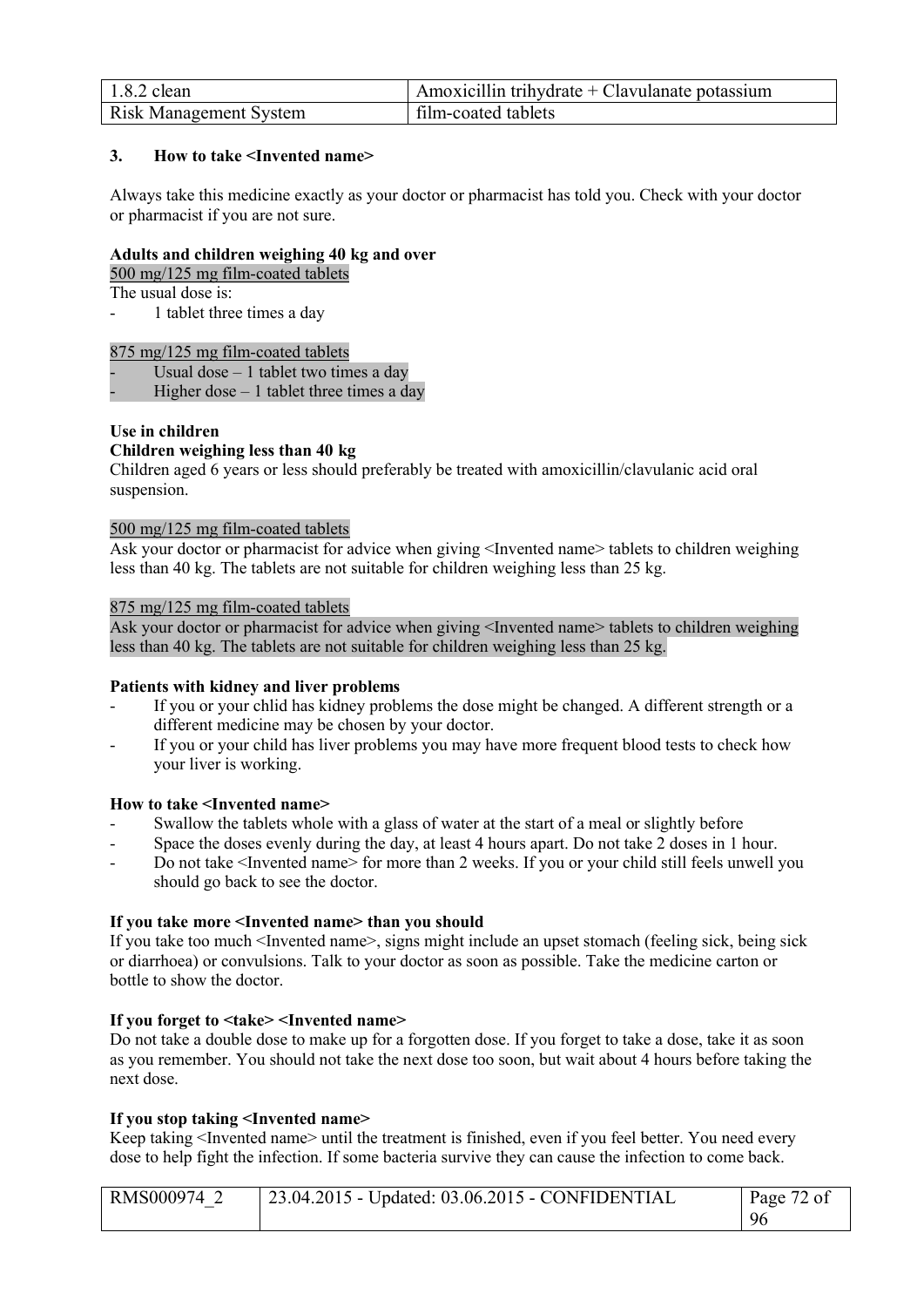| 1.8.2 clean | Amoxicillin trihydrate + Clavulanate potassium |
| --- | --- |
| Risk Management System | film-coated tablets |

### 3. How to take <Invented name>

Always take this medicine exactly as your doctor or pharmacist has told you. Check with your doctor or pharmacist if you are not sure.

**Adults and children weighing 40 kg and over**

500 mg/125 mg film-coated tablets

The usual dose is:

- 1 tablet three times a day

875 mg/125 mg film-coated tablets

- Usual dose – 1 tablet two times a day
- Higher dose – 1 tablet three times a day

**Use in children**

**Children weighing less than 40 kg**

Children aged 6 years or less should preferably be treated with amoxicillin/clavulanic acid oral suspension.

500 mg/125 mg film-coated tablets

Ask your doctor or pharmacist for advice when giving <Invented name> tablets to children weighing less than 40 kg. The tablets are not suitable for children weighing less than 25 kg.

875 mg/125 mg film-coated tablets

Ask your doctor or pharmacist for advice when giving <Invented name> tablets to children weighing less than 40 kg. The tablets are not suitable for children weighing less than 25 kg.

**Patients with kidney and liver problems**

- If you or your chlid has kidney problems the dose might be changed. A different strength or a different medicine may be chosen by your doctor.
- If you or your child has liver problems you may have more frequent blood tests to check how your liver is working.

**How to take <Invented name>**

- Swallow the tablets whole with a glass of water at the start of a meal or slightly before
- Space the doses evenly during the day, at least 4 hours apart. Do not take 2 doses in 1 hour.
- Do not take <Invented name> for more than 2 weeks. If you or your child still feels unwell you should go back to see the doctor.

**If you take more <Invented name> than you should**

If you take too much <Invented name>, signs might include an upset stomach (feeling sick, being sick or diarrhoea) or convulsions. Talk to your doctor as soon as possible. Take the medicine carton or bottle to show the doctor.

**If you forget to <take> <Invented name>**

Do not take a double dose to make up for a forgotten dose. If you forget to take a dose, take it as soon as you remember. You should not take the next dose too soon, but wait about 4 hours before taking the next dose.

**If you stop taking <Invented name>**

Keep taking <Invented name> until the treatment is finished, even if you feel better. You need every dose to help fight the infection. If some bacteria survive they can cause the infection to come back.

| RMS000974_2 | 23.04.2015 - Updated: 03.06.2015 - CONFIDENTIAL |
| --- | --- |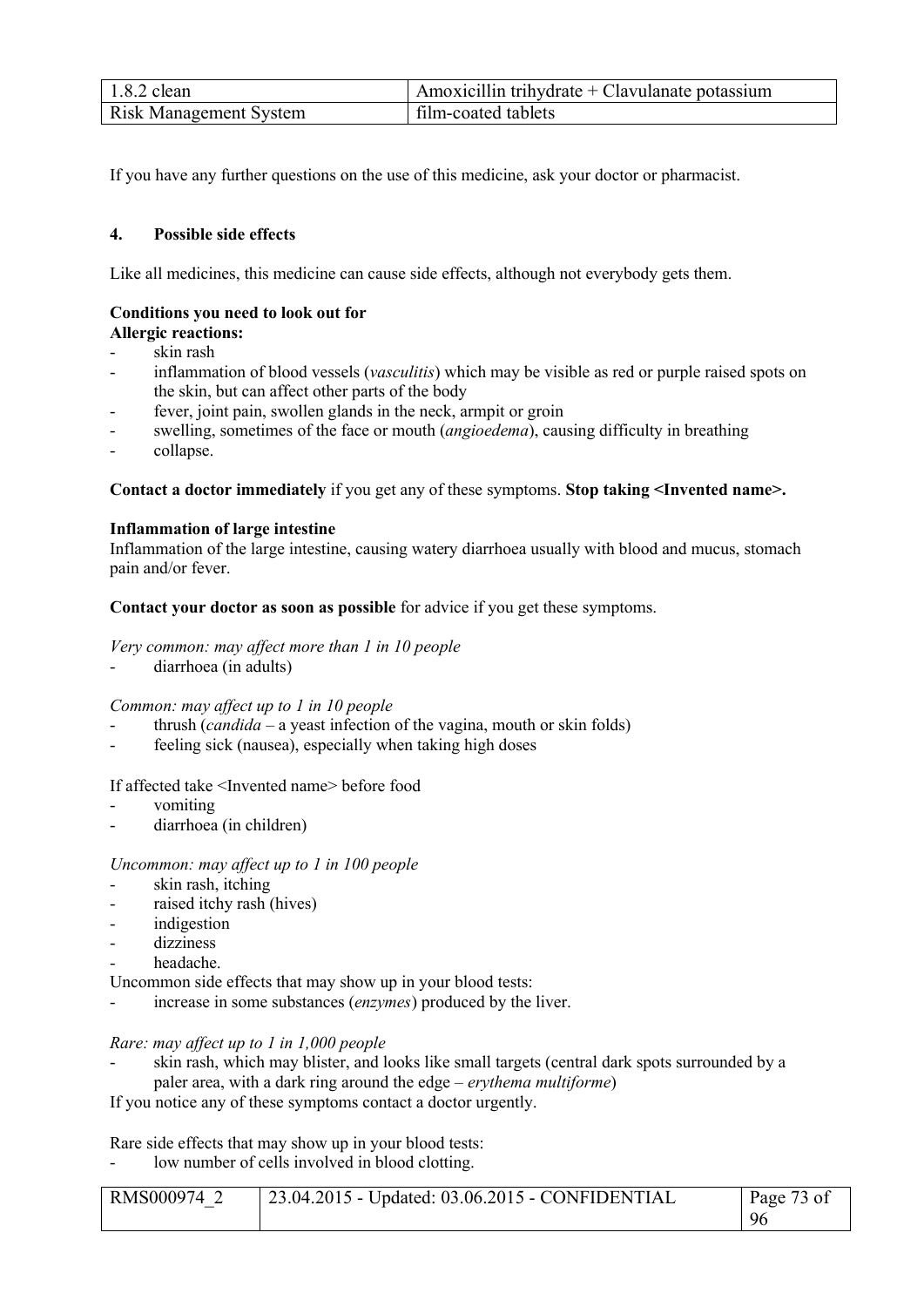If you have any further questions on the use of this medicine, ask your doctor or pharmacist.

## 4. Possible side effects

Like all medicines, this medicine can cause side effects, although not everybody gets them.

**Conditions you need to look out for**
**Allergic reactions:**

- skin rash
- inflammation of blood vessels (*vasculitis*) which may be visible as red or purple raised spots on the skin, but can affect other parts of the body
- fever, joint pain, swollen glands in the neck, armpit or groin
- swelling, sometimes of the face or mouth (*angioedema*), causing difficulty in breathing
- collapse.

**Contact a doctor immediately** if you get any of these symptoms. **Stop taking <Invented name>.**

**Inflammation of large intestine**
Inflammation of the large intestine, causing watery diarrhoea usually with blood and mucus, stomach pain and/or fever.

**Contact your doctor as soon as possible** for advice if you get these symptoms.

*Very common: may affect more than 1 in 10 people*

- diarrhoea (in adults)

*Common: may affect up to 1 in 10 people*

- thrush (*candida* – a yeast infection of the vagina, mouth or skin folds)
- feeling sick (nausea), especially when taking high doses

If affected take <Invented name> before food

- vomiting
- diarrhoea (in children)

*Uncommon: may affect up to 1 in 100 people*

- skin rash, itching
- raised itchy rash (hives)
- indigestion
- dizziness
- headache.

Uncommon side effects that may show up in your blood tests:

- increase in some substances (*enzymes*) produced by the liver.

*Rare: may affect up to 1 in 1,000 people*

- skin rash, which may blister, and looks like small targets (central dark spots surrounded by a paler area, with a dark ring around the edge – *erythema multiforme*)

If you notice any of these symptoms contact a doctor urgently.

Rare side effects that may show up in your blood tests:

- low number of cells involved in blood clotting.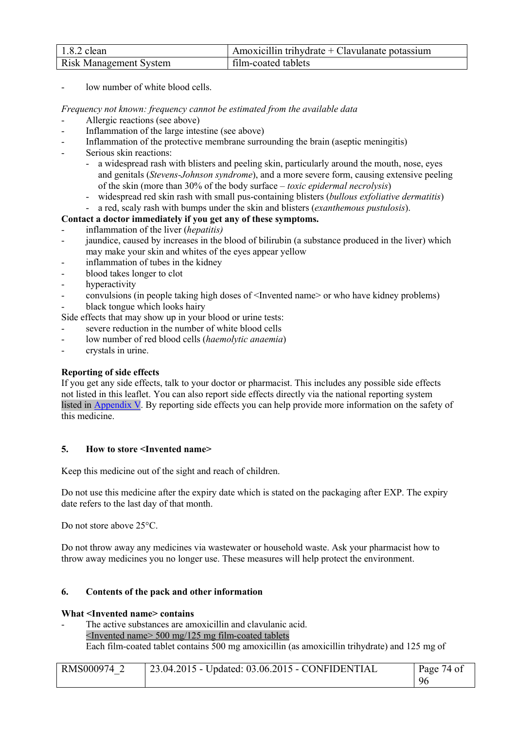- low number of white blood cells.

*Frequency not known: frequency cannot be estimated from the available data*

- Allergic reactions (see above)
- Inflammation of the large intestine (see above)
- Inflammation of the protective membrane surrounding the brain (aseptic meningitis)
- Serious skin reactions:
  - a widespread rash with blisters and peeling skin, particularly around the mouth, nose, eyes and genitals (*Stevens-Johnson syndrome*), and a more severe form, causing extensive peeling of the skin (more than 30% of the body surface – *toxic epidermal necrolysis*)
  - widespread red skin rash with small pus-containing blisters (*bullous exfoliative dermatitis*)
  - a red, scaly rash with bumps under the skin and blisters (*exanthemous pustulosis*).

**Contact a doctor immediately if you get any of these symptoms.**

- inflammation of the liver (*hepatitis)*
- jaundice, caused by increases in the blood of bilirubin (a substance produced in the liver) which may make your skin and whites of the eyes appear yellow
- inflammation of tubes in the kidney
- blood takes longer to clot
- hyperactivity
- convulsions (in people taking high doses of <Invented name> or who have kidney problems)
- black tongue which looks hairy

Side effects that may show up in your blood or urine tests:

- severe reduction in the number of white blood cells
- low number of red blood cells (*haemolytic anaemia*)
- crystals in urine.

**Reporting of side effects**

If you get any side effects, talk to your doctor or pharmacist. This includes any possible side effects not listed in this leaflet. You can also report side effects directly via the national reporting system listed in Appendix V. By reporting side effects you can help provide more information on the safety of this medicine.

## 5. How to store <Invented name>

Keep this medicine out of the sight and reach of children.

Do not use this medicine after the expiry date which is stated on the packaging after EXP. The expiry date refers to the last day of that month.

Do not store above 25°C.

Do not throw away any medicines via wastewater or household waste. Ask your pharmacist how to throw away medicines you no longer use. These measures will help protect the environment.

## 6. Contents of the pack and other information

**What <Invented name> contains**

- The active substances are amoxicillin and clavulanic acid.
  <Invented name> 500 mg/125 mg film-coated tablets
  Each film-coated tablet contains 500 mg amoxicillin (as amoxicillin trihydrate) and 125 mg of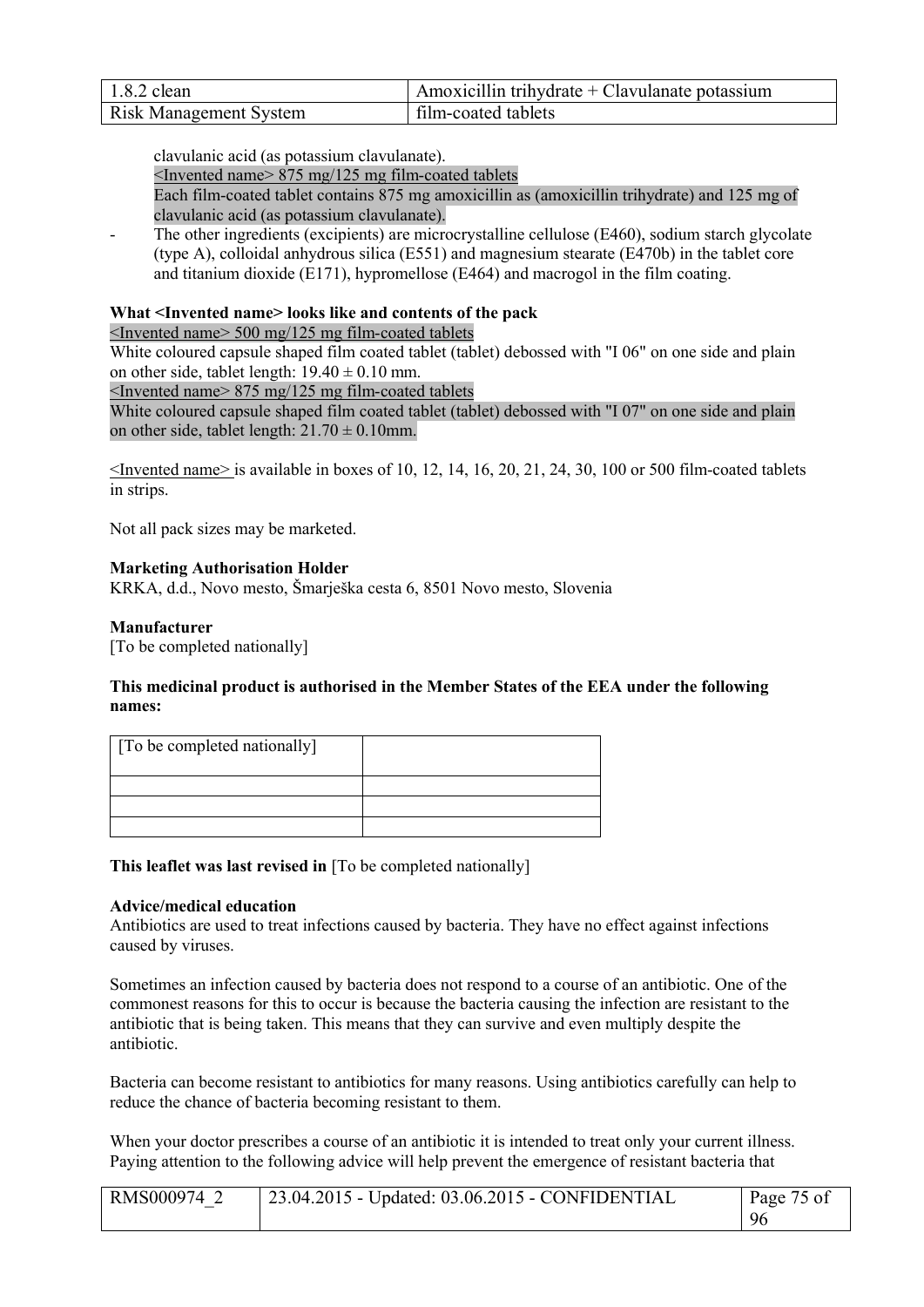clavulanic acid (as potassium clavulanate).

<Invented name> 875 mg/125 mg film-coated tablets

Each film-coated tablet contains 875 mg amoxicillin as (amoxicillin trihydrate) and 125 mg of clavulanic acid (as potassium clavulanate).

- The other ingredients (excipients) are microcrystalline cellulose (E460), sodium starch glycolate (type A), colloidal anhydrous silica (E551) and magnesium stearate (E470b) in the tablet core and titanium dioxide (E171), hypromellose (E464) and macrogol in the film coating.

**What <Invented name> looks like and contents of the pack**

<Invented name> 500 mg/125 mg film-coated tablets

White coloured capsule shaped film coated tablet (tablet) debossed with "I 06" on one side and plain on other side, tablet length: 19.40 ± 0.10 mm.

<Invented name> 875 mg/125 mg film-coated tablets

White coloured capsule shaped film coated tablet (tablet) debossed with "I 07" on one side and plain on other side, tablet length: 21.70 ± 0.10mm.

<Invented name> is available in boxes of 10, 12, 14, 16, 20, 21, 24, 30, 100 or 500 film-coated tablets in strips.

Not all pack sizes may be marketed.

**Marketing Authorisation Holder**

KRKA, d.d., Novo mesto, Šmarješka cesta 6, 8501 Novo mesto, Slovenia

**Manufacturer**

[To be completed nationally]

**This medicinal product is authorised in the Member States of the EEA under the following names:**

| [To be completed nationally] | |
|---|---|
| | |
| | |
| | |

**This leaflet was last revised in** [To be completed nationally]

**Advice/medical education**

Antibiotics are used to treat infections caused by bacteria. They have no effect against infections caused by viruses.

Sometimes an infection caused by bacteria does not respond to a course of an antibiotic. One of the commonest reasons for this to occur is because the bacteria causing the infection are resistant to the antibiotic that is being taken. This means that they can survive and even multiply despite the antibiotic.

Bacteria can become resistant to antibiotics for many reasons. Using antibiotics carefully can help to reduce the chance of bacteria becoming resistant to them.

When your doctor prescribes a course of an antibiotic it is intended to treat only your current illness. Paying attention to the following advice will help prevent the emergence of resistant bacteria that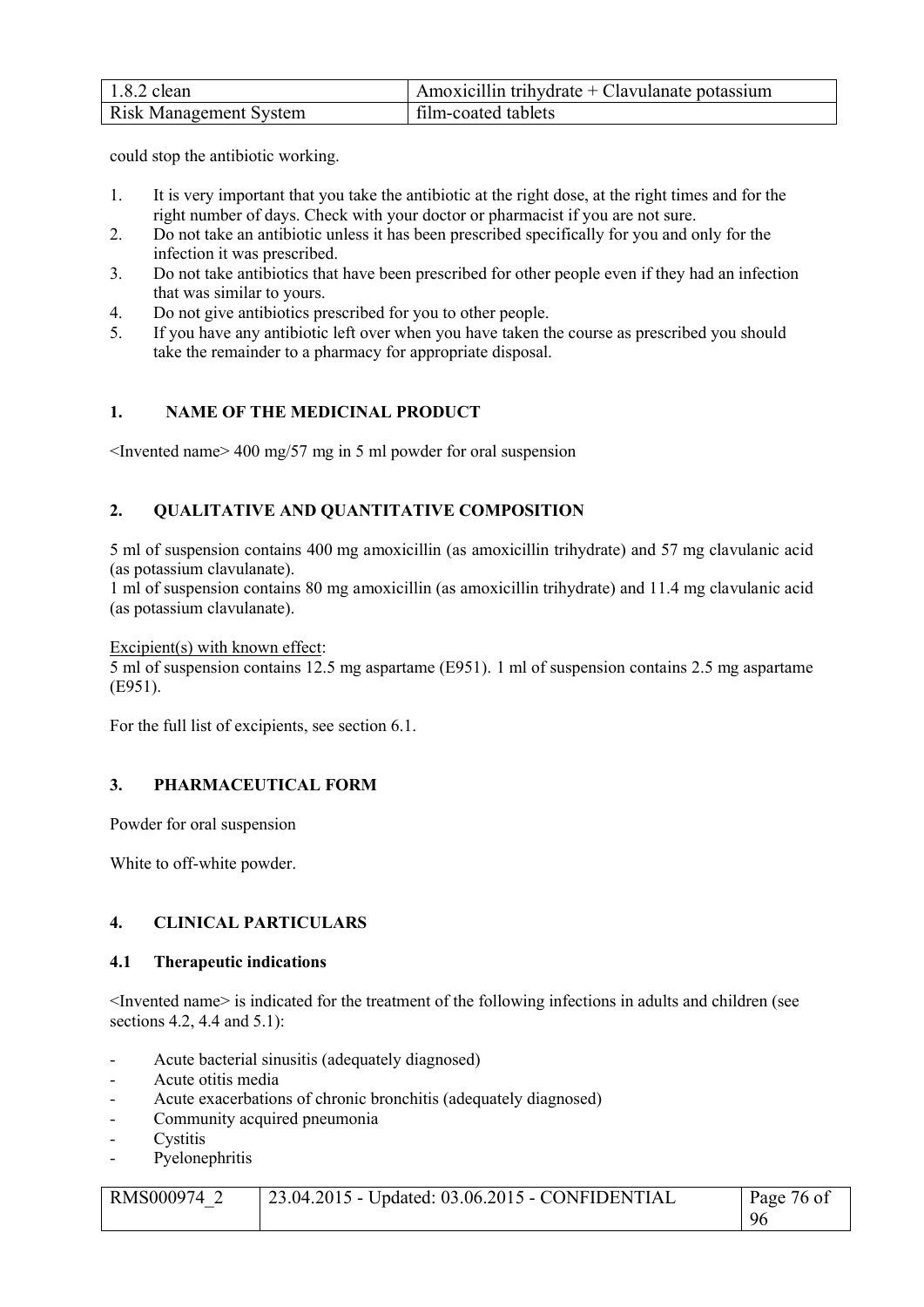could stop the antibiotic working.

1. It is very important that you take the antibiotic at the right dose, at the right times and for the right number of days. Check with your doctor or pharmacist if you are not sure.
2. Do not take an antibiotic unless it has been prescribed specifically for you and only for the infection it was prescribed.
3. Do not take antibiotics that have been prescribed for other people even if they had an infection that was similar to yours.
4. Do not give antibiotics prescribed for you to other people.
5. If you have any antibiotic left over when you have taken the course as prescribed you should take the remainder to a pharmacy for appropriate disposal.

## 1. NAME OF THE MEDICINAL PRODUCT

<Invented name> 400 mg/57 mg in 5 ml powder for oral suspension

## 2. QUALITATIVE AND QUANTITATIVE COMPOSITION

5 ml of suspension contains 400 mg amoxicillin (as amoxicillin trihydrate) and 57 mg clavulanic acid (as potassium clavulanate).
1 ml of suspension contains 80 mg amoxicillin (as amoxicillin trihydrate) and 11.4 mg clavulanic acid (as potassium clavulanate).

Excipient(s) with known effect:
5 ml of suspension contains 12.5 mg aspartame (E951). 1 ml of suspension contains 2.5 mg aspartame (E951).

For the full list of excipients, see section 6.1.

## 3. PHARMACEUTICAL FORM

Powder for oral suspension

White to off-white powder.

## 4. CLINICAL PARTICULARS

### 4.1 Therapeutic indications

<Invented name> is indicated for the treatment of the following infections in adults and children (see sections 4.2, 4.4 and 5.1):

- Acute bacterial sinusitis (adequately diagnosed)
- Acute otitis media
- Acute exacerbations of chronic bronchitis (adequately diagnosed)
- Community acquired pneumonia
- Cystitis
- Pyelonephritis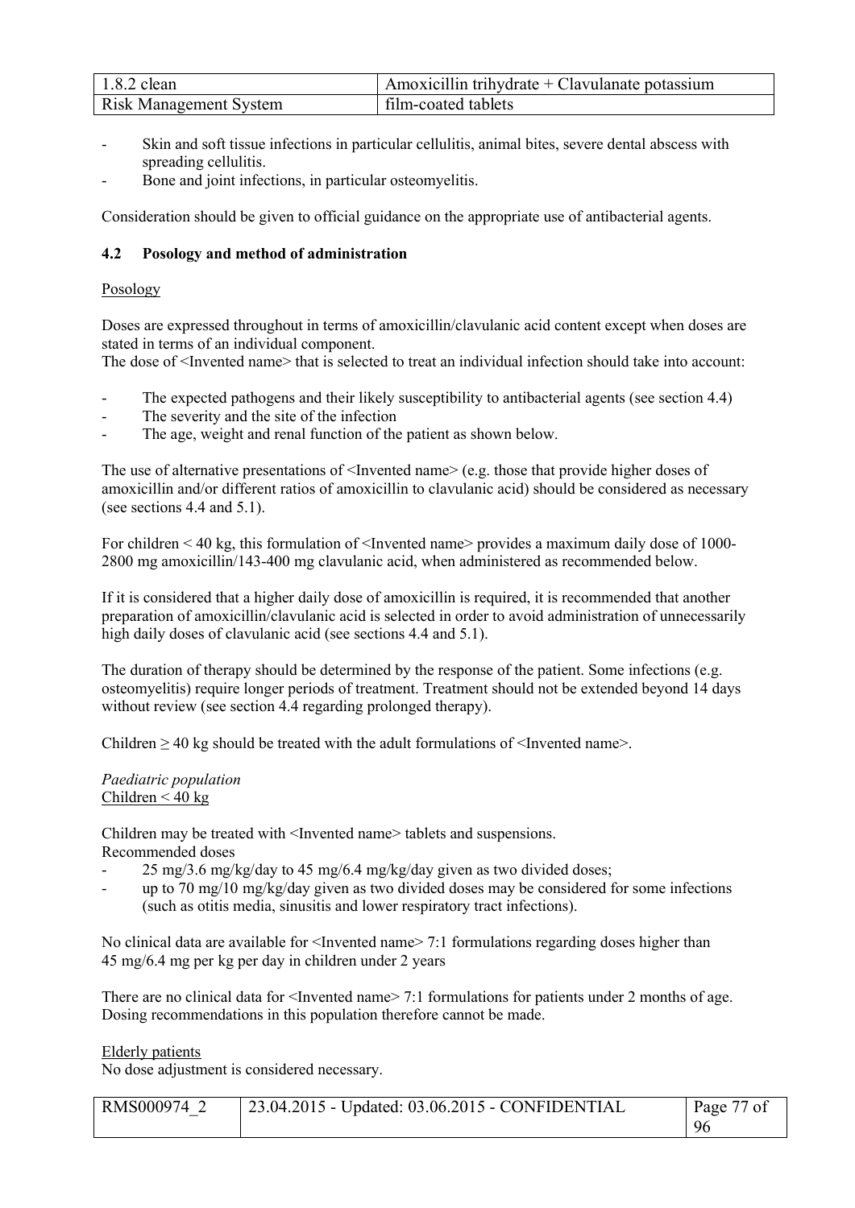- Skin and soft tissue infections in particular cellulitis, animal bites, severe dental abscess with spreading cellulitis.
- Bone and joint infections, in particular osteomyelitis.

Consideration should be given to official guidance on the appropriate use of antibacterial agents.

## 4.2 Posology and method of administration

Posology

Doses are expressed throughout in terms of amoxicillin/clavulanic acid content except when doses are stated in terms of an individual component.
The dose of <Invented name> that is selected to treat an individual infection should take into account:

- The expected pathogens and their likely susceptibility to antibacterial agents (see section 4.4)
- The severity and the site of the infection
- The age, weight and renal function of the patient as shown below.

The use of alternative presentations of <Invented name> (e.g. those that provide higher doses of amoxicillin and/or different ratios of amoxicillin to clavulanic acid) should be considered as necessary (see sections 4.4 and 5.1).

For children < 40 kg, this formulation of <Invented name> provides a maximum daily dose of 1000-2800 mg amoxicillin/143-400 mg clavulanic acid, when administered as recommended below.

If it is considered that a higher daily dose of amoxicillin is required, it is recommended that another preparation of amoxicillin/clavulanic acid is selected in order to avoid administration of unnecessarily high daily doses of clavulanic acid (see sections 4.4 and 5.1).

The duration of therapy should be determined by the response of the patient. Some infections (e.g. osteomyelitis) require longer periods of treatment. Treatment should not be extended beyond 14 days without review (see section 4.4 regarding prolonged therapy).

Children ≥ 40 kg should be treated with the adult formulations of <Invented name>.

*Paediatric population*
Children < 40 kg

Children may be treated with <Invented name> tablets and suspensions.
Recommended doses

- 25 mg/3.6 mg/kg/day to 45 mg/6.4 mg/kg/day given as two divided doses;
- up to 70 mg/10 mg/kg/day given as two divided doses may be considered for some infections (such as otitis media, sinusitis and lower respiratory tract infections).

No clinical data are available for <Invented name> 7:1 formulations regarding doses higher than 45 mg/6.4 mg per kg per day in children under 2 years

There are no clinical data for <Invented name> 7:1 formulations for patients under 2 months of age. Dosing recommendations in this population therefore cannot be made.

Elderly patients
No dose adjustment is considered necessary.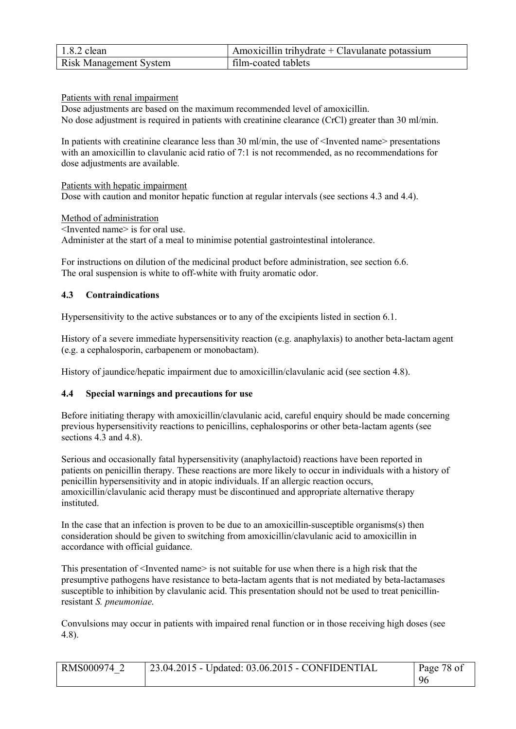Patients with renal impairment

Dose adjustments are based on the maximum recommended level of amoxicillin.
No dose adjustment is required in patients with creatinine clearance (CrCl) greater than 30 ml/min.

In patients with creatinine clearance less than 30 ml/min, the use of <Invented name> presentations with an amoxicillin to clavulanic acid ratio of 7:1 is not recommended, as no recommendations for dose adjustments are available.

Patients with hepatic impairment

Dose with caution and monitor hepatic function at regular intervals (see sections 4.3 and 4.4).

Method of administration

<Invented name> is for oral use.
Administer at the start of a meal to minimise potential gastrointestinal intolerance.

For instructions on dilution of the medicinal product before administration, see section 6.6.
The oral suspension is white to off-white with fruity aromatic odor.

### 4.3 Contraindications

Hypersensitivity to the active substances or to any of the excipients listed in section 6.1.

History of a severe immediate hypersensitivity reaction (e.g. anaphylaxis) to another beta-lactam agent (e.g. a cephalosporin, carbapenem or monobactam).

History of jaundice/hepatic impairment due to amoxicillin/clavulanic acid (see section 4.8).

### 4.4 Special warnings and precautions for use

Before initiating therapy with amoxicillin/clavulanic acid, careful enquiry should be made concerning previous hypersensitivity reactions to penicillins, cephalosporins or other beta-lactam agents (see sections 4.3 and 4.8).

Serious and occasionally fatal hypersensitivity (anaphylactoid) reactions have been reported in patients on penicillin therapy. These reactions are more likely to occur in individuals with a history of penicillin hypersensitivity and in atopic individuals. If an allergic reaction occurs, amoxicillin/clavulanic acid therapy must be discontinued and appropriate alternative therapy instituted.

In the case that an infection is proven to be due to an amoxicillin-susceptible organisms(s) then consideration should be given to switching from amoxicillin/clavulanic acid to amoxicillin in accordance with official guidance.

This presentation of <Invented name> is not suitable for use when there is a high risk that the presumptive pathogens have resistance to beta-lactam agents that is not mediated by beta-lactamases susceptible to inhibition by clavulanic acid. This presentation should not be used to treat penicillin-resistant *S. pneumoniae.*

Convulsions may occur in patients with impaired renal function or in those receiving high doses (see 4.8).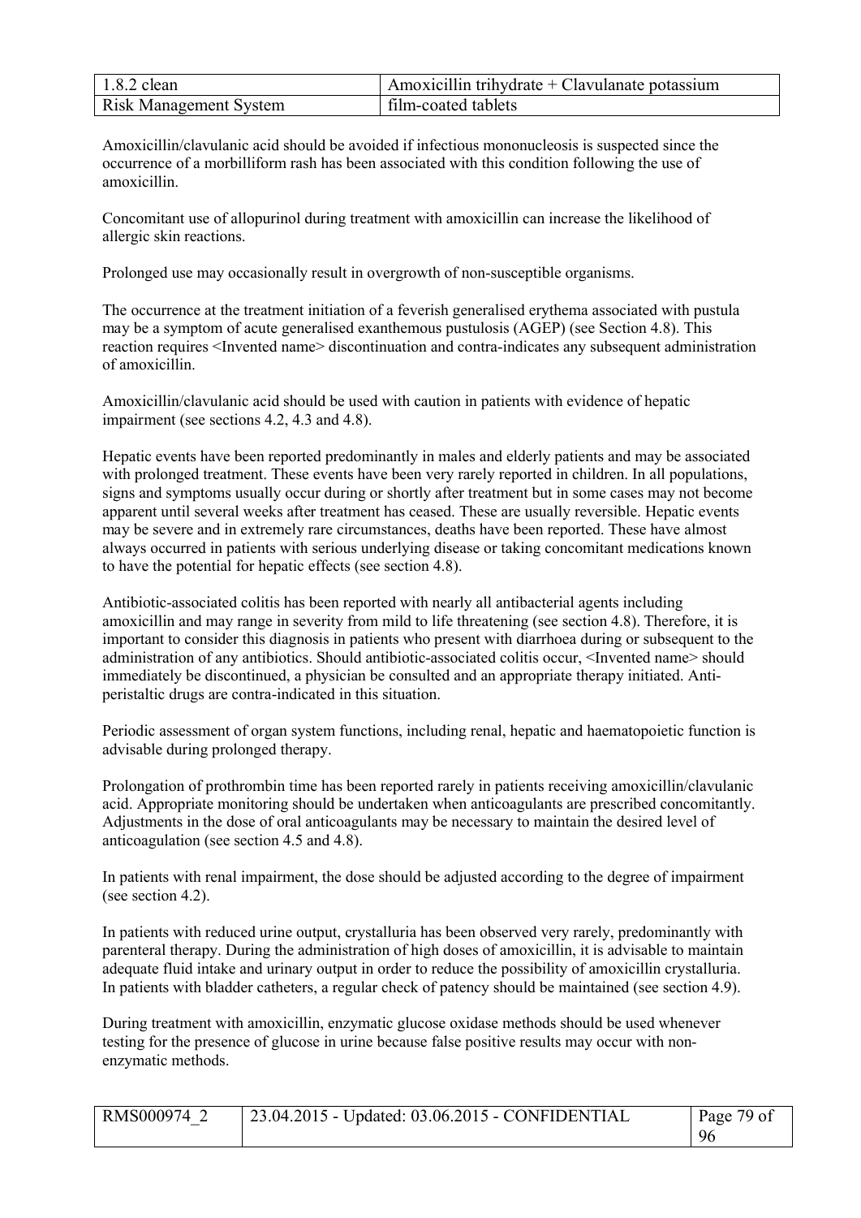Amoxicillin/clavulanic acid should be avoided if infectious mononucleosis is suspected since the occurrence of a morbilliform rash has been associated with this condition following the use of amoxicillin.

Concomitant use of allopurinol during treatment with amoxicillin can increase the likelihood of allergic skin reactions.

Prolonged use may occasionally result in overgrowth of non-susceptible organisms.

The occurrence at the treatment initiation of a feverish generalised erythema associated with pustula may be a symptom of acute generalised exanthemous pustulosis (AGEP) (see Section 4.8). This reaction requires <Invented name> discontinuation and contra-indicates any subsequent administration of amoxicillin.

Amoxicillin/clavulanic acid should be used with caution in patients with evidence of hepatic impairment (see sections 4.2, 4.3 and 4.8).

Hepatic events have been reported predominantly in males and elderly patients and may be associated with prolonged treatment. These events have been very rarely reported in children. In all populations, signs and symptoms usually occur during or shortly after treatment but in some cases may not become apparent until several weeks after treatment has ceased. These are usually reversible. Hepatic events may be severe and in extremely rare circumstances, deaths have been reported. These have almost always occurred in patients with serious underlying disease or taking concomitant medications known to have the potential for hepatic effects (see section 4.8).

Antibiotic-associated colitis has been reported with nearly all antibacterial agents including amoxicillin and may range in severity from mild to life threatening (see section 4.8). Therefore, it is important to consider this diagnosis in patients who present with diarrhoea during or subsequent to the administration of any antibiotics. Should antibiotic-associated colitis occur, <Invented name> should immediately be discontinued, a physician be consulted and an appropriate therapy initiated. Anti-peristaltic drugs are contra-indicated in this situation.

Periodic assessment of organ system functions, including renal, hepatic and haematopoietic function is advisable during prolonged therapy.

Prolongation of prothrombin time has been reported rarely in patients receiving amoxicillin/clavulanic acid. Appropriate monitoring should be undertaken when anticoagulants are prescribed concomitantly. Adjustments in the dose of oral anticoagulants may be necessary to maintain the desired level of anticoagulation (see section 4.5 and 4.8).

In patients with renal impairment, the dose should be adjusted according to the degree of impairment (see section 4.2).

In patients with reduced urine output, crystalluria has been observed very rarely, predominantly with parenteral therapy. During the administration of high doses of amoxicillin, it is advisable to maintain adequate fluid intake and urinary output in order to reduce the possibility of amoxicillin crystalluria. In patients with bladder catheters, a regular check of patency should be maintained (see section 4.9).

During treatment with amoxicillin, enzymatic glucose oxidase methods should be used whenever testing for the presence of glucose in urine because false positive results may occur with non-enzymatic methods.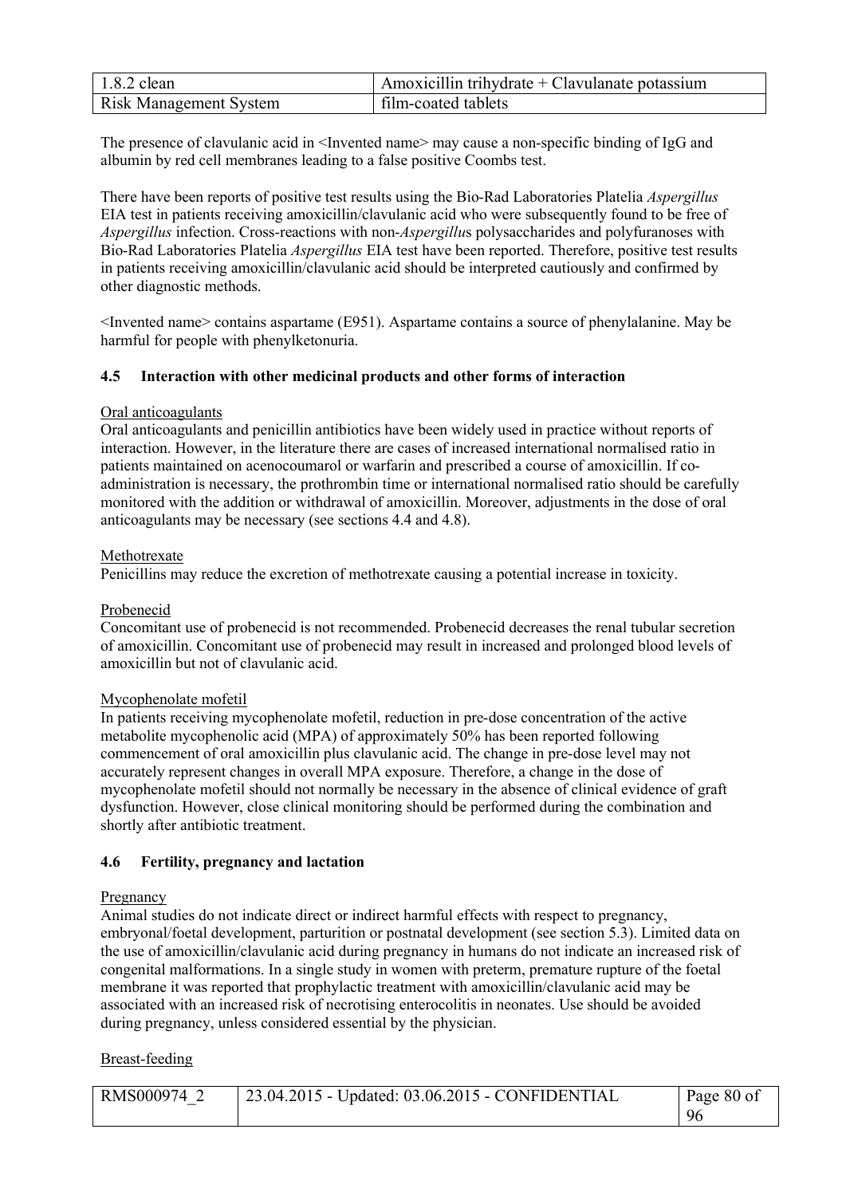The presence of clavulanic acid in <Invented name> may cause a non-specific binding of IgG and albumin by red cell membranes leading to a false positive Coombs test.

There have been reports of positive test results using the Bio-Rad Laboratories Platelia *Aspergillus* EIA test in patients receiving amoxicillin/clavulanic acid who were subsequently found to be free of *Aspergillus* infection. Cross-reactions with non-*Aspergillus* polysaccharides and polyfuranoses with Bio-Rad Laboratories Platelia *Aspergillus* EIA test have been reported. Therefore, positive test results in patients receiving amoxicillin/clavulanic acid should be interpreted cautiously and confirmed by other diagnostic methods.

<Invented name> contains aspartame (E951). Aspartame contains a source of phenylalanine. May be harmful for people with phenylketonuria.

### 4.5 Interaction with other medicinal products and other forms of interaction

Oral anticoagulants

Oral anticoagulants and penicillin antibiotics have been widely used in practice without reports of interaction. However, in the literature there are cases of increased international normalised ratio in patients maintained on acenocoumarol or warfarin and prescribed a course of amoxicillin. If co-administration is necessary, the prothrombin time or international normalised ratio should be carefully monitored with the addition or withdrawal of amoxicillin. Moreover, adjustments in the dose of oral anticoagulants may be necessary (see sections 4.4 and 4.8).

Methotrexate

Penicillins may reduce the excretion of methotrexate causing a potential increase in toxicity.

Probenecid

Concomitant use of probenecid is not recommended. Probenecid decreases the renal tubular secretion of amoxicillin. Concomitant use of probenecid may result in increased and prolonged blood levels of amoxicillin but not of clavulanic acid.

Mycophenolate mofetil

In patients receiving mycophenolate mofetil, reduction in pre-dose concentration of the active metabolite mycophenolic acid (MPA) of approximately 50% has been reported following commencement of oral amoxicillin plus clavulanic acid. The change in pre-dose level may not accurately represent changes in overall MPA exposure. Therefore, a change in the dose of mycophenolate mofetil should not normally be necessary in the absence of clinical evidence of graft dysfunction. However, close clinical monitoring should be performed during the combination and shortly after antibiotic treatment.

### 4.6 Fertility, pregnancy and lactation

Pregnancy

Animal studies do not indicate direct or indirect harmful effects with respect to pregnancy, embryonal/foetal development, parturition or postnatal development (see section 5.3). Limited data on the use of amoxicillin/clavulanic acid during pregnancy in humans do not indicate an increased risk of congenital malformations. In a single study in women with preterm, premature rupture of the foetal membrane it was reported that prophylactic treatment with amoxicillin/clavulanic acid may be associated with an increased risk of necrotising enterocolitis in neonates. Use should be avoided during pregnancy, unless considered essential by the physician.

Breast-feeding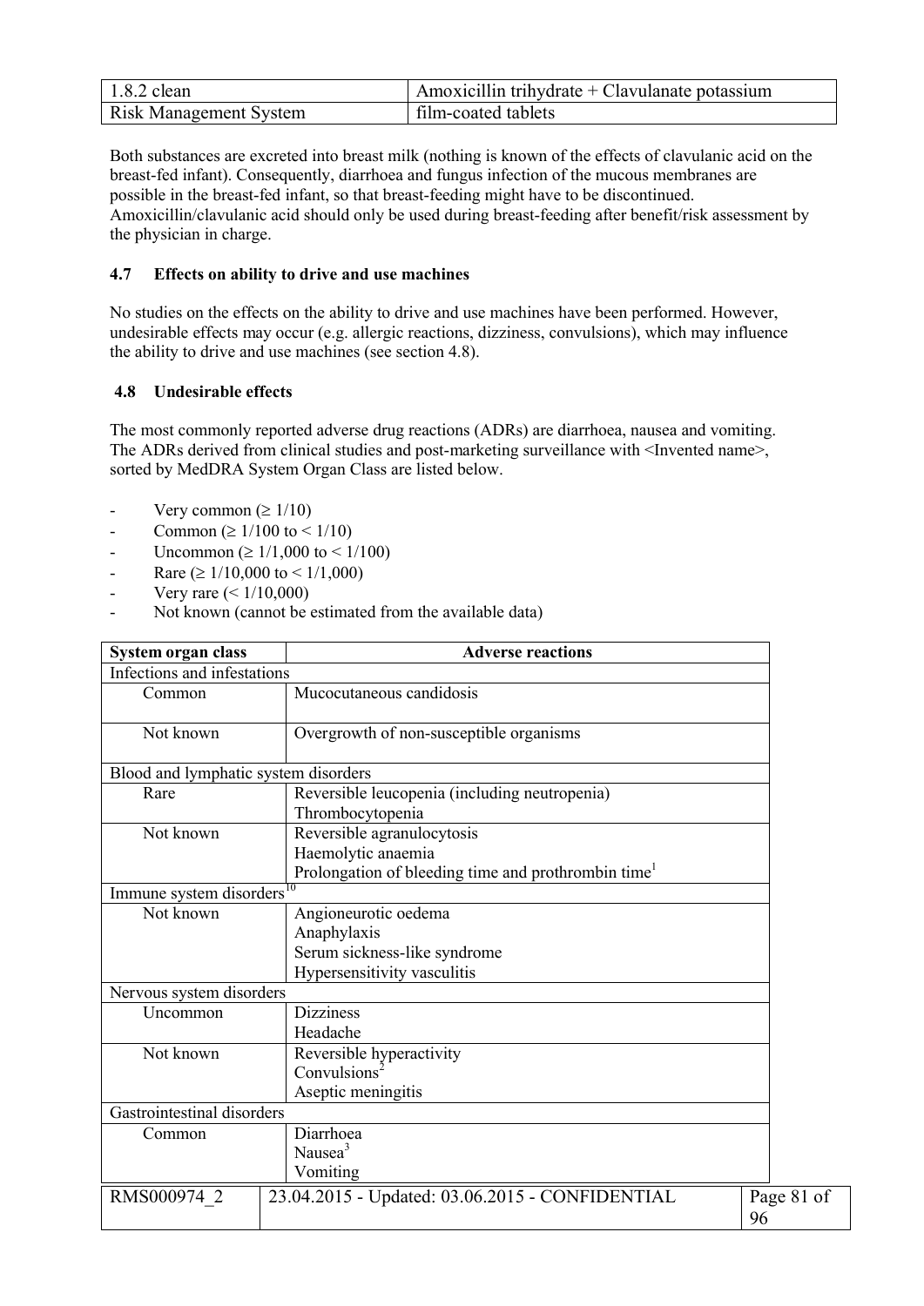Both substances are excreted into breast milk (nothing is known of the effects of clavulanic acid on the breast-fed infant). Consequently, diarrhoea and fungus infection of the mucous membranes are possible in the breast-fed infant, so that breast-feeding might have to be discontinued. Amoxicillin/clavulanic acid should only be used during breast-feeding after benefit/risk assessment by the physician in charge.

### 4.7 Effects on ability to drive and use machines

No studies on the effects on the ability to drive and use machines have been performed. However, undesirable effects may occur (e.g. allergic reactions, dizziness, convulsions), which may influence the ability to drive and use machines (see section 4.8).

### 4.8 Undesirable effects

The most commonly reported adverse drug reactions (ADRs) are diarrhoea, nausea and vomiting. The ADRs derived from clinical studies and post-marketing surveillance with <Invented name>, sorted by MedDRA System Organ Class are listed below.

- Very common (≥ 1/10)
- Common (≥ 1/100 to < 1/10)
- Uncommon (≥ 1/1,000 to < 1/100)
- Rare (≥ 1/10,000 to < 1/1,000)
- Very rare (< 1/10,000)
- Not known (cannot be estimated from the available data)

| System organ class | Adverse reactions |
|---|---|
| **Infections and infestations** | |
| Common | Mucocutaneous candidosis |
| Not known | Overgrowth of non-susceptible organisms |
| **Blood and lymphatic system disorders** | |
| Rare | Reversible leucopenia (including neutropenia)<br>Thrombocytopenia |
| Not known | Reversible agranulocytosis<br>Haemolytic anaemia<br>Prolongation of bleeding time and prothrombin time[1] |
| **Immune system disorders[10]** | |
| Not known | Angioneurotic oedema<br>Anaphylaxis<br>Serum sickness-like syndrome<br>Hypersensitivity vasculitis |
| **Nervous system disorders** | |
| Uncommon | Dizziness<br>Headache |
| Not known | Reversible hyperactivity<br>Convulsions[2]<br>Aseptic meningitis |
| **Gastrointestinal disorders** | |
| Common | Diarrhoea<br>Nausea[3]<br>Vomiting |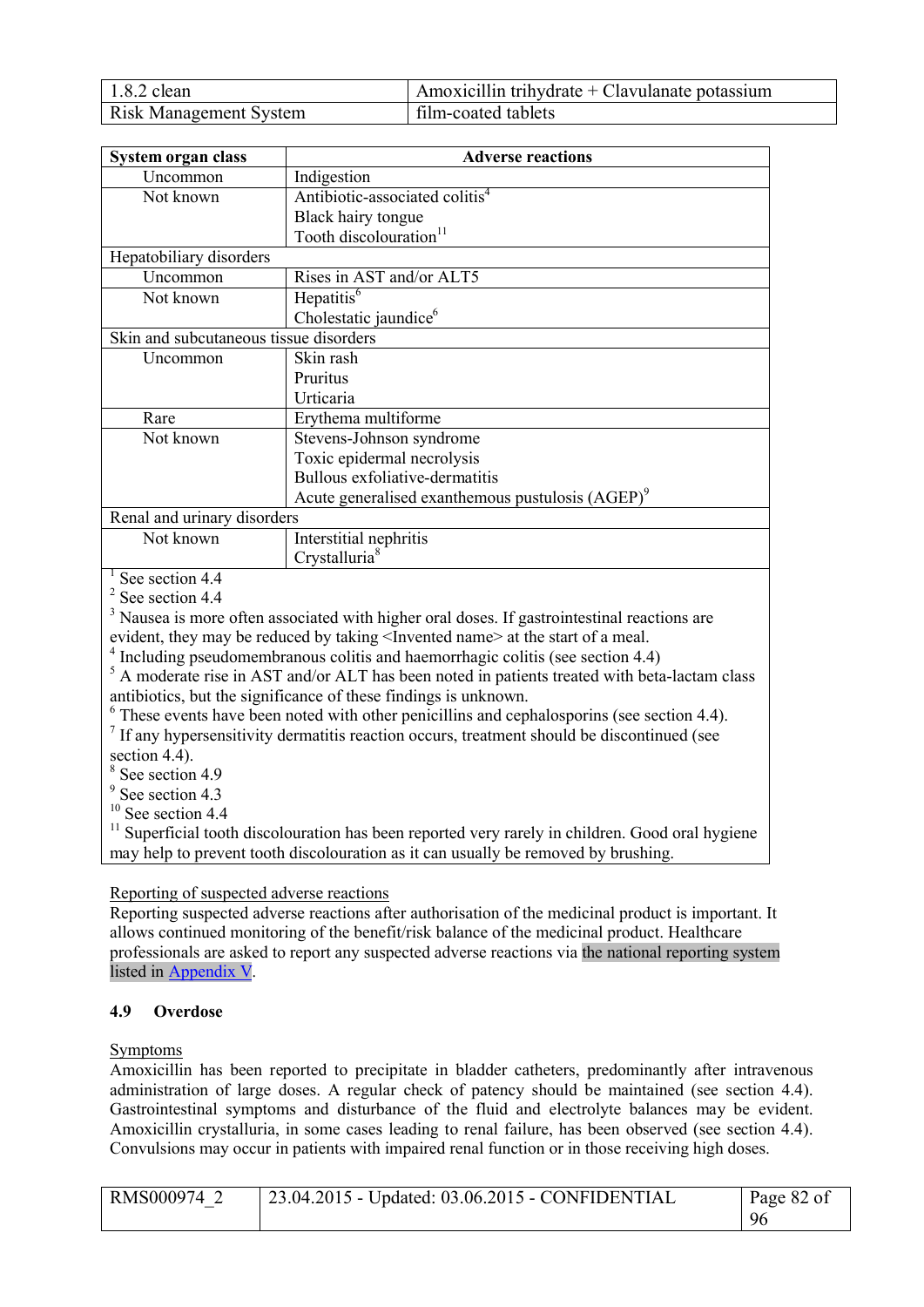| System organ class | Adverse reactions |
| --- | --- |
| Uncommon | Indigestion |
| Not known | Antibiotic-associated colitis[4]<br>Black hairy tongue<br>Tooth discolouration[11] |
| Hepatobiliary disorders | |
| Uncommon | Rises in AST and/or ALT5 |
| Not known | Hepatitis[6]<br>Cholestatic jaundice[6] |
| Skin and subcutaneous tissue disorders | |
| Uncommon | Skin rash<br>Pruritus<br>Urticaria |
| Rare | Erythema multiforme |
| Not known | Stevens-Johnson syndrome<br>Toxic epidermal necrolysis<br>Bullous exfoliative-dermatitis<br>Acute generalised exanthemous pustulosis (AGEP)[9] |
| Renal and urinary disorders | |
| Not known | Interstitial nephritis<br>Crystalluria[8] |

[1] See section 4.4
[2] See section 4.4
[3] Nausea is more often associated with higher oral doses. If gastrointestinal reactions are evident, they may be reduced by taking <Invented name> at the start of a meal.
[4] Including pseudomembranous colitis and haemorrhagic colitis (see section 4.4)
[5] A moderate rise in AST and/or ALT has been noted in patients treated with beta-lactam class antibiotics, but the significance of these findings is unknown.
[6] These events have been noted with other penicillins and cephalosporins (see section 4.4).
[7] If any hypersensitivity dermatitis reaction occurs, treatment should be discontinued (see section 4.4).
[8] See section 4.9
[9] See section 4.3
[10] See section 4.4
[11] Superficial tooth discolouration has been reported very rarely in children. Good oral hygiene may help to prevent tooth discolouration as it can usually be removed by brushing.

Reporting of suspected adverse reactions

Reporting suspected adverse reactions after authorisation of the medicinal product is important. It allows continued monitoring of the benefit/risk balance of the medicinal product. Healthcare professionals are asked to report any suspected adverse reactions via the national reporting system listed in Appendix V.

### 4.9 Overdose

Symptoms

Amoxicillin has been reported to precipitate in bladder catheters, predominantly after intravenous administration of large doses. A regular check of patency should be maintained (see section 4.4). Gastrointestinal symptoms and disturbance of the fluid and electrolyte balances may be evident. Amoxicillin crystalluria, in some cases leading to renal failure, has been observed (see section 4.4). Convulsions may occur in patients with impaired renal function or in those receiving high doses.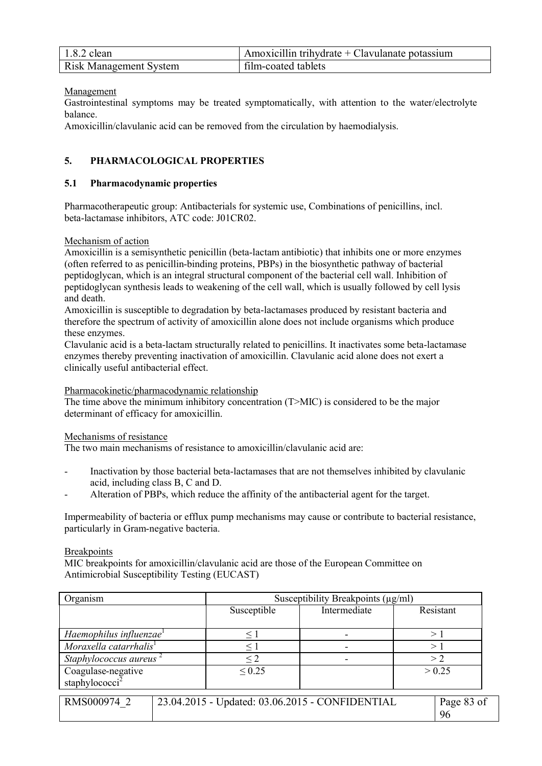Management

Gastrointestinal symptoms may be treated symptomatically, with attention to the water/electrolyte balance.

Amoxicillin/clavulanic acid can be removed from the circulation by haemodialysis.

## 5. PHARMACOLOGICAL PROPERTIES

### 5.1 Pharmacodynamic properties

Pharmacotherapeutic group: Antibacterials for systemic use, Combinations of penicillins, incl. beta-lactamase inhibitors, ATC code: J01CR02.

Mechanism of action

Amoxicillin is a semisynthetic penicillin (beta-lactam antibiotic) that inhibits one or more enzymes (often referred to as penicillin-binding proteins, PBPs) in the biosynthetic pathway of bacterial peptidoglycan, which is an integral structural component of the bacterial cell wall. Inhibition of peptidoglycan synthesis leads to weakening of the cell wall, which is usually followed by cell lysis and death.

Amoxicillin is susceptible to degradation by beta-lactamases produced by resistant bacteria and therefore the spectrum of activity of amoxicillin alone does not include organisms which produce these enzymes.

Clavulanic acid is a beta-lactam structurally related to penicillins. It inactivates some beta-lactamase enzymes thereby preventing inactivation of amoxicillin. Clavulanic acid alone does not exert a clinically useful antibacterial effect.

Pharmacokinetic/pharmacodynamic relationship

The time above the minimum inhibitory concentration (T>MIC) is considered to be the major determinant of efficacy for amoxicillin.

Mechanisms of resistance

The two main mechanisms of resistance to amoxicillin/clavulanic acid are:

- Inactivation by those bacterial beta-lactamases that are not themselves inhibited by clavulanic acid, including class B, C and D.
- Alteration of PBPs, which reduce the affinity of the antibacterial agent for the target.

Impermeability of bacteria or efflux pump mechanisms may cause or contribute to bacterial resistance, particularly in Gram-negative bacteria.

Breakpoints

MIC breakpoints for amoxicillin/clavulanic acid are those of the European Committee on Antimicrobial Susceptibility Testing (EUCAST)

| Organism | Susceptibility Breakpoints (μg/ml) | | |
|---|---|---|---|
| | Susceptible | Intermediate | Resistant |
| *Haemophilus influenzae*[1] | ≤ 1 | - | > 1 |
| *Moraxella catarrhalis*[1] | ≤ 1 | - | > 1 |
| *Staphylococcus aureus*[2] | ≤ 2 | - | > 2 |
| Coagulase-negative staphylococci[2] | ≤ 0.25 | | > 0.25 |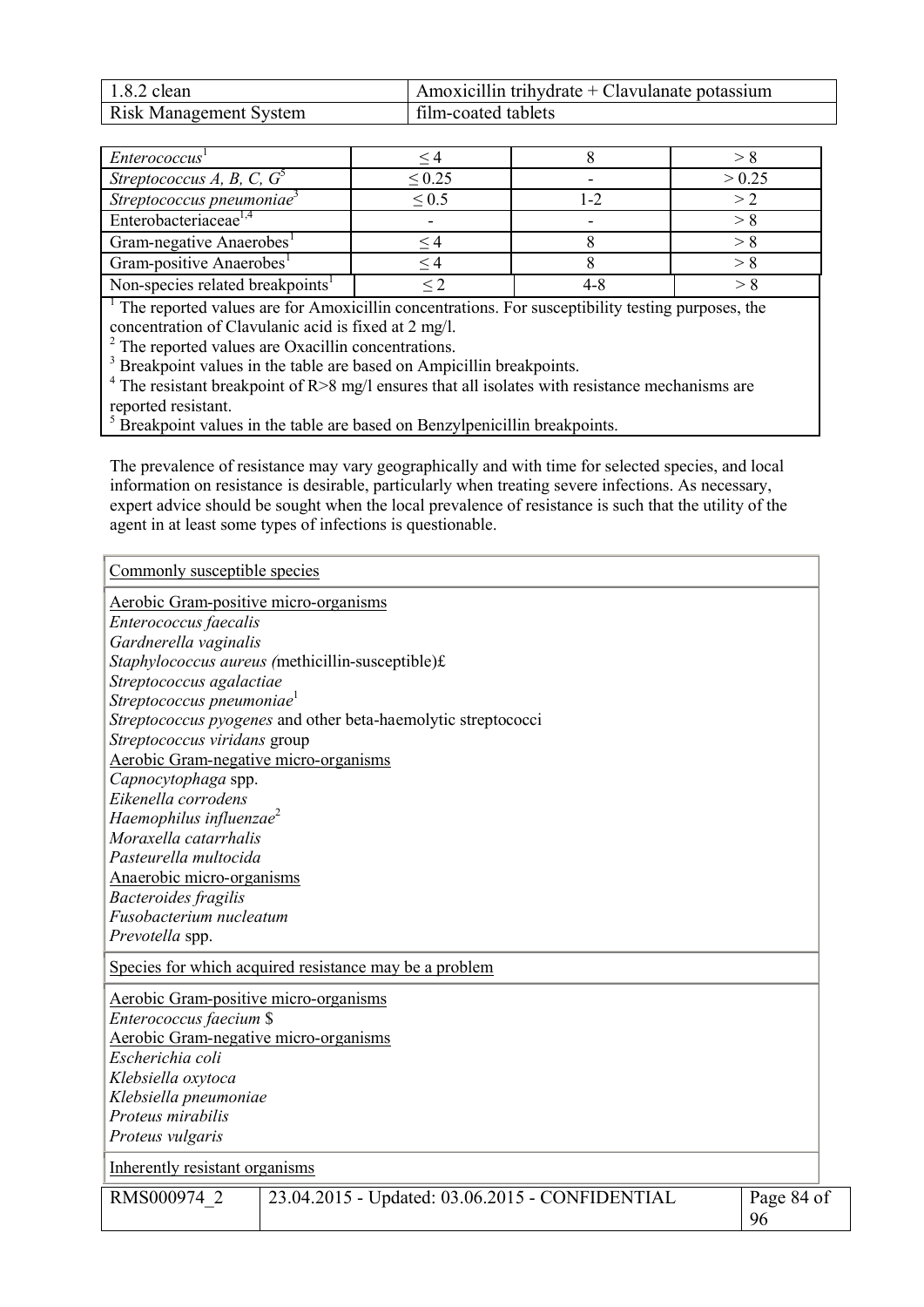| | | | |
|---|---|---|---|
| *Enterococcus*[1] | ≤ 4 | 8 | > 8 |
| *Streptococcus A, B, C, G*[5] | ≤ 0.25 | - | > 0.25 |
| *Streptococcus pneumoniae*[3] | ≤ 0.5 | 1-2 | > 2 |
| Enterobacteriaceae[1,4] | - | - | > 8 |
| Gram-negative Anaerobes[1] | ≤ 4 | 8 | > 8 |
| Gram-positive Anaerobes[1] | ≤ 4 | 8 | > 8 |
| Non-species related breakpoints[1] | ≤ 2 | 4-8 | > 8 |

[1] The reported values are for Amoxicillin concentrations. For susceptibility testing purposes, the concentration of Clavulanic acid is fixed at 2 mg/l.
[2] The reported values are Oxacillin concentrations.
[3] Breakpoint values in the table are based on Ampicillin breakpoints.
[4] The resistant breakpoint of R>8 mg/l ensures that all isolates with resistance mechanisms are reported resistant.
[5] Breakpoint values in the table are based on Benzylpenicillin breakpoints.

The prevalence of resistance may vary geographically and with time for selected species, and local information on resistance is desirable, particularly when treating severe infections. As necessary, expert advice should be sought when the local prevalence of resistance is such that the utility of the agent in at least some types of infections is questionable.

Commonly susceptible species

Aerobic Gram-positive micro-organisms
*Enterococcus faecalis*
*Gardnerella vaginalis*
*Staphylococcus aureus (*methicillin-susceptible)£
*Streptococcus agalactiae*
*Streptococcus pneumoniae*[1]
*Streptococcus pyogenes* and other beta-haemolytic streptococci
*Streptococcus viridans* group

Aerobic Gram-negative micro-organisms
*Capnocytophaga* spp.
*Eikenella corrodens*
*Haemophilus influenzae*[2]
*Moraxella catarrhalis*
*Pasteurella multocida*

Anaerobic micro-organisms
*Bacteroides fragilis*
*Fusobacterium nucleatum*
*Prevotella* spp.

Species for which acquired resistance may be a problem

Aerobic Gram-positive micro-organisms
*Enterococcus faecium* $

Aerobic Gram-negative micro-organisms
*Escherichia coli*
*Klebsiella oxytoca*
*Klebsiella pneumoniae*
*Proteus mirabilis*
*Proteus vulgaris*

Inherently resistant organisms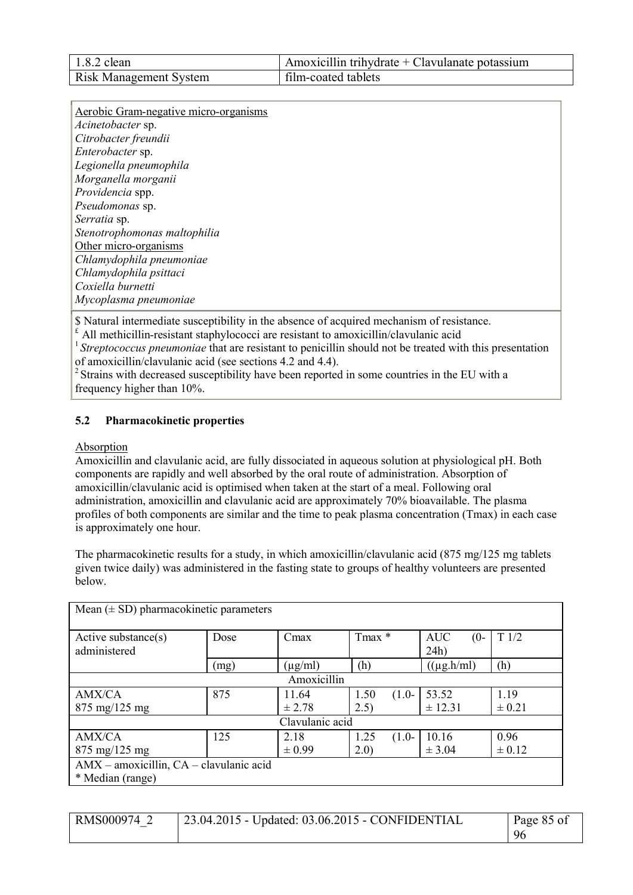Aerobic Gram-negative micro-organisms
*Acinetobacter* sp.
*Citrobacter freundii*
*Enterobacter* sp.
*Legionella pneumophila*
*Morganella morganii*
*Providencia* spp.
*Pseudomonas* sp.
*Serratia* sp.
*Stenotrophomonas maltophilia*
Other micro-organisms
*Chlamydophila pneumoniae*
*Chlamydophila psittaci*
*Coxiella burnetti*
*Mycoplasma pneumoniae*

$ Natural intermediate susceptibility in the absence of acquired mechanism of resistance.
[£] All methicillin-resistant staphylococci are resistant to amoxicillin/clavulanic acid
[1] *Streptococcus pneumoniae* that are resistant to penicillin should not be treated with this presentation of amoxicillin/clavulanic acid (see sections 4.2 and 4.4).
[2] Strains with decreased susceptibility have been reported in some countries in the EU with a frequency higher than 10%.

## 5.2 Pharmacokinetic properties

Absorption
Amoxicillin and clavulanic acid, are fully dissociated in aqueous solution at physiological pH. Both components are rapidly and well absorbed by the oral route of administration. Absorption of amoxicillin/clavulanic acid is optimised when taken at the start of a meal. Following oral administration, amoxicillin and clavulanic acid are approximately 70% bioavailable. The plasma profiles of both components are similar and the time to peak plasma concentration (Tmax) in each case is approximately one hour.

The pharmacokinetic results for a study, in which amoxicillin/clavulanic acid (875 mg/125 mg tablets given twice daily) was administered in the fasting state to groups of healthy volunteers are presented below.

| Mean (± SD) pharmacokinetic parameters | | | | | |
|---|---|---|---|---|---|
| Active substance(s) administered | Dose | Cmax | Tmax * | AUC (0-24h) | T 1/2 |
| | (mg) | (μg/ml) | (h) | ((μg.h/ml) | (h) |
| Amoxicillin | | | | | |
| AMX/CA 875 mg/125 mg | 875 | 11.64 ± 2.78 | 1.50 (1.0-2.5) | 53.52 ± 12.31 | 1.19 ± 0.21 |
| Clavulanic acid | | | | | |
| AMX/CA 875 mg/125 mg | 125 | 2.18 ± 0.99 | 1.25 (1.0-2.0) | 10.16 ± 3.04 | 0.96 ± 0.12 |
| AMX – amoxicillin, CA – clavulanic acid<br>* Median (range) | | | | | |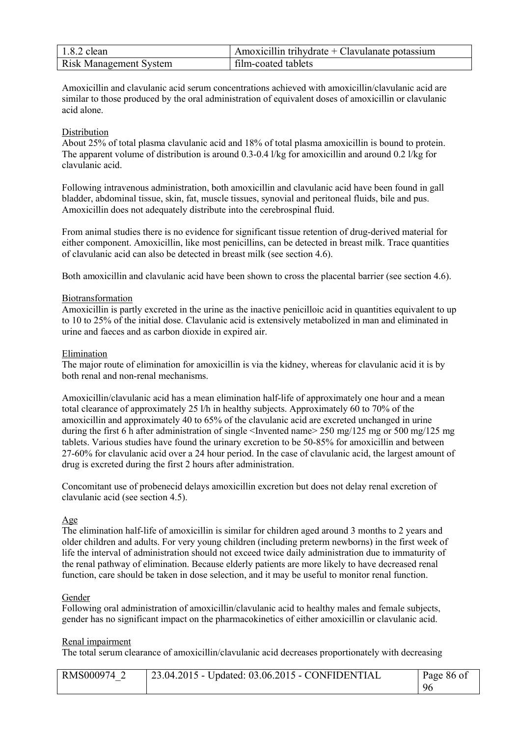Amoxicillin and clavulanic acid serum concentrations achieved with amoxicillin/clavulanic acid are similar to those produced by the oral administration of equivalent doses of amoxicillin or clavulanic acid alone.

Distribution

About 25% of total plasma clavulanic acid and 18% of total plasma amoxicillin is bound to protein. The apparent volume of distribution is around 0.3-0.4 l/kg for amoxicillin and around 0.2 l/kg for clavulanic acid.

Following intravenous administration, both amoxicillin and clavulanic acid have been found in gall bladder, abdominal tissue, skin, fat, muscle tissues, synovial and peritoneal fluids, bile and pus. Amoxicillin does not adequately distribute into the cerebrospinal fluid.

From animal studies there is no evidence for significant tissue retention of drug-derived material for either component. Amoxicillin, like most penicillins, can be detected in breast milk. Trace quantities of clavulanic acid can also be detected in breast milk (see section 4.6).

Both amoxicillin and clavulanic acid have been shown to cross the placental barrier (see section 4.6).

Biotransformation

Amoxicillin is partly excreted in the urine as the inactive penicilloic acid in quantities equivalent to up to 10 to 25% of the initial dose. Clavulanic acid is extensively metabolized in man and eliminated in urine and faeces and as carbon dioxide in expired air.

Elimination

The major route of elimination for amoxicillin is via the kidney, whereas for clavulanic acid it is by both renal and non-renal mechanisms.

Amoxicillin/clavulanic acid has a mean elimination half-life of approximately one hour and a mean total clearance of approximately 25 l/h in healthy subjects. Approximately 60 to 70% of the amoxicillin and approximately 40 to 65% of the clavulanic acid are excreted unchanged in urine during the first 6 h after administration of single <Invented name> 250 mg/125 mg or 500 mg/125 mg tablets. Various studies have found the urinary excretion to be 50-85% for amoxicillin and between 27-60% for clavulanic acid over a 24 hour period. In the case of clavulanic acid, the largest amount of drug is excreted during the first 2 hours after administration.

Concomitant use of probenecid delays amoxicillin excretion but does not delay renal excretion of clavulanic acid (see section 4.5).

Age

The elimination half-life of amoxicillin is similar for children aged around 3 months to 2 years and older children and adults. For very young children (including preterm newborns) in the first week of life the interval of administration should not exceed twice daily administration due to immaturity of the renal pathway of elimination. Because elderly patients are more likely to have decreased renal function, care should be taken in dose selection, and it may be useful to monitor renal function.

Gender

Following oral administration of amoxicillin/clavulanic acid to healthy males and female subjects, gender has no significant impact on the pharmacokinetics of either amoxicillin or clavulanic acid.

Renal impairment

The total serum clearance of amoxicillin/clavulanic acid decreases proportionately with decreasing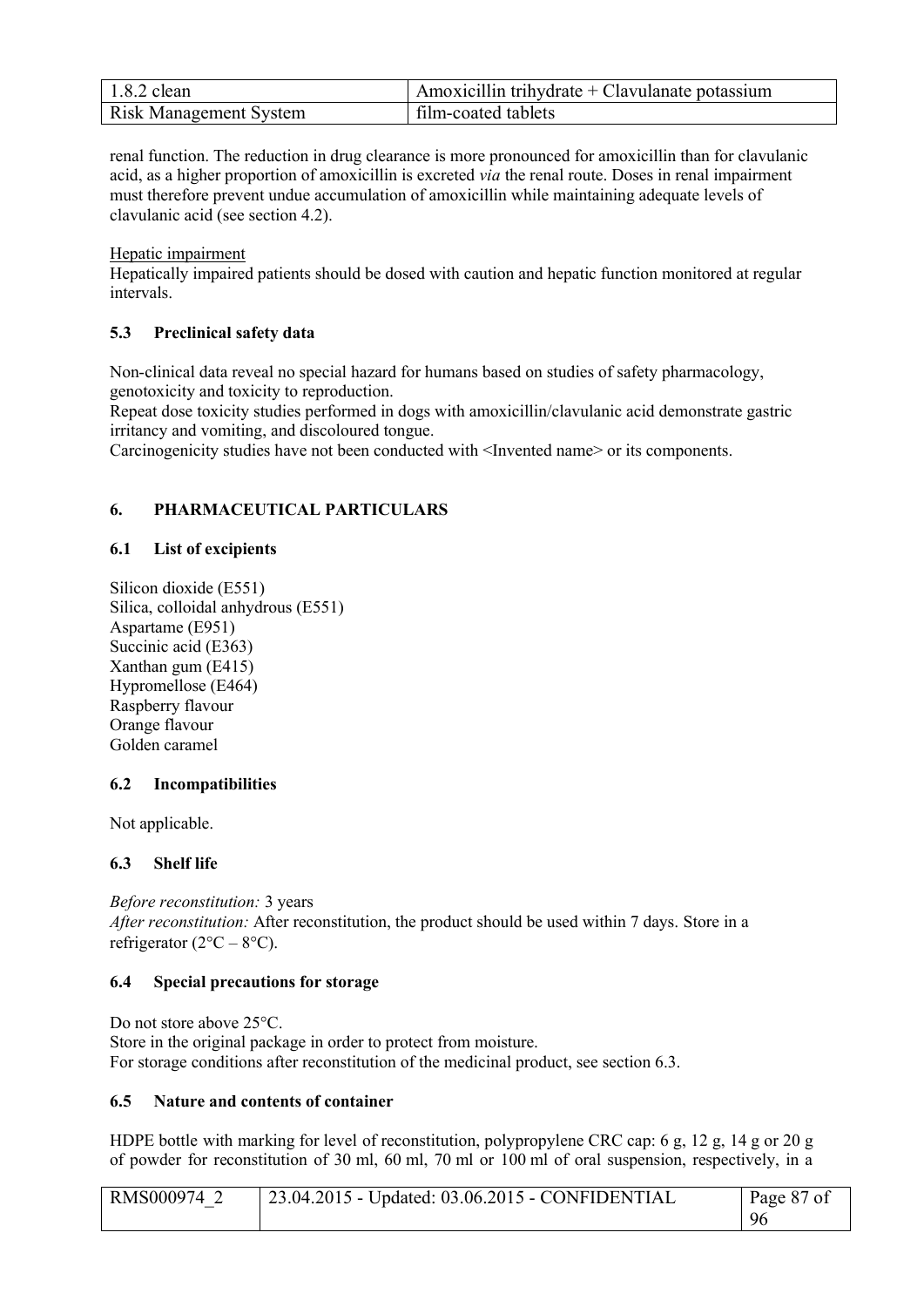renal function. The reduction in drug clearance is more pronounced for amoxicillin than for clavulanic acid, as a higher proportion of amoxicillin is excreted *via* the renal route. Doses in renal impairment must therefore prevent undue accumulation of amoxicillin while maintaining adequate levels of clavulanic acid (see section 4.2).

Hepatic impairment

Hepatically impaired patients should be dosed with caution and hepatic function monitored at regular intervals.

### 5.3 Preclinical safety data

Non-clinical data reveal no special hazard for humans based on studies of safety pharmacology, genotoxicity and toxicity to reproduction.

Repeat dose toxicity studies performed in dogs with amoxicillin/clavulanic acid demonstrate gastric irritancy and vomiting, and discoloured tongue.

Carcinogenicity studies have not been conducted with <Invented name> or its components.

## 6. PHARMACEUTICAL PARTICULARS

### 6.1 List of excipients

Silicon dioxide (E551)
Silica, colloidal anhydrous (E551)
Aspartame (E951)
Succinic acid (E363)
Xanthan gum (E415)
Hypromellose (E464)
Raspberry flavour
Orange flavour
Golden caramel

### 6.2 Incompatibilities

Not applicable.

### 6.3 Shelf life

*Before reconstitution:* 3 years
*After reconstitution:* After reconstitution, the product should be used within 7 days. Store in a refrigerator (2°C – 8°C).

### 6.4 Special precautions for storage

Do not store above 25°C.
Store in the original package in order to protect from moisture.
For storage conditions after reconstitution of the medicinal product, see section 6.3.

### 6.5 Nature and contents of container

HDPE bottle with marking for level of reconstitution, polypropylene CRC cap: 6 g, 12 g, 14 g or 20 g of powder for reconstitution of 30 ml, 60 ml, 70 ml or 100 ml of oral suspension, respectively, in a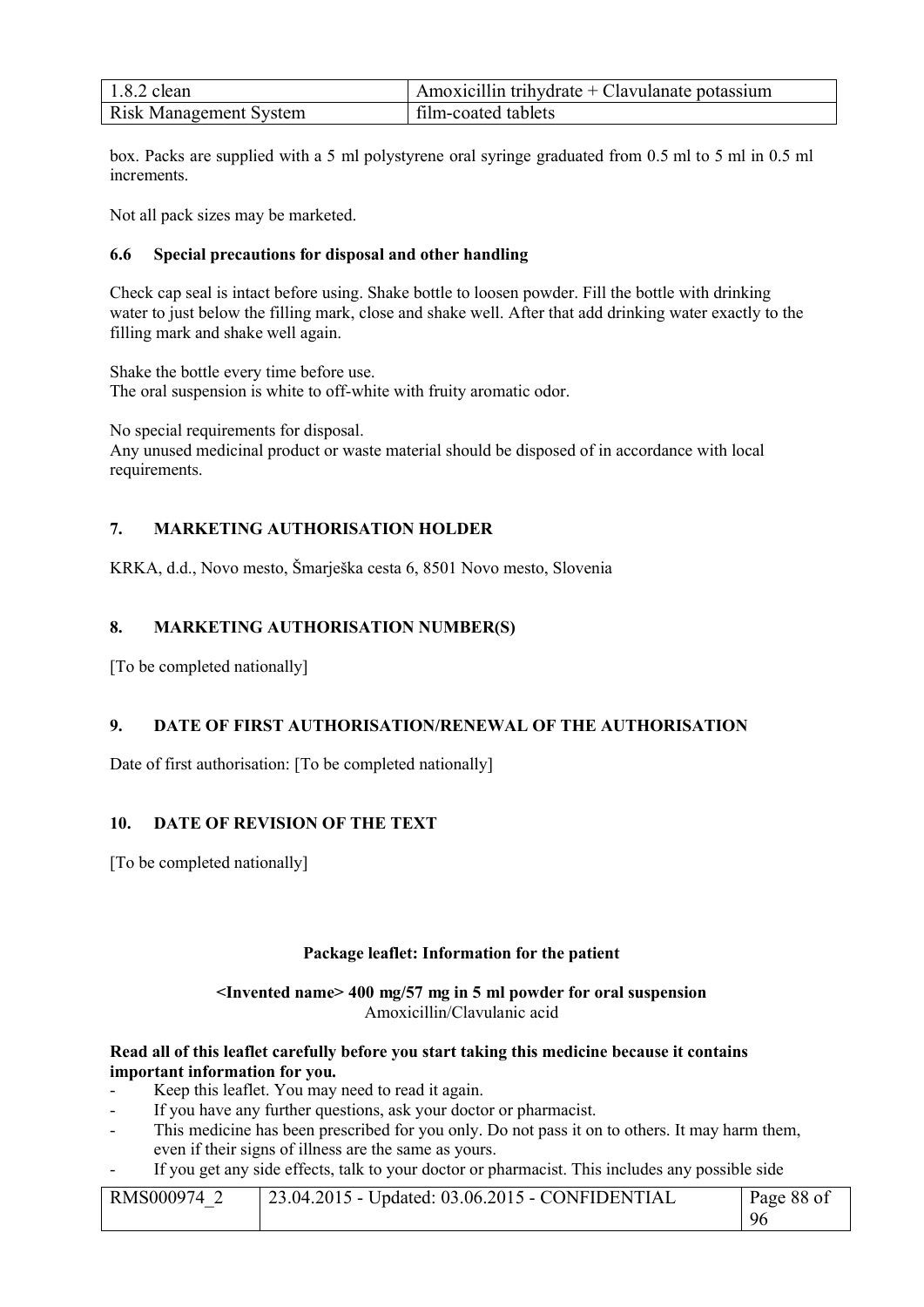box. Packs are supplied with a 5 ml polystyrene oral syringe graduated from 0.5 ml to 5 ml in 0.5 ml increments.

Not all pack sizes may be marketed.

### 6.6 Special precautions for disposal and other handling

Check cap seal is intact before using. Shake bottle to loosen powder. Fill the bottle with drinking water to just below the filling mark, close and shake well. After that add drinking water exactly to the filling mark and shake well again.

Shake the bottle every time before use.
The oral suspension is white to off-white with fruity aromatic odor.

No special requirements for disposal.
Any unused medicinal product or waste material should be disposed of in accordance with local requirements.

## 7. MARKETING AUTHORISATION HOLDER

KRKA, d.d., Novo mesto, Šmarješka cesta 6, 8501 Novo mesto, Slovenia

## 8. MARKETING AUTHORISATION NUMBER(S)

[To be completed nationally]

## 9. DATE OF FIRST AUTHORISATION/RENEWAL OF THE AUTHORISATION

Date of first authorisation: [To be completed nationally]

## 10. DATE OF REVISION OF THE TEXT

[To be completed nationally]

# Package leaflet: Information for the patient

**<Invented name> 400 mg/57 mg in 5 ml powder for oral suspension**
Amoxicillin/Clavulanic acid

**Read all of this leaflet carefully before you start taking this medicine because it contains important information for you.**

- Keep this leaflet. You may need to read it again.
- If you have any further questions, ask your doctor or pharmacist.
- This medicine has been prescribed for you only. Do not pass it on to others. It may harm them, even if their signs of illness are the same as yours.
- If you get any side effects, talk to your doctor or pharmacist. This includes any possible side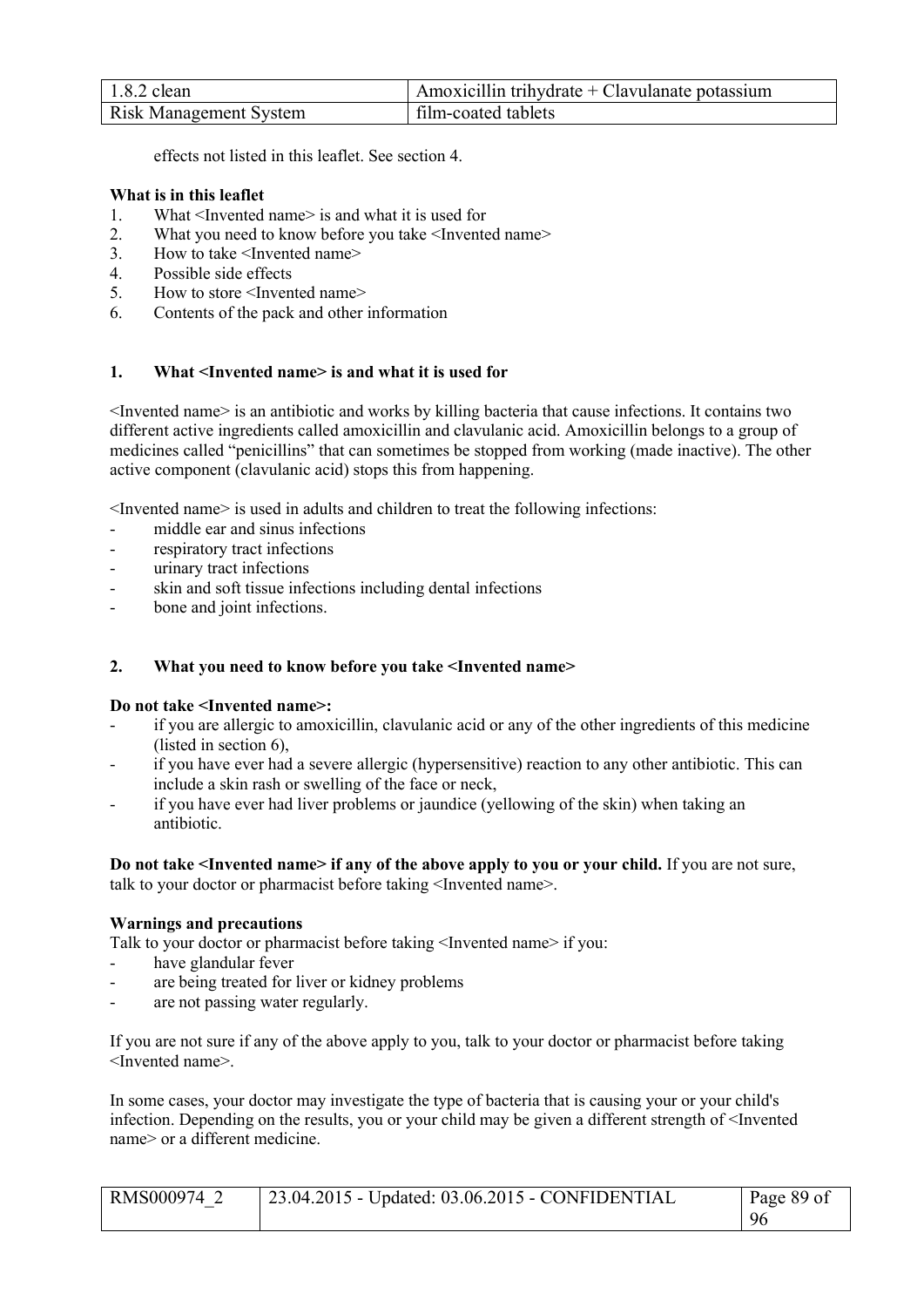effects not listed in this leaflet. See section 4.

**What is in this leaflet**

1. What <Invented name> is and what it is used for
2. What you need to know before you take <Invented name>
3. How to take <Invented name>
4. Possible side effects
5. How to store <Invented name>
6. Contents of the pack and other information

## 1. What <Invented name> is and what it is used for

<Invented name> is an antibiotic and works by killing bacteria that cause infections. It contains two different active ingredients called amoxicillin and clavulanic acid. Amoxicillin belongs to a group of medicines called "penicillins" that can sometimes be stopped from working (made inactive). The other active component (clavulanic acid) stops this from happening.

<Invented name> is used in adults and children to treat the following infections:

- middle ear and sinus infections
- respiratory tract infections
- urinary tract infections
- skin and soft tissue infections including dental infections
- bone and joint infections.

## 2. What you need to know before you take <Invented name>

**Do not take <Invented name>:**

- if you are allergic to amoxicillin, clavulanic acid or any of the other ingredients of this medicine (listed in section 6),
- if you have ever had a severe allergic (hypersensitive) reaction to any other antibiotic. This can include a skin rash or swelling of the face or neck,
- if you have ever had liver problems or jaundice (yellowing of the skin) when taking an antibiotic.

**Do not take <Invented name> if any of the above apply to you or your child.** If you are not sure, talk to your doctor or pharmacist before taking <Invented name>.

**Warnings and precautions**

Talk to your doctor or pharmacist before taking <Invented name> if you:

- have glandular fever
- are being treated for liver or kidney problems
- are not passing water regularly.

If you are not sure if any of the above apply to you, talk to your doctor or pharmacist before taking <Invented name>.

In some cases, your doctor may investigate the type of bacteria that is causing your or your child's infection. Depending on the results, you or your child may be given a different strength of <Invented name> or a different medicine.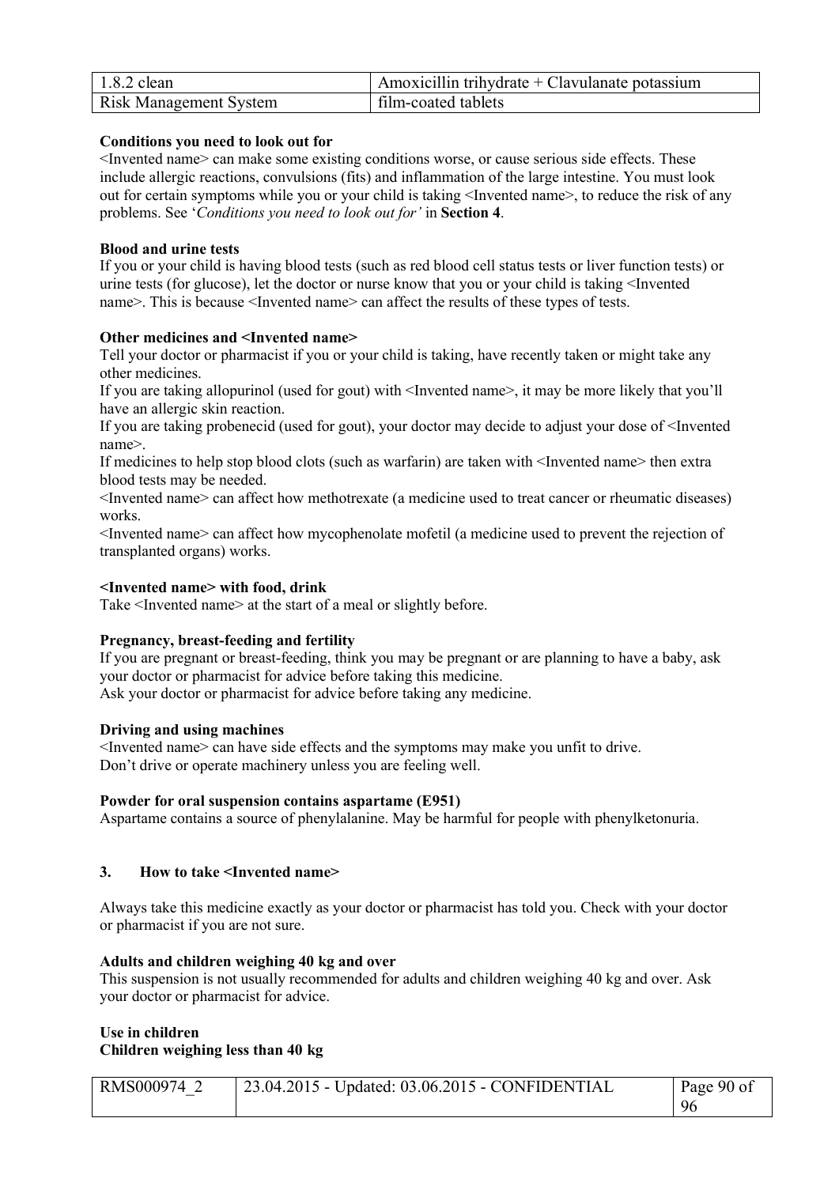**Conditions you need to look out for**

<Invented name> can make some existing conditions worse, or cause serious side effects. These include allergic reactions, convulsions (fits) and inflammation of the large intestine. You must look out for certain symptoms while you or your child is taking <Invented name>, to reduce the risk of any problems. See '*Conditions you need to look out for'* in **Section 4**.

**Blood and urine tests**

If you or your child is having blood tests (such as red blood cell status tests or liver function tests) or urine tests (for glucose), let the doctor or nurse know that you or your child is taking <Invented name>. This is because <Invented name> can affect the results of these types of tests.

**Other medicines and <Invented name>**

Tell your doctor or pharmacist if you or your child is taking, have recently taken or might take any other medicines.

If you are taking allopurinol (used for gout) with <Invented name>, it may be more likely that you'll have an allergic skin reaction.

If you are taking probenecid (used for gout), your doctor may decide to adjust your dose of <Invented name>.

If medicines to help stop blood clots (such as warfarin) are taken with <Invented name> then extra blood tests may be needed.

<Invented name> can affect how methotrexate (a medicine used to treat cancer or rheumatic diseases) works.

<Invented name> can affect how mycophenolate mofetil (a medicine used to prevent the rejection of transplanted organs) works.

**<Invented name> with food, drink**

Take <Invented name> at the start of a meal or slightly before.

**Pregnancy, breast-feeding and fertility**

If you are pregnant or breast-feeding, think you may be pregnant or are planning to have a baby, ask your doctor or pharmacist for advice before taking this medicine.

Ask your doctor or pharmacist for advice before taking any medicine.

**Driving and using machines**

<Invented name> can have side effects and the symptoms may make you unfit to drive.

Don't drive or operate machinery unless you are feeling well.

**Powder for oral suspension contains aspartame (E951)**

Aspartame contains a source of phenylalanine. May be harmful for people with phenylketonuria.

## 3. How to take <Invented name>

Always take this medicine exactly as your doctor or pharmacist has told you. Check with your doctor or pharmacist if you are not sure.

**Adults and children weighing 40 kg and over**

This suspension is not usually recommended for adults and children weighing 40 kg and over. Ask your doctor or pharmacist for advice.

**Use in children**

**Children weighing less than 40 kg**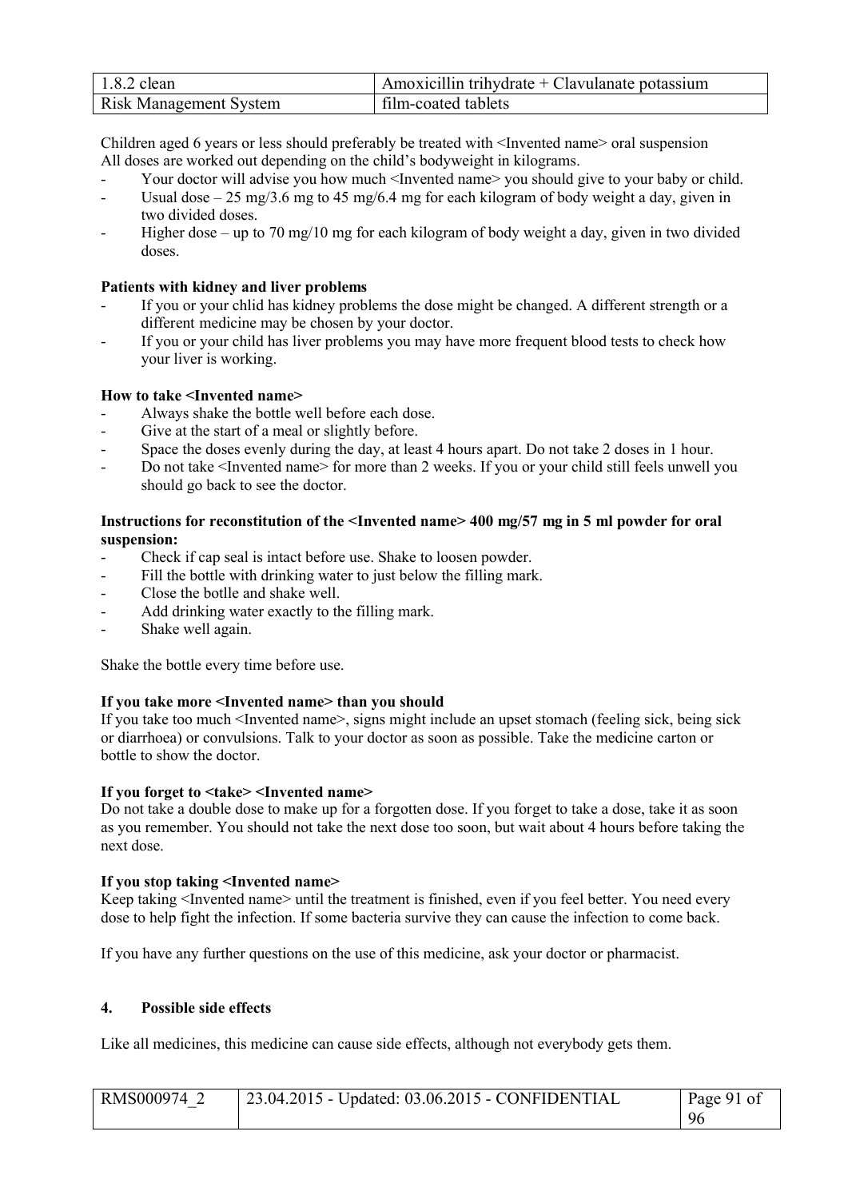Children aged 6 years or less should preferably be treated with <Invented name> oral suspension
All doses are worked out depending on the child's bodyweight in kilograms.

- Your doctor will advise you how much <Invented name> you should give to your baby or child.
- Usual dose – 25 mg/3.6 mg to 45 mg/6.4 mg for each kilogram of body weight a day, given in two divided doses.
- Higher dose – up to 70 mg/10 mg for each kilogram of body weight a day, given in two divided doses.

**Patients with kidney and liver problems**

- If you or your chlid has kidney problems the dose might be changed. A different strength or a different medicine may be chosen by your doctor.
- If you or your child has liver problems you may have more frequent blood tests to check how your liver is working.

**How to take <Invented name>**

- Always shake the bottle well before each dose.
- Give at the start of a meal or slightly before.
- Space the doses evenly during the day, at least 4 hours apart. Do not take 2 doses in 1 hour.
- Do not take <Invented name> for more than 2 weeks. If you or your child still feels unwell you should go back to see the doctor.

**Instructions for reconstitution of the <Invented name> 400 mg/57 mg in 5 ml powder for oral suspension:**

- Check if cap seal is intact before use. Shake to loosen powder.
- Fill the bottle with drinking water to just below the filling mark.
- Close the botlle and shake well.
- Add drinking water exactly to the filling mark.
- Shake well again.

Shake the bottle every time before use.

**If you take more <Invented name> than you should**

If you take too much <Invented name>, signs might include an upset stomach (feeling sick, being sick or diarrhoea) or convulsions. Talk to your doctor as soon as possible. Take the medicine carton or bottle to show the doctor.

**If you forget to <take> <Invented name>**

Do not take a double dose to make up for a forgotten dose. If you forget to take a dose, take it as soon as you remember. You should not take the next dose too soon, but wait about 4 hours before taking the next dose.

**If you stop taking <Invented name>**

Keep taking <Invented name> until the treatment is finished, even if you feel better. You need every dose to help fight the infection. If some bacteria survive they can cause the infection to come back.

If you have any further questions on the use of this medicine, ask your doctor or pharmacist.

## 4. Possible side effects

Like all medicines, this medicine can cause side effects, although not everybody gets them.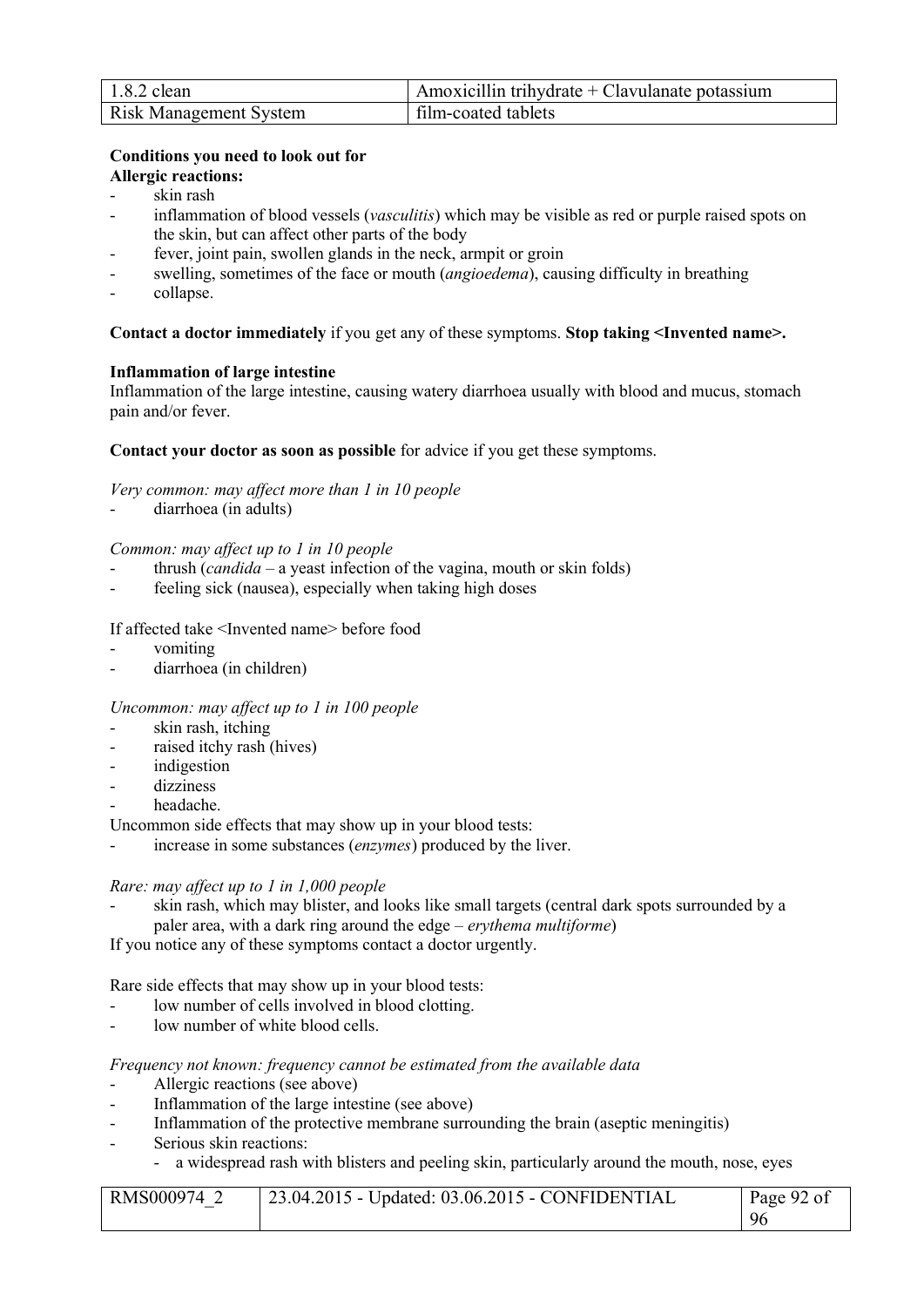**Conditions you need to look out for**

**Allergic reactions:**

- skin rash
- inflammation of blood vessels (*vasculitis*) which may be visible as red or purple raised spots on the skin, but can affect other parts of the body
- fever, joint pain, swollen glands in the neck, armpit or groin
- swelling, sometimes of the face or mouth (*angioedema*), causing difficulty in breathing
- collapse.

**Contact a doctor immediately** if you get any of these symptoms. **Stop taking <Invented name>.**

**Inflammation of large intestine**

Inflammation of the large intestine, causing watery diarrhoea usually with blood and mucus, stomach pain and/or fever.

**Contact your doctor as soon as possible** for advice if you get these symptoms.

*Very common: may affect more than 1 in 10 people*

- diarrhoea (in adults)

*Common: may affect up to 1 in 10 people*

- thrush (*candida* – a yeast infection of the vagina, mouth or skin folds)
- feeling sick (nausea), especially when taking high doses

If affected take <Invented name> before food

- vomiting
- diarrhoea (in children)

*Uncommon: may affect up to 1 in 100 people*

- skin rash, itching
- raised itchy rash (hives)
- indigestion
- dizziness
- headache.

Uncommon side effects that may show up in your blood tests:

- increase in some substances (*enzymes*) produced by the liver.

*Rare: may affect up to 1 in 1,000 people*

- skin rash, which may blister, and looks like small targets (central dark spots surrounded by a paler area, with a dark ring around the edge – *erythema multiforme*)

If you notice any of these symptoms contact a doctor urgently.

Rare side effects that may show up in your blood tests:

- low number of cells involved in blood clotting.
- low number of white blood cells.

*Frequency not known: frequency cannot be estimated from the available data*

- Allergic reactions (see above)
- Inflammation of the large intestine (see above)
- Inflammation of the protective membrane surrounding the brain (aseptic meningitis)
- Serious skin reactions:
  - a widespread rash with blisters and peeling skin, particularly around the mouth, nose, eyes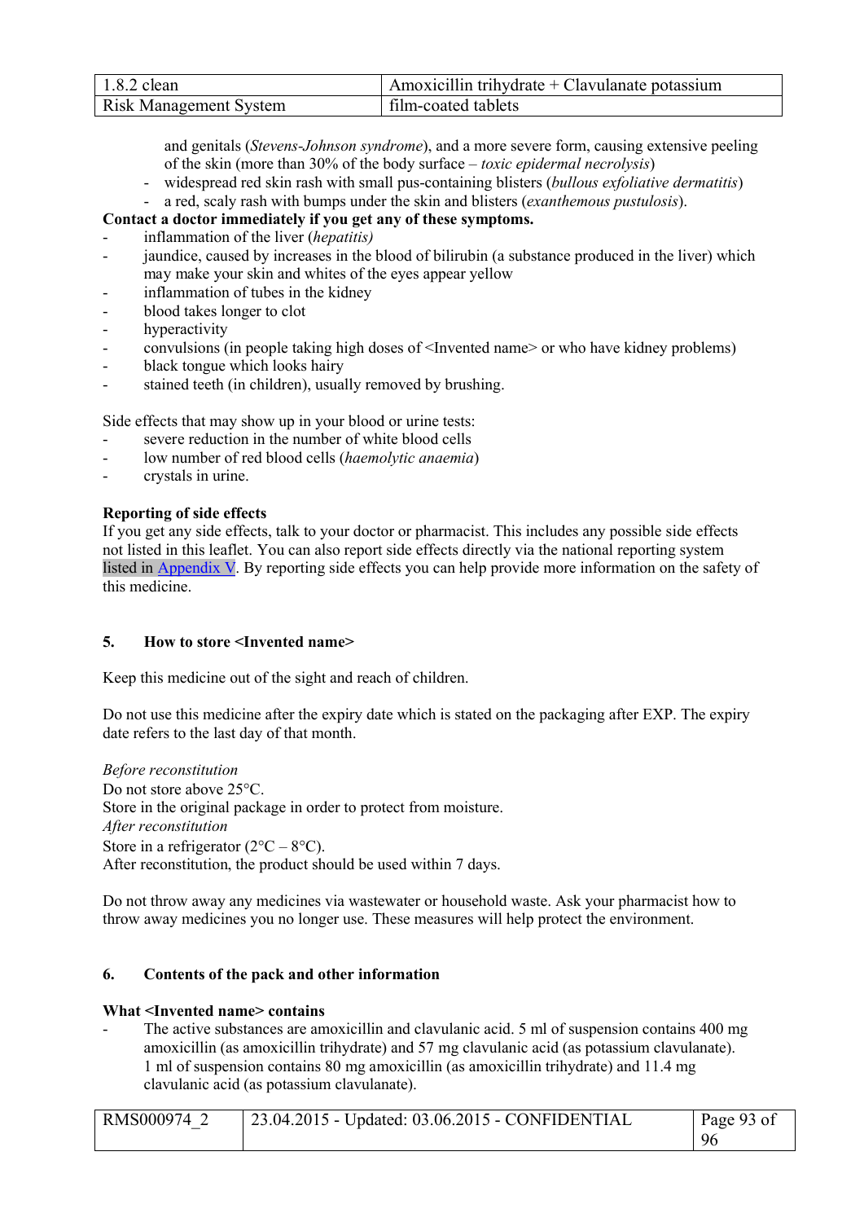and genitals (*Stevens-Johnson syndrome*), and a more severe form, causing extensive peeling of the skin (more than 30% of the body surface – *toxic epidermal necrolysis*)
- widespread red skin rash with small pus-containing blisters (*bullous exfoliative dermatitis*)
- a red, scaly rash with bumps under the skin and blisters (*exanthemous pustulosis*).

**Contact a doctor immediately if you get any of these symptoms.**

- inflammation of the liver (*hepatitis)*
- jaundice, caused by increases in the blood of bilirubin (a substance produced in the liver) which may make your skin and whites of the eyes appear yellow
- inflammation of tubes in the kidney
- blood takes longer to clot
- hyperactivity
- convulsions (in people taking high doses of <Invented name> or who have kidney problems)
- black tongue which looks hairy
- stained teeth (in children), usually removed by brushing.

Side effects that may show up in your blood or urine tests:

- severe reduction in the number of white blood cells
- low number of red blood cells (*haemolytic anaemia*)
- crystals in urine.

**Reporting of side effects**

If you get any side effects, talk to your doctor or pharmacist. This includes any possible side effects not listed in this leaflet. You can also report side effects directly via the national reporting system listed in Appendix V. By reporting side effects you can help provide more information on the safety of this medicine.

## 5. How to store <Invented name>

Keep this medicine out of the sight and reach of children.

Do not use this medicine after the expiry date which is stated on the packaging after EXP. The expiry date refers to the last day of that month.

*Before reconstitution*
Do not store above 25°C.
Store in the original package in order to protect from moisture.
*After reconstitution*
Store in a refrigerator (2°C – 8°C).
After reconstitution, the product should be used within 7 days.

Do not throw away any medicines via wastewater or household waste. Ask your pharmacist how to throw away medicines you no longer use. These measures will help protect the environment.

## 6. Contents of the pack and other information

**What <Invented name> contains**

- The active substances are amoxicillin and clavulanic acid. 5 ml of suspension contains 400 mg amoxicillin (as amoxicillin trihydrate) and 57 mg clavulanic acid (as potassium clavulanate). 1 ml of suspension contains 80 mg amoxicillin (as amoxicillin trihydrate) and 11.4 mg clavulanic acid (as potassium clavulanate).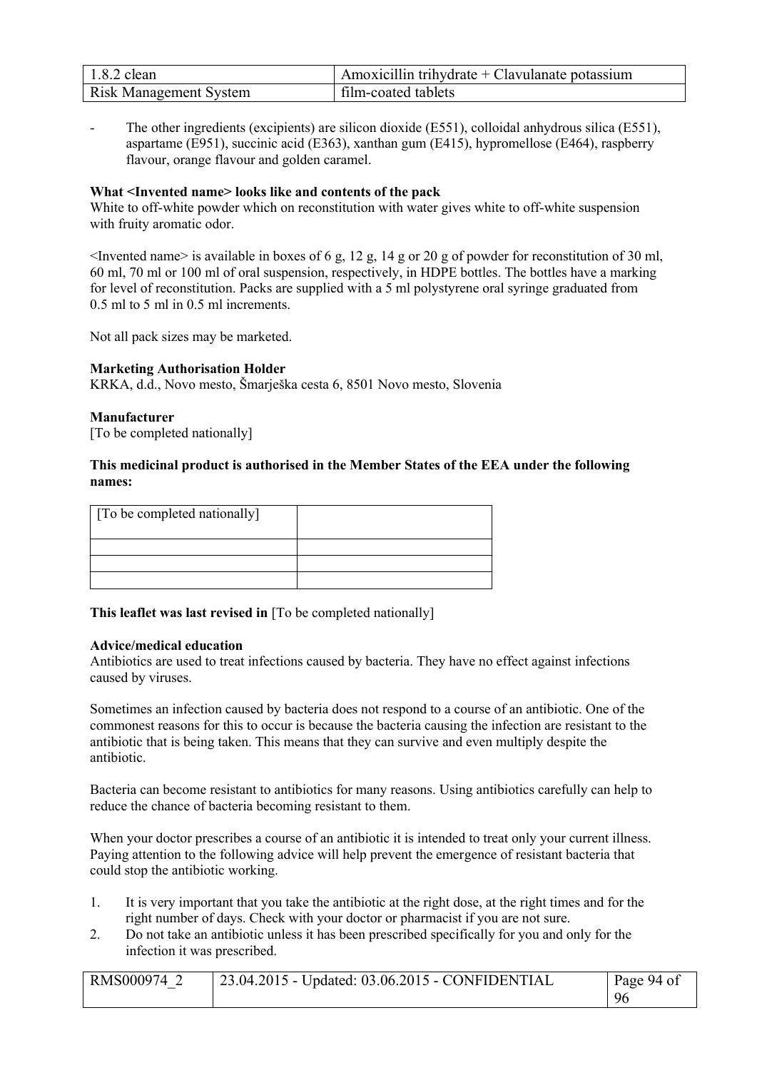- The other ingredients (excipients) are silicon dioxide (E551), colloidal anhydrous silica (E551), aspartame (E951), succinic acid (E363), xanthan gum (E415), hypromellose (E464), raspberry flavour, orange flavour and golden caramel.

**What <Invented name> looks like and contents of the pack**
White to off-white powder which on reconstitution with water gives white to off-white suspension with fruity aromatic odor.

<Invented name> is available in boxes of 6 g, 12 g, 14 g or 20 g of powder for reconstitution of 30 ml, 60 ml, 70 ml or 100 ml of oral suspension, respectively, in HDPE bottles. The bottles have a marking for level of reconstitution. Packs are supplied with a 5 ml polystyrene oral syringe graduated from 0.5 ml to 5 ml in 0.5 ml increments.

Not all pack sizes may be marketed.

**Marketing Authorisation Holder**
KRKA, d.d., Novo mesto, Šmarješka cesta 6, 8501 Novo mesto, Slovenia

**Manufacturer**
[To be completed nationally]

**This medicinal product is authorised in the Member States of the EEA under the following names:**

| [To be completed nationally] | |
|---|---|
| | |
| | |
| | |

**This leaflet was last revised in** [To be completed nationally]

**Advice/medical education**
Antibiotics are used to treat infections caused by bacteria. They have no effect against infections caused by viruses.

Sometimes an infection caused by bacteria does not respond to a course of an antibiotic. One of the commonest reasons for this to occur is because the bacteria causing the infection are resistant to the antibiotic that is being taken. This means that they can survive and even multiply despite the antibiotic.

Bacteria can become resistant to antibiotics for many reasons. Using antibiotics carefully can help to reduce the chance of bacteria becoming resistant to them.

When your doctor prescribes a course of an antibiotic it is intended to treat only your current illness. Paying attention to the following advice will help prevent the emergence of resistant bacteria that could stop the antibiotic working.

1. It is very important that you take the antibiotic at the right dose, at the right times and for the right number of days. Check with your doctor or pharmacist if you are not sure.
2. Do not take an antibiotic unless it has been prescribed specifically for you and only for the infection it was prescribed.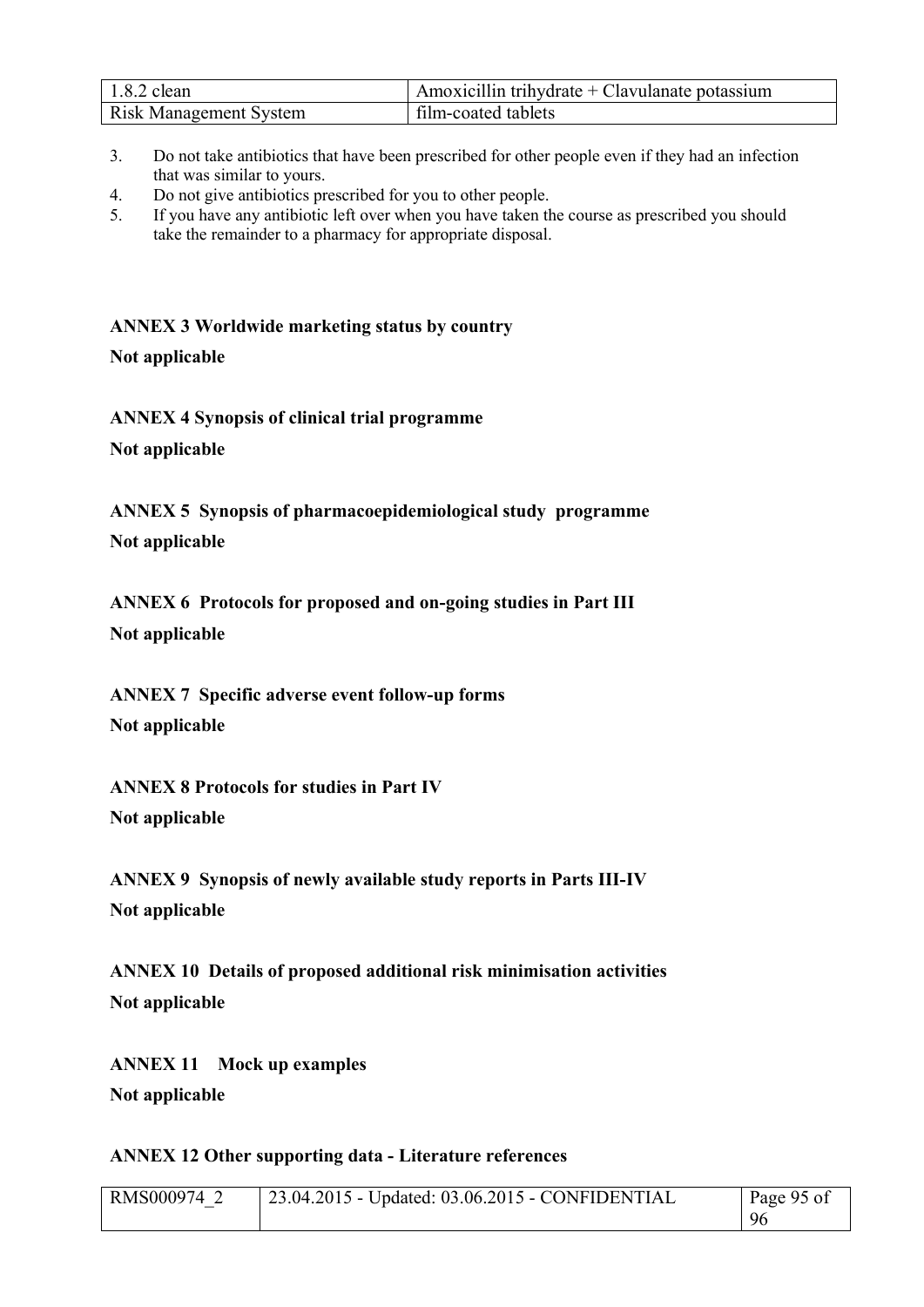3. Do not take antibiotics that have been prescribed for other people even if they had an infection that was similar to yours.
4. Do not give antibiotics prescribed for you to other people.
5. If you have any antibiotic left over when you have taken the course as prescribed you should take the remainder to a pharmacy for appropriate disposal.

**ANNEX 3 Worldwide marketing status by country**

**Not applicable**

**ANNEX 4 Synopsis of clinical trial programme**

**Not applicable**

**ANNEX 5 Synopsis of pharmacoepidemiological study programme**

**Not applicable**

**ANNEX 6 Protocols for proposed and on-going studies in Part III**

**Not applicable**

**ANNEX 7 Specific adverse event follow-up forms**

**Not applicable**

**ANNEX 8 Protocols for studies in Part IV**

**Not applicable**

**ANNEX 9 Synopsis of newly available study reports in Parts III-IV**

**Not applicable**

**ANNEX 10 Details of proposed additional risk minimisation activities**

**Not applicable**

**ANNEX 11 Mock up examples**

**Not applicable**

**ANNEX 12 Other supporting data - Literature references**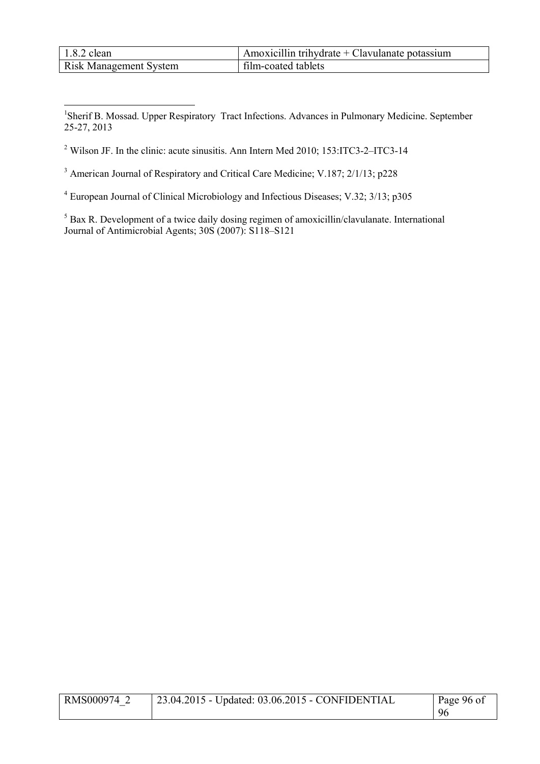[1] Sherif B. Mossad. Upper Respiratory  Tract Infections. Advances in Pulmonary Medicine. September 25-27, 2013

[2] Wilson JF. In the clinic: acute sinusitis. Ann Intern Med 2010; 153:ITC3-2–ITC3-14

[3] American Journal of Respiratory and Critical Care Medicine; V.187; 2/1/13; p228

[4] European Journal of Clinical Microbiology and Infectious Diseases; V.32; 3/13; p305

[5] Bax R. Development of a twice daily dosing regimen of amoxicillin/clavulanate. International Journal of Antimicrobial Agents; 30S (2007): S118–S121